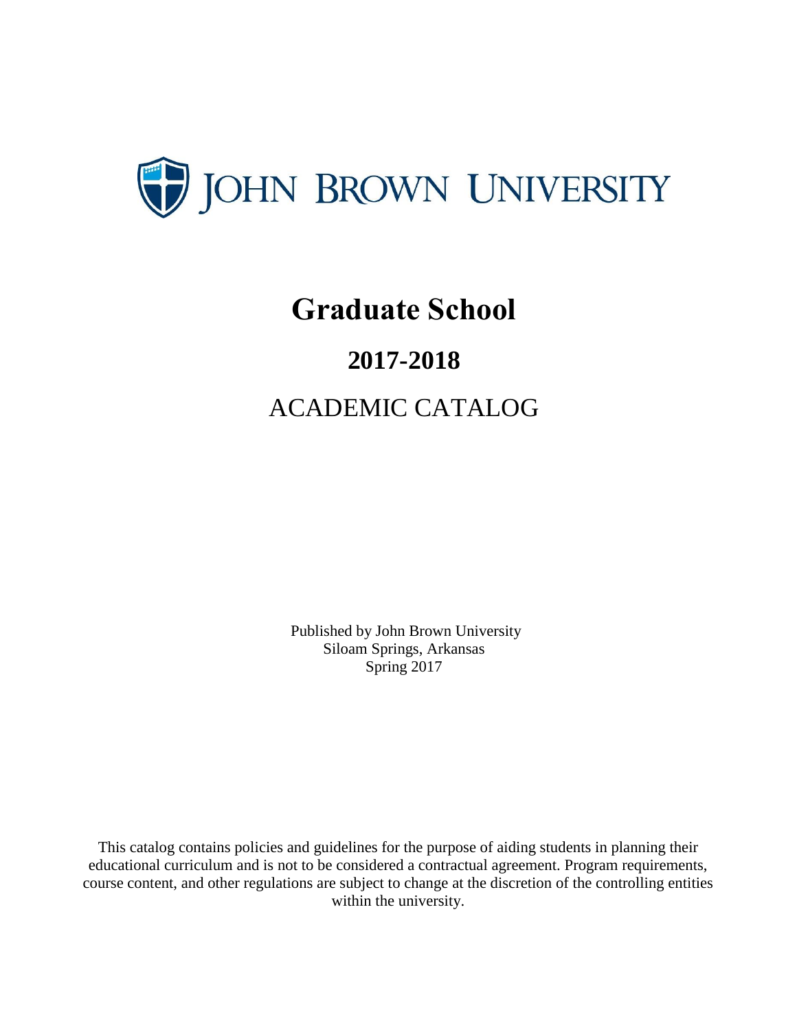# JOHN BROWN UNIVERSITY

# Graduate School

## 2017-2018

ACADEMIC CATALOG

Published by John Brown University
Siloam Springs, Arkansas
Spring 2017

This catalog contains policies and guidelines for the purpose of aiding students in planning their educational curriculum and is not to be considered a contractual agreement. Program requirements, course content, and other regulations are subject to change at the discretion of the controlling entities within the university.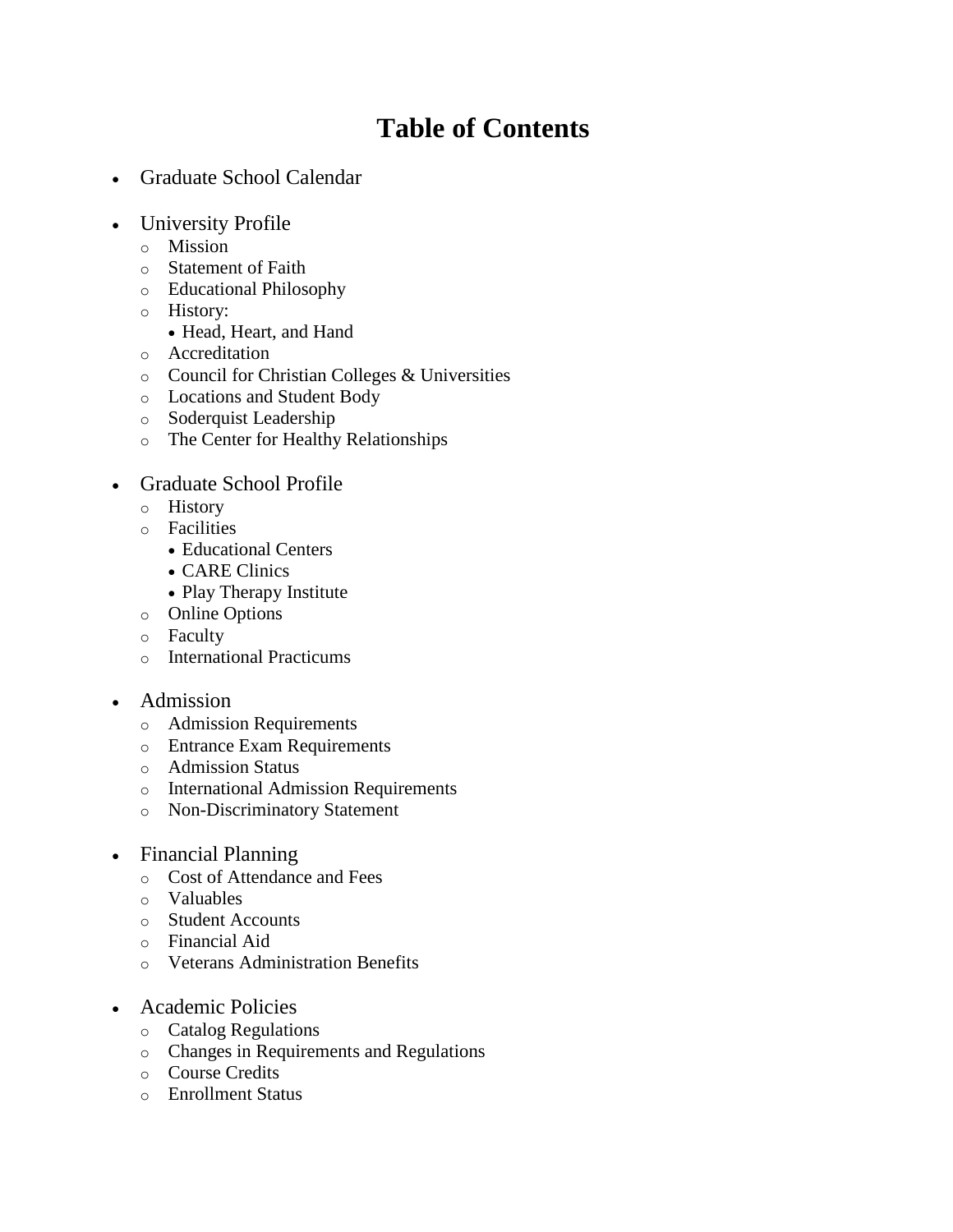# Table of Contents

- Graduate School Calendar

- University Profile
  - Mission
  - Statement of Faith
  - Educational Philosophy
  - History:
    - Head, Heart, and Hand
  - Accreditation
  - Council for Christian Colleges & Universities
  - Locations and Student Body
  - Soderquist Leadership
  - The Center for Healthy Relationships

- Graduate School Profile
  - History
  - Facilities
    - Educational Centers
    - CARE Clinics
    - Play Therapy Institute
  - Online Options
  - Faculty
  - International Practicums

- Admission
  - Admission Requirements
  - Entrance Exam Requirements
  - Admission Status
  - International Admission Requirements
  - Non-Discriminatory Statement

- Financial Planning
  - Cost of Attendance and Fees
  - Valuables
  - Student Accounts
  - Financial Aid
  - Veterans Administration Benefits

- Academic Policies
  - Catalog Regulations
  - Changes in Requirements and Regulations
  - Course Credits
  - Enrollment Status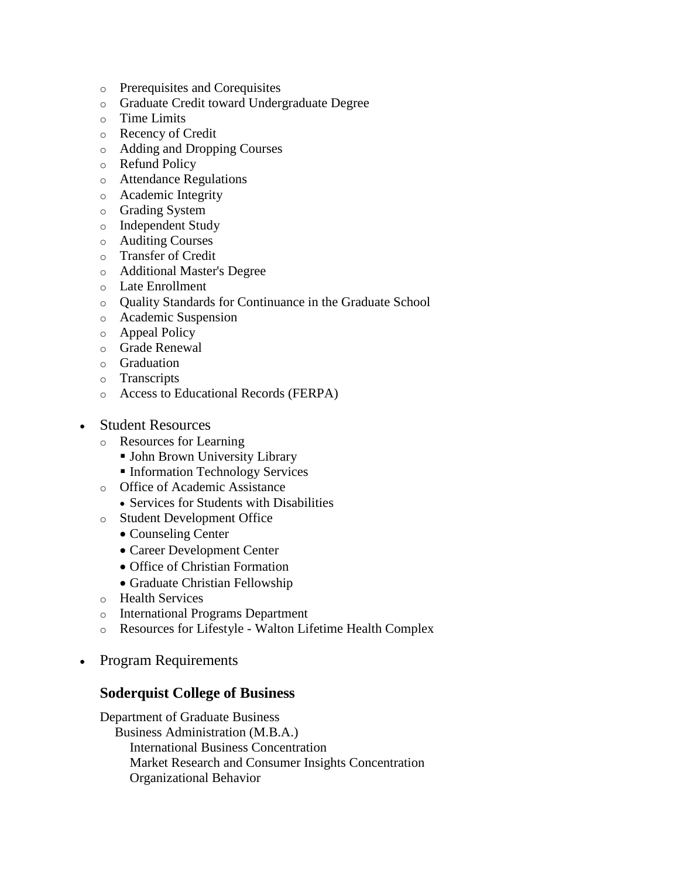- Prerequisites and Corequisites
  - Graduate Credit toward Undergraduate Degree
  - Time Limits
  - Recency of Credit
  - Adding and Dropping Courses
  - Refund Policy
  - Attendance Regulations
  - Academic Integrity
  - Grading System
  - Independent Study
  - Auditing Courses
  - Transfer of Credit
  - Additional Master's Degree
  - Late Enrollment
  - Quality Standards for Continuance in the Graduate School
  - Academic Suspension
  - Appeal Policy
  - Grade Renewal
  - Graduation
  - Transcripts
  - Access to Educational Records (FERPA)

- Student Resources
  - Resources for Learning
    - John Brown University Library
    - Information Technology Services
  - Office of Academic Assistance
    - Services for Students with Disabilities
  - Student Development Office
    - Counseling Center
    - Career Development Center
    - Office of Christian Formation
    - Graduate Christian Fellowship
  - Health Services
  - International Programs Department
  - Resources for Lifestyle - Walton Lifetime Health Complex

- Program Requirements

### Soderquist College of Business

Department of Graduate Business
- Business Administration (M.B.A.)
  - International Business Concentration
  - Market Research and Consumer Insights Concentration
  - Organizational Behavior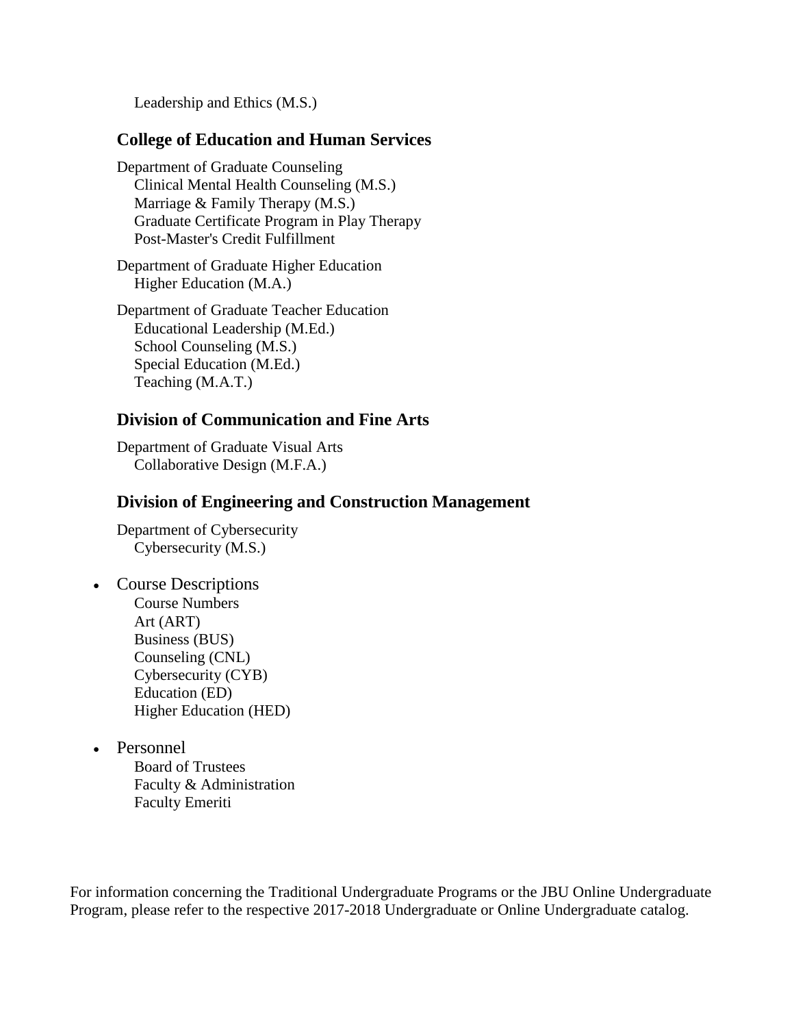Leadership and Ethics (M.S.)

### College of Education and Human Services

Department of Graduate Counseling
- Clinical Mental Health Counseling (M.S.)
- Marriage & Family Therapy (M.S.)
- Graduate Certificate Program in Play Therapy
- Post-Master's Credit Fulfillment

Department of Graduate Higher Education
- Higher Education (M.A.)

Department of Graduate Teacher Education
- Educational Leadership (M.Ed.)
- School Counseling (M.S.)
- Special Education (M.Ed.)
- Teaching (M.A.T.)

### Division of Communication and Fine Arts

Department of Graduate Visual Arts
- Collaborative Design (M.F.A.)

### Division of Engineering and Construction Management

Department of Cybersecurity
- Cybersecurity (M.S.)

- Course Descriptions
  - Course Numbers
  - Art (ART)
  - Business (BUS)
  - Counseling (CNL)
  - Cybersecurity (CYB)
  - Education (ED)
  - Higher Education (HED)
- Personnel
  - Board of Trustees
  - Faculty & Administration
  - Faculty Emeriti

For information concerning the Traditional Undergraduate Programs or the JBU Online Undergraduate Program, please refer to the respective 2017-2018 Undergraduate or Online Undergraduate catalog.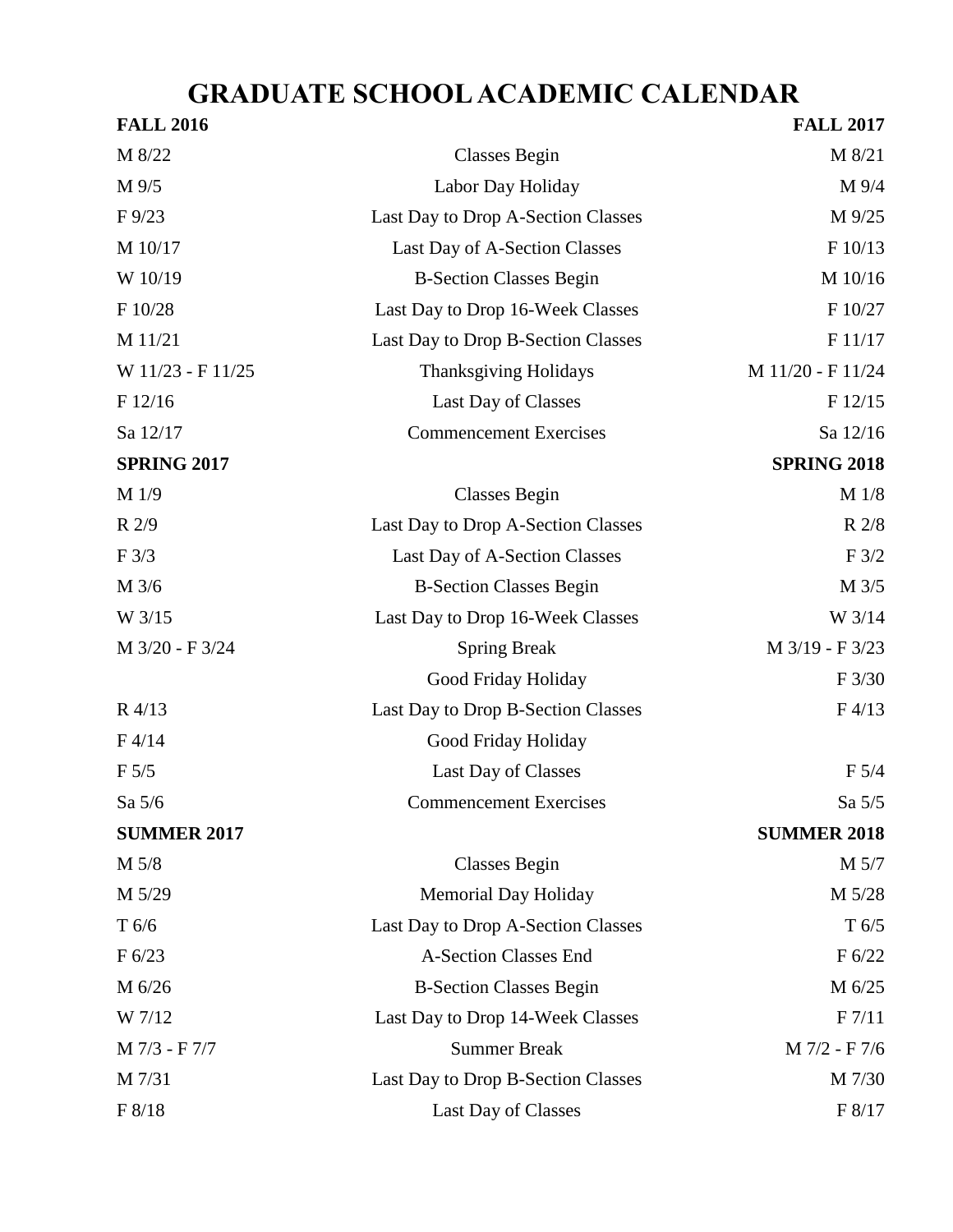# GRADUATE SCHOOL ACADEMIC CALENDAR

| FALL 2016 | | FALL 2017 |
|---|---|---|
| M 8/22 | Classes Begin | M 8/21 |
| M 9/5 | Labor Day Holiday | M 9/4 |
| F 9/23 | Last Day to Drop A-Section Classes | M 9/25 |
| M 10/17 | Last Day of A-Section Classes | F 10/13 |
| W 10/19 | B-Section Classes Begin | M 10/16 |
| F 10/28 | Last Day to Drop 16-Week Classes | F 10/27 |
| M 11/21 | Last Day to Drop B-Section Classes | F 11/17 |
| W 11/23 - F 11/25 | Thanksgiving Holidays | M 11/20 - F 11/24 |
| F 12/16 | Last Day of Classes | F 12/15 |
| Sa 12/17 | Commencement Exercises | Sa 12/16 |
| **SPRING 2017** | | **SPRING 2018** |
| M 1/9 | Classes Begin | M 1/8 |
| R 2/9 | Last Day to Drop A-Section Classes | R 2/8 |
| F 3/3 | Last Day of A-Section Classes | F 3/2 |
| M 3/6 | B-Section Classes Begin | M 3/5 |
| W 3/15 | Last Day to Drop 16-Week Classes | W 3/14 |
| M 3/20 - F 3/24 | Spring Break | M 3/19 - F 3/23 |
| | Good Friday Holiday | F 3/30 |
| R 4/13 | Last Day to Drop B-Section Classes | F 4/13 |
| F 4/14 | Good Friday Holiday | |
| F 5/5 | Last Day of Classes | F 5/4 |
| Sa 5/6 | Commencement Exercises | Sa 5/5 |
| **SUMMER 2017** | | **SUMMER 2018** |
| M 5/8 | Classes Begin | M 5/7 |
| M 5/29 | Memorial Day Holiday | M 5/28 |
| T 6/6 | Last Day to Drop A-Section Classes | T 6/5 |
| F 6/23 | A-Section Classes End | F 6/22 |
| M 6/26 | B-Section Classes Begin | M 6/25 |
| W 7/12 | Last Day to Drop 14-Week Classes | F 7/11 |
| M 7/3 - F 7/7 | Summer Break | M 7/2 - F 7/6 |
| M 7/31 | Last Day to Drop B-Section Classes | M 7/30 |
| F 8/18 | Last Day of Classes | F 8/17 |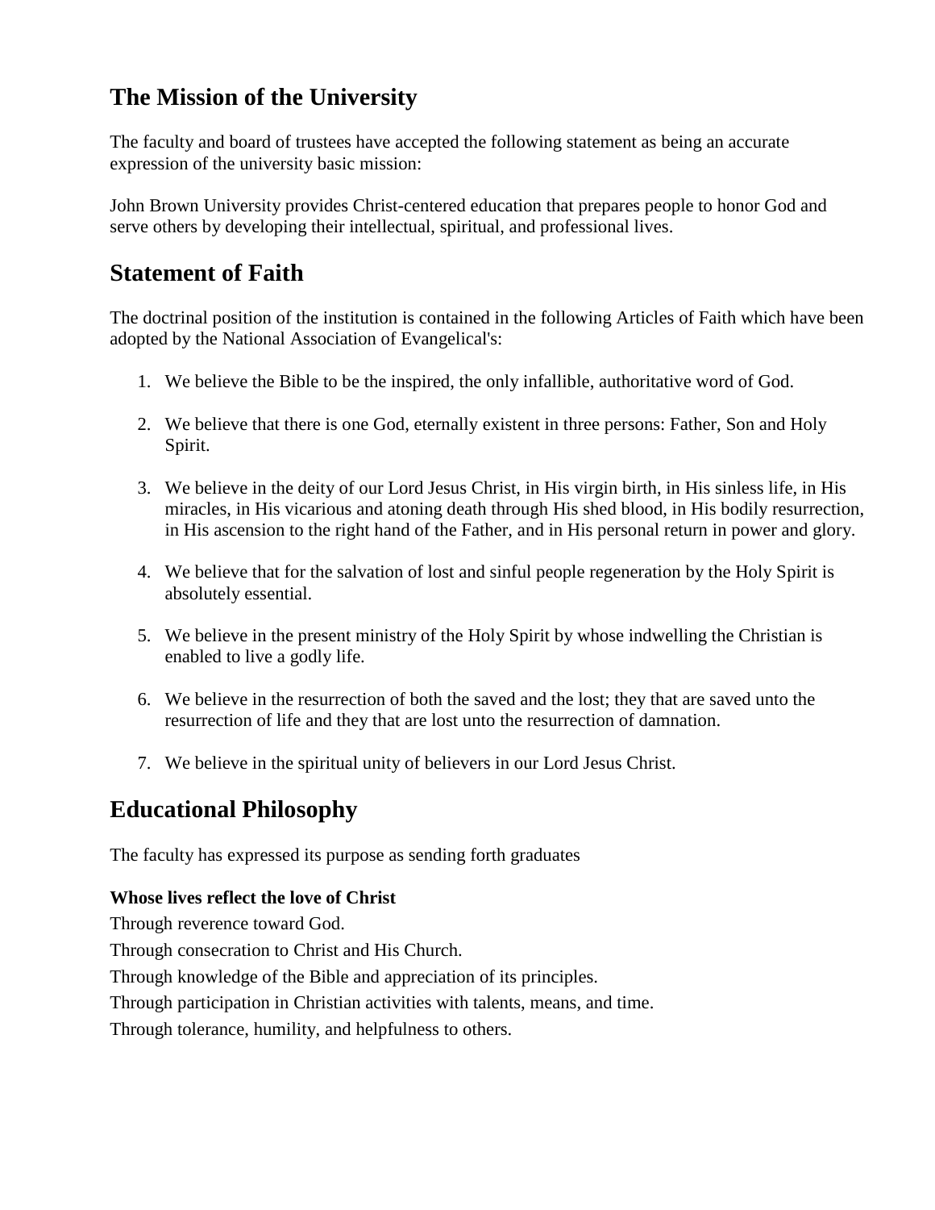## The Mission of the University

The faculty and board of trustees have accepted the following statement as being an accurate expression of the university basic mission:

John Brown University provides Christ-centered education that prepares people to honor God and serve others by developing their intellectual, spiritual, and professional lives.

## Statement of Faith

The doctrinal position of the institution is contained in the following Articles of Faith which have been adopted by the National Association of Evangelical's:

1. We believe the Bible to be the inspired, the only infallible, authoritative word of God.
2. We believe that there is one God, eternally existent in three persons: Father, Son and Holy Spirit.
3. We believe in the deity of our Lord Jesus Christ, in His virgin birth, in His sinless life, in His miracles, in His vicarious and atoning death through His shed blood, in His bodily resurrection, in His ascension to the right hand of the Father, and in His personal return in power and glory.
4. We believe that for the salvation of lost and sinful people regeneration by the Holy Spirit is absolutely essential.
5. We believe in the present ministry of the Holy Spirit by whose indwelling the Christian is enabled to live a godly life.
6. We believe in the resurrection of both the saved and the lost; they that are saved unto the resurrection of life and they that are lost unto the resurrection of damnation.
7. We believe in the spiritual unity of believers in our Lord Jesus Christ.

## Educational Philosophy

The faculty has expressed its purpose as sending forth graduates

**Whose lives reflect the love of Christ**

Through reverence toward God.

Through consecration to Christ and His Church.

Through knowledge of the Bible and appreciation of its principles.

Through participation in Christian activities with talents, means, and time.

Through tolerance, humility, and helpfulness to others.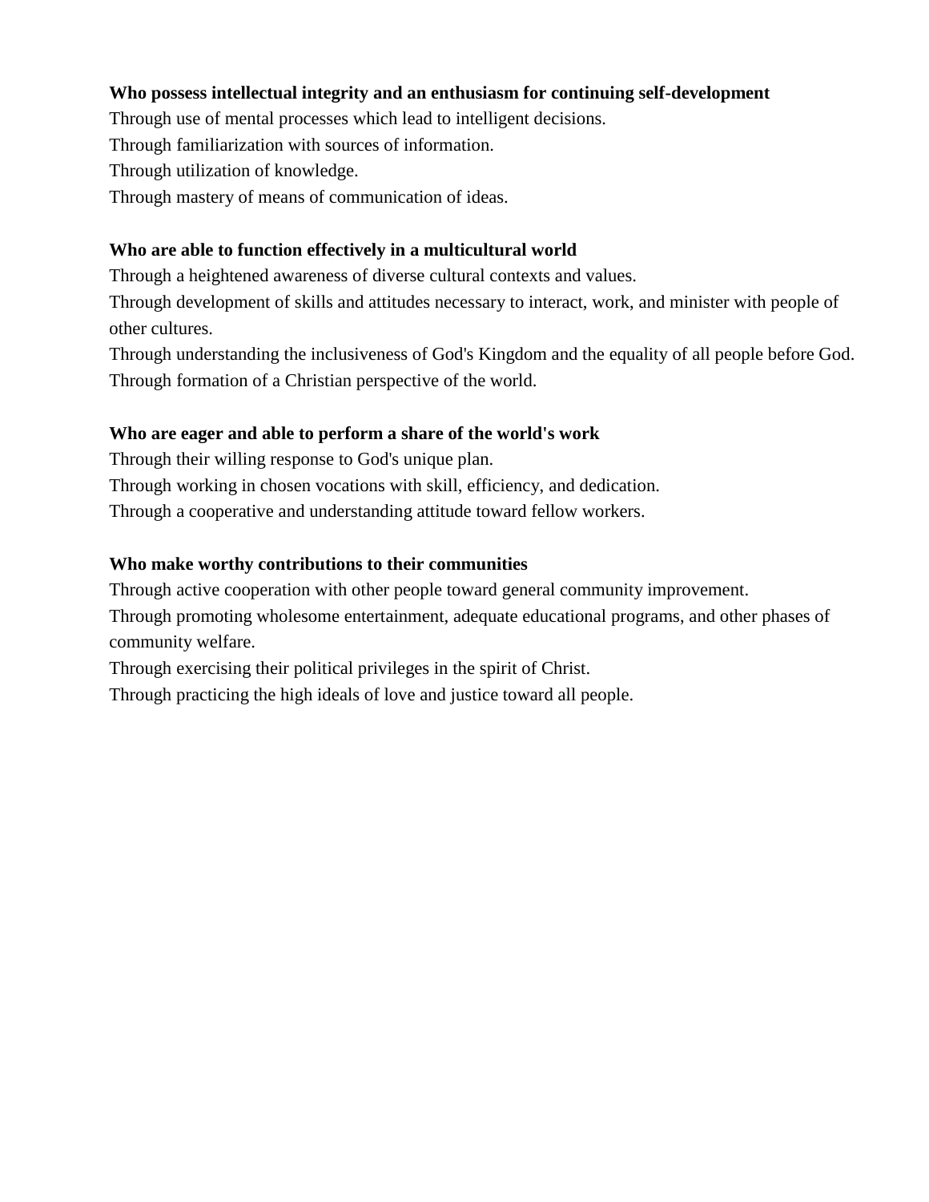**Who possess intellectual integrity and an enthusiasm for continuing self-development**

Through use of mental processes which lead to intelligent decisions.

Through familiarization with sources of information.

Through utilization of knowledge.

Through mastery of means of communication of ideas.

**Who are able to function effectively in a multicultural world**

Through a heightened awareness of diverse cultural contexts and values.

Through development of skills and attitudes necessary to interact, work, and minister with people of other cultures.

Through understanding the inclusiveness of God's Kingdom and the equality of all people before God.

Through formation of a Christian perspective of the world.

**Who are eager and able to perform a share of the world's work**

Through their willing response to God's unique plan.

Through working in chosen vocations with skill, efficiency, and dedication.

Through a cooperative and understanding attitude toward fellow workers.

**Who make worthy contributions to their communities**

Through active cooperation with other people toward general community improvement.

Through promoting wholesome entertainment, adequate educational programs, and other phases of community welfare.

Through exercising their political privileges in the spirit of Christ.

Through practicing the high ideals of love and justice toward all people.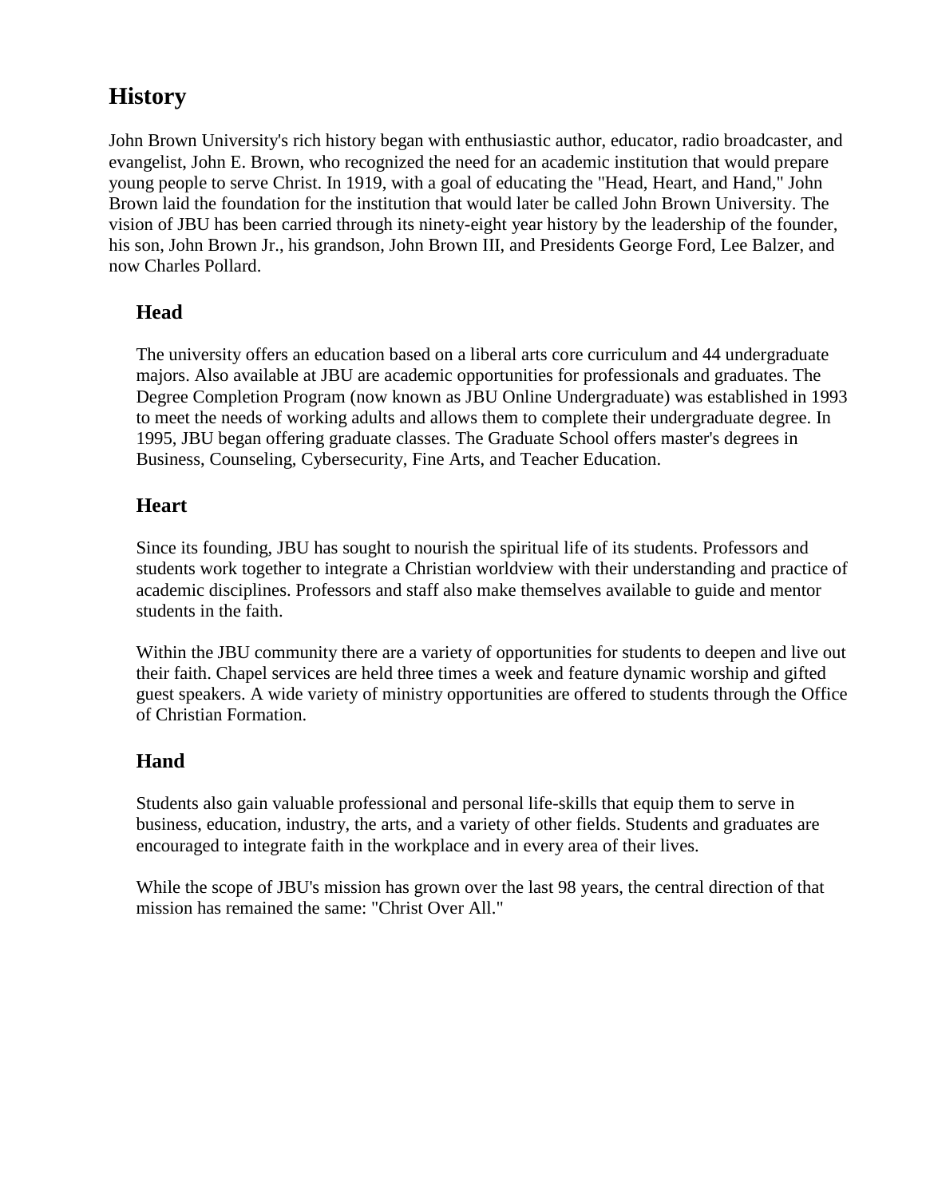# History

John Brown University's rich history began with enthusiastic author, educator, radio broadcaster, and evangelist, John E. Brown, who recognized the need for an academic institution that would prepare young people to serve Christ. In 1919, with a goal of educating the "Head, Heart, and Hand," John Brown laid the foundation for the institution that would later be called John Brown University. The vision of JBU has been carried through its ninety-eight year history by the leadership of the founder, his son, John Brown Jr., his grandson, John Brown III, and Presidents George Ford, Lee Balzer, and now Charles Pollard.

## Head

The university offers an education based on a liberal arts core curriculum and 44 undergraduate majors. Also available at JBU are academic opportunities for professionals and graduates. The Degree Completion Program (now known as JBU Online Undergraduate) was established in 1993 to meet the needs of working adults and allows them to complete their undergraduate degree. In 1995, JBU began offering graduate classes. The Graduate School offers master's degrees in Business, Counseling, Cybersecurity, Fine Arts, and Teacher Education.

## Heart

Since its founding, JBU has sought to nourish the spiritual life of its students. Professors and students work together to integrate a Christian worldview with their understanding and practice of academic disciplines. Professors and staff also make themselves available to guide and mentor students in the faith.

Within the JBU community there are a variety of opportunities for students to deepen and live out their faith. Chapel services are held three times a week and feature dynamic worship and gifted guest speakers. A wide variety of ministry opportunities are offered to students through the Office of Christian Formation.

## Hand

Students also gain valuable professional and personal life-skills that equip them to serve in business, education, industry, the arts, and a variety of other fields. Students and graduates are encouraged to integrate faith in the workplace and in every area of their lives.

While the scope of JBU's mission has grown over the last 98 years, the central direction of that mission has remained the same: "Christ Over All."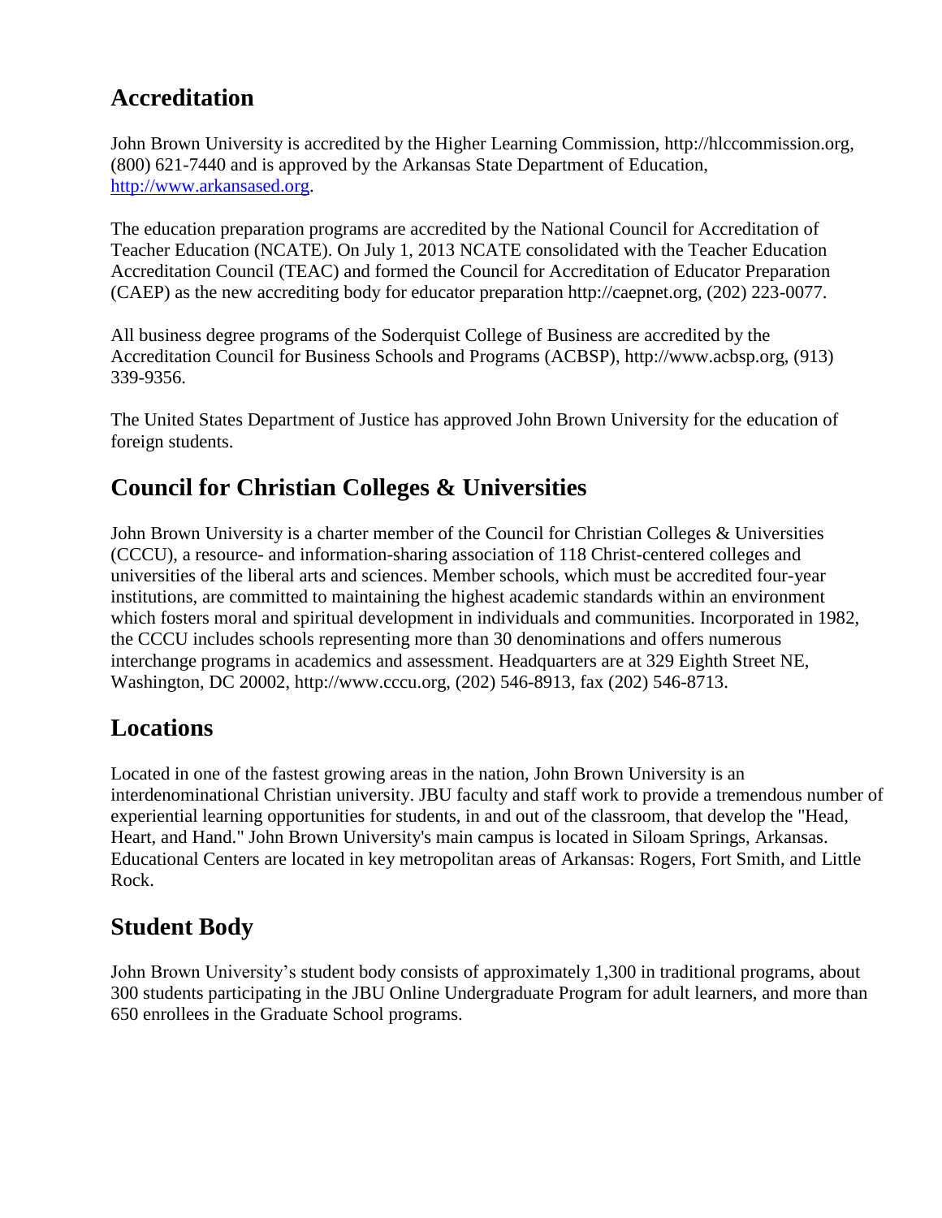## Accreditation

John Brown University is accredited by the Higher Learning Commission, http://hlccommission.org, (800) 621-7440 and is approved by the Arkansas State Department of Education, [http://www.arkansased.org](http://www.arkansased.org).

The education preparation programs are accredited by the National Council for Accreditation of Teacher Education (NCATE). On July 1, 2013 NCATE consolidated with the Teacher Education Accreditation Council (TEAC) and formed the Council for Accreditation of Educator Preparation (CAEP) as the new accrediting body for educator preparation http://caepnet.org, (202) 223-0077.

All business degree programs of the Soderquist College of Business are accredited by the Accreditation Council for Business Schools and Programs (ACBSP), http://www.acbsp.org, (913) 339-9356.

The United States Department of Justice has approved John Brown University for the education of foreign students.

## Council for Christian Colleges & Universities

John Brown University is a charter member of the Council for Christian Colleges & Universities (CCCU), a resource- and information-sharing association of 118 Christ-centered colleges and universities of the liberal arts and sciences. Member schools, which must be accredited four-year institutions, are committed to maintaining the highest academic standards within an environment which fosters moral and spiritual development in individuals and communities. Incorporated in 1982, the CCCU includes schools representing more than 30 denominations and offers numerous interchange programs in academics and assessment. Headquarters are at 329 Eighth Street NE, Washington, DC 20002, http://www.cccu.org, (202) 546-8913, fax (202) 546-8713.

## Locations

Located in one of the fastest growing areas in the nation, John Brown University is an interdenominational Christian university. JBU faculty and staff work to provide a tremendous number of experiential learning opportunities for students, in and out of the classroom, that develop the "Head, Heart, and Hand." John Brown University's main campus is located in Siloam Springs, Arkansas. Educational Centers are located in key metropolitan areas of Arkansas: Rogers, Fort Smith, and Little Rock.

## Student Body

John Brown University's student body consists of approximately 1,300 in traditional programs, about 300 students participating in the JBU Online Undergraduate Program for adult learners, and more than 650 enrollees in the Graduate School programs.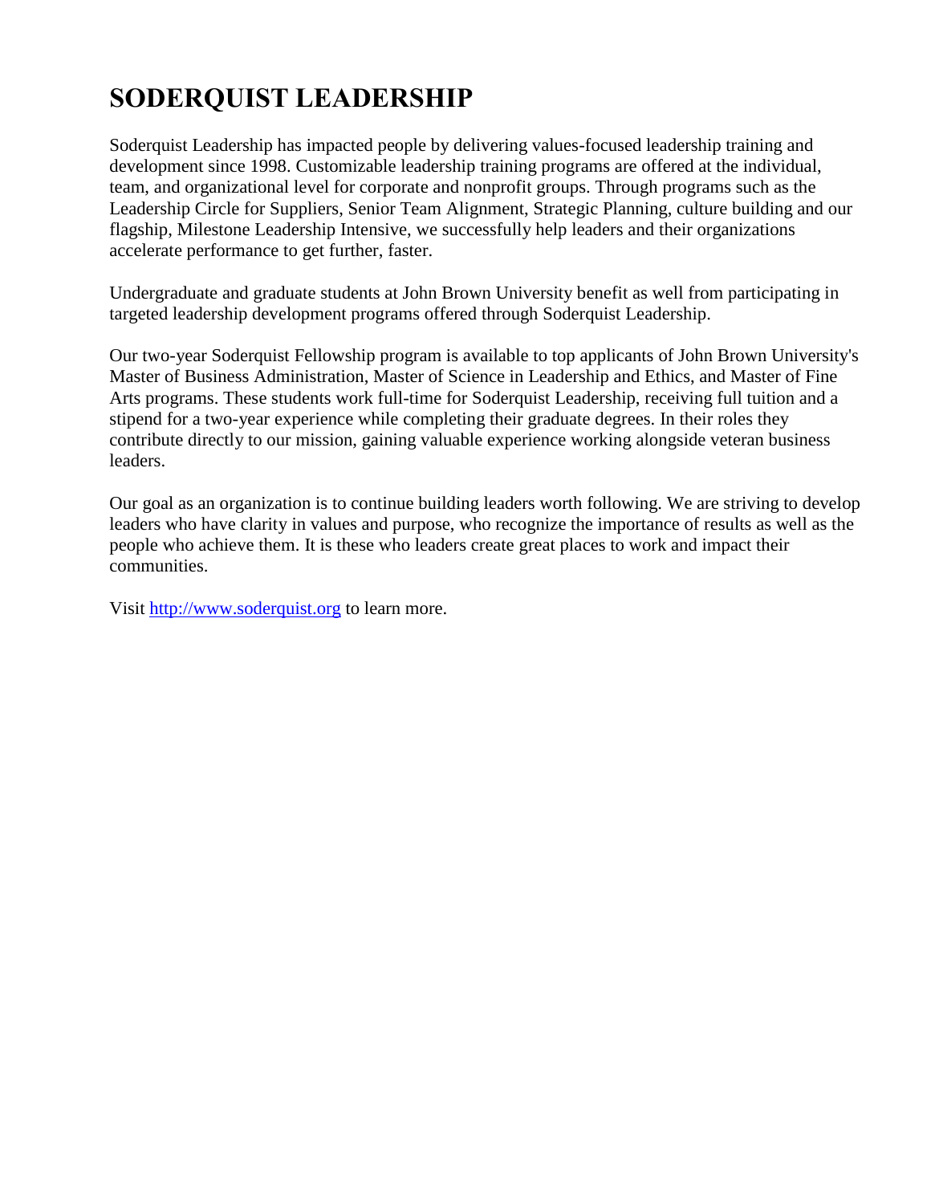# SODERQUIST LEADERSHIP

Soderquist Leadership has impacted people by delivering values-focused leadership training and development since 1998. Customizable leadership training programs are offered at the individual, team, and organizational level for corporate and nonprofit groups. Through programs such as the Leadership Circle for Suppliers, Senior Team Alignment, Strategic Planning, culture building and our flagship, Milestone Leadership Intensive, we successfully help leaders and their organizations accelerate performance to get further, faster.

Undergraduate and graduate students at John Brown University benefit as well from participating in targeted leadership development programs offered through Soderquist Leadership.

Our two-year Soderquist Fellowship program is available to top applicants of John Brown University's Master of Business Administration, Master of Science in Leadership and Ethics, and Master of Fine Arts programs. These students work full-time for Soderquist Leadership, receiving full tuition and a stipend for a two-year experience while completing their graduate degrees. In their roles they contribute directly to our mission, gaining valuable experience working alongside veteran business leaders.

Our goal as an organization is to continue building leaders worth following. We are striving to develop leaders who have clarity in values and purpose, who recognize the importance of results as well as the people who achieve them. It is these who leaders create great places to work and impact their communities.

Visit [http://www.soderquist.org](http://www.soderquist.org) to learn more.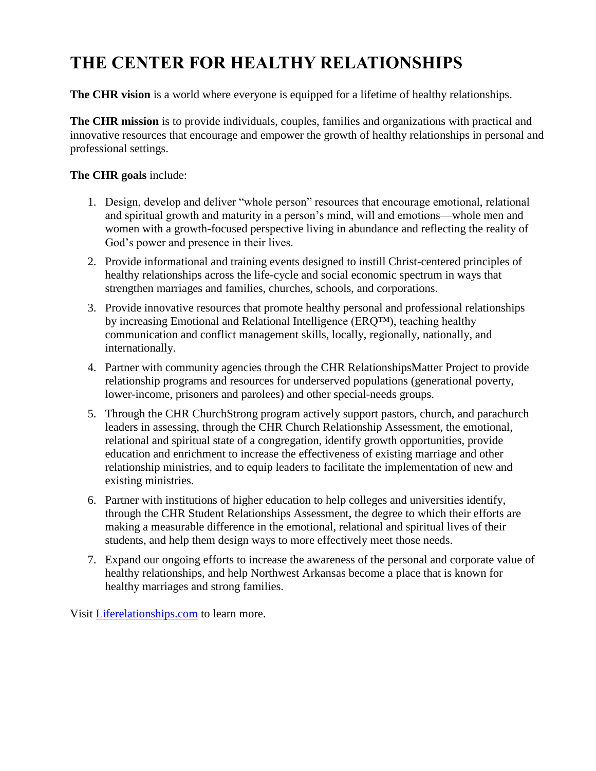# THE CENTER FOR HEALTHY RELATIONSHIPS

**The CHR vision** is a world where everyone is equipped for a lifetime of healthy relationships.

**The CHR mission** is to provide individuals, couples, families and organizations with practical and innovative resources that encourage and empower the growth of healthy relationships in personal and professional settings.

**The CHR goals** include:

1. Design, develop and deliver "whole person" resources that encourage emotional, relational and spiritual growth and maturity in a person's mind, will and emotions—whole men and women with a growth-focused perspective living in abundance and reflecting the reality of God's power and presence in their lives.
2. Provide informational and training events designed to instill Christ-centered principles of healthy relationships across the life-cycle and social economic spectrum in ways that strengthen marriages and families, churches, schools, and corporations.
3. Provide innovative resources that promote healthy personal and professional relationships by increasing Emotional and Relational Intelligence (ERQ™), teaching healthy communication and conflict management skills, locally, regionally, nationally, and internationally.
4. Partner with community agencies through the CHR RelationshipsMatter Project to provide relationship programs and resources for underserved populations (generational poverty, lower-income, prisoners and parolees) and other special-needs groups.
5. Through the CHR ChurchStrong program actively support pastors, church, and parachurch leaders in assessing, through the CHR Church Relationship Assessment, the emotional, relational and spiritual state of a congregation, identify growth opportunities, provide education and enrichment to increase the effectiveness of existing marriage and other relationship ministries, and to equip leaders to facilitate the implementation of new and existing ministries.
6. Partner with institutions of higher education to help colleges and universities identify, through the CHR Student Relationships Assessment, the degree to which their efforts are making a measurable difference in the emotional, relational and spiritual lives of their students, and help them design ways to more effectively meet those needs.
7. Expand our ongoing efforts to increase the awareness of the personal and corporate value of healthy relationships, and help Northwest Arkansas become a place that is known for healthy marriages and strong families.

Visit [Liferelationships.com](Liferelationships.com) to learn more.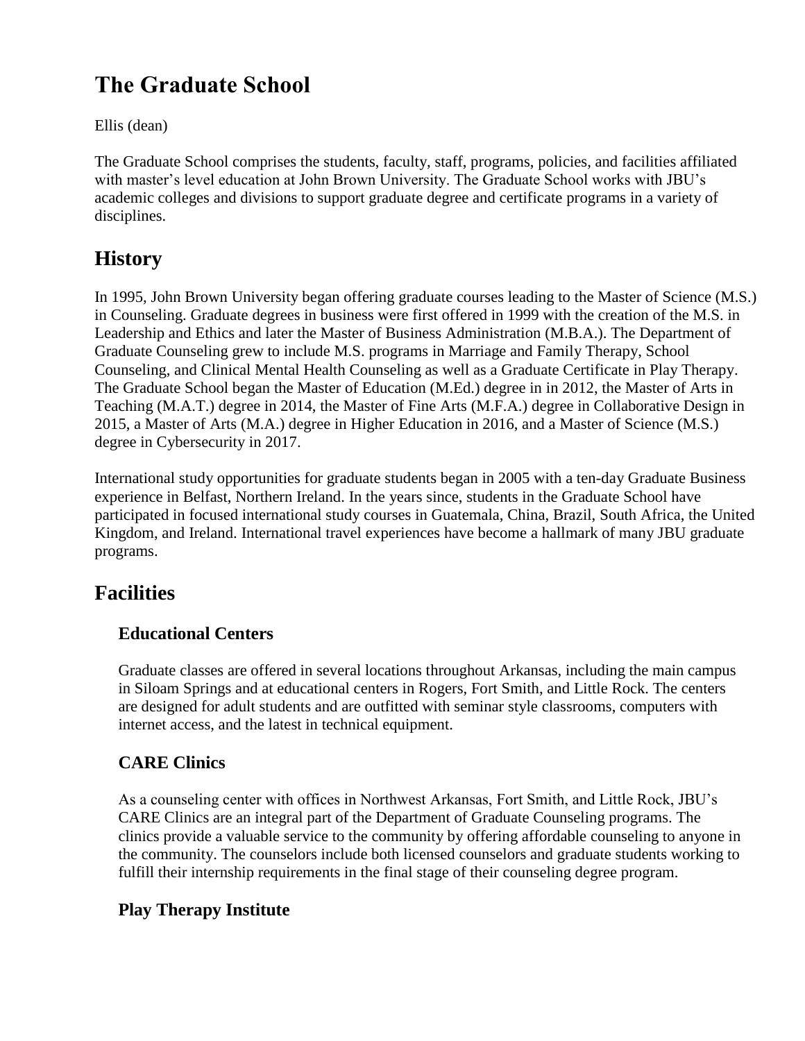# The Graduate School

Ellis (dean)

The Graduate School comprises the students, faculty, staff, programs, policies, and facilities affiliated with master's level education at John Brown University. The Graduate School works with JBU's academic colleges and divisions to support graduate degree and certificate programs in a variety of disciplines.

## History

In 1995, John Brown University began offering graduate courses leading to the Master of Science (M.S.) in Counseling. Graduate degrees in business were first offered in 1999 with the creation of the M.S. in Leadership and Ethics and later the Master of Business Administration (M.B.A.). The Department of Graduate Counseling grew to include M.S. programs in Marriage and Family Therapy, School Counseling, and Clinical Mental Health Counseling as well as a Graduate Certificate in Play Therapy. The Graduate School began the Master of Education (M.Ed.) degree in in 2012, the Master of Arts in Teaching (M.A.T.) degree in 2014, the Master of Fine Arts (M.F.A.) degree in Collaborative Design in 2015, a Master of Arts (M.A.) degree in Higher Education in 2016, and a Master of Science (M.S.) degree in Cybersecurity in 2017.

International study opportunities for graduate students began in 2005 with a ten-day Graduate Business experience in Belfast, Northern Ireland. In the years since, students in the Graduate School have participated in focused international study courses in Guatemala, China, Brazil, South Africa, the United Kingdom, and Ireland. International travel experiences have become a hallmark of many JBU graduate programs.

## Facilities

### Educational Centers

Graduate classes are offered in several locations throughout Arkansas, including the main campus in Siloam Springs and at educational centers in Rogers, Fort Smith, and Little Rock. The centers are designed for adult students and are outfitted with seminar style classrooms, computers with internet access, and the latest in technical equipment.

### CARE Clinics

As a counseling center with offices in Northwest Arkansas, Fort Smith, and Little Rock, JBU's CARE Clinics are an integral part of the Department of Graduate Counseling programs. The clinics provide a valuable service to the community by offering affordable counseling to anyone in the community. The counselors include both licensed counselors and graduate students working to fulfill their internship requirements in the final stage of their counseling degree program.

### Play Therapy Institute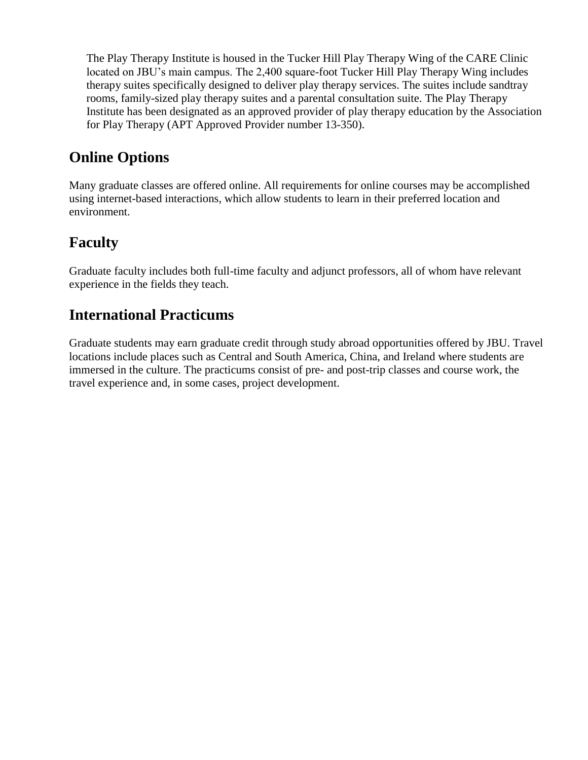The Play Therapy Institute is housed in the Tucker Hill Play Therapy Wing of the CARE Clinic located on JBU's main campus. The 2,400 square-foot Tucker Hill Play Therapy Wing includes therapy suites specifically designed to deliver play therapy services. The suites include sandtray rooms, family-sized play therapy suites and a parental consultation suite. The Play Therapy Institute has been designated as an approved provider of play therapy education by the Association for Play Therapy (APT Approved Provider number 13-350).

## Online Options

Many graduate classes are offered online. All requirements for online courses may be accomplished using internet-based interactions, which allow students to learn in their preferred location and environment.

## Faculty

Graduate faculty includes both full-time faculty and adjunct professors, all of whom have relevant experience in the fields they teach.

## International Practicums

Graduate students may earn graduate credit through study abroad opportunities offered by JBU. Travel locations include places such as Central and South America, China, and Ireland where students are immersed in the culture. The practicums consist of pre- and post-trip classes and course work, the travel experience and, in some cases, project development.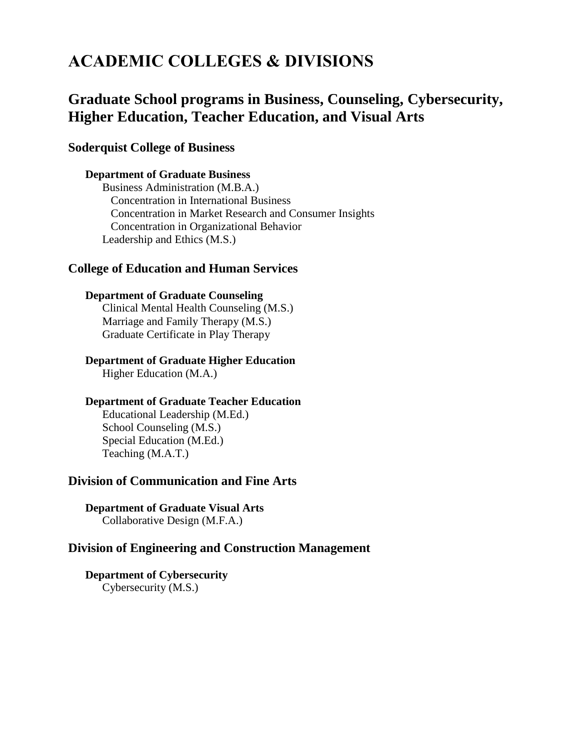# ACADEMIC COLLEGES & DIVISIONS

## Graduate School programs in Business, Counseling, Cybersecurity, Higher Education, Teacher Education, and Visual Arts

### Soderquist College of Business

**Department of Graduate Business**

- Business Administration (M.B.A.)
  - Concentration in International Business
  - Concentration in Market Research and Consumer Insights
  - Concentration in Organizational Behavior
- Leadership and Ethics (M.S.)

### College of Education and Human Services

**Department of Graduate Counseling**

- Clinical Mental Health Counseling (M.S.)
- Marriage and Family Therapy (M.S.)
- Graduate Certificate in Play Therapy

**Department of Graduate Higher Education**

- Higher Education (M.A.)

**Department of Graduate Teacher Education**

- Educational Leadership (M.Ed.)
- School Counseling (M.S.)
- Special Education (M.Ed.)
- Teaching (M.A.T.)

### Division of Communication and Fine Arts

**Department of Graduate Visual Arts**

- Collaborative Design (M.F.A.)

### Division of Engineering and Construction Management

**Department of Cybersecurity**

- Cybersecurity (M.S.)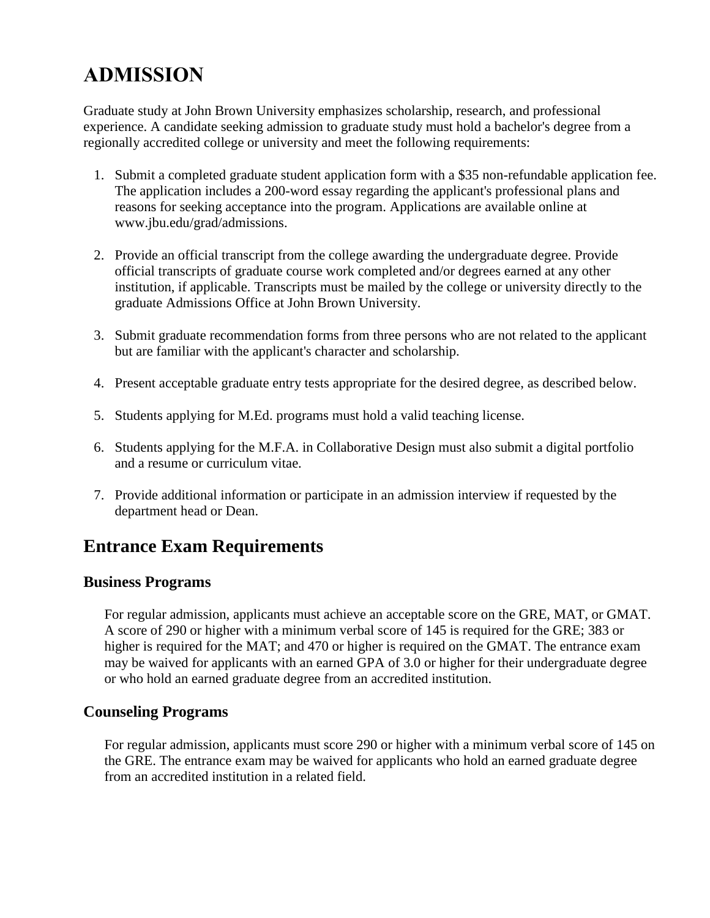# ADMISSION

Graduate study at John Brown University emphasizes scholarship, research, and professional experience. A candidate seeking admission to graduate study must hold a bachelor's degree from a regionally accredited college or university and meet the following requirements:

1. Submit a completed graduate student application form with a $35 non-refundable application fee. The application includes a 200-word essay regarding the applicant's professional plans and reasons for seeking acceptance into the program. Applications are available online at www.jbu.edu/grad/admissions.

2. Provide an official transcript from the college awarding the undergraduate degree. Provide official transcripts of graduate course work completed and/or degrees earned at any other institution, if applicable. Transcripts must be mailed by the college or university directly to the graduate Admissions Office at John Brown University.

3. Submit graduate recommendation forms from three persons who are not related to the applicant but are familiar with the applicant's character and scholarship.

4. Present acceptable graduate entry tests appropriate for the desired degree, as described below.

5. Students applying for M.Ed. programs must hold a valid teaching license.

6. Students applying for the M.F.A. in Collaborative Design must also submit a digital portfolio and a resume or curriculum vitae.

7. Provide additional information or participate in an admission interview if requested by the department head or Dean.

## Entrance Exam Requirements

### Business Programs

For regular admission, applicants must achieve an acceptable score on the GRE, MAT, or GMAT. A score of 290 or higher with a minimum verbal score of 145 is required for the GRE; 383 or higher is required for the MAT; and 470 or higher is required on the GMAT. The entrance exam may be waived for applicants with an earned GPA of 3.0 or higher for their undergraduate degree or who hold an earned graduate degree from an accredited institution.

### Counseling Programs

For regular admission, applicants must score 290 or higher with a minimum verbal score of 145 on the GRE. The entrance exam may be waived for applicants who hold an earned graduate degree from an accredited institution in a related field.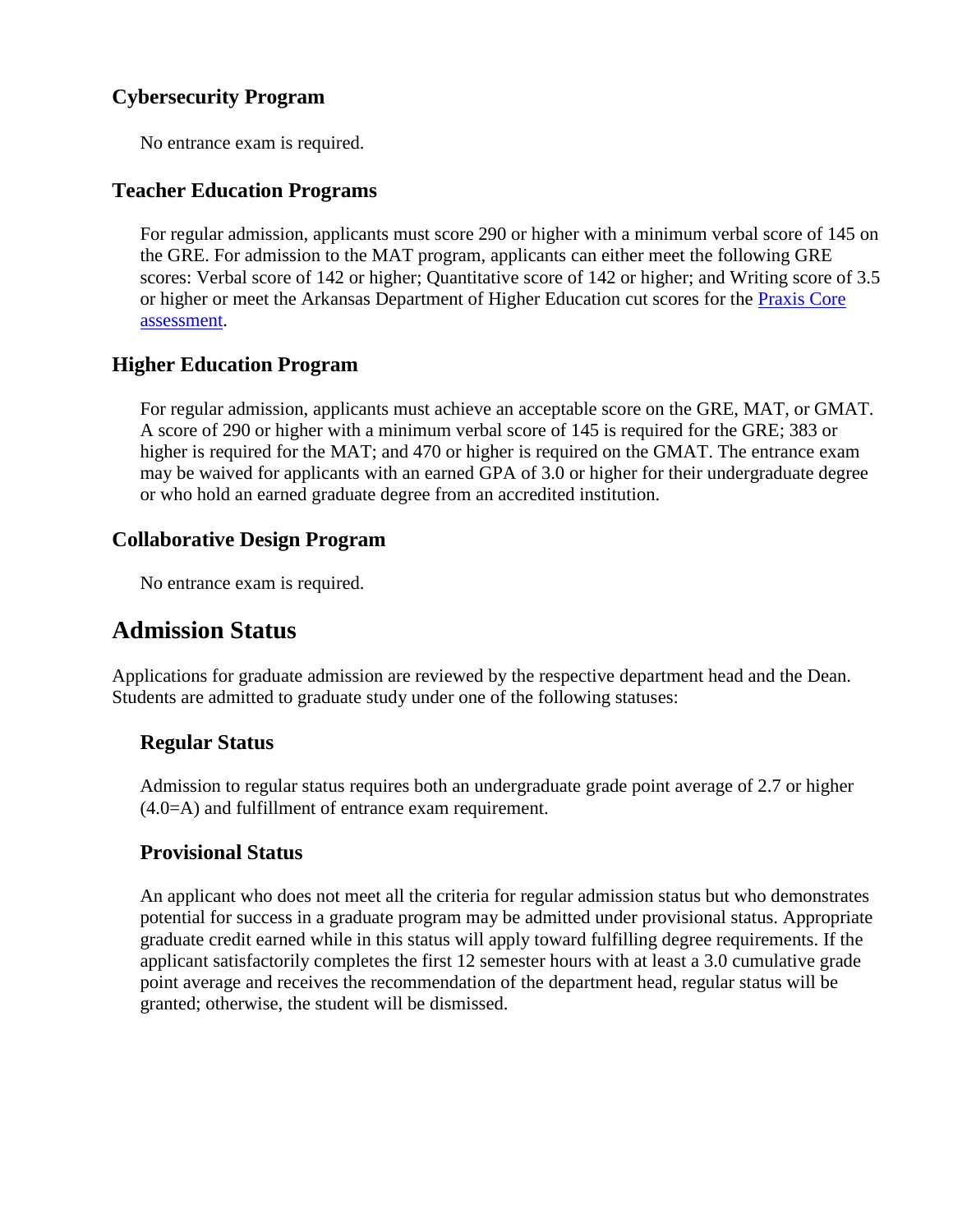### Cybersecurity Program

No entrance exam is required.

### Teacher Education Programs

For regular admission, applicants must score 290 or higher with a minimum verbal score of 145 on the GRE. For admission to the MAT program, applicants can either meet the following GRE scores: Verbal score of 142 or higher; Quantitative score of 142 or higher; and Writing score of 3.5 or higher or meet the Arkansas Department of Higher Education cut scores for the [Praxis Core assessment](#).

### Higher Education Program

For regular admission, applicants must achieve an acceptable score on the GRE, MAT, or GMAT. A score of 290 or higher with a minimum verbal score of 145 is required for the GRE; 383 or higher is required for the MAT; and 470 or higher is required on the GMAT. The entrance exam may be waived for applicants with an earned GPA of 3.0 or higher for their undergraduate degree or who hold an earned graduate degree from an accredited institution.

### Collaborative Design Program

No entrance exam is required.

## Admission Status

Applications for graduate admission are reviewed by the respective department head and the Dean. Students are admitted to graduate study under one of the following statuses:

### Regular Status

Admission to regular status requires both an undergraduate grade point average of 2.7 or higher (4.0=A) and fulfillment of entrance exam requirement.

### Provisional Status

An applicant who does not meet all the criteria for regular admission status but who demonstrates potential for success in a graduate program may be admitted under provisional status. Appropriate graduate credit earned while in this status will apply toward fulfilling degree requirements. If the applicant satisfactorily completes the first 12 semester hours with at least a 3.0 cumulative grade point average and receives the recommendation of the department head, regular status will be granted; otherwise, the student will be dismissed.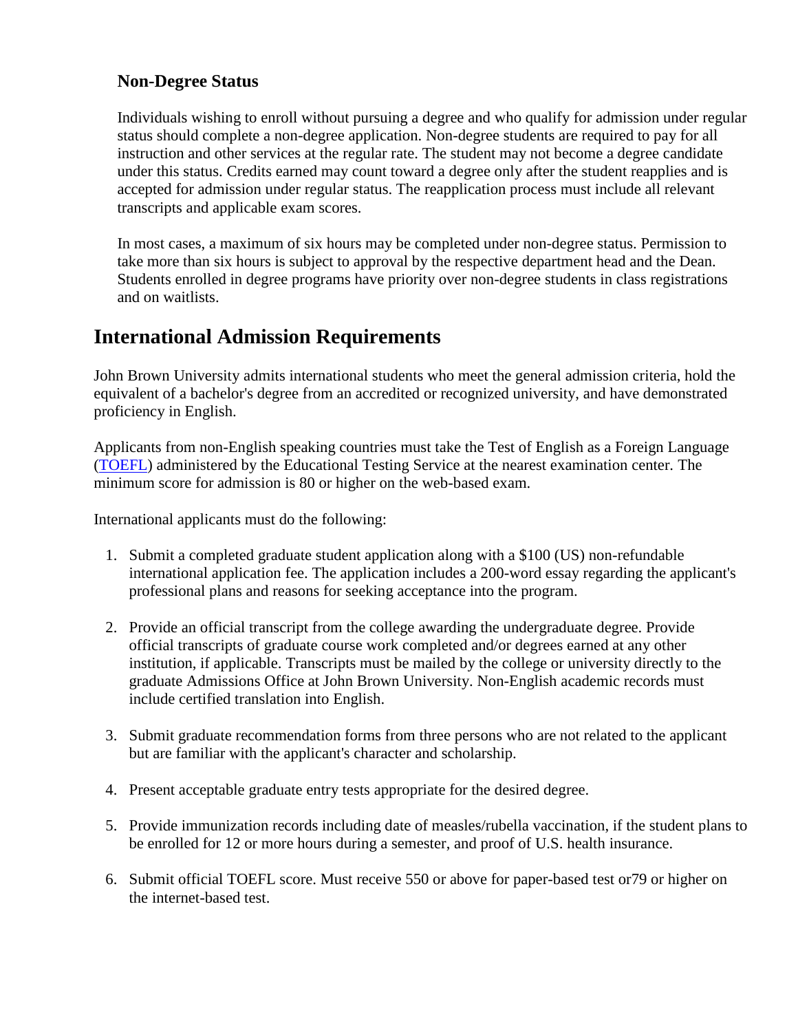### Non-Degree Status

Individuals wishing to enroll without pursuing a degree and who qualify for admission under regular status should complete a non-degree application. Non-degree students are required to pay for all instruction and other services at the regular rate. The student may not become a degree candidate under this status. Credits earned may count toward a degree only after the student reapplies and is accepted for admission under regular status. The reapplication process must include all relevant transcripts and applicable exam scores.

In most cases, a maximum of six hours may be completed under non-degree status. Permission to take more than six hours is subject to approval by the respective department head and the Dean. Students enrolled in degree programs have priority over non-degree students in class registrations and on waitlists.

## International Admission Requirements

John Brown University admits international students who meet the general admission criteria, hold the equivalent of a bachelor's degree from an accredited or recognized university, and have demonstrated proficiency in English.

Applicants from non-English speaking countries must take the Test of English as a Foreign Language (TOEFL) administered by the Educational Testing Service at the nearest examination center. The minimum score for admission is 80 or higher on the web-based exam.

International applicants must do the following:

1. Submit a completed graduate student application along with a $100 (US) non-refundable international application fee. The application includes a 200-word essay regarding the applicant's professional plans and reasons for seeking acceptance into the program.

2. Provide an official transcript from the college awarding the undergraduate degree. Provide official transcripts of graduate course work completed and/or degrees earned at any other institution, if applicable. Transcripts must be mailed by the college or university directly to the graduate Admissions Office at John Brown University. Non-English academic records must include certified translation into English.

3. Submit graduate recommendation forms from three persons who are not related to the applicant but are familiar with the applicant's character and scholarship.

4. Present acceptable graduate entry tests appropriate for the desired degree.

5. Provide immunization records including date of measles/rubella vaccination, if the student plans to be enrolled for 12 or more hours during a semester, and proof of U.S. health insurance.

6. Submit official TOEFL score. Must receive 550 or above for paper-based test or79 or higher on the internet-based test.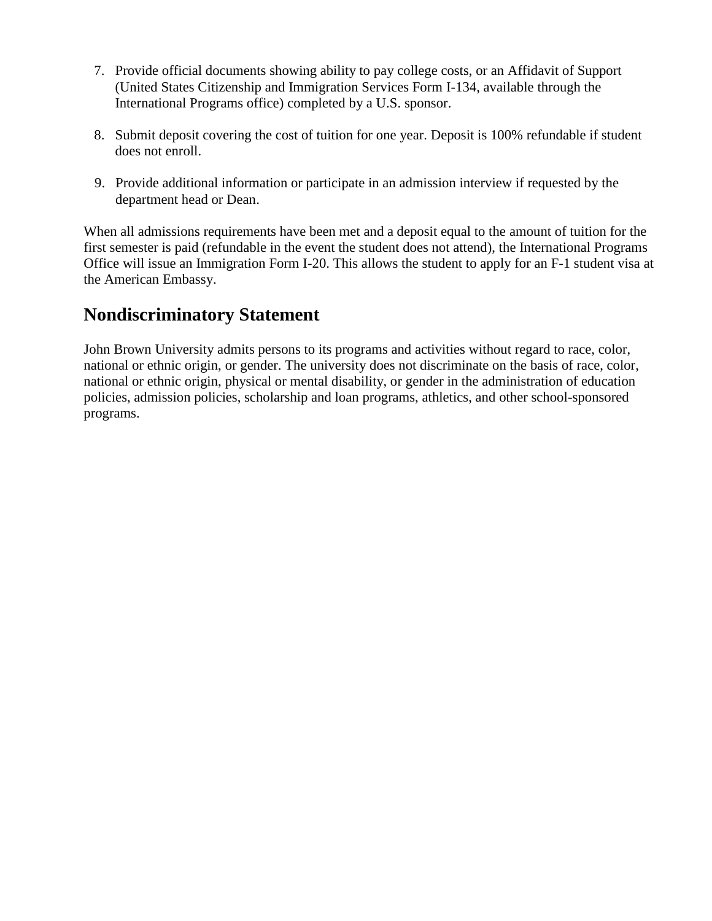7. Provide official documents showing ability to pay college costs, or an Affidavit of Support (United States Citizenship and Immigration Services Form I-134, available through the International Programs office) completed by a U.S. sponsor.

8. Submit deposit covering the cost of tuition for one year. Deposit is 100% refundable if student does not enroll.

9. Provide additional information or participate in an admission interview if requested by the department head or Dean.

When all admissions requirements have been met and a deposit equal to the amount of tuition for the first semester is paid (refundable in the event the student does not attend), the International Programs Office will issue an Immigration Form I-20. This allows the student to apply for an F-1 student visa at the American Embassy.

## Nondiscriminatory Statement

John Brown University admits persons to its programs and activities without regard to race, color, national or ethnic origin, or gender. The university does not discriminate on the basis of race, color, national or ethnic origin, physical or mental disability, or gender in the administration of education policies, admission policies, scholarship and loan programs, athletics, and other school-sponsored programs.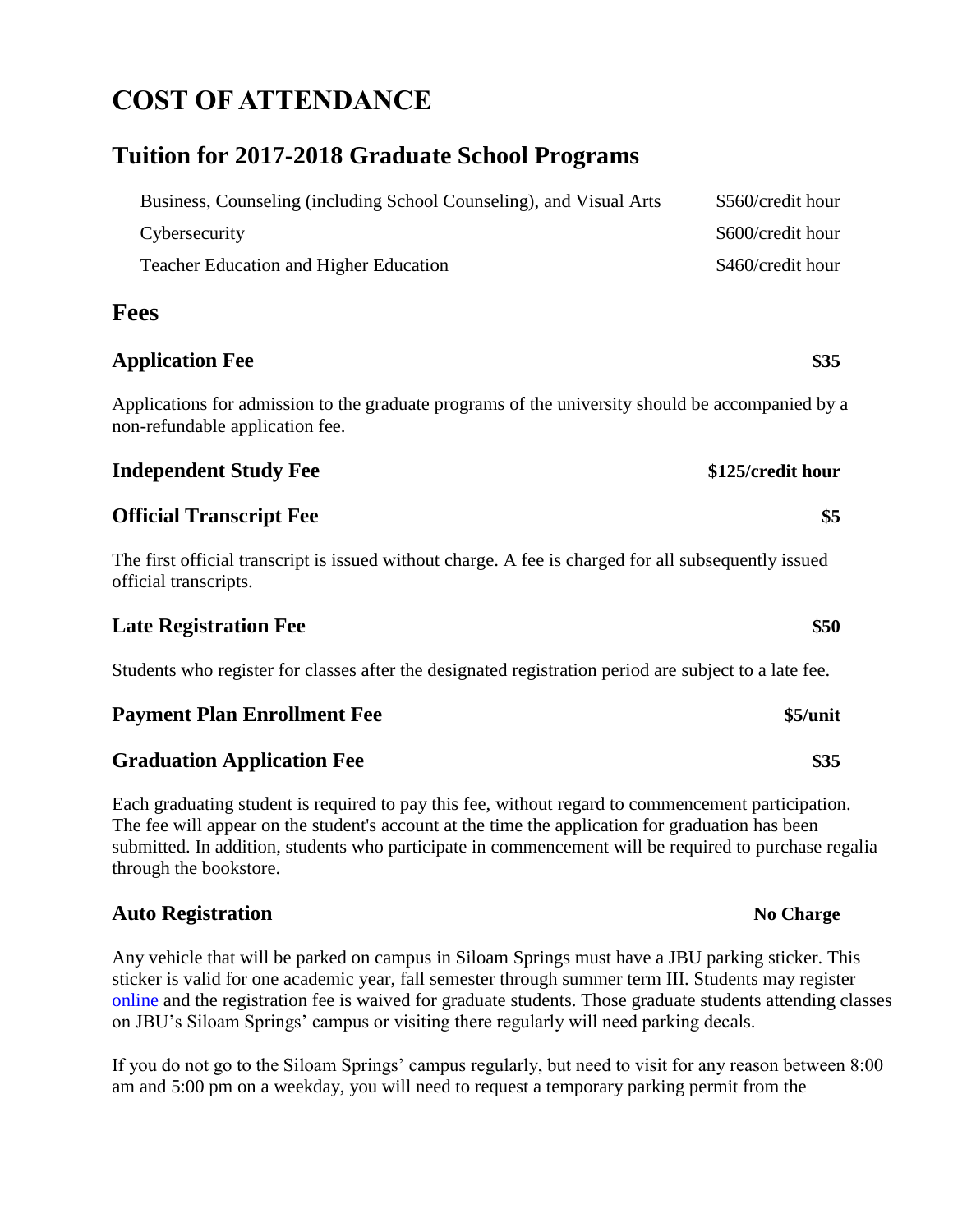# COST OF ATTENDANCE

## Tuition for 2017-2018 Graduate School Programs

| Program | Tuition |
|---|---|
| Business, Counseling (including School Counseling), and Visual Arts | $560/credit hour |
| Cybersecurity | $600/credit hour |
| Teacher Education and Higher Education | $460/credit hour |

## Fees

### Application Fee — $35

Applications for admission to the graduate programs of the university should be accompanied by a non-refundable application fee.

### Independent Study Fee — $125/credit hour

### Official Transcript Fee — $5

The first official transcript is issued without charge. A fee is charged for all subsequently issued official transcripts.

### Late Registration Fee — $50

Students who register for classes after the designated registration period are subject to a late fee.

### Payment Plan Enrollment Fee — $5/unit

### Graduation Application Fee — $35

Each graduating student is required to pay this fee, without regard to commencement participation. The fee will appear on the student's account at the time the application for graduation has been submitted. In addition, students who participate in commencement will be required to purchase regalia through the bookstore.

### Auto Registration — No Charge

Any vehicle that will be parked on campus in Siloam Springs must have a JBU parking sticker. This sticker is valid for one academic year, fall semester through summer term III. Students may register online and the registration fee is waived for graduate students. Those graduate students attending classes on JBU's Siloam Springs' campus or visiting there regularly will need parking decals.

If you do not go to the Siloam Springs' campus regularly, but need to visit for any reason between 8:00 am and 5:00 pm on a weekday, you will need to request a temporary parking permit from the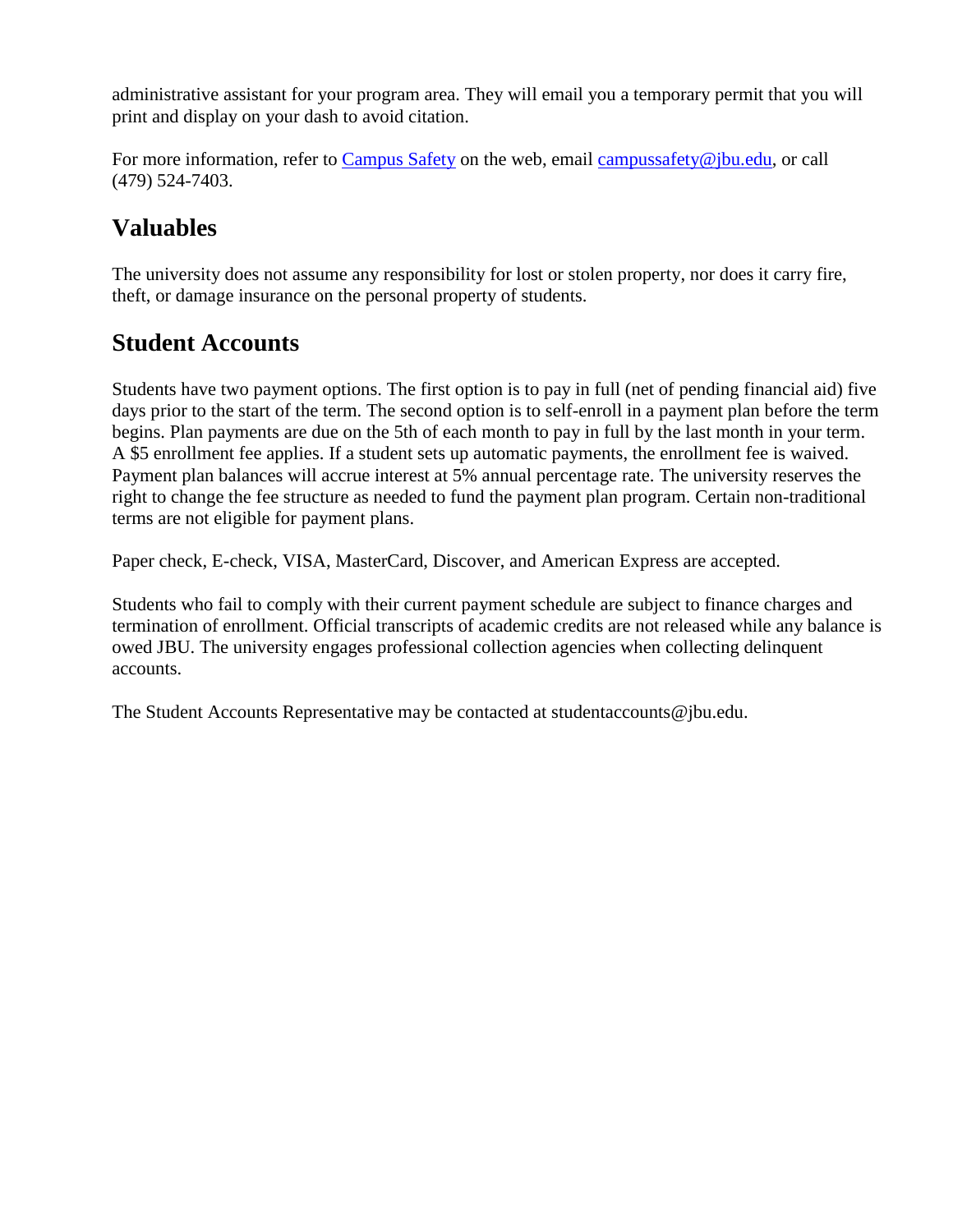administrative assistant for your program area. They will email you a temporary permit that you will print and display on your dash to avoid citation.

For more information, refer to [Campus Safety]() on the web, email [campussafety@jbu.edu](mailto:campussafety@jbu.edu), or call (479) 524-7403.

## Valuables

The university does not assume any responsibility for lost or stolen property, nor does it carry fire, theft, or damage insurance on the personal property of students.

## Student Accounts

Students have two payment options. The first option is to pay in full (net of pending financial aid) five days prior to the start of the term. The second option is to self-enroll in a payment plan before the term begins. Plan payments are due on the 5th of each month to pay in full by the last month in your term. A $5 enrollment fee applies. If a student sets up automatic payments, the enrollment fee is waived. Payment plan balances will accrue interest at 5% annual percentage rate. The university reserves the right to change the fee structure as needed to fund the payment plan program. Certain non-traditional terms are not eligible for payment plans.

Paper check, E-check, VISA, MasterCard, Discover, and American Express are accepted.

Students who fail to comply with their current payment schedule are subject to finance charges and termination of enrollment. Official transcripts of academic credits are not released while any balance is owed JBU. The university engages professional collection agencies when collecting delinquent accounts.

The Student Accounts Representative may be contacted at studentaccounts@jbu.edu.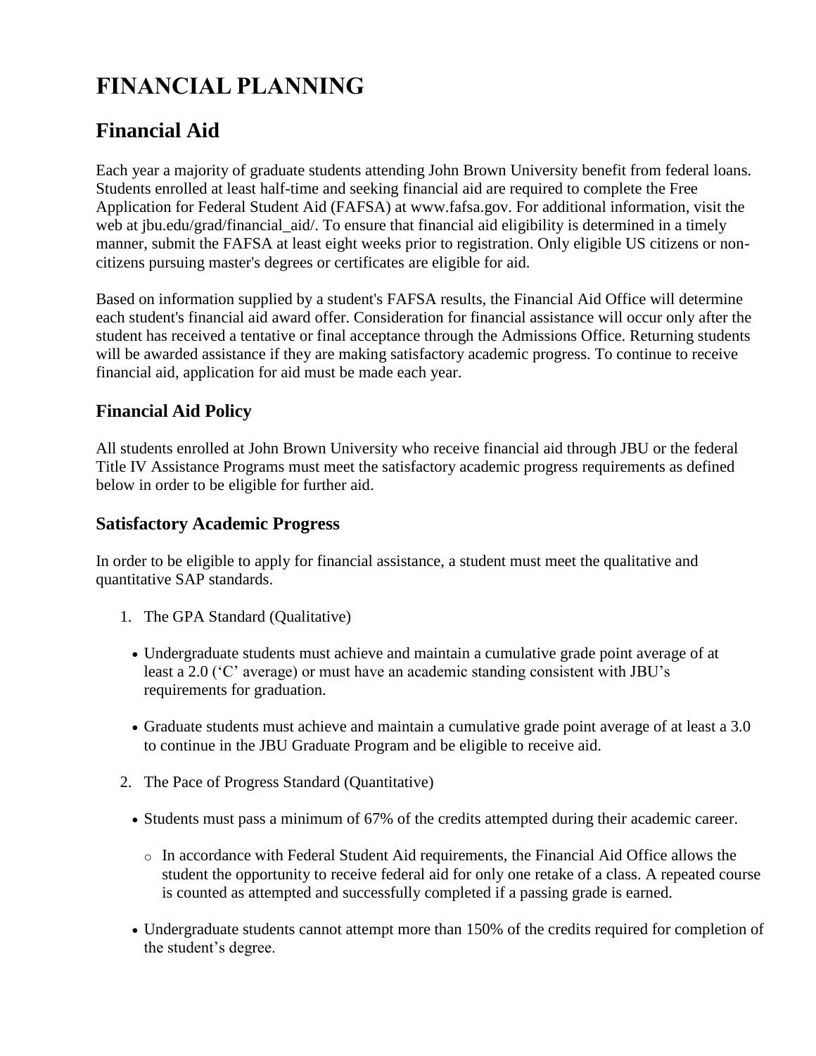# FINANCIAL PLANNING

## Financial Aid

Each year a majority of graduate students attending John Brown University benefit from federal loans. Students enrolled at least half-time and seeking financial aid are required to complete the Free Application for Federal Student Aid (FAFSA) at www.fafsa.gov. For additional information, visit the web at jbu.edu/grad/financial_aid/. To ensure that financial aid eligibility is determined in a timely manner, submit the FAFSA at least eight weeks prior to registration. Only eligible US citizens or non-citizens pursuing master's degrees or certificates are eligible for aid.

Based on information supplied by a student's FAFSA results, the Financial Aid Office will determine each student's financial aid award offer. Consideration for financial assistance will occur only after the student has received a tentative or final acceptance through the Admissions Office. Returning students will be awarded assistance if they are making satisfactory academic progress. To continue to receive financial aid, application for aid must be made each year.

### Financial Aid Policy

All students enrolled at John Brown University who receive financial aid through JBU or the federal Title IV Assistance Programs must meet the satisfactory academic progress requirements as defined below in order to be eligible for further aid.

### Satisfactory Academic Progress

In order to be eligible to apply for financial assistance, a student must meet the qualitative and quantitative SAP standards.

1. The GPA Standard (Qualitative)
   - Undergraduate students must achieve and maintain a cumulative grade point average of at least a 2.0 ('C' average) or must have an academic standing consistent with JBU's requirements for graduation.
   - Graduate students must achieve and maintain a cumulative grade point average of at least a 3.0 to continue in the JBU Graduate Program and be eligible to receive aid.
2. The Pace of Progress Standard (Quantitative)
   - Students must pass a minimum of 67% of the credits attempted during their academic career.
     - In accordance with Federal Student Aid requirements, the Financial Aid Office allows the student the opportunity to receive federal aid for only one retake of a class. A repeated course is counted as attempted and successfully completed if a passing grade is earned.
   - Undergraduate students cannot attempt more than 150% of the credits required for completion of the student's degree.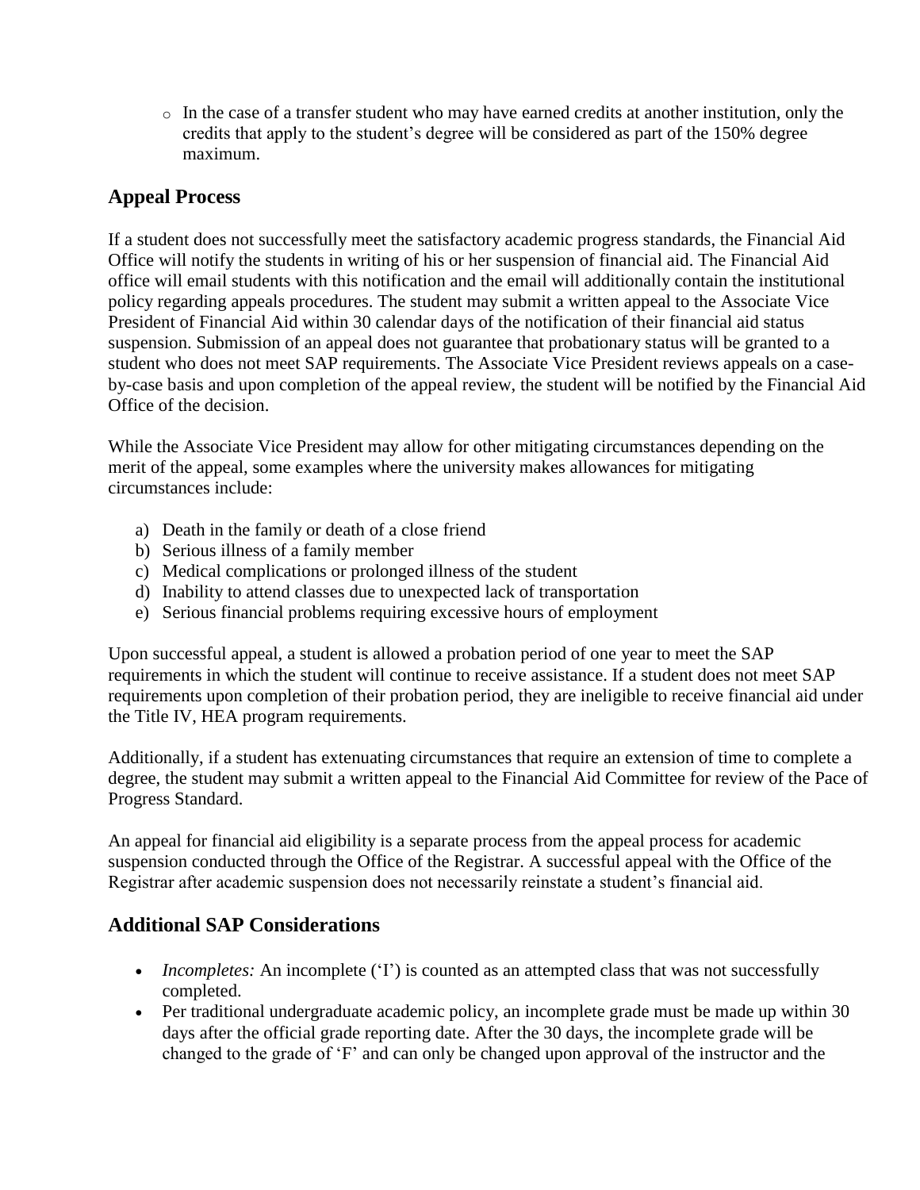- In the case of a transfer student who may have earned credits at another institution, only the credits that apply to the student's degree will be considered as part of the 150% degree maximum.

## Appeal Process

If a student does not successfully meet the satisfactory academic progress standards, the Financial Aid Office will notify the students in writing of his or her suspension of financial aid. The Financial Aid office will email students with this notification and the email will additionally contain the institutional policy regarding appeals procedures. The student may submit a written appeal to the Associate Vice President of Financial Aid within 30 calendar days of the notification of their financial aid status suspension. Submission of an appeal does not guarantee that probationary status will be granted to a student who does not meet SAP requirements. The Associate Vice President reviews appeals on a case-by-case basis and upon completion of the appeal review, the student will be notified by the Financial Aid Office of the decision.

While the Associate Vice President may allow for other mitigating circumstances depending on the merit of the appeal, some examples where the university makes allowances for mitigating circumstances include:

a) Death in the family or death of a close friend
b) Serious illness of a family member
c) Medical complications or prolonged illness of the student
d) Inability to attend classes due to unexpected lack of transportation
e) Serious financial problems requiring excessive hours of employment

Upon successful appeal, a student is allowed a probation period of one year to meet the SAP requirements in which the student will continue to receive assistance. If a student does not meet SAP requirements upon completion of their probation period, they are ineligible to receive financial aid under the Title IV, HEA program requirements.

Additionally, if a student has extenuating circumstances that require an extension of time to complete a degree, the student may submit a written appeal to the Financial Aid Committee for review of the Pace of Progress Standard.

An appeal for financial aid eligibility is a separate process from the appeal process for academic suspension conducted through the Office of the Registrar. A successful appeal with the Office of the Registrar after academic suspension does not necessarily reinstate a student's financial aid.

## Additional SAP Considerations

- *Incompletes:* An incomplete ('I') is counted as an attempted class that was not successfully completed.
- Per traditional undergraduate academic policy, an incomplete grade must be made up within 30 days after the official grade reporting date. After the 30 days, the incomplete grade will be changed to the grade of 'F' and can only be changed upon approval of the instructor and the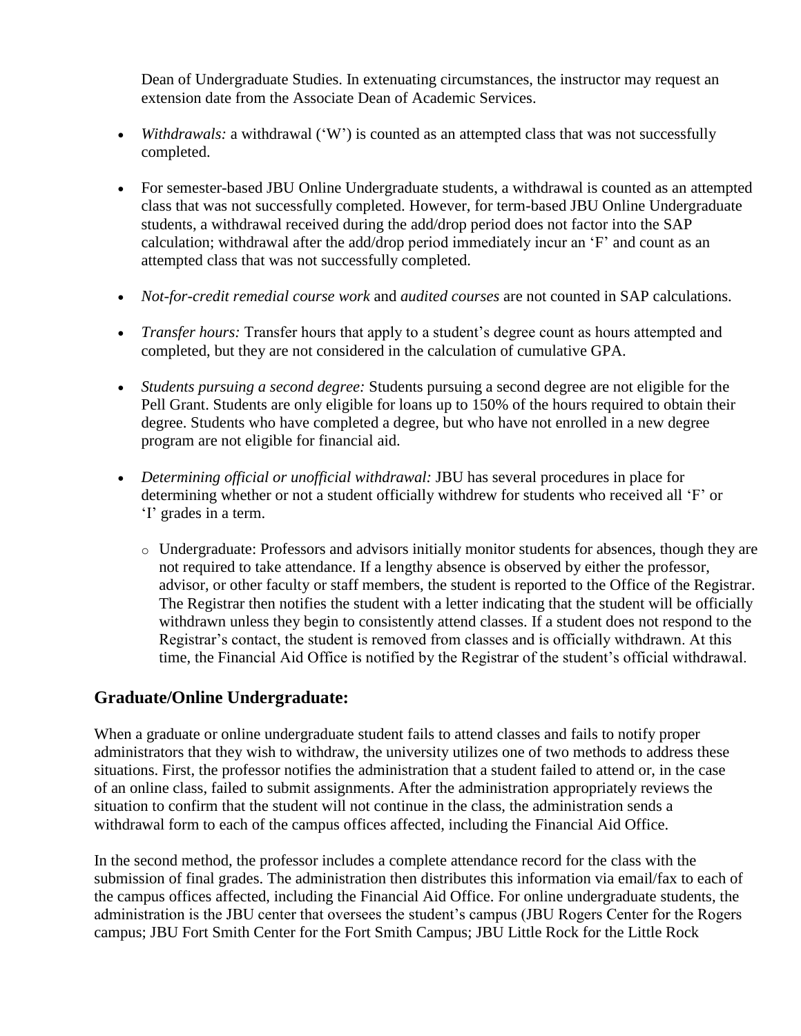Dean of Undergraduate Studies. In extenuating circumstances, the instructor may request an extension date from the Associate Dean of Academic Services.

- *Withdrawals:* a withdrawal ('W') is counted as an attempted class that was not successfully completed.
- For semester-based JBU Online Undergraduate students, a withdrawal is counted as an attempted class that was not successfully completed. However, for term-based JBU Online Undergraduate students, a withdrawal received during the add/drop period does not factor into the SAP calculation; withdrawal after the add/drop period immediately incur an 'F' and count as an attempted class that was not successfully completed.
- *Not-for-credit remedial course work* and *audited courses* are not counted in SAP calculations.
- *Transfer hours:* Transfer hours that apply to a student's degree count as hours attempted and completed, but they are not considered in the calculation of cumulative GPA.
- *Students pursuing a second degree:* Students pursuing a second degree are not eligible for the Pell Grant. Students are only eligible for loans up to 150% of the hours required to obtain their degree. Students who have completed a degree, but who have not enrolled in a new degree program are not eligible for financial aid.
- *Determining official or unofficial withdrawal:* JBU has several procedures in place for determining whether or not a student officially withdrew for students who received all 'F' or 'I' grades in a term.
  - Undergraduate: Professors and advisors initially monitor students for absences, though they are not required to take attendance. If a lengthy absence is observed by either the professor, advisor, or other faculty or staff members, the student is reported to the Office of the Registrar. The Registrar then notifies the student with a letter indicating that the student will be officially withdrawn unless they begin to consistently attend classes. If a student does not respond to the Registrar's contact, the student is removed from classes and is officially withdrawn. At this time, the Financial Aid Office is notified by the Registrar of the student's official withdrawal.

## Graduate/Online Undergraduate:

When a graduate or online undergraduate student fails to attend classes and fails to notify proper administrators that they wish to withdraw, the university utilizes one of two methods to address these situations. First, the professor notifies the administration that a student failed to attend or, in the case of an online class, failed to submit assignments. After the administration appropriately reviews the situation to confirm that the student will not continue in the class, the administration sends a withdrawal form to each of the campus offices affected, including the Financial Aid Office.

In the second method, the professor includes a complete attendance record for the class with the submission of final grades. The administration then distributes this information via email/fax to each of the campus offices affected, including the Financial Aid Office. For online undergraduate students, the administration is the JBU center that oversees the student's campus (JBU Rogers Center for the Rogers campus; JBU Fort Smith Center for the Fort Smith Campus; JBU Little Rock for the Little Rock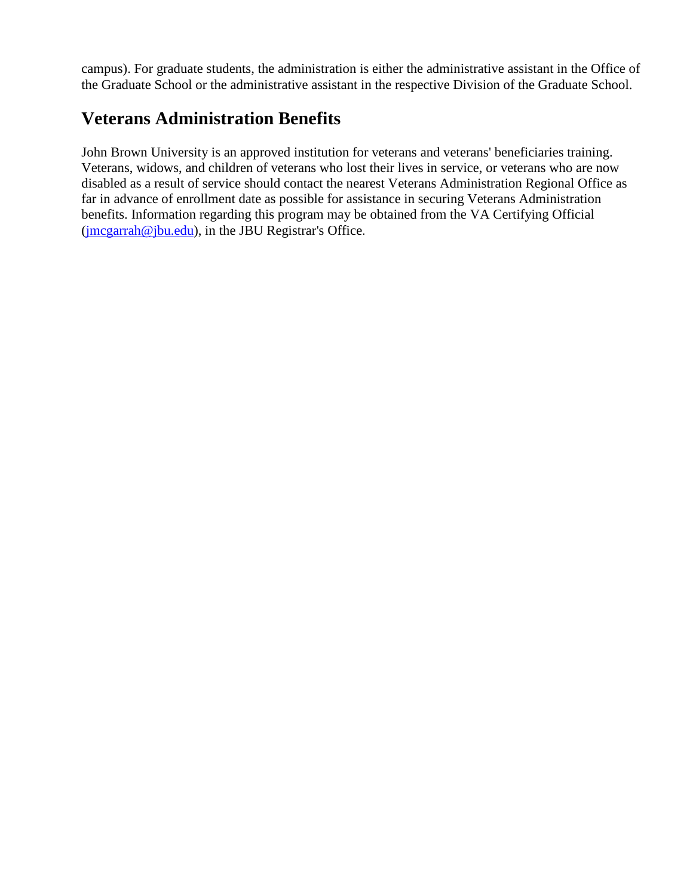campus). For graduate students, the administration is either the administrative assistant in the Office of the Graduate School or the administrative assistant in the respective Division of the Graduate School.

## Veterans Administration Benefits

John Brown University is an approved institution for veterans and veterans' beneficiaries training. Veterans, widows, and children of veterans who lost their lives in service, or veterans who are now disabled as a result of service should contact the nearest Veterans Administration Regional Office as far in advance of enrollment date as possible for assistance in securing Veterans Administration benefits. Information regarding this program may be obtained from the VA Certifying Official (jmcgarrah@jbu.edu), in the JBU Registrar's Office.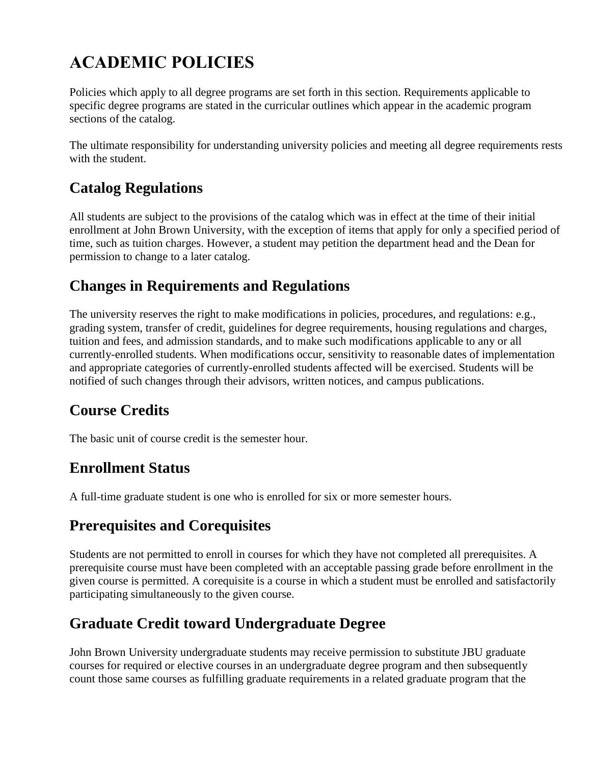# ACADEMIC POLICIES

Policies which apply to all degree programs are set forth in this section. Requirements applicable to specific degree programs are stated in the curricular outlines which appear in the academic program sections of the catalog.

The ultimate responsibility for understanding university policies and meeting all degree requirements rests with the student.

## Catalog Regulations

All students are subject to the provisions of the catalog which was in effect at the time of their initial enrollment at John Brown University, with the exception of items that apply for only a specified period of time, such as tuition charges. However, a student may petition the department head and the Dean for permission to change to a later catalog.

## Changes in Requirements and Regulations

The university reserves the right to make modifications in policies, procedures, and regulations: e.g., grading system, transfer of credit, guidelines for degree requirements, housing regulations and charges, tuition and fees, and admission standards, and to make such modifications applicable to any or all currently-enrolled students. When modifications occur, sensitivity to reasonable dates of implementation and appropriate categories of currently-enrolled students affected will be exercised. Students will be notified of such changes through their advisors, written notices, and campus publications.

## Course Credits

The basic unit of course credit is the semester hour.

## Enrollment Status

A full-time graduate student is one who is enrolled for six or more semester hours.

## Prerequisites and Corequisites

Students are not permitted to enroll in courses for which they have not completed all prerequisites. A prerequisite course must have been completed with an acceptable passing grade before enrollment in the given course is permitted. A corequisite is a course in which a student must be enrolled and satisfactorily participating simultaneously to the given course.

## Graduate Credit toward Undergraduate Degree

John Brown University undergraduate students may receive permission to substitute JBU graduate courses for required or elective courses in an undergraduate degree program and then subsequently count those same courses as fulfilling graduate requirements in a related graduate program that the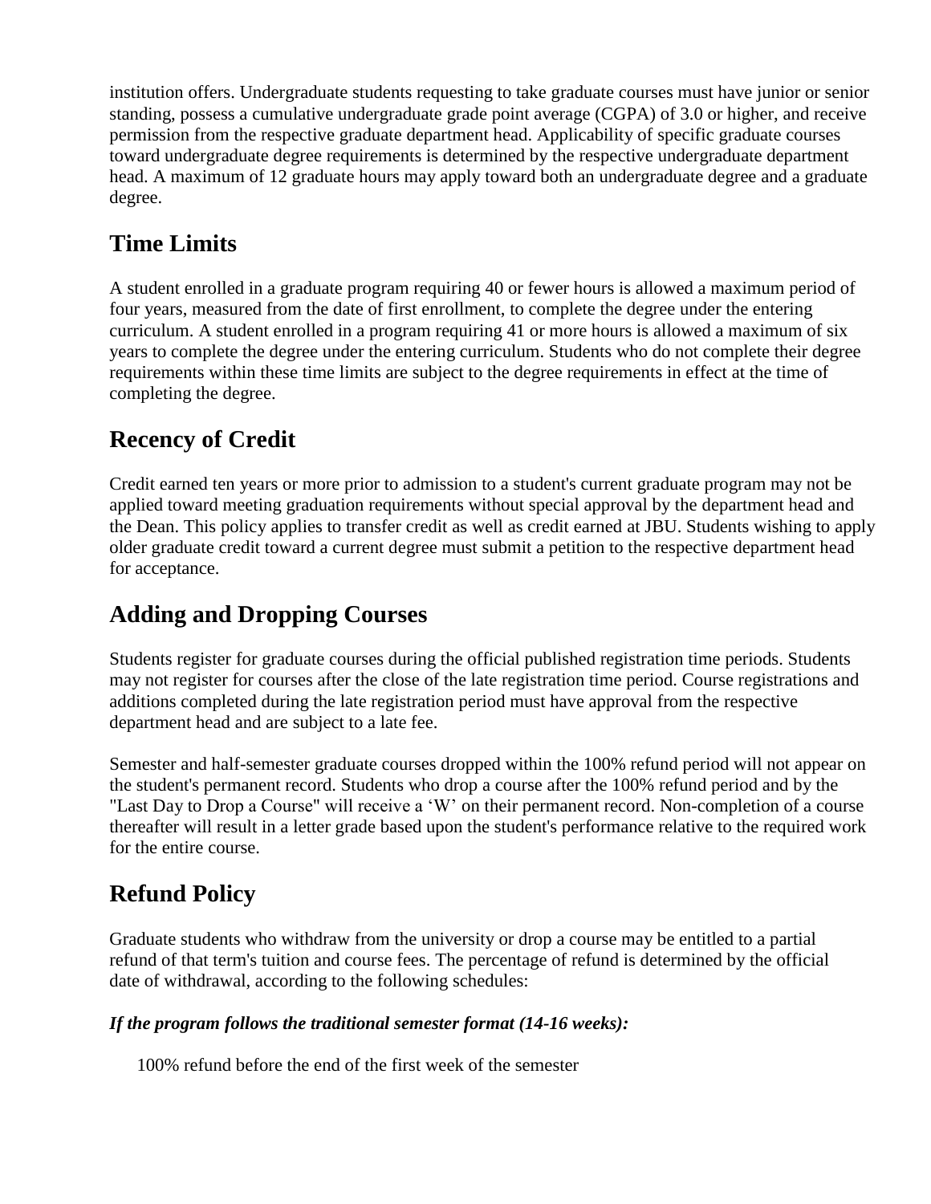institution offers. Undergraduate students requesting to take graduate courses must have junior or senior standing, possess a cumulative undergraduate grade point average (CGPA) of 3.0 or higher, and receive permission from the respective graduate department head. Applicability of specific graduate courses toward undergraduate degree requirements is determined by the respective undergraduate department head. A maximum of 12 graduate hours may apply toward both an undergraduate degree and a graduate degree.

## Time Limits

A student enrolled in a graduate program requiring 40 or fewer hours is allowed a maximum period of four years, measured from the date of first enrollment, to complete the degree under the entering curriculum. A student enrolled in a program requiring 41 or more hours is allowed a maximum of six years to complete the degree under the entering curriculum. Students who do not complete their degree requirements within these time limits are subject to the degree requirements in effect at the time of completing the degree.

## Recency of Credit

Credit earned ten years or more prior to admission to a student's current graduate program may not be applied toward meeting graduation requirements without special approval by the department head and the Dean. This policy applies to transfer credit as well as credit earned at JBU. Students wishing to apply older graduate credit toward a current degree must submit a petition to the respective department head for acceptance.

## Adding and Dropping Courses

Students register for graduate courses during the official published registration time periods. Students may not register for courses after the close of the late registration time period. Course registrations and additions completed during the late registration period must have approval from the respective department head and are subject to a late fee.

Semester and half-semester graduate courses dropped within the 100% refund period will not appear on the student's permanent record. Students who drop a course after the 100% refund period and by the "Last Day to Drop a Course" will receive a 'W' on their permanent record. Non-completion of a course thereafter will result in a letter grade based upon the student's performance relative to the required work for the entire course.

## Refund Policy

Graduate students who withdraw from the university or drop a course may be entitled to a partial refund of that term's tuition and course fees. The percentage of refund is determined by the official date of withdrawal, according to the following schedules:

***If the program follows the traditional semester format (14-16 weeks):***

100% refund before the end of the first week of the semester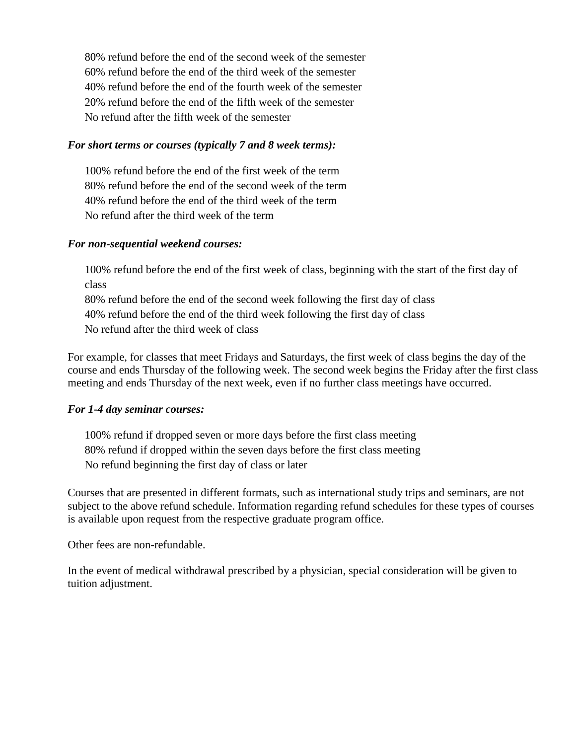80% refund before the end of the second week of the semester
60% refund before the end of the third week of the semester
40% refund before the end of the fourth week of the semester
20% refund before the end of the fifth week of the semester
No refund after the fifth week of the semester

***For short terms or courses (typically 7 and 8 week terms):***

100% refund before the end of the first week of the term
80% refund before the end of the second week of the term
40% refund before the end of the third week of the term
No refund after the third week of the term

***For non-sequential weekend courses:***

100% refund before the end of the first week of class, beginning with the start of the first day of class
80% refund before the end of the second week following the first day of class
40% refund before the end of the third week following the first day of class
No refund after the third week of class

For example, for classes that meet Fridays and Saturdays, the first week of class begins the day of the course and ends Thursday of the following week. The second week begins the Friday after the first class meeting and ends Thursday of the next week, even if no further class meetings have occurred.

***For 1-4 day seminar courses:***

100% refund if dropped seven or more days before the first class meeting
80% refund if dropped within the seven days before the first class meeting
No refund beginning the first day of class or later

Courses that are presented in different formats, such as international study trips and seminars, are not subject to the above refund schedule. Information regarding refund schedules for these types of courses is available upon request from the respective graduate program office.

Other fees are non-refundable.

In the event of medical withdrawal prescribed by a physician, special consideration will be given to tuition adjustment.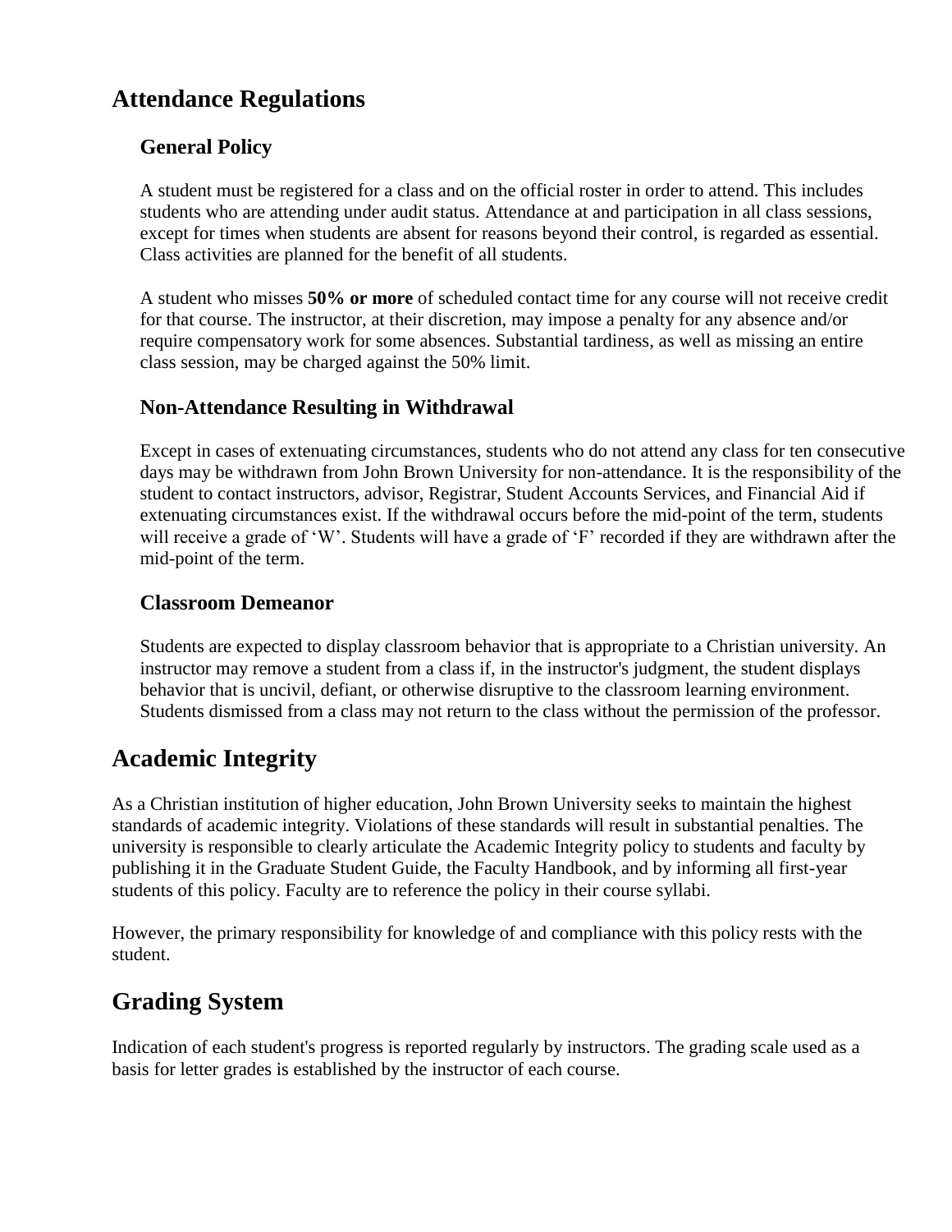## Attendance Regulations

### General Policy

A student must be registered for a class and on the official roster in order to attend. This includes students who are attending under audit status. Attendance at and participation in all class sessions, except for times when students are absent for reasons beyond their control, is regarded as essential. Class activities are planned for the benefit of all students.

A student who misses **50% or more** of scheduled contact time for any course will not receive credit for that course. The instructor, at their discretion, may impose a penalty for any absence and/or require compensatory work for some absences. Substantial tardiness, as well as missing an entire class session, may be charged against the 50% limit.

### Non-Attendance Resulting in Withdrawal

Except in cases of extenuating circumstances, students who do not attend any class for ten consecutive days may be withdrawn from John Brown University for non-attendance. It is the responsibility of the student to contact instructors, advisor, Registrar, Student Accounts Services, and Financial Aid if extenuating circumstances exist. If the withdrawal occurs before the mid-point of the term, students will receive a grade of 'W'. Students will have a grade of 'F' recorded if they are withdrawn after the mid-point of the term.

### Classroom Demeanor

Students are expected to display classroom behavior that is appropriate to a Christian university. An instructor may remove a student from a class if, in the instructor's judgment, the student displays behavior that is uncivil, defiant, or otherwise disruptive to the classroom learning environment. Students dismissed from a class may not return to the class without the permission of the professor.

## Academic Integrity

As a Christian institution of higher education, John Brown University seeks to maintain the highest standards of academic integrity. Violations of these standards will result in substantial penalties. The university is responsible to clearly articulate the Academic Integrity policy to students and faculty by publishing it in the Graduate Student Guide, the Faculty Handbook, and by informing all first-year students of this policy. Faculty are to reference the policy in their course syllabi.

However, the primary responsibility for knowledge of and compliance with this policy rests with the student.

## Grading System

Indication of each student's progress is reported regularly by instructors. The grading scale used as a basis for letter grades is established by the instructor of each course.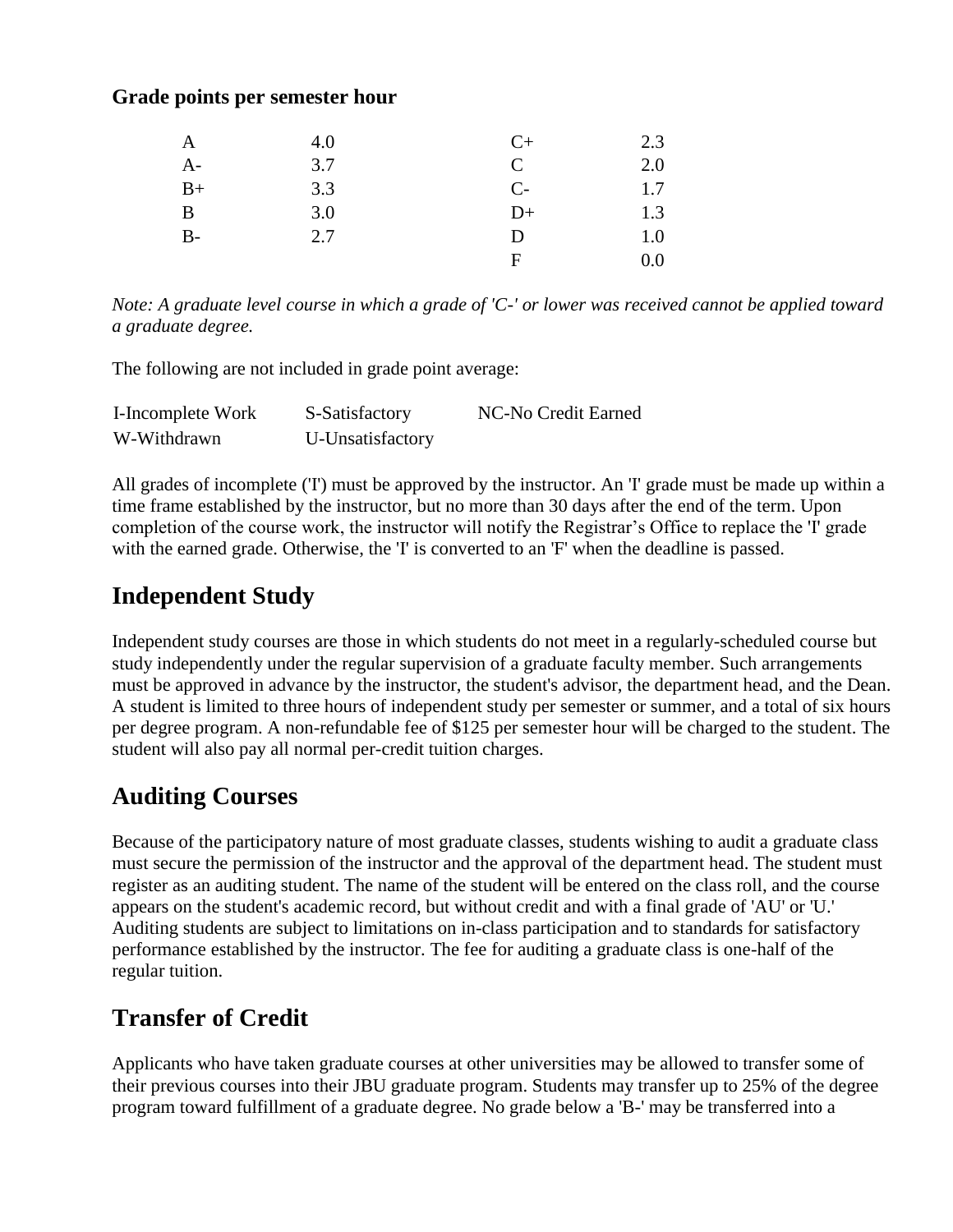**Grade points per semester hour**

| | | | |
|---|---|---|---|
| A | 4.0 | C+ | 2.3 |
| A- | 3.7 | C | 2.0 |
| B+ | 3.3 | C- | 1.7 |
| B | 3.0 | D+ | 1.3 |
| B- | 2.7 | D | 1.0 |
| | | F | 0.0 |

*Note: A graduate level course in which a grade of 'C-' or lower was received cannot be applied toward a graduate degree.*

The following are not included in grade point average:

| | | |
|---|---|---|
| I-Incomplete Work | S-Satisfactory | NC-No Credit Earned |
| W-Withdrawn | U-Unsatisfactory | |

All grades of incomplete ('I') must be approved by the instructor. An 'I' grade must be made up within a time frame established by the instructor, but no more than 30 days after the end of the term. Upon completion of the course work, the instructor will notify the Registrar's Office to replace the 'I' grade with the earned grade. Otherwise, the 'I' is converted to an 'F' when the deadline is passed.

## Independent Study

Independent study courses are those in which students do not meet in a regularly-scheduled course but study independently under the regular supervision of a graduate faculty member. Such arrangements must be approved in advance by the instructor, the student's advisor, the department head, and the Dean. A student is limited to three hours of independent study per semester or summer, and a total of six hours per degree program. A non-refundable fee of $125 per semester hour will be charged to the student. The student will also pay all normal per-credit tuition charges.

## Auditing Courses

Because of the participatory nature of most graduate classes, students wishing to audit a graduate class must secure the permission of the instructor and the approval of the department head. The student must register as an auditing student. The name of the student will be entered on the class roll, and the course appears on the student's academic record, but without credit and with a final grade of 'AU' or 'U.' Auditing students are subject to limitations on in-class participation and to standards for satisfactory performance established by the instructor. The fee for auditing a graduate class is one-half of the regular tuition.

## Transfer of Credit

Applicants who have taken graduate courses at other universities may be allowed to transfer some of their previous courses into their JBU graduate program. Students may transfer up to 25% of the degree program toward fulfillment of a graduate degree. No grade below a 'B-' may be transferred into a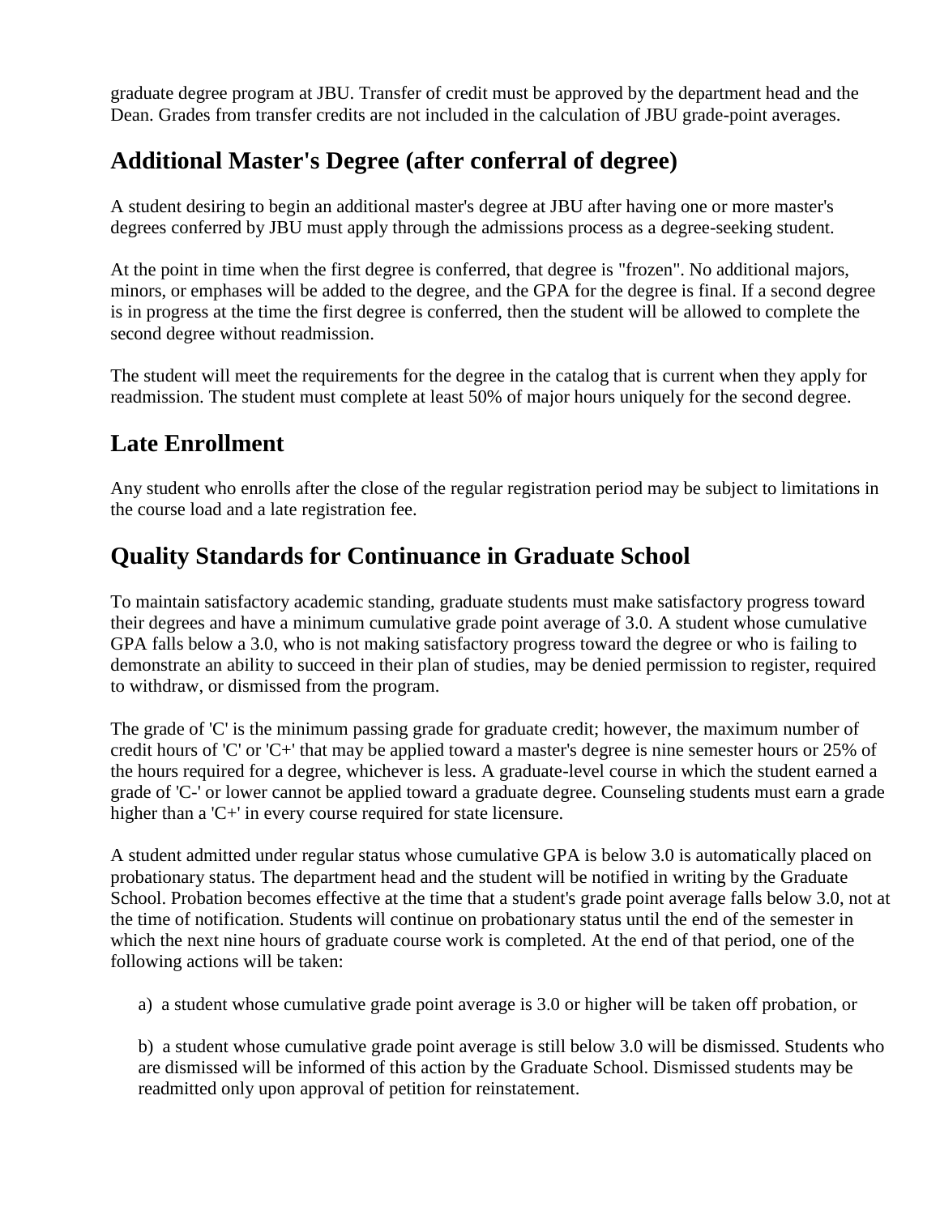graduate degree program at JBU. Transfer of credit must be approved by the department head and the Dean. Grades from transfer credits are not included in the calculation of JBU grade-point averages.

## Additional Master's Degree (after conferral of degree)

A student desiring to begin an additional master's degree at JBU after having one or more master's degrees conferred by JBU must apply through the admissions process as a degree-seeking student.

At the point in time when the first degree is conferred, that degree is "frozen". No additional majors, minors, or emphases will be added to the degree, and the GPA for the degree is final. If a second degree is in progress at the time the first degree is conferred, then the student will be allowed to complete the second degree without readmission.

The student will meet the requirements for the degree in the catalog that is current when they apply for readmission. The student must complete at least 50% of major hours uniquely for the second degree.

## Late Enrollment

Any student who enrolls after the close of the regular registration period may be subject to limitations in the course load and a late registration fee.

## Quality Standards for Continuance in Graduate School

To maintain satisfactory academic standing, graduate students must make satisfactory progress toward their degrees and have a minimum cumulative grade point average of 3.0. A student whose cumulative GPA falls below a 3.0, who is not making satisfactory progress toward the degree or who is failing to demonstrate an ability to succeed in their plan of studies, may be denied permission to register, required to withdraw, or dismissed from the program.

The grade of 'C' is the minimum passing grade for graduate credit; however, the maximum number of credit hours of 'C' or 'C+' that may be applied toward a master's degree is nine semester hours or 25% of the hours required for a degree, whichever is less. A graduate-level course in which the student earned a grade of 'C-' or lower cannot be applied toward a graduate degree. Counseling students must earn a grade higher than a 'C+' in every course required for state licensure.

A student admitted under regular status whose cumulative GPA is below 3.0 is automatically placed on probationary status. The department head and the student will be notified in writing by the Graduate School. Probation becomes effective at the time that a student's grade point average falls below 3.0, not at the time of notification. Students will continue on probationary status until the end of the semester in which the next nine hours of graduate course work is completed. At the end of that period, one of the following actions will be taken:

a) a student whose cumulative grade point average is 3.0 or higher will be taken off probation, or

b) a student whose cumulative grade point average is still below 3.0 will be dismissed. Students who are dismissed will be informed of this action by the Graduate School. Dismissed students may be readmitted only upon approval of petition for reinstatement.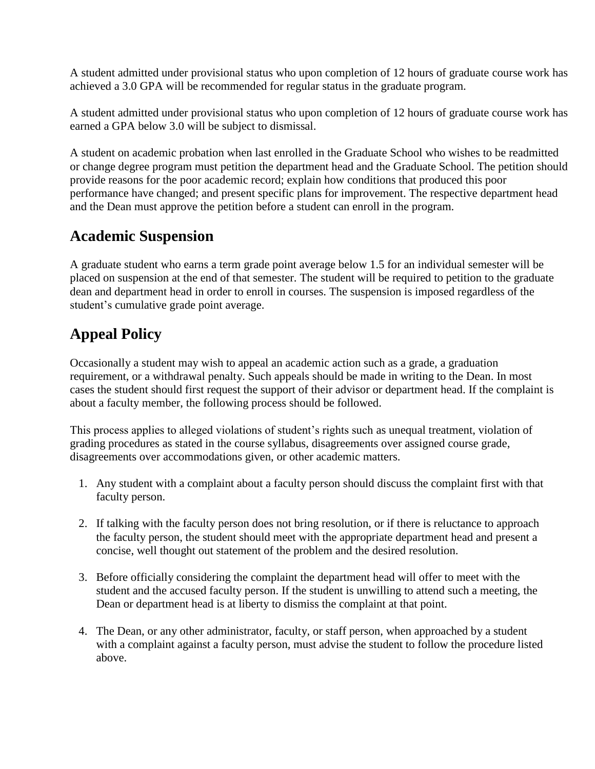A student admitted under provisional status who upon completion of 12 hours of graduate course work has achieved a 3.0 GPA will be recommended for regular status in the graduate program.

A student admitted under provisional status who upon completion of 12 hours of graduate course work has earned a GPA below 3.0 will be subject to dismissal.

A student on academic probation when last enrolled in the Graduate School who wishes to be readmitted or change degree program must petition the department head and the Graduate School. The petition should provide reasons for the poor academic record; explain how conditions that produced this poor performance have changed; and present specific plans for improvement. The respective department head and the Dean must approve the petition before a student can enroll in the program.

## Academic Suspension

A graduate student who earns a term grade point average below 1.5 for an individual semester will be placed on suspension at the end of that semester. The student will be required to petition to the graduate dean and department head in order to enroll in courses. The suspension is imposed regardless of the student's cumulative grade point average.

## Appeal Policy

Occasionally a student may wish to appeal an academic action such as a grade, a graduation requirement, or a withdrawal penalty. Such appeals should be made in writing to the Dean. In most cases the student should first request the support of their advisor or department head. If the complaint is about a faculty member, the following process should be followed.

This process applies to alleged violations of student's rights such as unequal treatment, violation of grading procedures as stated in the course syllabus, disagreements over assigned course grade, disagreements over accommodations given, or other academic matters.

1. Any student with a complaint about a faculty person should discuss the complaint first with that faculty person.

2. If talking with the faculty person does not bring resolution, or if there is reluctance to approach the faculty person, the student should meet with the appropriate department head and present a concise, well thought out statement of the problem and the desired resolution.

3. Before officially considering the complaint the department head will offer to meet with the student and the accused faculty person. If the student is unwilling to attend such a meeting, the Dean or department head is at liberty to dismiss the complaint at that point.

4. The Dean, or any other administrator, faculty, or staff person, when approached by a student with a complaint against a faculty person, must advise the student to follow the procedure listed above.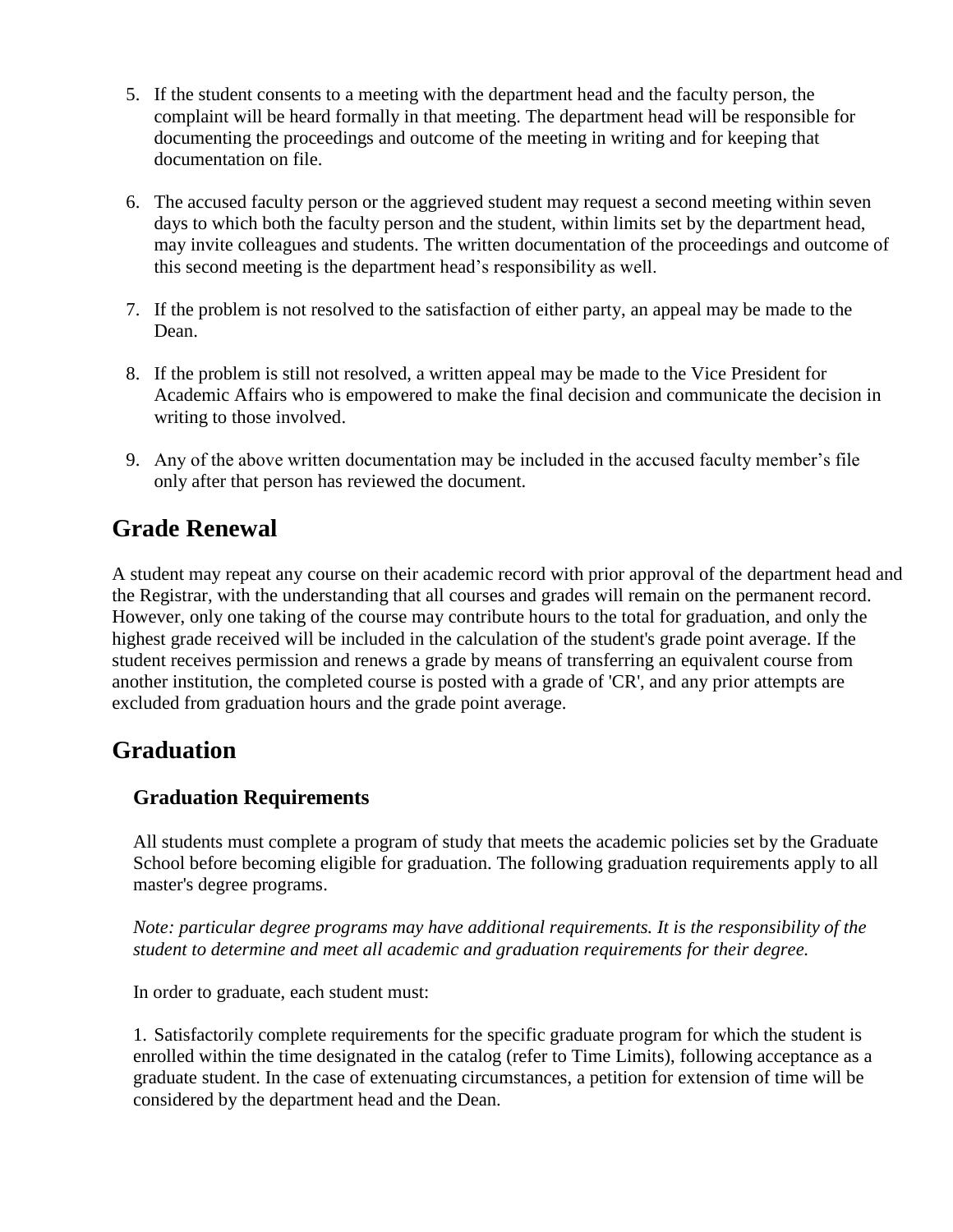5. If the student consents to a meeting with the department head and the faculty person, the complaint will be heard formally in that meeting. The department head will be responsible for documenting the proceedings and outcome of the meeting in writing and for keeping that documentation on file.

6. The accused faculty person or the aggrieved student may request a second meeting within seven days to which both the faculty person and the student, within limits set by the department head, may invite colleagues and students. The written documentation of the proceedings and outcome of this second meeting is the department head's responsibility as well.

7. If the problem is not resolved to the satisfaction of either party, an appeal may be made to the Dean.

8. If the problem is still not resolved, a written appeal may be made to the Vice President for Academic Affairs who is empowered to make the final decision and communicate the decision in writing to those involved.

9. Any of the above written documentation may be included in the accused faculty member's file only after that person has reviewed the document.

## Grade Renewal

A student may repeat any course on their academic record with prior approval of the department head and the Registrar, with the understanding that all courses and grades will remain on the permanent record. However, only one taking of the course may contribute hours to the total for graduation, and only the highest grade received will be included in the calculation of the student's grade point average. If the student receives permission and renews a grade by means of transferring an equivalent course from another institution, the completed course is posted with a grade of 'CR', and any prior attempts are excluded from graduation hours and the grade point average.

## Graduation

### Graduation Requirements

All students must complete a program of study that meets the academic policies set by the Graduate School before becoming eligible for graduation. The following graduation requirements apply to all master's degree programs.

*Note: particular degree programs may have additional requirements. It is the responsibility of the student to determine and meet all academic and graduation requirements for their degree.*

In order to graduate, each student must:

1. Satisfactorily complete requirements for the specific graduate program for which the student is enrolled within the time designated in the catalog (refer to Time Limits), following acceptance as a graduate student. In the case of extenuating circumstances, a petition for extension of time will be considered by the department head and the Dean.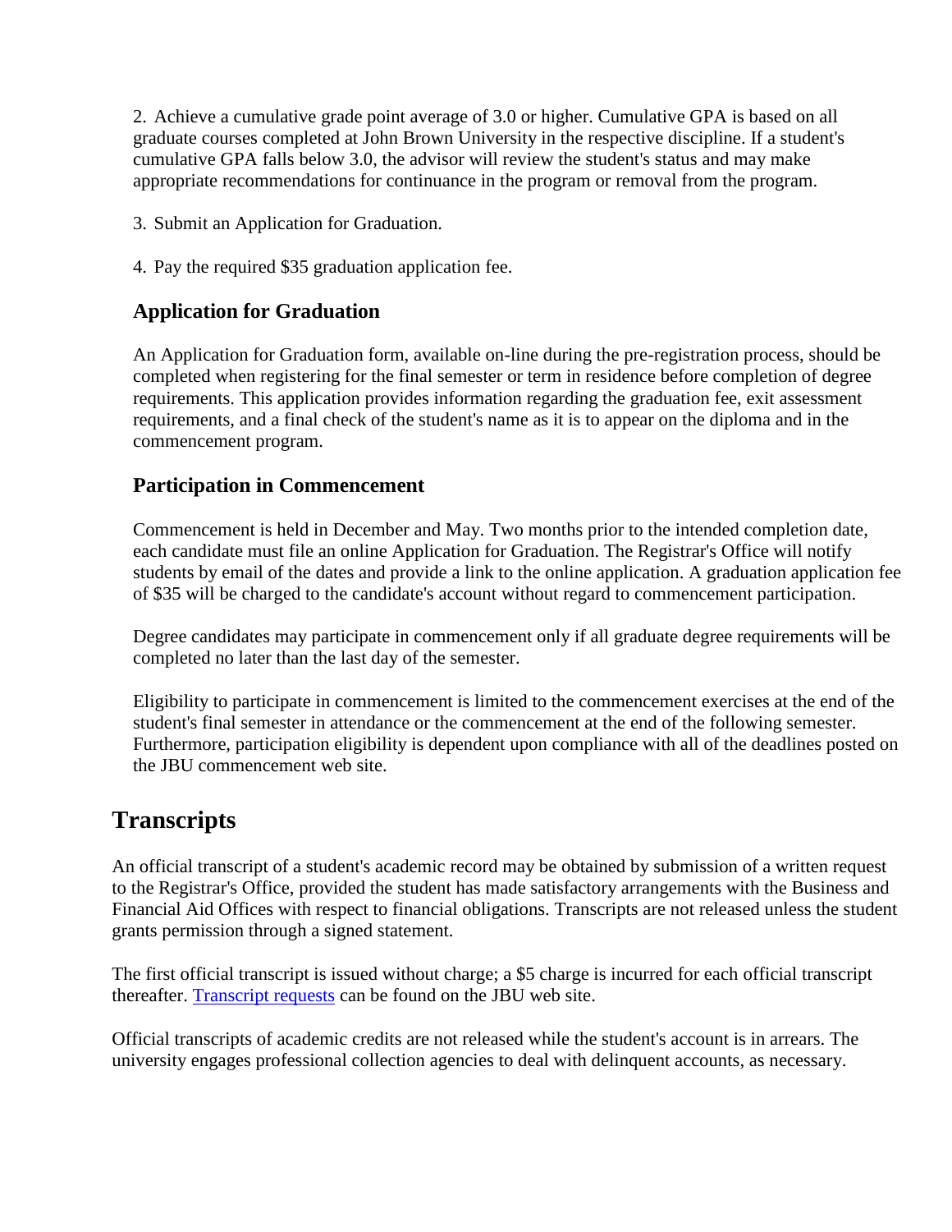2. Achieve a cumulative grade point average of 3.0 or higher. Cumulative GPA is based on all graduate courses completed at John Brown University in the respective discipline. If a student's cumulative GPA falls below 3.0, the advisor will review the student's status and may make appropriate recommendations for continuance in the program or removal from the program.

3. Submit an Application for Graduation.

4. Pay the required $35 graduation application fee.

### Application for Graduation

An Application for Graduation form, available on-line during the pre-registration process, should be completed when registering for the final semester or term in residence before completion of degree requirements. This application provides information regarding the graduation fee, exit assessment requirements, and a final check of the student's name as it is to appear on the diploma and in the commencement program.

### Participation in Commencement

Commencement is held in December and May. Two months prior to the intended completion date, each candidate must file an online Application for Graduation. The Registrar's Office will notify students by email of the dates and provide a link to the online application. A graduation application fee of $35 will be charged to the candidate's account without regard to commencement participation.

Degree candidates may participate in commencement only if all graduate degree requirements will be completed no later than the last day of the semester.

Eligibility to participate in commencement is limited to the commencement exercises at the end of the student's final semester in attendance or the commencement at the end of the following semester. Furthermore, participation eligibility is dependent upon compliance with all of the deadlines posted on the JBU commencement web site.

## Transcripts

An official transcript of a student's academic record may be obtained by submission of a written request to the Registrar's Office, provided the student has made satisfactory arrangements with the Business and Financial Aid Offices with respect to financial obligations. Transcripts are not released unless the student grants permission through a signed statement.

The first official transcript is issued without charge; a $5 charge is incurred for each official transcript thereafter. Transcript requests can be found on the JBU web site.

Official transcripts of academic credits are not released while the student's account is in arrears. The university engages professional collection agencies to deal with delinquent accounts, as necessary.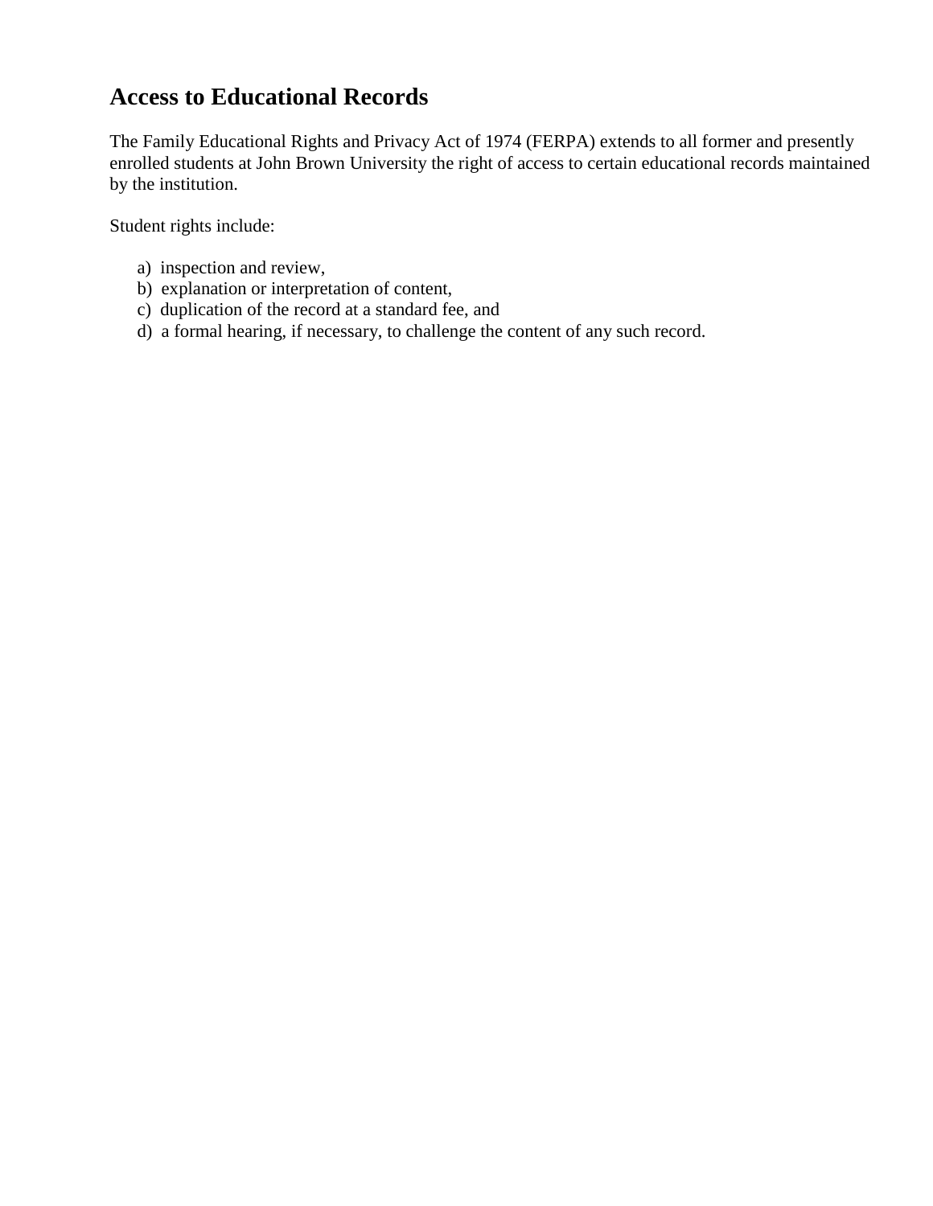## Access to Educational Records

The Family Educational Rights and Privacy Act of 1974 (FERPA) extends to all former and presently enrolled students at John Brown University the right of access to certain educational records maintained by the institution.

Student rights include:

a) inspection and review,
b) explanation or interpretation of content,
c) duplication of the record at a standard fee, and
d) a formal hearing, if necessary, to challenge the content of any such record.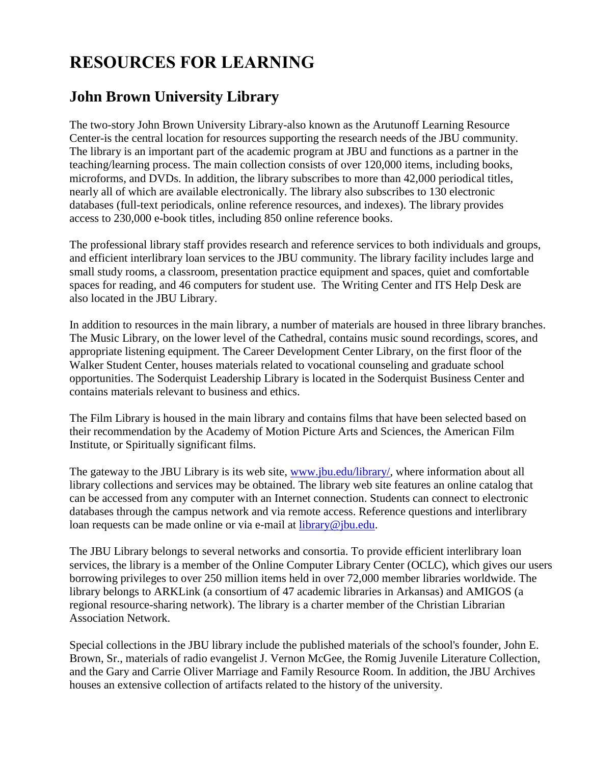# RESOURCES FOR LEARNING

## John Brown University Library

The two-story John Brown University Library-also known as the Arutunoff Learning Resource Center-is the central location for resources supporting the research needs of the JBU community. The library is an important part of the academic program at JBU and functions as a partner in the teaching/learning process. The main collection consists of over 120,000 items, including books, microforms, and DVDs. In addition, the library subscribes to more than 42,000 periodical titles, nearly all of which are available electronically. The library also subscribes to 130 electronic databases (full-text periodicals, online reference resources, and indexes). The library provides access to 230,000 e-book titles, including 850 online reference books.

The professional library staff provides research and reference services to both individuals and groups, and efficient interlibrary loan services to the JBU community. The library facility includes large and small study rooms, a classroom, presentation practice equipment and spaces, quiet and comfortable spaces for reading, and 46 computers for student use. The Writing Center and ITS Help Desk are also located in the JBU Library.

In addition to resources in the main library, a number of materials are housed in three library branches. The Music Library, on the lower level of the Cathedral, contains music sound recordings, scores, and appropriate listening equipment. The Career Development Center Library, on the first floor of the Walker Student Center, houses materials related to vocational counseling and graduate school opportunities. The Soderquist Leadership Library is located in the Soderquist Business Center and contains materials relevant to business and ethics.

The Film Library is housed in the main library and contains films that have been selected based on their recommendation by the Academy of Motion Picture Arts and Sciences, the American Film Institute, or Spiritually significant films.

The gateway to the JBU Library is its web site, www.jbu.edu/library/, where information about all library collections and services may be obtained. The library web site features an online catalog that can be accessed from any computer with an Internet connection. Students can connect to electronic databases through the campus network and via remote access. Reference questions and interlibrary loan requests can be made online or via e-mail at library@jbu.edu.

The JBU Library belongs to several networks and consortia. To provide efficient interlibrary loan services, the library is a member of the Online Computer Library Center (OCLC), which gives our users borrowing privileges to over 250 million items held in over 72,000 member libraries worldwide. The library belongs to ARKLink (a consortium of 47 academic libraries in Arkansas) and AMIGOS (a regional resource-sharing network). The library is a charter member of the Christian Librarian Association Network.

Special collections in the JBU library include the published materials of the school's founder, John E. Brown, Sr., materials of radio evangelist J. Vernon McGee, the Romig Juvenile Literature Collection, and the Gary and Carrie Oliver Marriage and Family Resource Room. In addition, the JBU Archives houses an extensive collection of artifacts related to the history of the university.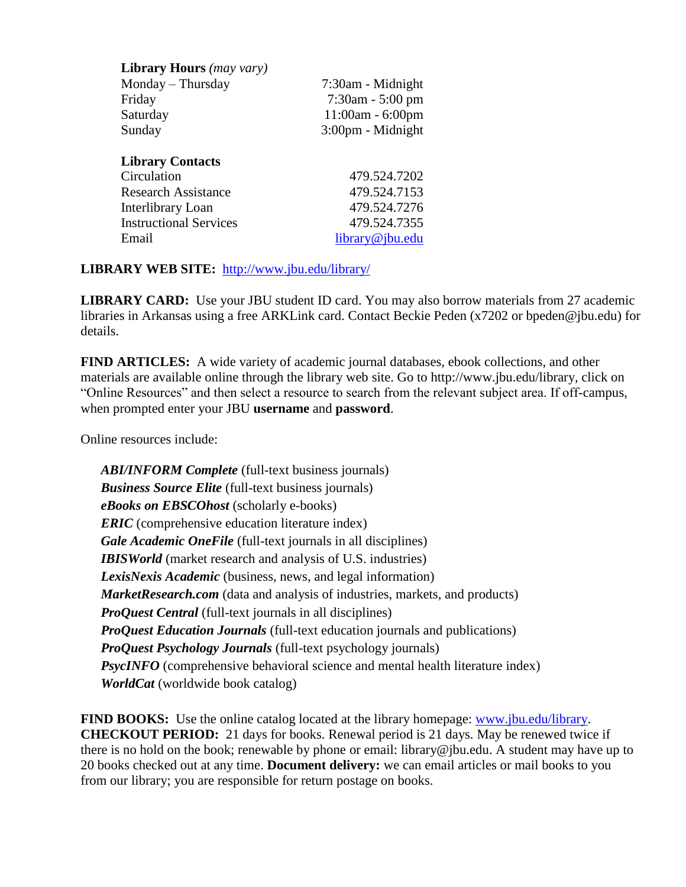**Library Hours** *(may vary)*

| | |
|---|---|
| Monday – Thursday | 7:30am - Midnight |
| Friday | 7:30am - 5:00 pm |
| Saturday | 11:00am - 6:00pm |
| Sunday | 3:00pm - Midnight |

**Library Contacts**

| | |
|---|---|
| Circulation | 479.524.7202 |
| Research Assistance | 479.524.7153 |
| Interlibrary Loan | 479.524.7276 |
| Instructional Services | 479.524.7355 |
| Email | library@jbu.edu |

**LIBRARY WEB SITE:** http://www.jbu.edu/library/

**LIBRARY CARD:** Use your JBU student ID card. You may also borrow materials from 27 academic libraries in Arkansas using a free ARKLink card. Contact Beckie Peden (x7202 or bpeden@jbu.edu) for details.

**FIND ARTICLES:** A wide variety of academic journal databases, ebook collections, and other materials are available online through the library web site. Go to http://www.jbu.edu/library, click on "Online Resources" and then select a resource to search from the relevant subject area. If off-campus, when prompted enter your JBU **username** and **password**.

Online resources include:

- ***ABI/INFORM Complete*** (full-text business journals)
- ***Business Source Elite*** (full-text business journals)
- ***eBooks on EBSCOhost*** (scholarly e-books)
- ***ERIC*** (comprehensive education literature index)
- ***Gale Academic OneFile*** (full-text journals in all disciplines)
- ***IBISWorld*** (market research and analysis of U.S. industries)
- ***LexisNexis Academic*** (business, news, and legal information)
- ***MarketResearch.com*** (data and analysis of industries, markets, and products)
- ***ProQuest Central*** (full-text journals in all disciplines)
- ***ProQuest Education Journals*** (full-text education journals and publications)
- ***ProQuest Psychology Journals*** (full-text psychology journals)
- ***PsycINFO*** (comprehensive behavioral science and mental health literature index)
- ***WorldCat*** (worldwide book catalog)

**FIND BOOKS:** Use the online catalog located at the library homepage: www.jbu.edu/library.
**CHECKOUT PERIOD:** 21 days for books. Renewal period is 21 days. May be renewed twice if there is no hold on the book; renewable by phone or email: library@jbu.edu. A student may have up to 20 books checked out at any time. **Document delivery:** we can email articles or mail books to you from our library; you are responsible for return postage on books.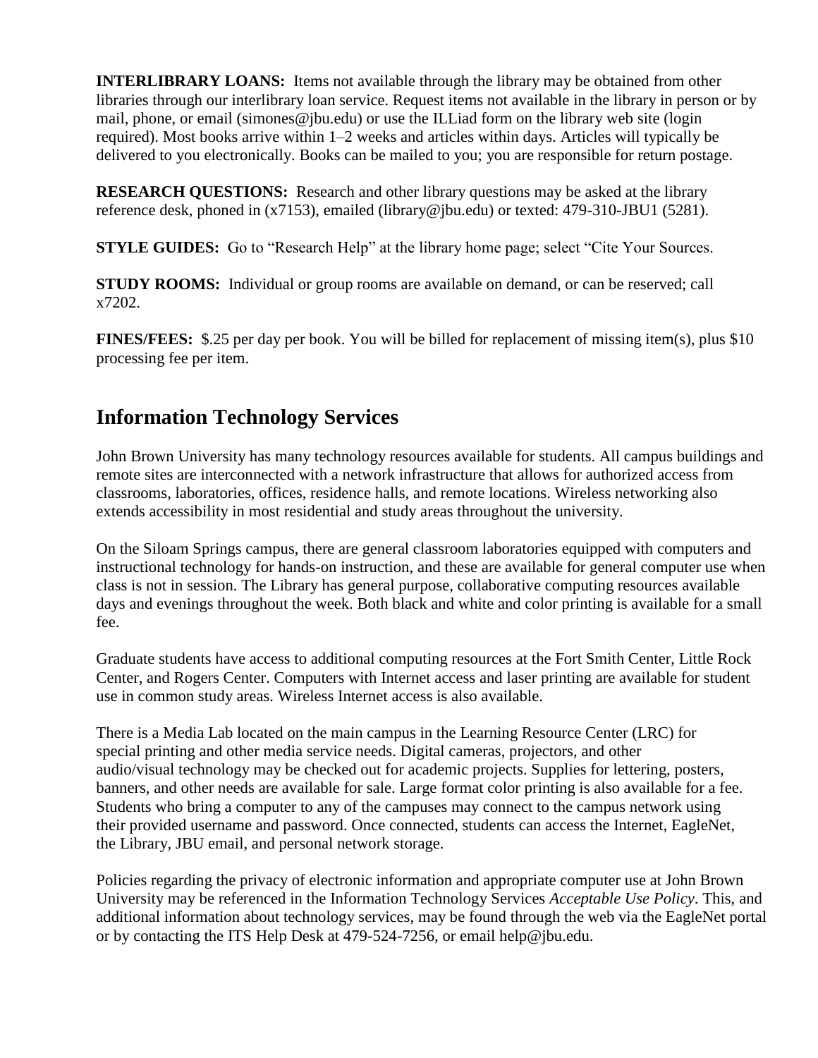**INTERLIBRARY LOANS:** Items not available through the library may be obtained from other libraries through our interlibrary loan service. Request items not available in the library in person or by mail, phone, or email (simones@jbu.edu) or use the ILLiad form on the library web site (login required). Most books arrive within 1–2 weeks and articles within days. Articles will typically be delivered to you electronically. Books can be mailed to you; you are responsible for return postage.

**RESEARCH QUESTIONS:** Research and other library questions may be asked at the library reference desk, phoned in (x7153), emailed (library@jbu.edu) or texted: 479-310-JBU1 (5281).

**STYLE GUIDES:** Go to "Research Help" at the library home page; select "Cite Your Sources.

**STUDY ROOMS:** Individual or group rooms are available on demand, or can be reserved; call x7202.

**FINES/FEES:** $.25 per day per book. You will be billed for replacement of missing item(s), plus $10 processing fee per item.

## Information Technology Services

John Brown University has many technology resources available for students. All campus buildings and remote sites are interconnected with a network infrastructure that allows for authorized access from classrooms, laboratories, offices, residence halls, and remote locations. Wireless networking also extends accessibility in most residential and study areas throughout the university.

On the Siloam Springs campus, there are general classroom laboratories equipped with computers and instructional technology for hands-on instruction, and these are available for general computer use when class is not in session. The Library has general purpose, collaborative computing resources available days and evenings throughout the week. Both black and white and color printing is available for a small fee.

Graduate students have access to additional computing resources at the Fort Smith Center, Little Rock Center, and Rogers Center. Computers with Internet access and laser printing are available for student use in common study areas. Wireless Internet access is also available.

There is a Media Lab located on the main campus in the Learning Resource Center (LRC) for special printing and other media service needs. Digital cameras, projectors, and other audio/visual technology may be checked out for academic projects. Supplies for lettering, posters, banners, and other needs are available for sale. Large format color printing is also available for a fee. Students who bring a computer to any of the campuses may connect to the campus network using their provided username and password. Once connected, students can access the Internet, EagleNet, the Library, JBU email, and personal network storage.

Policies regarding the privacy of electronic information and appropriate computer use at John Brown University may be referenced in the Information Technology Services *Acceptable Use Policy*. This, and additional information about technology services, may be found through the web via the EagleNet portal or by contacting the ITS Help Desk at 479-524-7256, or email help@jbu.edu.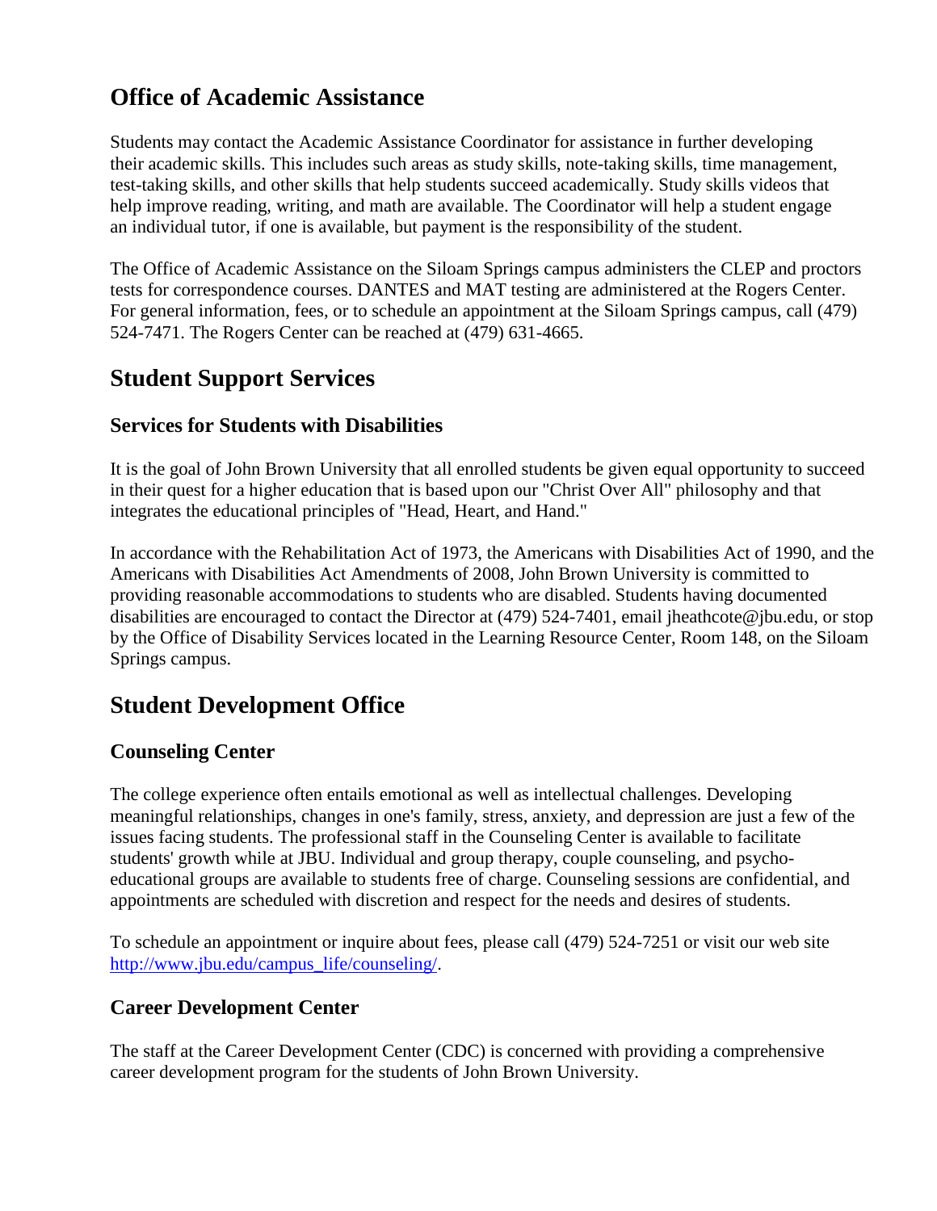## Office of Academic Assistance

Students may contact the Academic Assistance Coordinator for assistance in further developing their academic skills. This includes such areas as study skills, note-taking skills, time management, test-taking skills, and other skills that help students succeed academically. Study skills videos that help improve reading, writing, and math are available. The Coordinator will help a student engage an individual tutor, if one is available, but payment is the responsibility of the student.

The Office of Academic Assistance on the Siloam Springs campus administers the CLEP and proctors tests for correspondence courses. DANTES and MAT testing are administered at the Rogers Center. For general information, fees, or to schedule an appointment at the Siloam Springs campus, call (479) 524-7471. The Rogers Center can be reached at (479) 631-4665.

## Student Support Services

### Services for Students with Disabilities

It is the goal of John Brown University that all enrolled students be given equal opportunity to succeed in their quest for a higher education that is based upon our "Christ Over All" philosophy and that integrates the educational principles of "Head, Heart, and Hand."

In accordance with the Rehabilitation Act of 1973, the Americans with Disabilities Act of 1990, and the Americans with Disabilities Act Amendments of 2008, John Brown University is committed to providing reasonable accommodations to students who are disabled. Students having documented disabilities are encouraged to contact the Director at (479) 524-7401, email jheathcote@jbu.edu, or stop by the Office of Disability Services located in the Learning Resource Center, Room 148, on the Siloam Springs campus.

## Student Development Office

### Counseling Center

The college experience often entails emotional as well as intellectual challenges. Developing meaningful relationships, changes in one's family, stress, anxiety, and depression are just a few of the issues facing students. The professional staff in the Counseling Center is available to facilitate students' growth while at JBU. Individual and group therapy, couple counseling, and psycho-educational groups are available to students free of charge. Counseling sessions are confidential, and appointments are scheduled with discretion and respect for the needs and desires of students.

To schedule an appointment or inquire about fees, please call (479) 524-7251 or visit our web site [http://www.jbu.edu/campus_life/counseling/](http://www.jbu.edu/campus_life/counseling/).

### Career Development Center

The staff at the Career Development Center (CDC) is concerned with providing a comprehensive career development program for the students of John Brown University.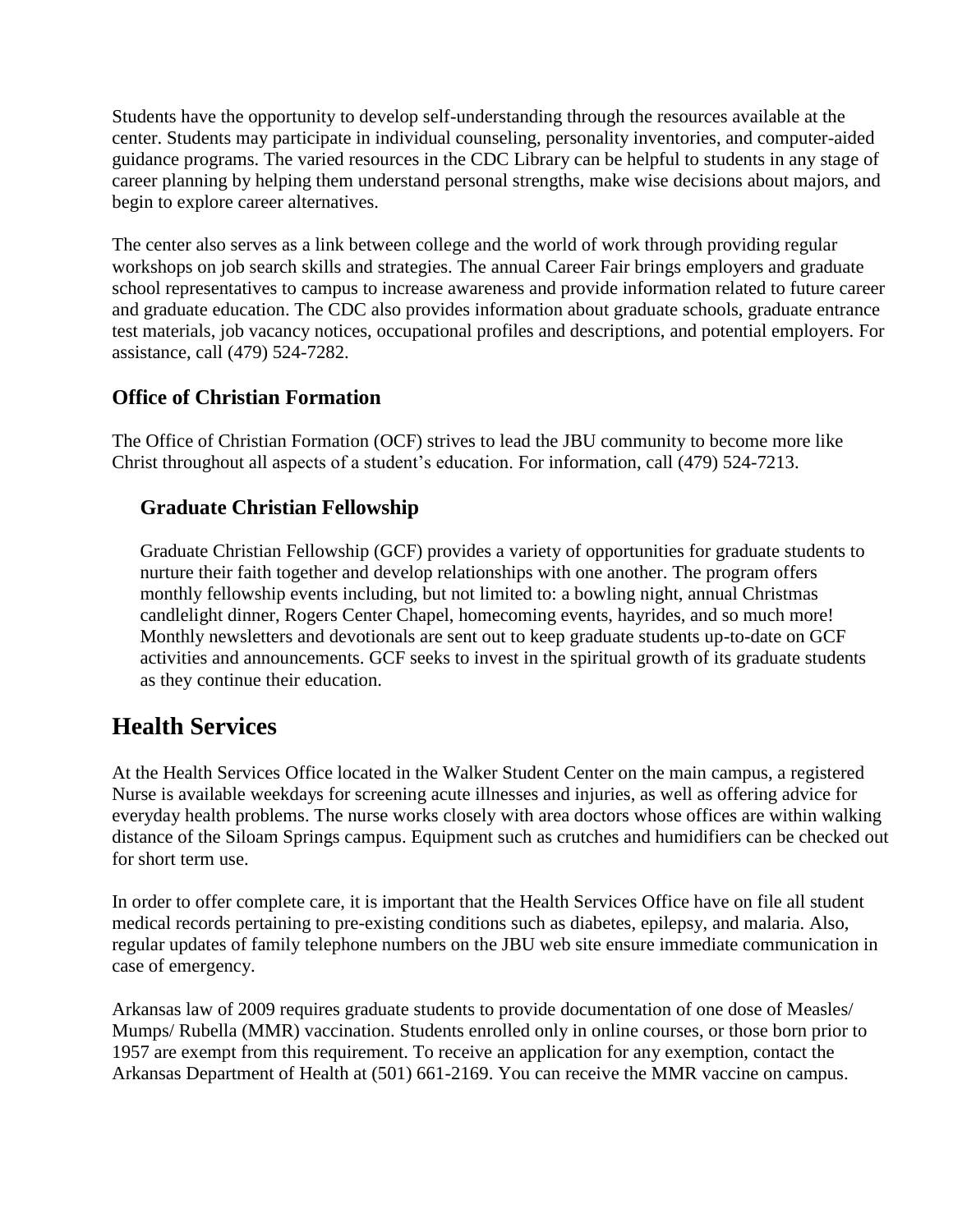Students have the opportunity to develop self-understanding through the resources available at the center. Students may participate in individual counseling, personality inventories, and computer-aided guidance programs. The varied resources in the CDC Library can be helpful to students in any stage of career planning by helping them understand personal strengths, make wise decisions about majors, and begin to explore career alternatives.

The center also serves as a link between college and the world of work through providing regular workshops on job search skills and strategies. The annual Career Fair brings employers and graduate school representatives to campus to increase awareness and provide information related to future career and graduate education. The CDC also provides information about graduate schools, graduate entrance test materials, job vacancy notices, occupational profiles and descriptions, and potential employers. For assistance, call (479) 524-7282.

### Office of Christian Formation

The Office of Christian Formation (OCF) strives to lead the JBU community to become more like Christ throughout all aspects of a student's education. For information, call (479) 524-7213.

#### Graduate Christian Fellowship

Graduate Christian Fellowship (GCF) provides a variety of opportunities for graduate students to nurture their faith together and develop relationships with one another. The program offers monthly fellowship events including, but not limited to: a bowling night, annual Christmas candlelight dinner, Rogers Center Chapel, homecoming events, hayrides, and so much more! Monthly newsletters and devotionals are sent out to keep graduate students up-to-date on GCF activities and announcements. GCF seeks to invest in the spiritual growth of its graduate students as they continue their education.

## Health Services

At the Health Services Office located in the Walker Student Center on the main campus, a registered Nurse is available weekdays for screening acute illnesses and injuries, as well as offering advice for everyday health problems. The nurse works closely with area doctors whose offices are within walking distance of the Siloam Springs campus. Equipment such as crutches and humidifiers can be checked out for short term use.

In order to offer complete care, it is important that the Health Services Office have on file all student medical records pertaining to pre-existing conditions such as diabetes, epilepsy, and malaria. Also, regular updates of family telephone numbers on the JBU web site ensure immediate communication in case of emergency.

Arkansas law of 2009 requires graduate students to provide documentation of one dose of Measles/ Mumps/ Rubella (MMR) vaccination. Students enrolled only in online courses, or those born prior to 1957 are exempt from this requirement. To receive an application for any exemption, contact the Arkansas Department of Health at (501) 661-2169. You can receive the MMR vaccine on campus.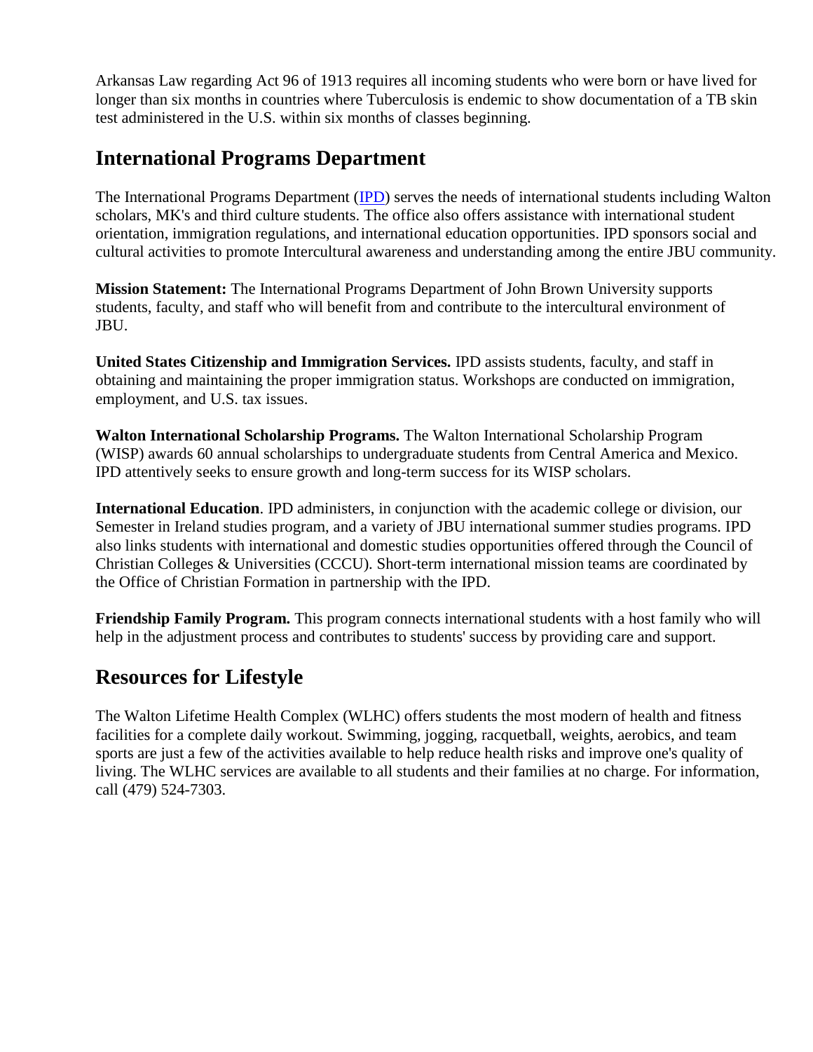Arkansas Law regarding Act 96 of 1913 requires all incoming students who were born or have lived for longer than six months in countries where Tuberculosis is endemic to show documentation of a TB skin test administered in the U.S. within six months of classes beginning.

## International Programs Department

The International Programs Department (IPD) serves the needs of international students including Walton scholars, MK's and third culture students. The office also offers assistance with international student orientation, immigration regulations, and international education opportunities. IPD sponsors social and cultural activities to promote Intercultural awareness and understanding among the entire JBU community.

**Mission Statement:** The International Programs Department of John Brown University supports students, faculty, and staff who will benefit from and contribute to the intercultural environment of JBU.

**United States Citizenship and Immigration Services.** IPD assists students, faculty, and staff in obtaining and maintaining the proper immigration status. Workshops are conducted on immigration, employment, and U.S. tax issues.

**Walton International Scholarship Programs.** The Walton International Scholarship Program (WISP) awards 60 annual scholarships to undergraduate students from Central America and Mexico. IPD attentively seeks to ensure growth and long-term success for its WISP scholars.

**International Education**. IPD administers, in conjunction with the academic college or division, our Semester in Ireland studies program, and a variety of JBU international summer studies programs. IPD also links students with international and domestic studies opportunities offered through the Council of Christian Colleges & Universities (CCCU). Short-term international mission teams are coordinated by the Office of Christian Formation in partnership with the IPD.

**Friendship Family Program.** This program connects international students with a host family who will help in the adjustment process and contributes to students' success by providing care and support.

## Resources for Lifestyle

The Walton Lifetime Health Complex (WLHC) offers students the most modern of health and fitness facilities for a complete daily workout. Swimming, jogging, racquetball, weights, aerobics, and team sports are just a few of the activities available to help reduce health risks and improve one's quality of living. The WLHC services are available to all students and their families at no charge. For information, call (479) 524-7303.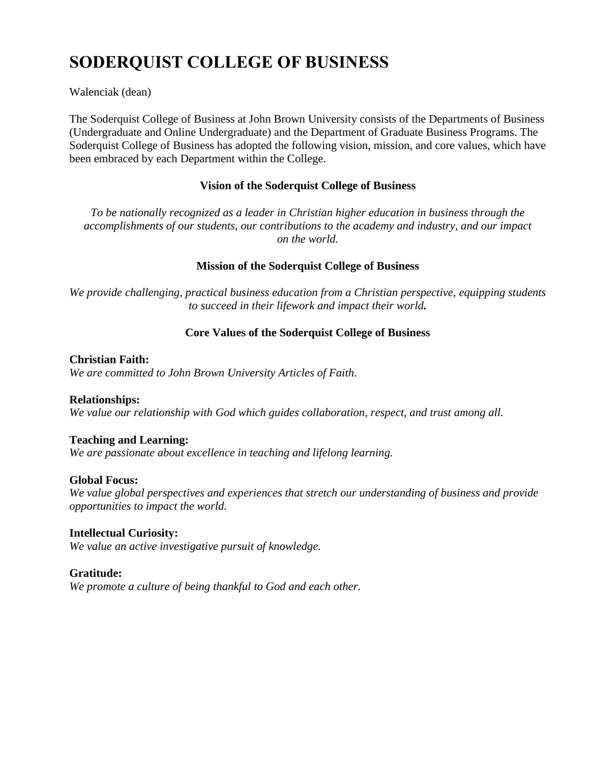# SODERQUIST COLLEGE OF BUSINESS

Walenciak (dean)

The Soderquist College of Business at John Brown University consists of the Departments of Business (Undergraduate and Online Undergraduate) and the Department of Graduate Business Programs. The Soderquist College of Business has adopted the following vision, mission, and core values, which have been embraced by each Department within the College.

### Vision of the Soderquist College of Business

*To be nationally recognized as a leader in Christian higher education in business through the accomplishments of our students, our contributions to the academy and industry, and our impact on the world.*

### Mission of the Soderquist College of Business

*We provide challenging, practical business education from a Christian perspective, equipping students to succeed in their lifework and impact their world.*

### Core Values of the Soderquist College of Business

**Christian Faith:**
*We are committed to John Brown University Articles of Faith.*

**Relationships:**
*We value our relationship with God which guides collaboration, respect, and trust among all.*

**Teaching and Learning:**
*We are passionate about excellence in teaching and lifelong learning.*

**Global Focus:**
*We value global perspectives and experiences that stretch our understanding of business and provide opportunities to impact the world.*

**Intellectual Curiosity:**
*We value an active investigative pursuit of knowledge.*

**Gratitude:**
*We promote a culture of being thankful to God and each other.*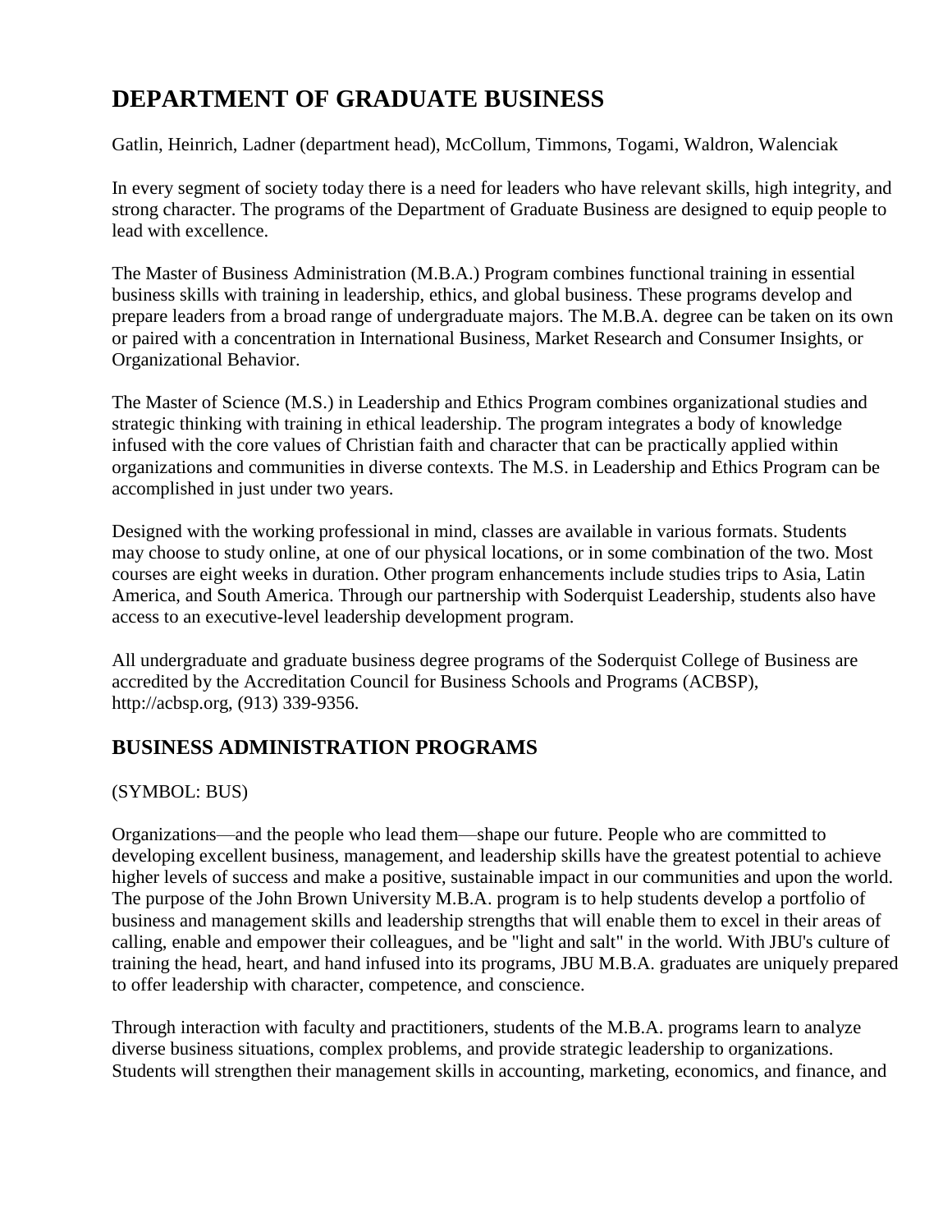# DEPARTMENT OF GRADUATE BUSINESS

Gatlin, Heinrich, Ladner (department head), McCollum, Timmons, Togami, Waldron, Walenciak

In every segment of society today there is a need for leaders who have relevant skills, high integrity, and strong character. The programs of the Department of Graduate Business are designed to equip people to lead with excellence.

The Master of Business Administration (M.B.A.) Program combines functional training in essential business skills with training in leadership, ethics, and global business. These programs develop and prepare leaders from a broad range of undergraduate majors. The M.B.A. degree can be taken on its own or paired with a concentration in International Business, Market Research and Consumer Insights, or Organizational Behavior.

The Master of Science (M.S.) in Leadership and Ethics Program combines organizational studies and strategic thinking with training in ethical leadership. The program integrates a body of knowledge infused with the core values of Christian faith and character that can be practically applied within organizations and communities in diverse contexts. The M.S. in Leadership and Ethics Program can be accomplished in just under two years.

Designed with the working professional in mind, classes are available in various formats. Students may choose to study online, at one of our physical locations, or in some combination of the two. Most courses are eight weeks in duration. Other program enhancements include studies trips to Asia, Latin America, and South America. Through our partnership with Soderquist Leadership, students also have access to an executive-level leadership development program.

All undergraduate and graduate business degree programs of the Soderquist College of Business are accredited by the Accreditation Council for Business Schools and Programs (ACBSP), http://acbsp.org, (913) 339-9356.

## BUSINESS ADMINISTRATION PROGRAMS

(SYMBOL: BUS)

Organizations—and the people who lead them—shape our future. People who are committed to developing excellent business, management, and leadership skills have the greatest potential to achieve higher levels of success and make a positive, sustainable impact in our communities and upon the world. The purpose of the John Brown University M.B.A. program is to help students develop a portfolio of business and management skills and leadership strengths that will enable them to excel in their areas of calling, enable and empower their colleagues, and be "light and salt" in the world. With JBU's culture of training the head, heart, and hand infused into its programs, JBU M.B.A. graduates are uniquely prepared to offer leadership with character, competence, and conscience.

Through interaction with faculty and practitioners, students of the M.B.A. programs learn to analyze diverse business situations, complex problems, and provide strategic leadership to organizations. Students will strengthen their management skills in accounting, marketing, economics, and finance, and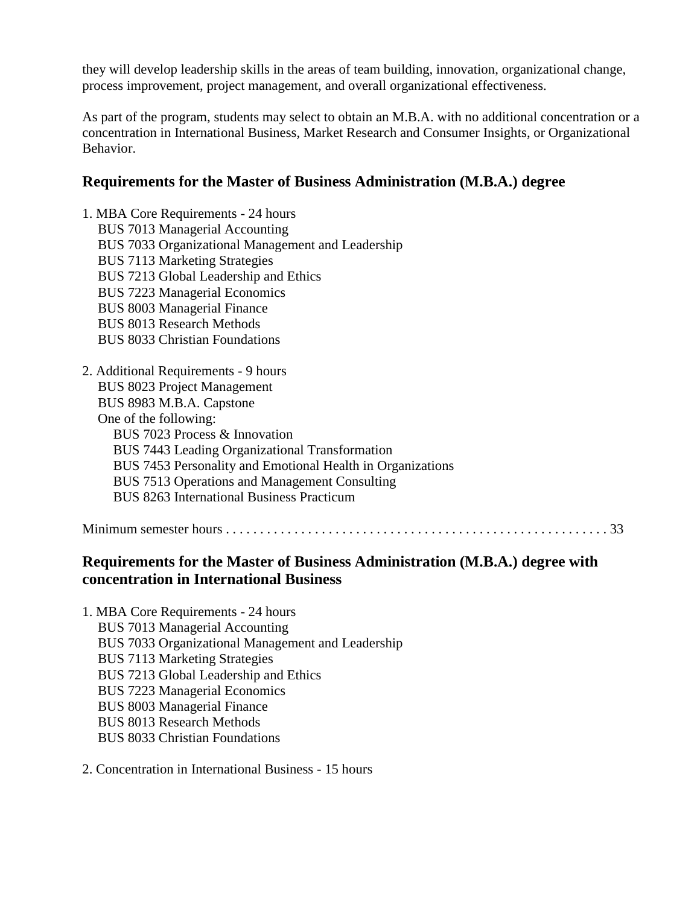they will develop leadership skills in the areas of team building, innovation, organizational change, process improvement, project management, and overall organizational effectiveness.

As part of the program, students may select to obtain an M.B.A. with no additional concentration or a concentration in International Business, Market Research and Consumer Insights, or Organizational Behavior.

## Requirements for the Master of Business Administration (M.B.A.) degree

1. MBA Core Requirements - 24 hours
   - BUS 7013 Managerial Accounting
   - BUS 7033 Organizational Management and Leadership
   - BUS 7113 Marketing Strategies
   - BUS 7213 Global Leadership and Ethics
   - BUS 7223 Managerial Economics
   - BUS 8003 Managerial Finance
   - BUS 8013 Research Methods
   - BUS 8033 Christian Foundations

2. Additional Requirements - 9 hours
   - BUS 8023 Project Management
   - BUS 8983 M.B.A. Capstone
   - One of the following:
     - BUS 7023 Process & Innovation
     - BUS 7443 Leading Organizational Transformation
     - BUS 7453 Personality and Emotional Health in Organizations
     - BUS 7513 Operations and Management Consulting
     - BUS 8263 International Business Practicum

Minimum semester hours . . . . . . . . . . . . . . . . . . . . . . . . . . . . . . . . . . . . . . . . . . . . . . . . . . . . . . 33

## Requirements for the Master of Business Administration (M.B.A.) degree with concentration in International Business

1. MBA Core Requirements - 24 hours
   - BUS 7013 Managerial Accounting
   - BUS 7033 Organizational Management and Leadership
   - BUS 7113 Marketing Strategies
   - BUS 7213 Global Leadership and Ethics
   - BUS 7223 Managerial Economics
   - BUS 8003 Managerial Finance
   - BUS 8013 Research Methods
   - BUS 8033 Christian Foundations

2. Concentration in International Business - 15 hours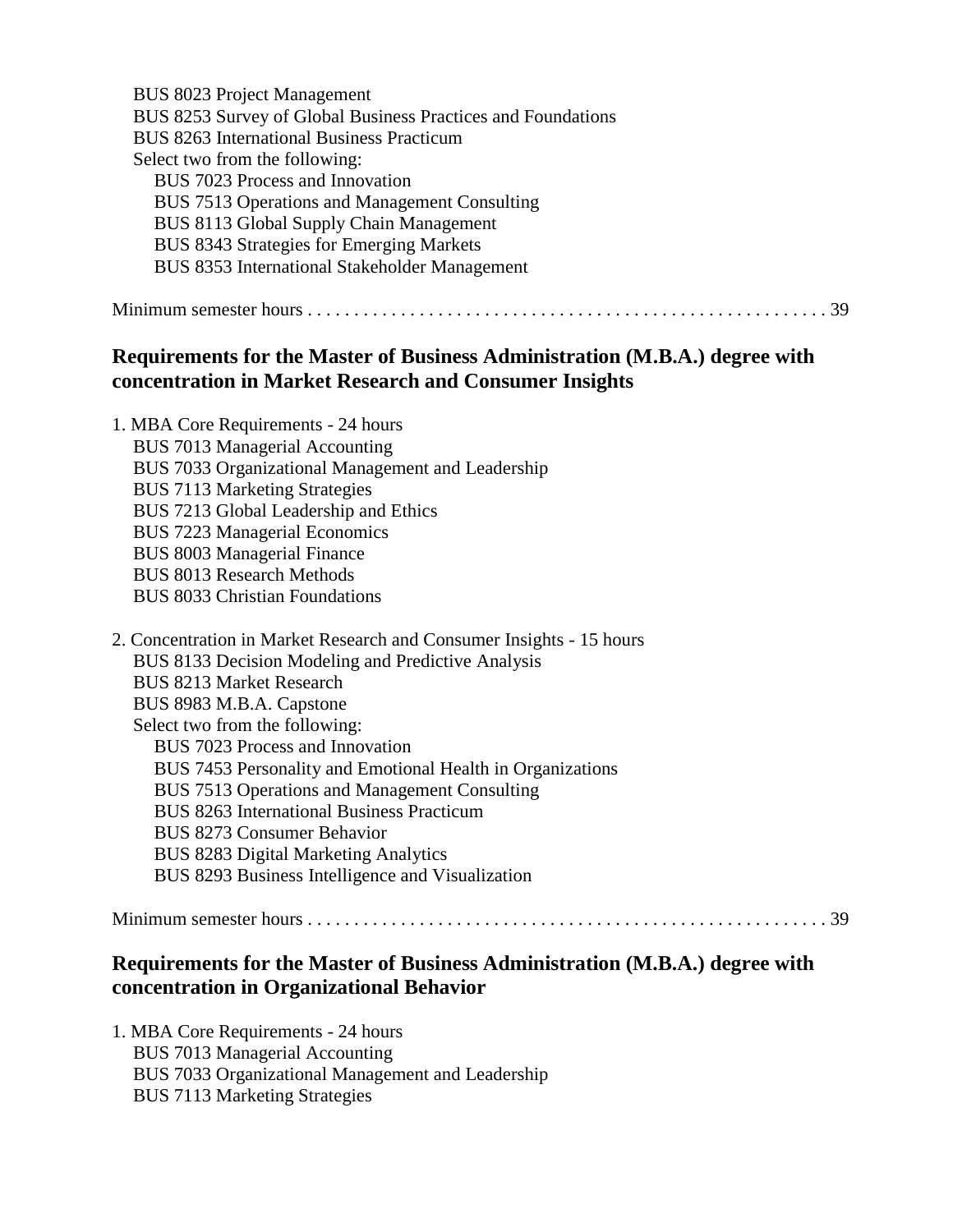BUS 8023 Project Management
BUS 8253 Survey of Global Business Practices and Foundations
BUS 8263 International Business Practicum
Select two from the following:
- BUS 7023 Process and Innovation
- BUS 7513 Operations and Management Consulting
- BUS 8113 Global Supply Chain Management
- BUS 8343 Strategies for Emerging Markets
- BUS 8353 International Stakeholder Management

Minimum semester hours . . . . . . . . . . . . . . . . . . . . . . . . . . . . . . . . . . . . . . . . . . . . . . . . . . . . . 39

## Requirements for the Master of Business Administration (M.B.A.) degree with concentration in Market Research and Consumer Insights

1. MBA Core Requirements - 24 hours
   BUS 7013 Managerial Accounting
   BUS 7033 Organizational Management and Leadership
   BUS 7113 Marketing Strategies
   BUS 7213 Global Leadership and Ethics
   BUS 7223 Managerial Economics
   BUS 8003 Managerial Finance
   BUS 8013 Research Methods
   BUS 8033 Christian Foundations

2. Concentration in Market Research and Consumer Insights - 15 hours
   BUS 8133 Decision Modeling and Predictive Analysis
   BUS 8213 Market Research
   BUS 8983 M.B.A. Capstone
   Select two from the following:
   - BUS 7023 Process and Innovation
   - BUS 7453 Personality and Emotional Health in Organizations
   - BUS 7513 Operations and Management Consulting
   - BUS 8263 International Business Practicum
   - BUS 8273 Consumer Behavior
   - BUS 8283 Digital Marketing Analytics
   - BUS 8293 Business Intelligence and Visualization

Minimum semester hours . . . . . . . . . . . . . . . . . . . . . . . . . . . . . . . . . . . . . . . . . . . . . . . . . . . . . 39

## Requirements for the Master of Business Administration (M.B.A.) degree with concentration in Organizational Behavior

1. MBA Core Requirements - 24 hours
   BUS 7013 Managerial Accounting
   BUS 7033 Organizational Management and Leadership
   BUS 7113 Marketing Strategies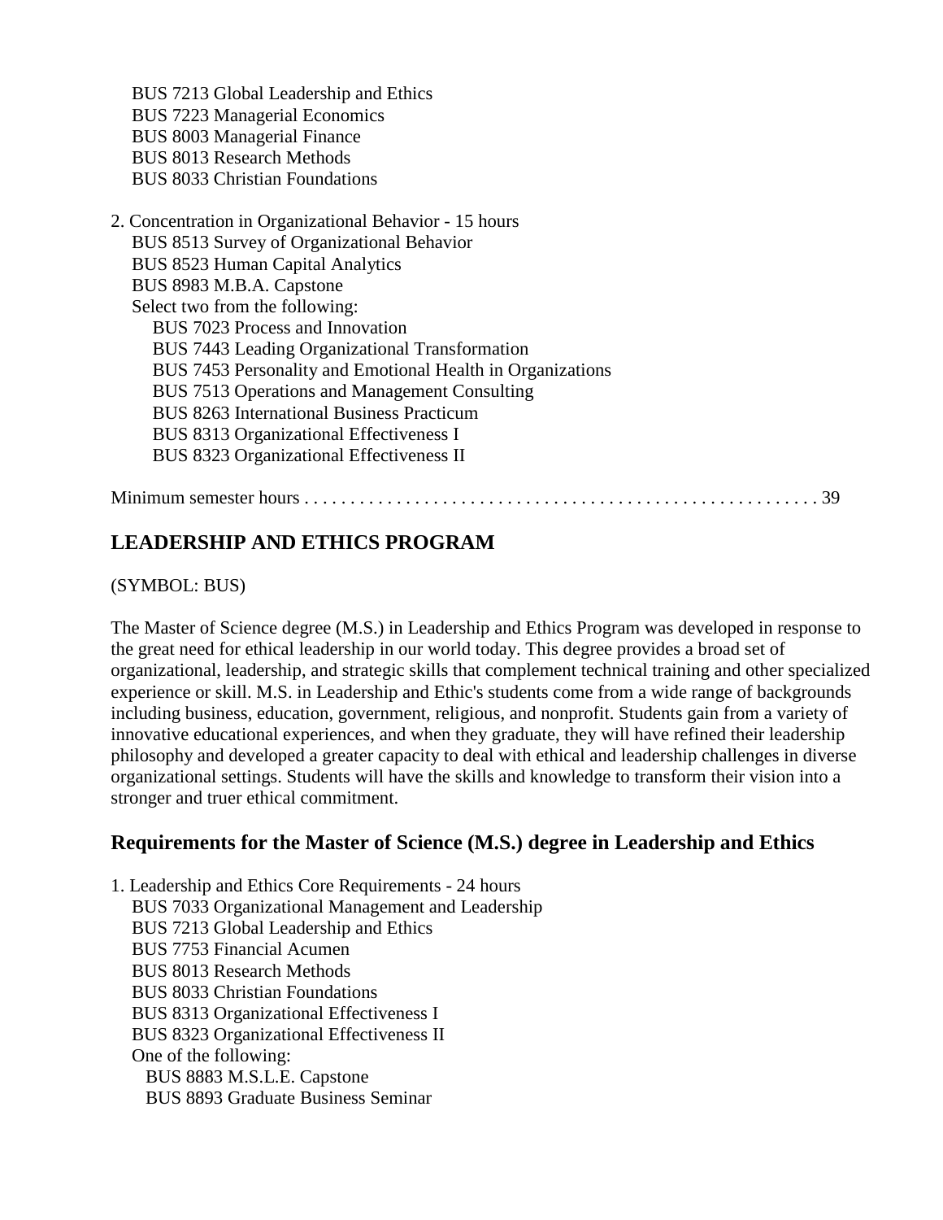BUS 7213 Global Leadership and Ethics
BUS 7223 Managerial Economics
BUS 8003 Managerial Finance
BUS 8013 Research Methods
BUS 8033 Christian Foundations

2. Concentration in Organizational Behavior - 15 hours
   - BUS 8513 Survey of Organizational Behavior
   - BUS 8523 Human Capital Analytics
   - BUS 8983 M.B.A. Capstone
   - Select two from the following:
     - BUS 7023 Process and Innovation
     - BUS 7443 Leading Organizational Transformation
     - BUS 7453 Personality and Emotional Health in Organizations
     - BUS 7513 Operations and Management Consulting
     - BUS 8263 International Business Practicum
     - BUS 8313 Organizational Effectiveness I
     - BUS 8323 Organizational Effectiveness II

Minimum semester hours . . . . . . . . . . . . . . . . . . . . . . . . . . . . . . . . . . . . . . . . . . . . . . . . . . . . . . 39

## LEADERSHIP AND ETHICS PROGRAM

(SYMBOL: BUS)

The Master of Science degree (M.S.) in Leadership and Ethics Program was developed in response to the great need for ethical leadership in our world today. This degree provides a broad set of organizational, leadership, and strategic skills that complement technical training and other specialized experience or skill. M.S. in Leadership and Ethic's students come from a wide range of backgrounds including business, education, government, religious, and nonprofit. Students gain from a variety of innovative educational experiences, and when they graduate, they will have refined their leadership philosophy and developed a greater capacity to deal with ethical and leadership challenges in diverse organizational settings. Students will have the skills and knowledge to transform their vision into a stronger and truer ethical commitment.

### Requirements for the Master of Science (M.S.) degree in Leadership and Ethics

1. Leadership and Ethics Core Requirements - 24 hours
   - BUS 7033 Organizational Management and Leadership
   - BUS 7213 Global Leadership and Ethics
   - BUS 7753 Financial Acumen
   - BUS 8013 Research Methods
   - BUS 8033 Christian Foundations
   - BUS 8313 Organizational Effectiveness I
   - BUS 8323 Organizational Effectiveness II
   - One of the following:
     - BUS 8883 M.S.L.E. Capstone
     - BUS 8893 Graduate Business Seminar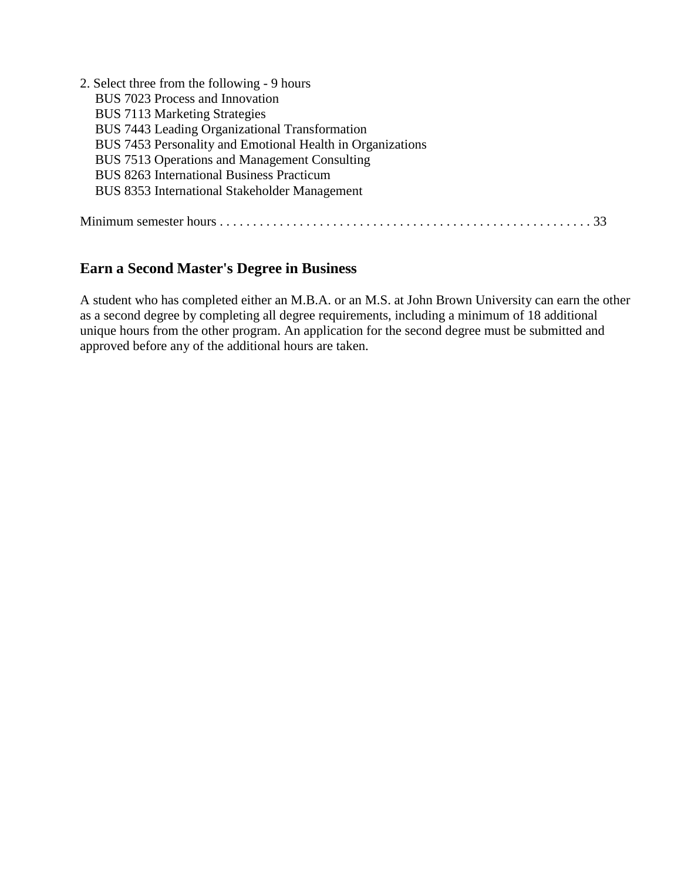2. Select three from the following - 9 hours
   - BUS 7023 Process and Innovation
   - BUS 7113 Marketing Strategies
   - BUS 7443 Leading Organizational Transformation
   - BUS 7453 Personality and Emotional Health in Organizations
   - BUS 7513 Operations and Management Consulting
   - BUS 8263 International Business Practicum
   - BUS 8353 International Stakeholder Management

Minimum semester hours . . . . . . . . . . . . . . . . . . . . . . . . . . . . . . . . . . . . . . . . . . . . . . . . . . . . . 33

## Earn a Second Master's Degree in Business

A student who has completed either an M.B.A. or an M.S. at John Brown University can earn the other as a second degree by completing all degree requirements, including a minimum of 18 additional unique hours from the other program. An application for the second degree must be submitted and approved before any of the additional hours are taken.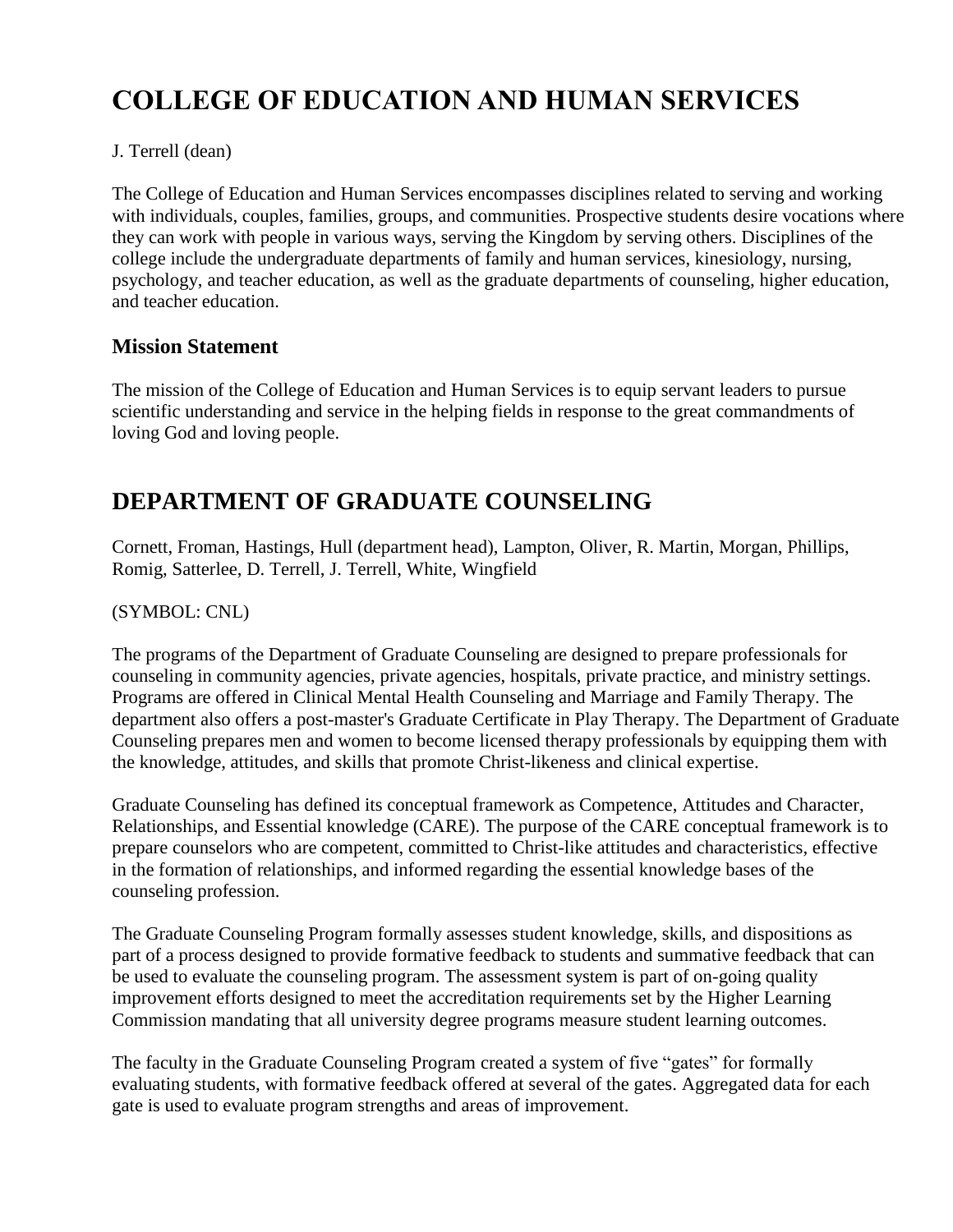# COLLEGE OF EDUCATION AND HUMAN SERVICES

J. Terrell (dean)

The College of Education and Human Services encompasses disciplines related to serving and working with individuals, couples, families, groups, and communities. Prospective students desire vocations where they can work with people in various ways, serving the Kingdom by serving others. Disciplines of the college include the undergraduate departments of family and human services, kinesiology, nursing, psychology, and teacher education, as well as the graduate departments of counseling, higher education, and teacher education.

### Mission Statement

The mission of the College of Education and Human Services is to equip servant leaders to pursue scientific understanding and service in the helping fields in response to the great commandments of loving God and loving people.

## DEPARTMENT OF GRADUATE COUNSELING

Cornett, Froman, Hastings, Hull (department head), Lampton, Oliver, R. Martin, Morgan, Phillips, Romig, Satterlee, D. Terrell, J. Terrell, White, Wingfield

(SYMBOL: CNL)

The programs of the Department of Graduate Counseling are designed to prepare professionals for counseling in community agencies, private agencies, hospitals, private practice, and ministry settings. Programs are offered in Clinical Mental Health Counseling and Marriage and Family Therapy. The department also offers a post-master's Graduate Certificate in Play Therapy. The Department of Graduate Counseling prepares men and women to become licensed therapy professionals by equipping them with the knowledge, attitudes, and skills that promote Christ-likeness and clinical expertise.

Graduate Counseling has defined its conceptual framework as Competence, Attitudes and Character, Relationships, and Essential knowledge (CARE). The purpose of the CARE conceptual framework is to prepare counselors who are competent, committed to Christ-like attitudes and characteristics, effective in the formation of relationships, and informed regarding the essential knowledge bases of the counseling profession.

The Graduate Counseling Program formally assesses student knowledge, skills, and dispositions as part of a process designed to provide formative feedback to students and summative feedback that can be used to evaluate the counseling program. The assessment system is part of on-going quality improvement efforts designed to meet the accreditation requirements set by the Higher Learning Commission mandating that all university degree programs measure student learning outcomes.

The faculty in the Graduate Counseling Program created a system of five "gates" for formally evaluating students, with formative feedback offered at several of the gates. Aggregated data for each gate is used to evaluate program strengths and areas of improvement.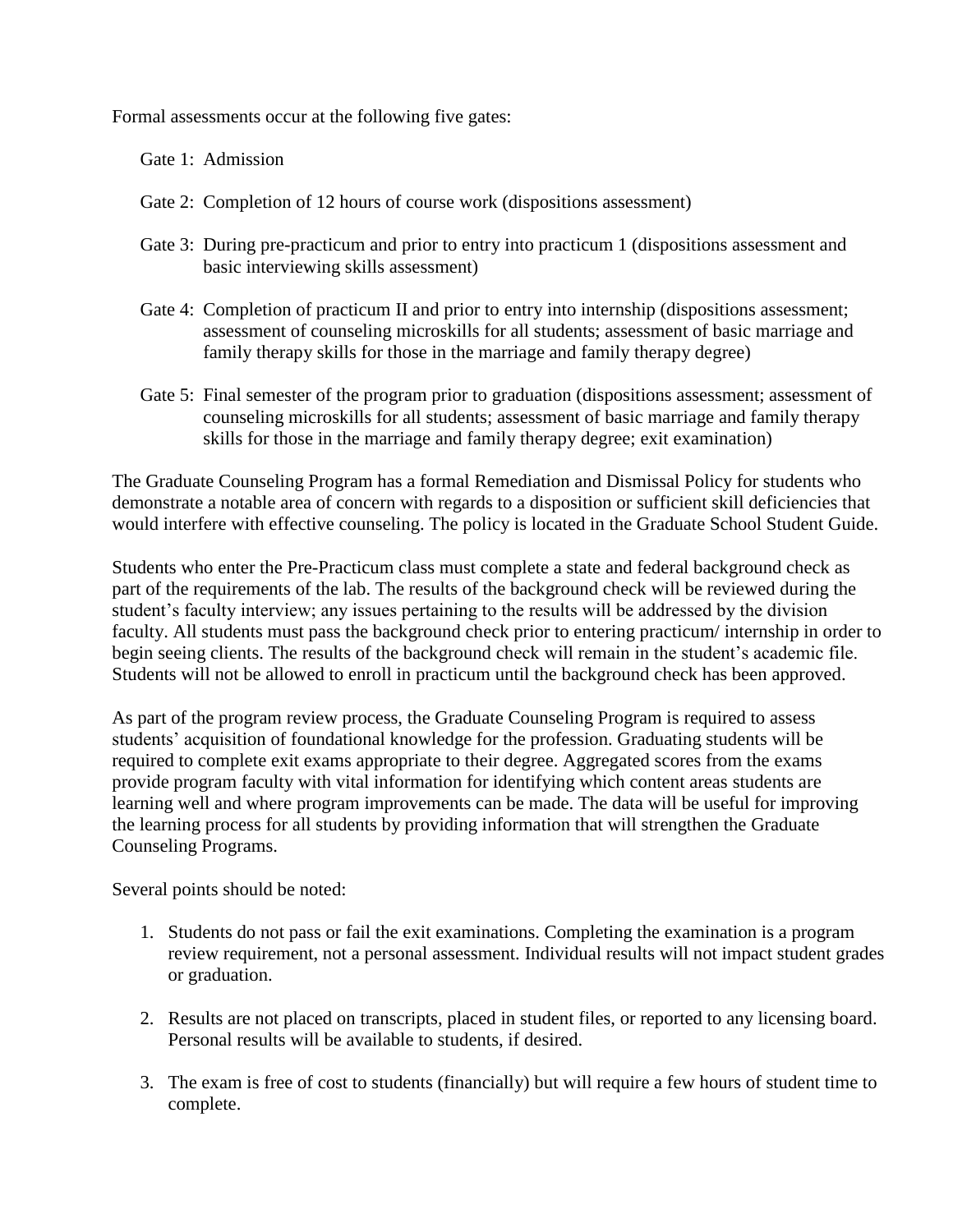Formal assessments occur at the following five gates:

- Gate 1: Admission
- Gate 2: Completion of 12 hours of course work (dispositions assessment)
- Gate 3: During pre-practicum and prior to entry into practicum 1 (dispositions assessment and basic interviewing skills assessment)
- Gate 4: Completion of practicum II and prior to entry into internship (dispositions assessment; assessment of counseling microskills for all students; assessment of basic marriage and family therapy skills for those in the marriage and family therapy degree)
- Gate 5: Final semester of the program prior to graduation (dispositions assessment; assessment of counseling microskills for all students; assessment of basic marriage and family therapy skills for those in the marriage and family therapy degree; exit examination)

The Graduate Counseling Program has a formal Remediation and Dismissal Policy for students who demonstrate a notable area of concern with regards to a disposition or sufficient skill deficiencies that would interfere with effective counseling. The policy is located in the Graduate School Student Guide.

Students who enter the Pre-Practicum class must complete a state and federal background check as part of the requirements of the lab. The results of the background check will be reviewed during the student's faculty interview; any issues pertaining to the results will be addressed by the division faculty. All students must pass the background check prior to entering practicum/ internship in order to begin seeing clients. The results of the background check will remain in the student's academic file. Students will not be allowed to enroll in practicum until the background check has been approved.

As part of the program review process, the Graduate Counseling Program is required to assess students' acquisition of foundational knowledge for the profession. Graduating students will be required to complete exit exams appropriate to their degree. Aggregated scores from the exams provide program faculty with vital information for identifying which content areas students are learning well and where program improvements can be made. The data will be useful for improving the learning process for all students by providing information that will strengthen the Graduate Counseling Programs.

Several points should be noted:

1. Students do not pass or fail the exit examinations. Completing the examination is a program review requirement, not a personal assessment. Individual results will not impact student grades or graduation.
2. Results are not placed on transcripts, placed in student files, or reported to any licensing board. Personal results will be available to students, if desired.
3. The exam is free of cost to students (financially) but will require a few hours of student time to complete.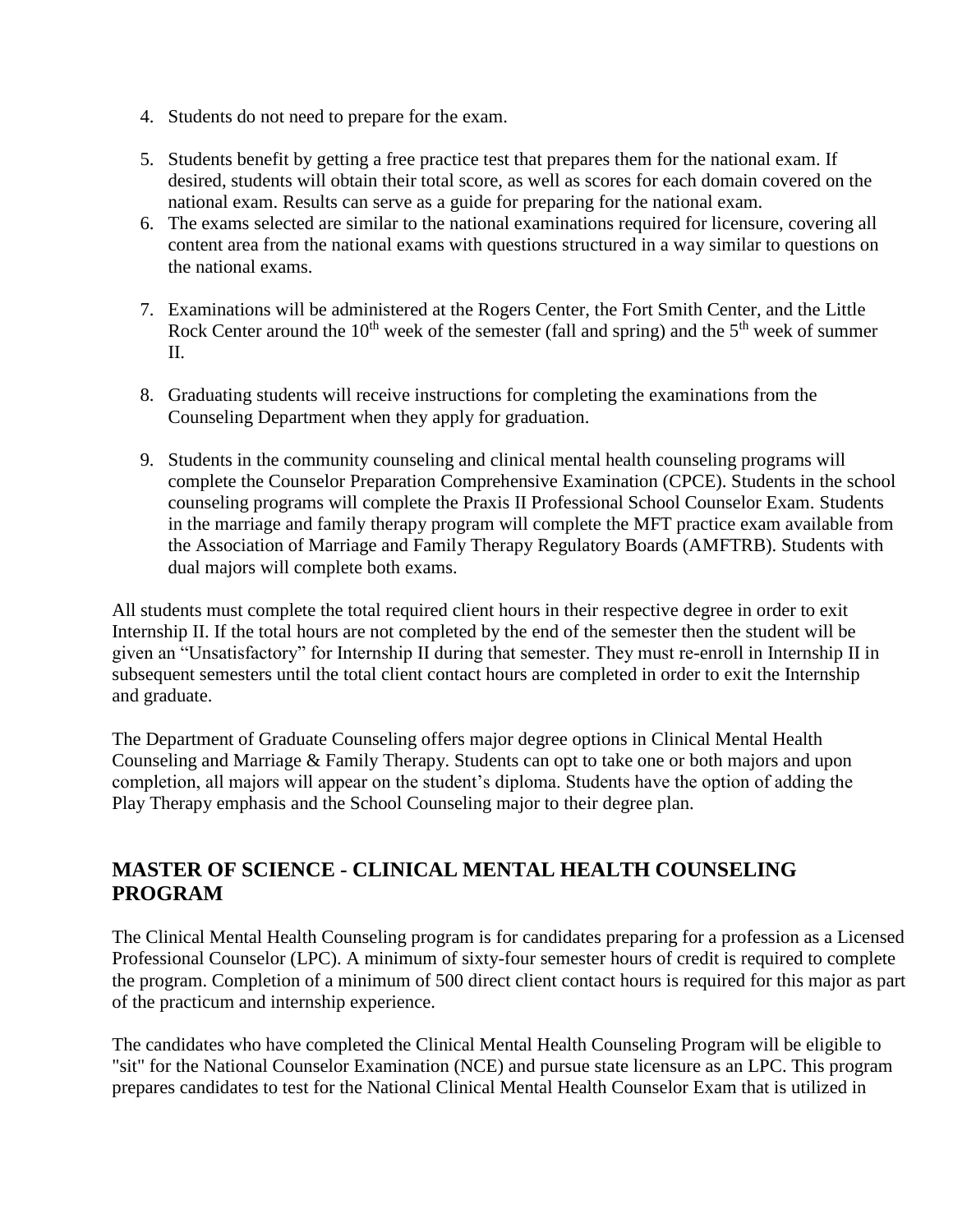4. Students do not need to prepare for the exam.

5. Students benefit by getting a free practice test that prepares them for the national exam. If desired, students will obtain their total score, as well as scores for each domain covered on the national exam. Results can serve as a guide for preparing for the national exam.

6. The exams selected are similar to the national examinations required for licensure, covering all content area from the national exams with questions structured in a way similar to questions on the national exams.

7. Examinations will be administered at the Rogers Center, the Fort Smith Center, and the Little Rock Center around the 10th week of the semester (fall and spring) and the 5th week of summer II.

8. Graduating students will receive instructions for completing the examinations from the Counseling Department when they apply for graduation.

9. Students in the community counseling and clinical mental health counseling programs will complete the Counselor Preparation Comprehensive Examination (CPCE). Students in the school counseling programs will complete the Praxis II Professional School Counselor Exam. Students in the marriage and family therapy program will complete the MFT practice exam available from the Association of Marriage and Family Therapy Regulatory Boards (AMFTRB). Students with dual majors will complete both exams.

All students must complete the total required client hours in their respective degree in order to exit Internship II. If the total hours are not completed by the end of the semester then the student will be given an "Unsatisfactory" for Internship II during that semester. They must re-enroll in Internship II in subsequent semesters until the total client contact hours are completed in order to exit the Internship and graduate.

The Department of Graduate Counseling offers major degree options in Clinical Mental Health Counseling and Marriage & Family Therapy. Students can opt to take one or both majors and upon completion, all majors will appear on the student's diploma. Students have the option of adding the Play Therapy emphasis and the School Counseling major to their degree plan.

## MASTER OF SCIENCE - CLINICAL MENTAL HEALTH COUNSELING PROGRAM

The Clinical Mental Health Counseling program is for candidates preparing for a profession as a Licensed Professional Counselor (LPC). A minimum of sixty-four semester hours of credit is required to complete the program. Completion of a minimum of 500 direct client contact hours is required for this major as part of the practicum and internship experience.

The candidates who have completed the Clinical Mental Health Counseling Program will be eligible to "sit" for the National Counselor Examination (NCE) and pursue state licensure as an LPC. This program prepares candidates to test for the National Clinical Mental Health Counselor Exam that is utilized in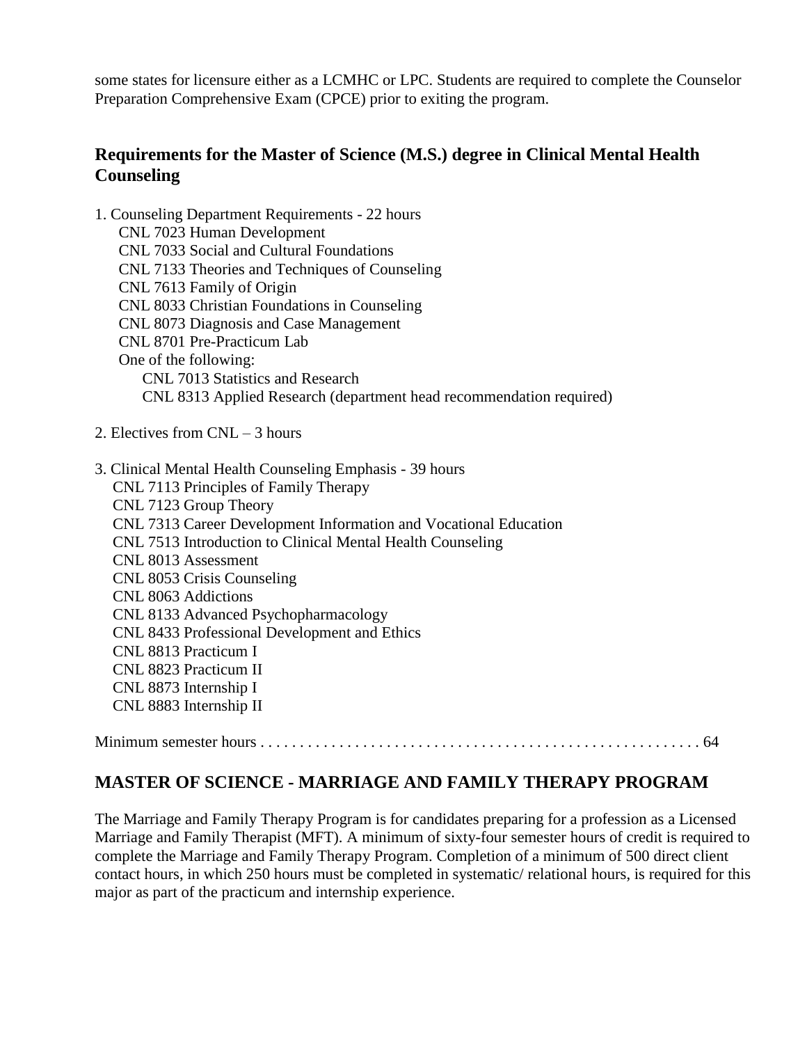some states for licensure either as a LCMHC or LPC. Students are required to complete the Counselor Preparation Comprehensive Exam (CPCE) prior to exiting the program.

### Requirements for the Master of Science (M.S.) degree in Clinical Mental Health Counseling

1. Counseling Department Requirements - 22 hours
   - CNL 7023 Human Development
   - CNL 7033 Social and Cultural Foundations
   - CNL 7133 Theories and Techniques of Counseling
   - CNL 7613 Family of Origin
   - CNL 8033 Christian Foundations in Counseling
   - CNL 8073 Diagnosis and Case Management
   - CNL 8701 Pre-Practicum Lab
   - One of the following:
     - CNL 7013 Statistics and Research
     - CNL 8313 Applied Research (department head recommendation required)

2. Electives from CNL – 3 hours

3. Clinical Mental Health Counseling Emphasis - 39 hours
   - CNL 7113 Principles of Family Therapy
   - CNL 7123 Group Theory
   - CNL 7313 Career Development Information and Vocational Education
   - CNL 7513 Introduction to Clinical Mental Health Counseling
   - CNL 8013 Assessment
   - CNL 8053 Crisis Counseling
   - CNL 8063 Addictions
   - CNL 8133 Advanced Psychopharmacology
   - CNL 8433 Professional Development and Ethics
   - CNL 8813 Practicum I
   - CNL 8823 Practicum II
   - CNL 8873 Internship I
   - CNL 8883 Internship II

Minimum semester hours . . . . . . . . . . . . . . . . . . . . . . . . . . . . . . . . . . . . . . . . . . . . . . . . . . . . . 64

## MASTER OF SCIENCE - MARRIAGE AND FAMILY THERAPY PROGRAM

The Marriage and Family Therapy Program is for candidates preparing for a profession as a Licensed Marriage and Family Therapist (MFT). A minimum of sixty-four semester hours of credit is required to complete the Marriage and Family Therapy Program. Completion of a minimum of 500 direct client contact hours, in which 250 hours must be completed in systematic/ relational hours, is required for this major as part of the practicum and internship experience.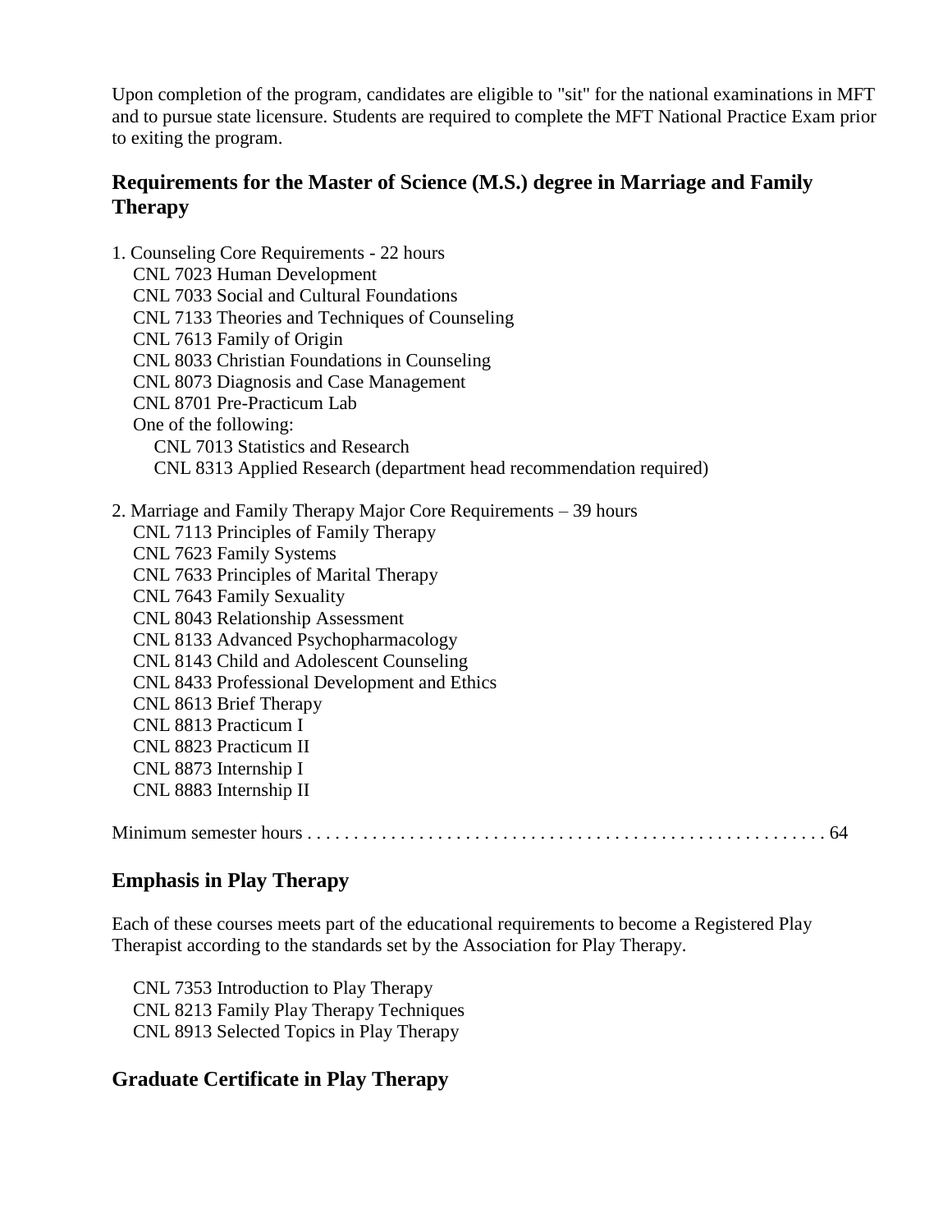Upon completion of the program, candidates are eligible to "sit" for the national examinations in MFT and to pursue state licensure. Students are required to complete the MFT National Practice Exam prior to exiting the program.

## Requirements for the Master of Science (M.S.) degree in Marriage and Family Therapy

1. Counseling Core Requirements - 22 hours
   - CNL 7023 Human Development
   - CNL 7033 Social and Cultural Foundations
   - CNL 7133 Theories and Techniques of Counseling
   - CNL 7613 Family of Origin
   - CNL 8033 Christian Foundations in Counseling
   - CNL 8073 Diagnosis and Case Management
   - CNL 8701 Pre-Practicum Lab
   - One of the following:
     - CNL 7013 Statistics and Research
     - CNL 8313 Applied Research (department head recommendation required)

2. Marriage and Family Therapy Major Core Requirements – 39 hours
   - CNL 7113 Principles of Family Therapy
   - CNL 7623 Family Systems
   - CNL 7633 Principles of Marital Therapy
   - CNL 7643 Family Sexuality
   - CNL 8043 Relationship Assessment
   - CNL 8133 Advanced Psychopharmacology
   - CNL 8143 Child and Adolescent Counseling
   - CNL 8433 Professional Development and Ethics
   - CNL 8613 Brief Therapy
   - CNL 8813 Practicum I
   - CNL 8823 Practicum II
   - CNL 8873 Internship I
   - CNL 8883 Internship II

Minimum semester hours . . . . . . . . . . . . . . . . . . . . . . . . . . . . . . . . . . . . . . . . . . . . . . . . . . . . . . 64

## Emphasis in Play Therapy

Each of these courses meets part of the educational requirements to become a Registered Play Therapist according to the standards set by the Association for Play Therapy.

- CNL 7353 Introduction to Play Therapy
- CNL 8213 Family Play Therapy Techniques
- CNL 8913 Selected Topics in Play Therapy

## Graduate Certificate in Play Therapy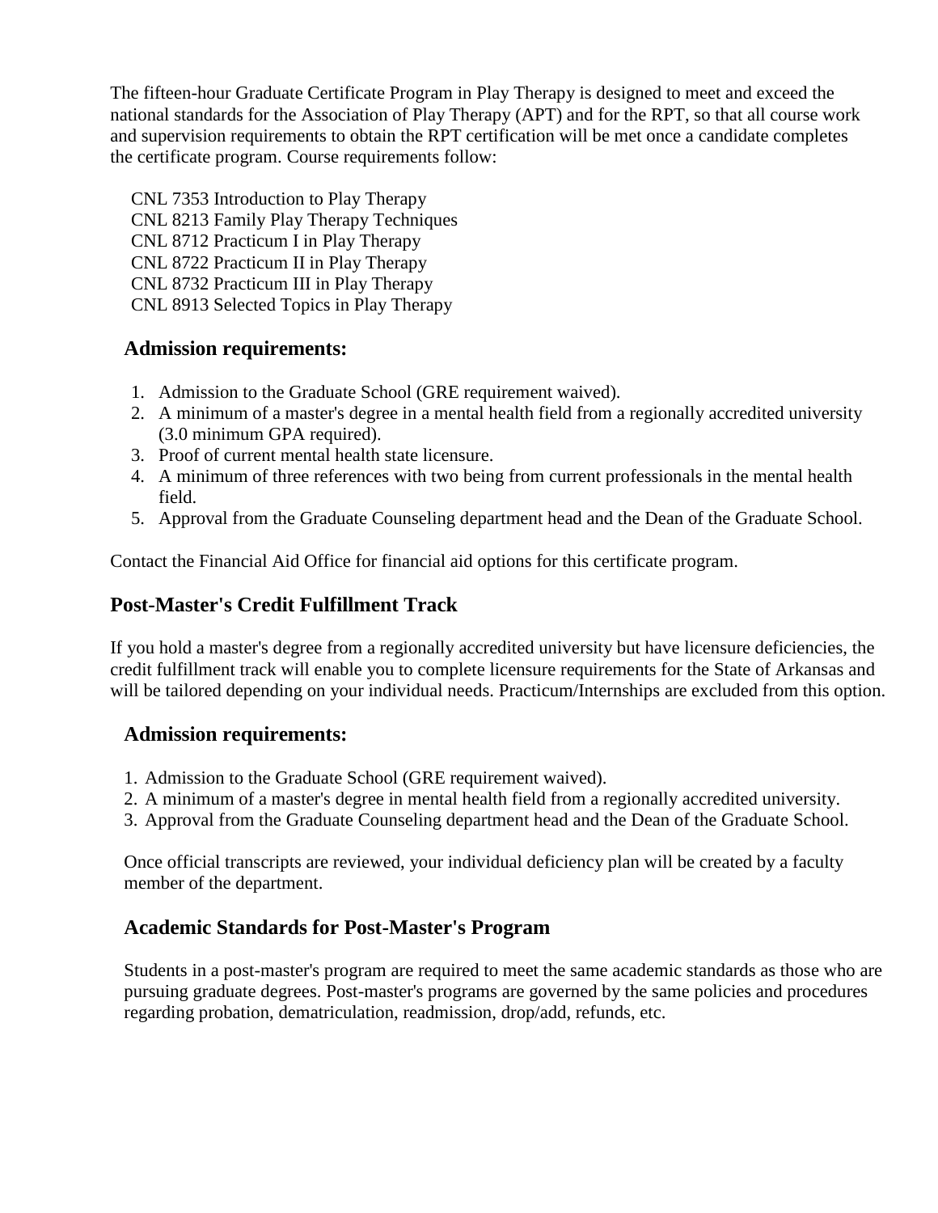The fifteen-hour Graduate Certificate Program in Play Therapy is designed to meet and exceed the national standards for the Association of Play Therapy (APT) and for the RPT, so that all course work and supervision requirements to obtain the RPT certification will be met once a candidate completes the certificate program. Course requirements follow:

- CNL 7353 Introduction to Play Therapy
- CNL 8213 Family Play Therapy Techniques
- CNL 8712 Practicum I in Play Therapy
- CNL 8722 Practicum II in Play Therapy
- CNL 8732 Practicum III in Play Therapy
- CNL 8913 Selected Topics in Play Therapy

### Admission requirements:

1. Admission to the Graduate School (GRE requirement waived).
2. A minimum of a master's degree in a mental health field from a regionally accredited university (3.0 minimum GPA required).
3. Proof of current mental health state licensure.
4. A minimum of three references with two being from current professionals in the mental health field.
5. Approval from the Graduate Counseling department head and the Dean of the Graduate School.

Contact the Financial Aid Office for financial aid options for this certificate program.

## Post-Master's Credit Fulfillment Track

If you hold a master's degree from a regionally accredited university but have licensure deficiencies, the credit fulfillment track will enable you to complete licensure requirements for the State of Arkansas and will be tailored depending on your individual needs. Practicum/Internships are excluded from this option.

### Admission requirements:

1. Admission to the Graduate School (GRE requirement waived).
2. A minimum of a master's degree in mental health field from a regionally accredited university.
3. Approval from the Graduate Counseling department head and the Dean of the Graduate School.

Once official transcripts are reviewed, your individual deficiency plan will be created by a faculty member of the department.

### Academic Standards for Post-Master's Program

Students in a post-master's program are required to meet the same academic standards as those who are pursuing graduate degrees. Post-master's programs are governed by the same policies and procedures regarding probation, dematriculation, readmission, drop/add, refunds, etc.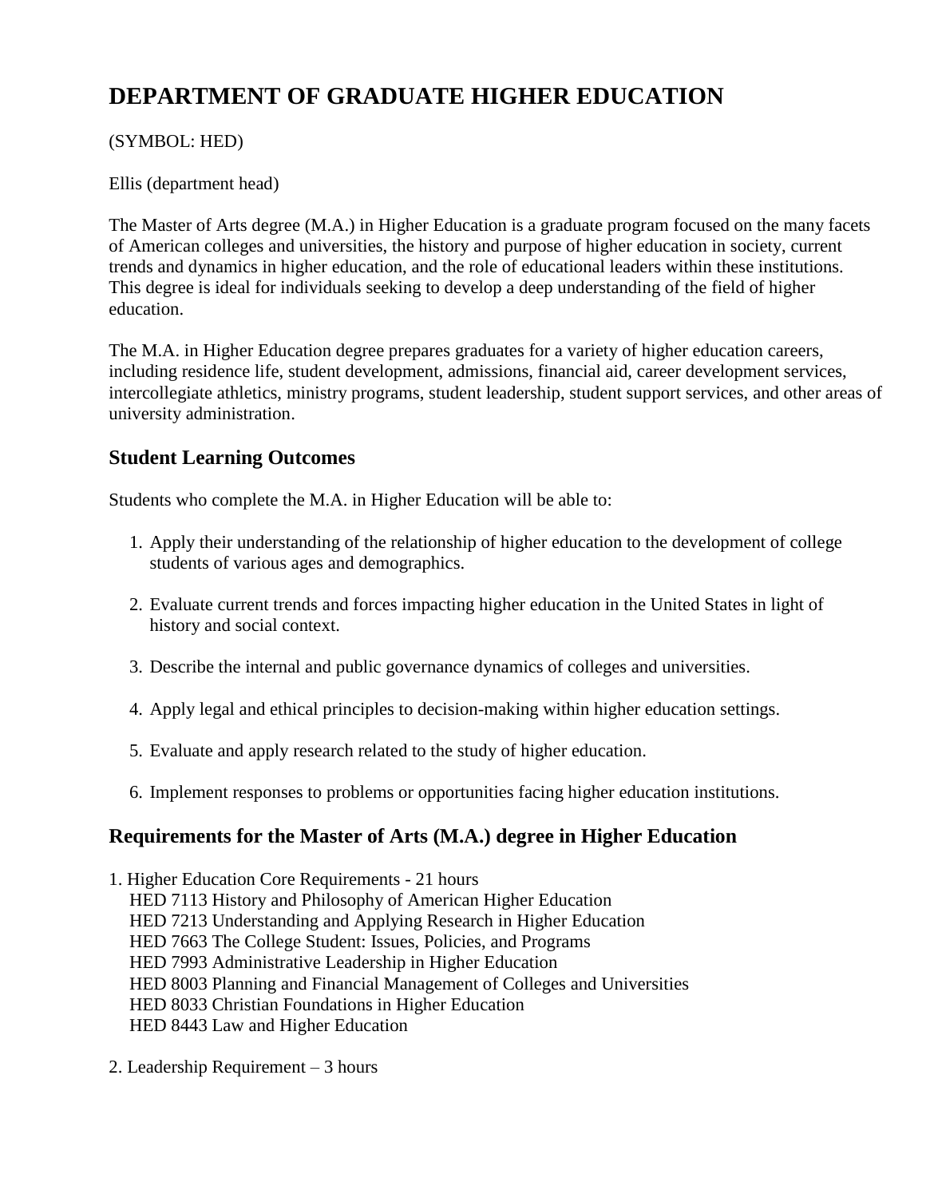# DEPARTMENT OF GRADUATE HIGHER EDUCATION

(SYMBOL: HED)

Ellis (department head)

The Master of Arts degree (M.A.) in Higher Education is a graduate program focused on the many facets of American colleges and universities, the history and purpose of higher education in society, current trends and dynamics in higher education, and the role of educational leaders within these institutions. This degree is ideal for individuals seeking to develop a deep understanding of the field of higher education.

The M.A. in Higher Education degree prepares graduates for a variety of higher education careers, including residence life, student development, admissions, financial aid, career development services, intercollegiate athletics, ministry programs, student leadership, student support services, and other areas of university administration.

## Student Learning Outcomes

Students who complete the M.A. in Higher Education will be able to:

1. Apply their understanding of the relationship of higher education to the development of college students of various ages and demographics.
2. Evaluate current trends and forces impacting higher education in the United States in light of history and social context.
3. Describe the internal and public governance dynamics of colleges and universities.
4. Apply legal and ethical principles to decision-making within higher education settings.
5. Evaluate and apply research related to the study of higher education.
6. Implement responses to problems or opportunities facing higher education institutions.

## Requirements for the Master of Arts (M.A.) degree in Higher Education

1. Higher Education Core Requirements - 21 hours
   HED 7113 History and Philosophy of American Higher Education
   HED 7213 Understanding and Applying Research in Higher Education
   HED 7663 The College Student: Issues, Policies, and Programs
   HED 7993 Administrative Leadership in Higher Education
   HED 8003 Planning and Financial Management of Colleges and Universities
   HED 8033 Christian Foundations in Higher Education
   HED 8443 Law and Higher Education

2. Leadership Requirement – 3 hours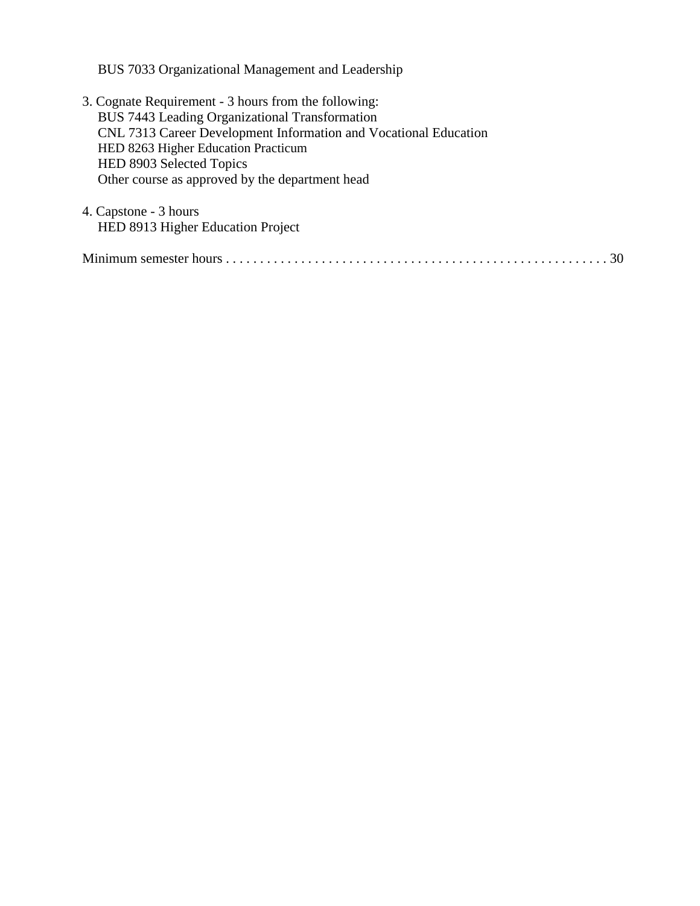BUS 7033 Organizational Management and Leadership

3. Cognate Requirement - 3 hours from the following:
   BUS 7443 Leading Organizational Transformation
   CNL 7313 Career Development Information and Vocational Education
   HED 8263 Higher Education Practicum
   HED 8903 Selected Topics
   Other course as approved by the department head

4. Capstone - 3 hours
   HED 8913 Higher Education Project

Minimum semester hours . . . . . . . . . . . . . . . . . . . . . . . . . . . . . . . . . . . . . . . . . . . . . . . . . . . . . 30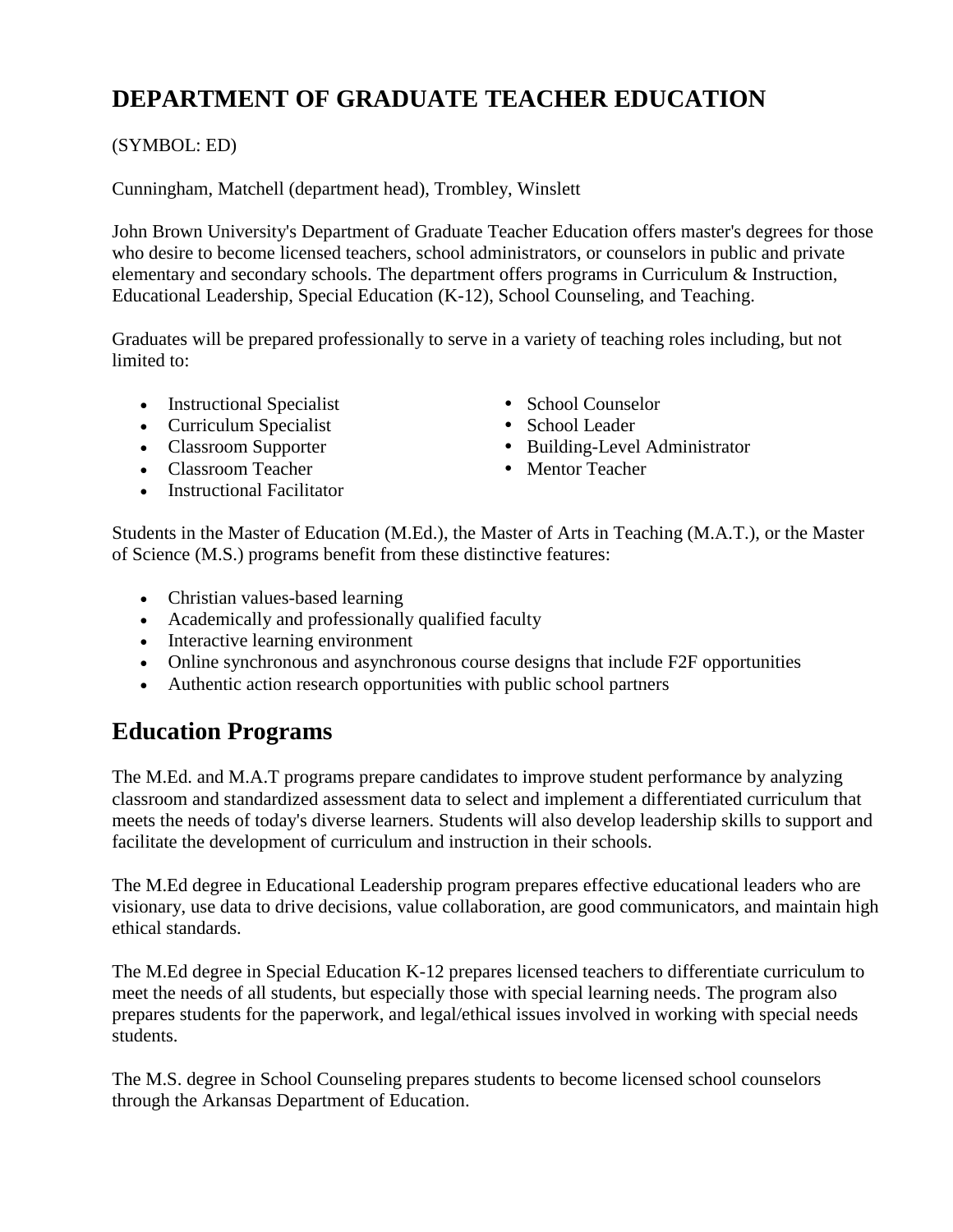# DEPARTMENT OF GRADUATE TEACHER EDUCATION

(SYMBOL: ED)

Cunningham, Matchell (department head), Trombley, Winslett

John Brown University's Department of Graduate Teacher Education offers master's degrees for those who desire to become licensed teachers, school administrators, or counselors in public and private elementary and secondary schools. The department offers programs in Curriculum & Instruction, Educational Leadership, Special Education (K-12), School Counseling, and Teaching.

Graduates will be prepared professionally to serve in a variety of teaching roles including, but not limited to:

- Instructional Specialist
- Curriculum Specialist
- Classroom Supporter
- Classroom Teacher
- Instructional Facilitator
- School Counselor
- School Leader
- Building-Level Administrator
- Mentor Teacher

Students in the Master of Education (M.Ed.), the Master of Arts in Teaching (M.A.T.), or the Master of Science (M.S.) programs benefit from these distinctive features:

- Christian values-based learning
- Academically and professionally qualified faculty
- Interactive learning environment
- Online synchronous and asynchronous course designs that include F2F opportunities
- Authentic action research opportunities with public school partners

## Education Programs

The M.Ed. and M.A.T programs prepare candidates to improve student performance by analyzing classroom and standardized assessment data to select and implement a differentiated curriculum that meets the needs of today's diverse learners. Students will also develop leadership skills to support and facilitate the development of curriculum and instruction in their schools.

The M.Ed degree in Educational Leadership program prepares effective educational leaders who are visionary, use data to drive decisions, value collaboration, are good communicators, and maintain high ethical standards.

The M.Ed degree in Special Education K-12 prepares licensed teachers to differentiate curriculum to meet the needs of all students, but especially those with special learning needs. The program also prepares students for the paperwork, and legal/ethical issues involved in working with special needs students.

The M.S. degree in School Counseling prepares students to become licensed school counselors through the Arkansas Department of Education.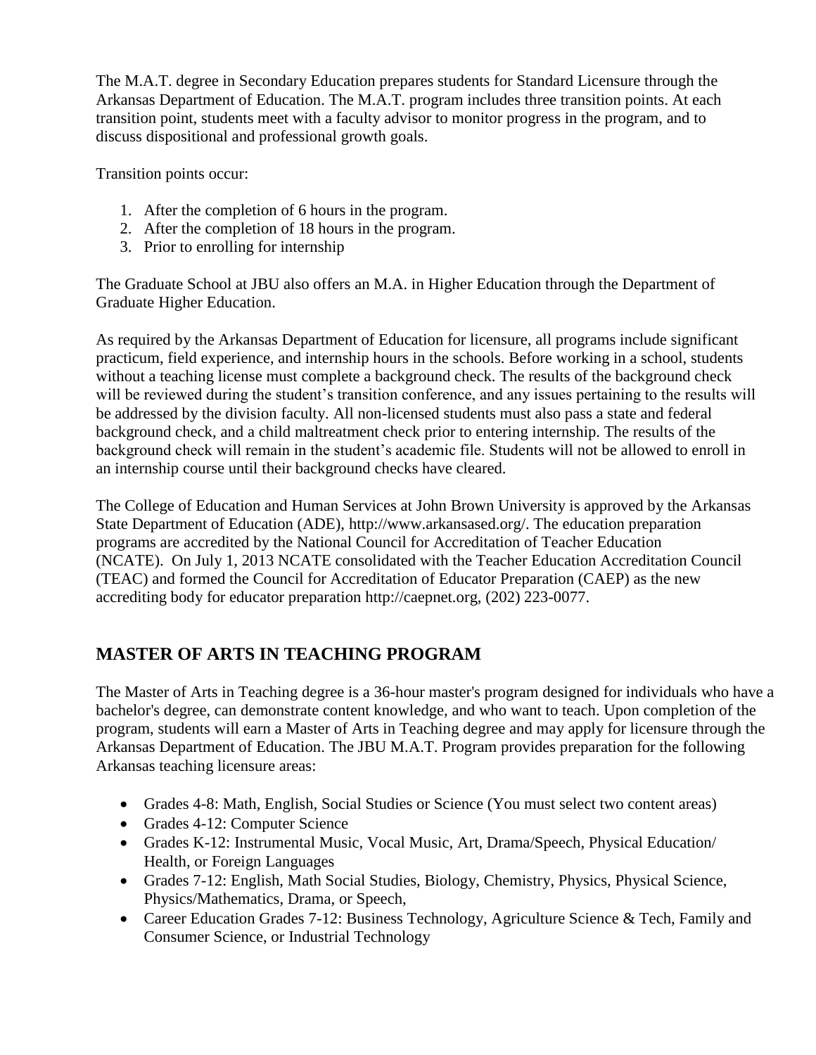The M.A.T. degree in Secondary Education prepares students for Standard Licensure through the Arkansas Department of Education. The M.A.T. program includes three transition points. At each transition point, students meet with a faculty advisor to monitor progress in the program, and to discuss dispositional and professional growth goals.

Transition points occur:

1. After the completion of 6 hours in the program.
2. After the completion of 18 hours in the program.
3. Prior to enrolling for internship

The Graduate School at JBU also offers an M.A. in Higher Education through the Department of Graduate Higher Education.

As required by the Arkansas Department of Education for licensure, all programs include significant practicum, field experience, and internship hours in the schools. Before working in a school, students without a teaching license must complete a background check. The results of the background check will be reviewed during the student's transition conference, and any issues pertaining to the results will be addressed by the division faculty. All non-licensed students must also pass a state and federal background check, and a child maltreatment check prior to entering internship. The results of the background check will remain in the student's academic file. Students will not be allowed to enroll in an internship course until their background checks have cleared.

The College of Education and Human Services at John Brown University is approved by the Arkansas State Department of Education (ADE), http://www.arkansased.org/. The education preparation programs are accredited by the National Council for Accreditation of Teacher Education (NCATE). On July 1, 2013 NCATE consolidated with the Teacher Education Accreditation Council (TEAC) and formed the Council for Accreditation of Educator Preparation (CAEP) as the new accrediting body for educator preparation http://caepnet.org, (202) 223-0077.

## MASTER OF ARTS IN TEACHING PROGRAM

The Master of Arts in Teaching degree is a 36-hour master's program designed for individuals who have a bachelor's degree, can demonstrate content knowledge, and who want to teach. Upon completion of the program, students will earn a Master of Arts in Teaching degree and may apply for licensure through the Arkansas Department of Education. The JBU M.A.T. Program provides preparation for the following Arkansas teaching licensure areas:

- Grades 4-8: Math, English, Social Studies or Science (You must select two content areas)
- Grades 4-12: Computer Science
- Grades K-12: Instrumental Music, Vocal Music, Art, Drama/Speech, Physical Education/ Health, or Foreign Languages
- Grades 7-12: English, Math Social Studies, Biology, Chemistry, Physics, Physical Science, Physics/Mathematics, Drama, or Speech,
- Career Education Grades 7-12: Business Technology, Agriculture Science & Tech, Family and Consumer Science, or Industrial Technology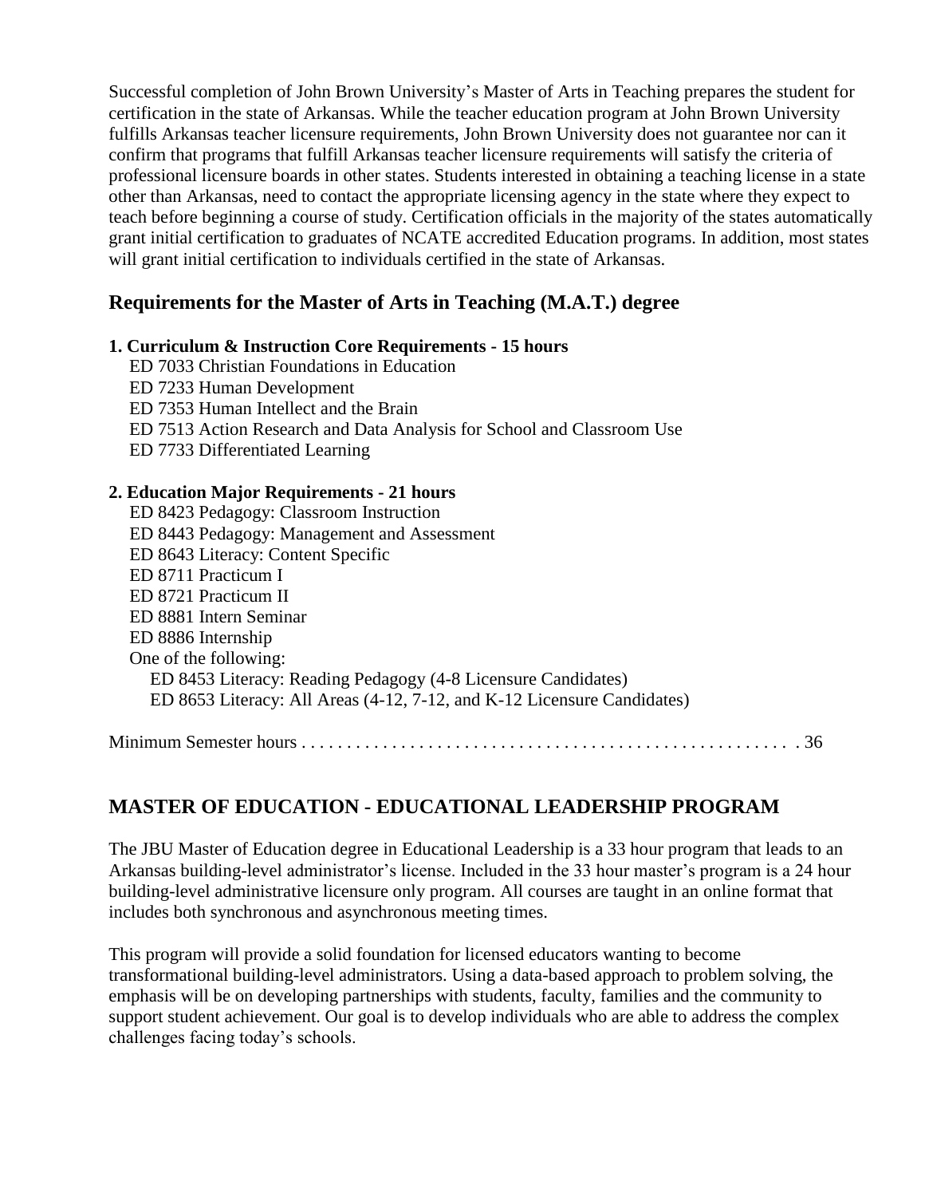Successful completion of John Brown University's Master of Arts in Teaching prepares the student for certification in the state of Arkansas. While the teacher education program at John Brown University fulfills Arkansas teacher licensure requirements, John Brown University does not guarantee nor can it confirm that programs that fulfill Arkansas teacher licensure requirements will satisfy the criteria of professional licensure boards in other states. Students interested in obtaining a teaching license in a state other than Arkansas, need to contact the appropriate licensing agency in the state where they expect to teach before beginning a course of study. Certification officials in the majority of the states automatically grant initial certification to graduates of NCATE accredited Education programs. In addition, most states will grant initial certification to individuals certified in the state of Arkansas.

## Requirements for the Master of Arts in Teaching (M.A.T.) degree

**1. Curriculum & Instruction Core Requirements - 15 hours**

- ED 7033 Christian Foundations in Education
- ED 7233 Human Development
- ED 7353 Human Intellect and the Brain
- ED 7513 Action Research and Data Analysis for School and Classroom Use
- ED 7733 Differentiated Learning

**2. Education Major Requirements - 21 hours**

- ED 8423 Pedagogy: Classroom Instruction
- ED 8443 Pedagogy: Management and Assessment
- ED 8643 Literacy: Content Specific
- ED 8711 Practicum I
- ED 8721 Practicum II
- ED 8881 Intern Seminar
- ED 8886 Internship
- One of the following:
  - ED 8453 Literacy: Reading Pedagogy (4-8 Licensure Candidates)
  - ED 8653 Literacy: All Areas (4-12, 7-12, and K-12 Licensure Candidates)

Minimum Semester hours . . . . . . . . . . . . . . . . . . . . . . . . . . . . . . . . . . . . . . . . . . . . . . . . . . . . 36

## MASTER OF EDUCATION - EDUCATIONAL LEADERSHIP PROGRAM

The JBU Master of Education degree in Educational Leadership is a 33 hour program that leads to an Arkansas building-level administrator's license. Included in the 33 hour master's program is a 24 hour building-level administrative licensure only program. All courses are taught in an online format that includes both synchronous and asynchronous meeting times.

This program will provide a solid foundation for licensed educators wanting to become transformational building-level administrators. Using a data-based approach to problem solving, the emphasis will be on developing partnerships with students, faculty, families and the community to support student achievement. Our goal is to develop individuals who are able to address the complex challenges facing today's schools.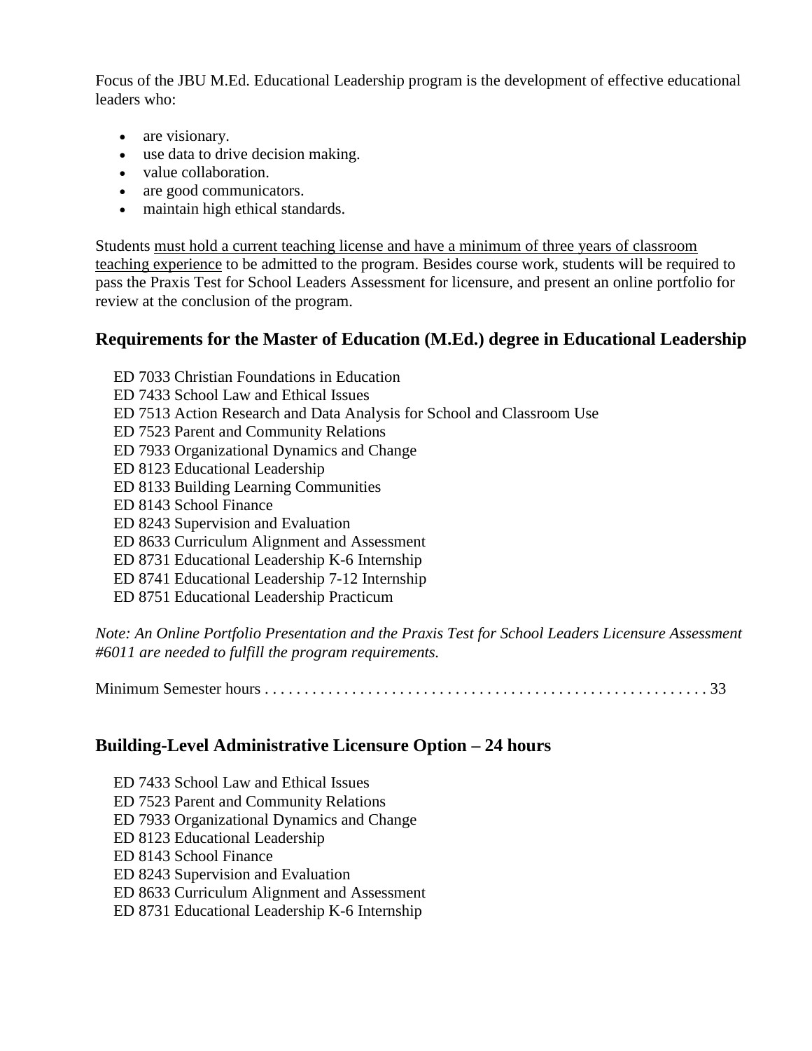Focus of the JBU M.Ed. Educational Leadership program is the development of effective educational leaders who:

- are visionary.
- use data to drive decision making.
- value collaboration.
- are good communicators.
- maintain high ethical standards.

Students <u>must hold a current teaching license and have a minimum of three years of classroom teaching experience</u> to be admitted to the program. Besides course work, students will be required to pass the Praxis Test for School Leaders Assessment for licensure, and present an online portfolio for review at the conclusion of the program.

## Requirements for the Master of Education (M.Ed.) degree in Educational Leadership

ED 7033 Christian Foundations in Education
ED 7433 School Law and Ethical Issues
ED 7513 Action Research and Data Analysis for School and Classroom Use
ED 7523 Parent and Community Relations
ED 7933 Organizational Dynamics and Change
ED 8123 Educational Leadership
ED 8133 Building Learning Communities
ED 8143 School Finance
ED 8243 Supervision and Evaluation
ED 8633 Curriculum Alignment and Assessment
ED 8731 Educational Leadership K-6 Internship
ED 8741 Educational Leadership 7-12 Internship
ED 8751 Educational Leadership Practicum

*Note: An Online Portfolio Presentation and the Praxis Test for School Leaders Licensure Assessment #6011 are needed to fulfill the program requirements.*

Minimum Semester hours . . . . . . . . . . . . . . . . . . . . . . . . . . . . . . . . . . . . . . . . . . . . . . . . . . . . . . 33

## Building-Level Administrative Licensure Option – 24 hours

ED 7433 School Law and Ethical Issues
ED 7523 Parent and Community Relations
ED 7933 Organizational Dynamics and Change
ED 8123 Educational Leadership
ED 8143 School Finance
ED 8243 Supervision and Evaluation
ED 8633 Curriculum Alignment and Assessment
ED 8731 Educational Leadership K-6 Internship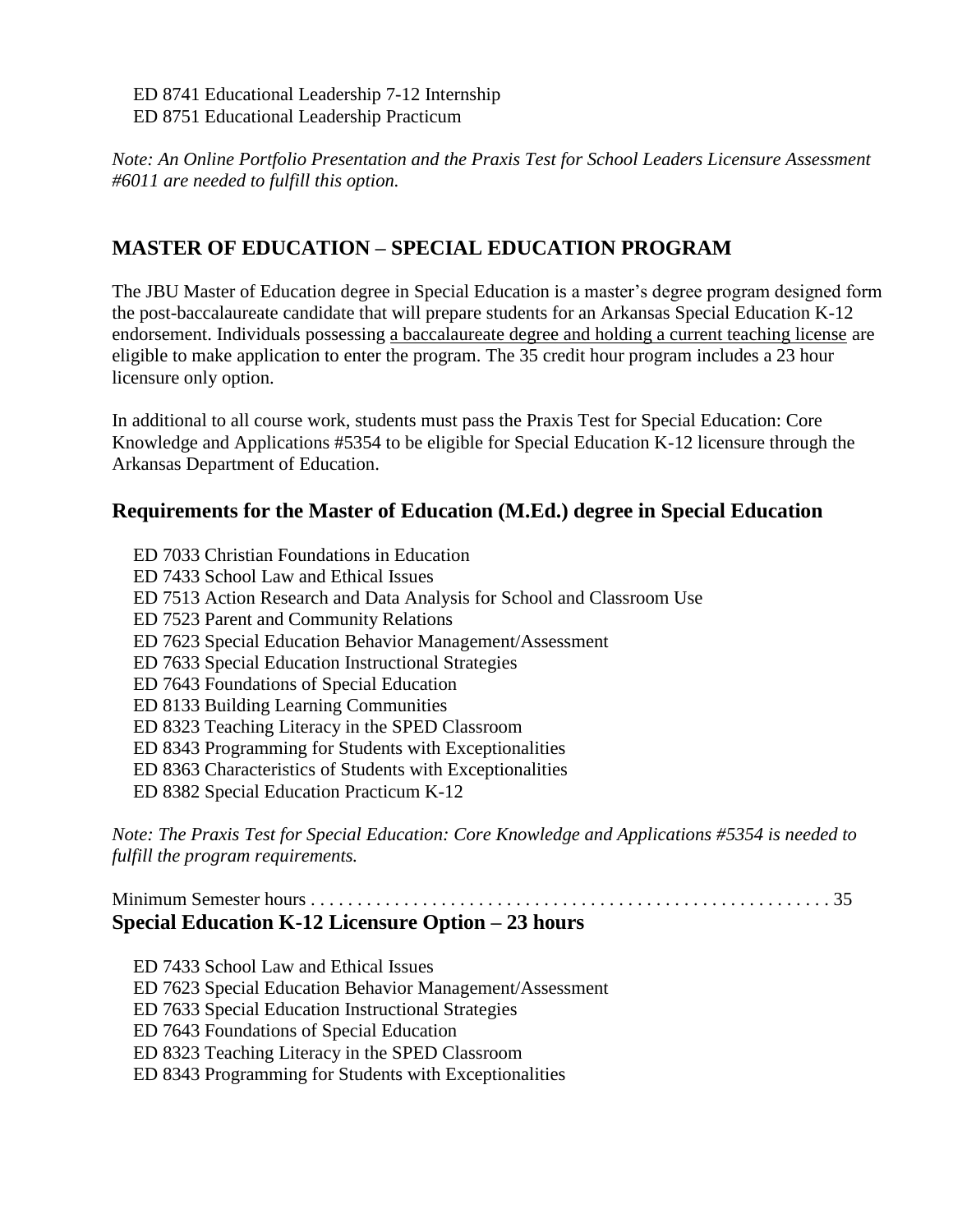ED 8741 Educational Leadership 7-12 Internship
ED 8751 Educational Leadership Practicum

*Note: An Online Portfolio Presentation and the Praxis Test for School Leaders Licensure Assessment #6011 are needed to fulfill this option.*

## MASTER OF EDUCATION – SPECIAL EDUCATION PROGRAM

The JBU Master of Education degree in Special Education is a master's degree program designed form the post-baccalaureate candidate that will prepare students for an Arkansas Special Education K-12 endorsement. Individuals possessing <u>a baccalaureate degree and holding a current teaching license</u> are eligible to make application to enter the program. The 35 credit hour program includes a 23 hour licensure only option.

In additional to all course work, students must pass the Praxis Test for Special Education: Core Knowledge and Applications #5354 to be eligible for Special Education K-12 licensure through the Arkansas Department of Education.

### Requirements for the Master of Education (M.Ed.) degree in Special Education

ED 7033 Christian Foundations in Education
ED 7433 School Law and Ethical Issues
ED 7513 Action Research and Data Analysis for School and Classroom Use
ED 7523 Parent and Community Relations
ED 7623 Special Education Behavior Management/Assessment
ED 7633 Special Education Instructional Strategies
ED 7643 Foundations of Special Education
ED 8133 Building Learning Communities
ED 8323 Teaching Literacy in the SPED Classroom
ED 8343 Programming for Students with Exceptionalities
ED 8363 Characteristics of Students with Exceptionalities
ED 8382 Special Education Practicum K-12

*Note: The Praxis Test for Special Education: Core Knowledge and Applications #5354 is needed to fulfill the program requirements.*

Minimum Semester hours . . . . . . . . . . . . . . . . . . . . . . . . . . . . . . . . . . . . . . . . . . . . . . . . . . . . . . 35

### Special Education K-12 Licensure Option – 23 hours

ED 7433 School Law and Ethical Issues
ED 7623 Special Education Behavior Management/Assessment
ED 7633 Special Education Instructional Strategies
ED 7643 Foundations of Special Education
ED 8323 Teaching Literacy in the SPED Classroom
ED 8343 Programming for Students with Exceptionalities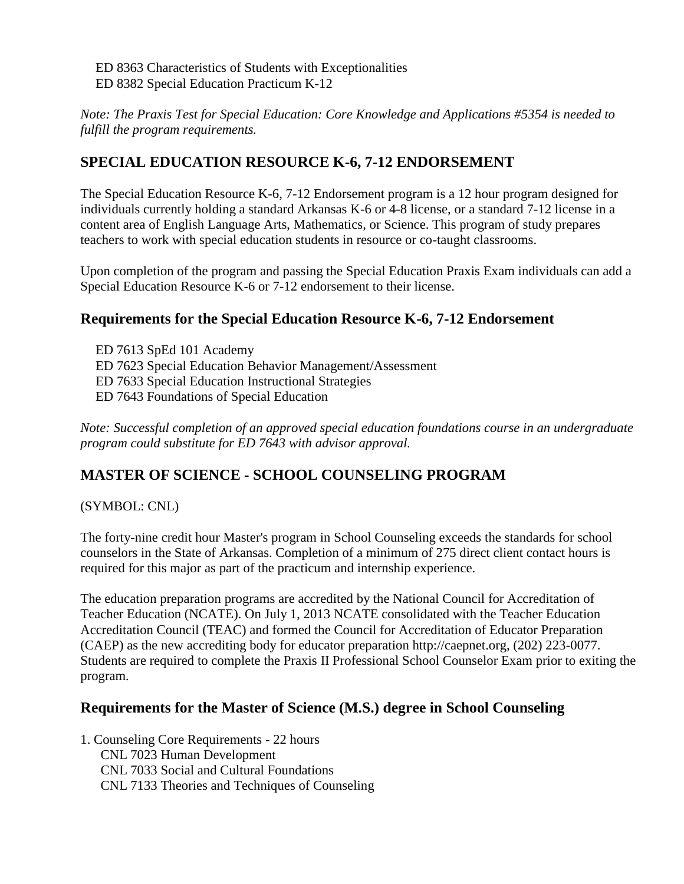ED 8363 Characteristics of Students with Exceptionalities
ED 8382 Special Education Practicum K-12

*Note: The Praxis Test for Special Education: Core Knowledge and Applications #5354 is needed to fulfill the program requirements.*

## SPECIAL EDUCATION RESOURCE K-6, 7-12 ENDORSEMENT

The Special Education Resource K-6, 7-12 Endorsement program is a 12 hour program designed for individuals currently holding a standard Arkansas K-6 or 4-8 license, or a standard 7-12 license in a content area of English Language Arts, Mathematics, or Science. This program of study prepares teachers to work with special education students in resource or co-taught classrooms.

Upon completion of the program and passing the Special Education Praxis Exam individuals can add a Special Education Resource K-6 or 7-12 endorsement to their license.

### Requirements for the Special Education Resource K-6, 7-12 Endorsement

ED 7613 SpEd 101 Academy
ED 7623 Special Education Behavior Management/Assessment
ED 7633 Special Education Instructional Strategies
ED 7643 Foundations of Special Education

*Note: Successful completion of an approved special education foundations course in an undergraduate program could substitute for ED 7643 with advisor approval.*

## MASTER OF SCIENCE - SCHOOL COUNSELING PROGRAM

(SYMBOL: CNL)

The forty-nine credit hour Master's program in School Counseling exceeds the standards for school counselors in the State of Arkansas. Completion of a minimum of 275 direct client contact hours is required for this major as part of the practicum and internship experience.

The education preparation programs are accredited by the National Council for Accreditation of Teacher Education (NCATE). On July 1, 2013 NCATE consolidated with the Teacher Education Accreditation Council (TEAC) and formed the Council for Accreditation of Educator Preparation (CAEP) as the new accrediting body for educator preparation http://caepnet.org, (202) 223-0077. Students are required to complete the Praxis II Professional School Counselor Exam prior to exiting the program.

### Requirements for the Master of Science (M.S.) degree in School Counseling

1. Counseling Core Requirements - 22 hours
   CNL 7023 Human Development
   CNL 7033 Social and Cultural Foundations
   CNL 7133 Theories and Techniques of Counseling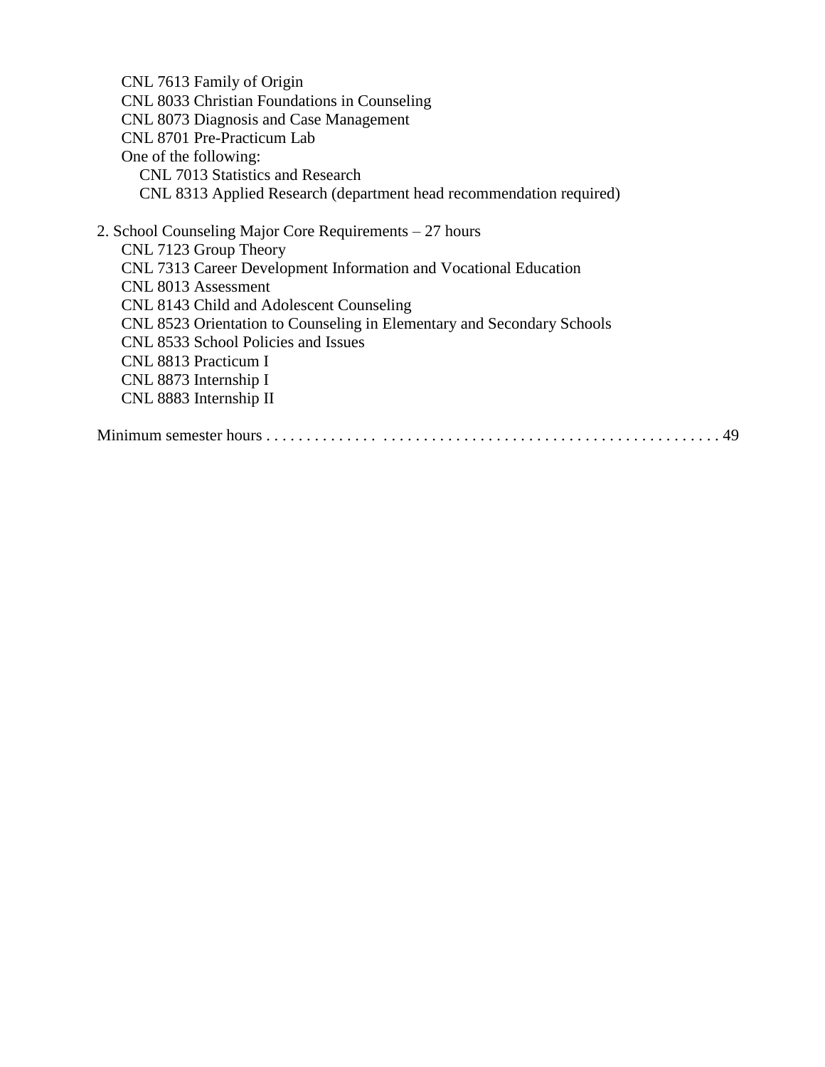CNL 7613 Family of Origin
CNL 8033 Christian Foundations in Counseling
CNL 8073 Diagnosis and Case Management
CNL 8701 Pre-Practicum Lab
One of the following:
    CNL 7013 Statistics and Research
    CNL 8313 Applied Research (department head recommendation required)

2. School Counseling Major Core Requirements – 27 hours
    CNL 7123 Group Theory
    CNL 7313 Career Development Information and Vocational Education
    CNL 8013 Assessment
    CNL 8143 Child and Adolescent Counseling
    CNL 8523 Orientation to Counseling in Elementary and Secondary Schools
    CNL 8533 School Policies and Issues
    CNL 8813 Practicum I
    CNL 8873 Internship I
    CNL 8883 Internship II

Minimum semester hours . . . . . . . . . . . . . . . . . . . . . . . . . . . . . . . . . . . . . . . . . . . . . . . . . . . . . . . 49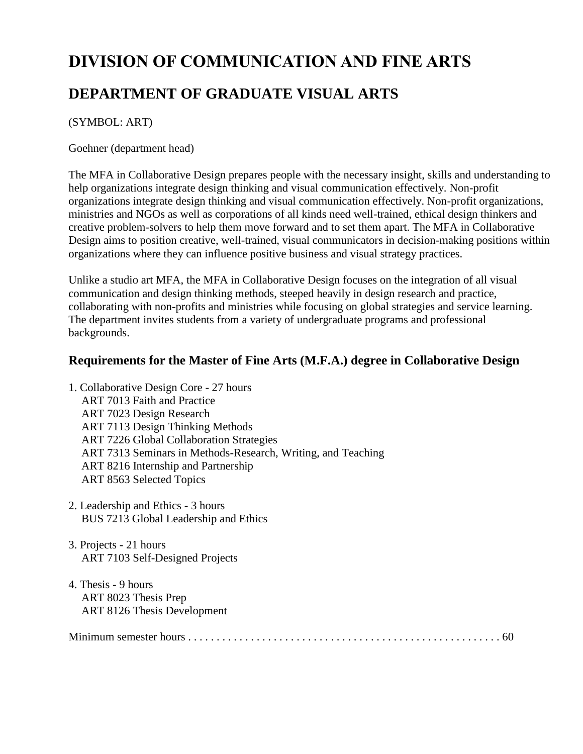# DIVISION OF COMMUNICATION AND FINE ARTS

## DEPARTMENT OF GRADUATE VISUAL ARTS

(SYMBOL: ART)

Goehner (department head)

The MFA in Collaborative Design prepares people with the necessary insight, skills and understanding to help organizations integrate design thinking and visual communication effectively. Non-profit organizations integrate design thinking and visual communication effectively. Non-profit organizations, ministries and NGOs as well as corporations of all kinds need well-trained, ethical design thinkers and creative problem-solvers to help them move forward and to set them apart. The MFA in Collaborative Design aims to position creative, well-trained, visual communicators in decision-making positions within organizations where they can influence positive business and visual strategy practices.

Unlike a studio art MFA, the MFA in Collaborative Design focuses on the integration of all visual communication and design thinking methods, steeped heavily in design research and practice, collaborating with non-profits and ministries while focusing on global strategies and service learning. The department invites students from a variety of undergraduate programs and professional backgrounds.

### Requirements for the Master of Fine Arts (M.F.A.) degree in Collaborative Design

1. Collaborative Design Core - 27 hours
   - ART 7013 Faith and Practice
   - ART 7023 Design Research
   - ART 7113 Design Thinking Methods
   - ART 7226 Global Collaboration Strategies
   - ART 7313 Seminars in Methods-Research, Writing, and Teaching
   - ART 8216 Internship and Partnership
   - ART 8563 Selected Topics

2. Leadership and Ethics - 3 hours
   - BUS 7213 Global Leadership and Ethics

3. Projects - 21 hours
   - ART 7103 Self-Designed Projects

4. Thesis - 9 hours
   - ART 8023 Thesis Prep
   - ART 8126 Thesis Development

Minimum semester hours . . . . . . . . . . . . . . . . . . . . . . . . . . . . . . . . . . . . . . . . . . . . . . . . . . . . . . 60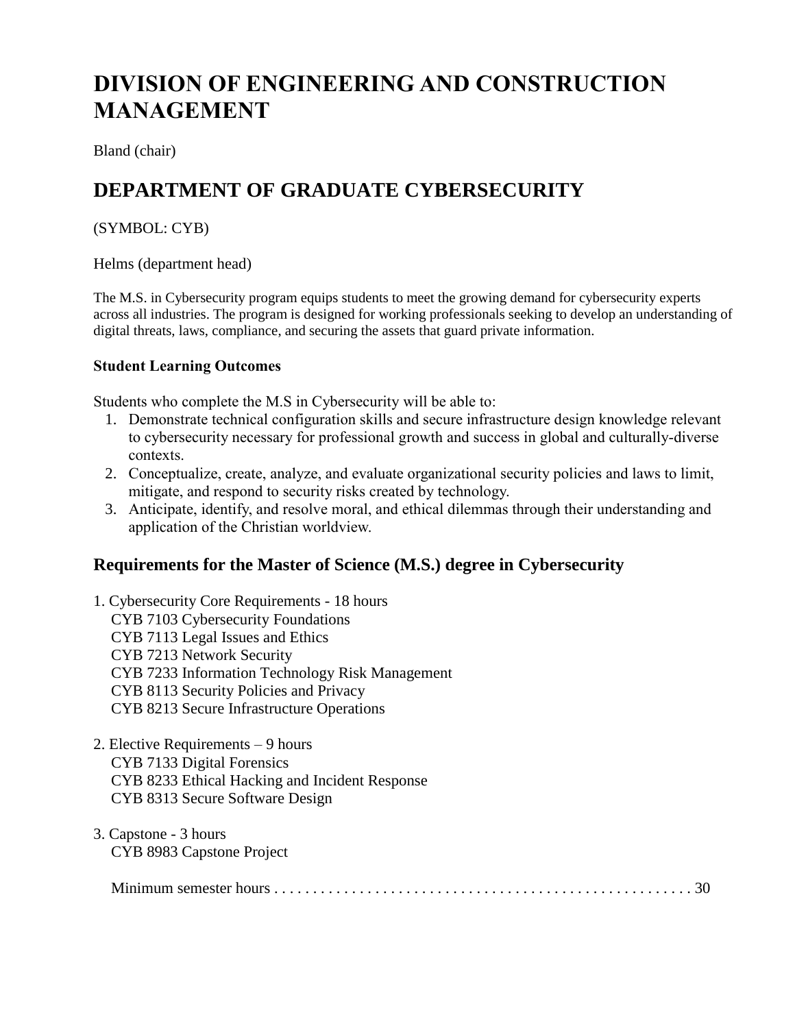# DIVISION OF ENGINEERING AND CONSTRUCTION MANAGEMENT

Bland (chair)

## DEPARTMENT OF GRADUATE CYBERSECURITY

(SYMBOL: CYB)

Helms (department head)

The M.S. in Cybersecurity program equips students to meet the growing demand for cybersecurity experts across all industries. The program is designed for working professionals seeking to develop an understanding of digital threats, laws, compliance, and securing the assets that guard private information.

**Student Learning Outcomes**

Students who complete the M.S in Cybersecurity will be able to:

1. Demonstrate technical configuration skills and secure infrastructure design knowledge relevant to cybersecurity necessary for professional growth and success in global and culturally-diverse contexts.
2. Conceptualize, create, analyze, and evaluate organizational security policies and laws to limit, mitigate, and respond to security risks created by technology.
3. Anticipate, identify, and resolve moral, and ethical dilemmas through their understanding and application of the Christian worldview.

### Requirements for the Master of Science (M.S.) degree in Cybersecurity

1. Cybersecurity Core Requirements - 18 hours
   - CYB 7103 Cybersecurity Foundations
   - CYB 7113 Legal Issues and Ethics
   - CYB 7213 Network Security
   - CYB 7233 Information Technology Risk Management
   - CYB 8113 Security Policies and Privacy
   - CYB 8213 Secure Infrastructure Operations

2. Elective Requirements – 9 hours
   - CYB 7133 Digital Forensics
   - CYB 8233 Ethical Hacking and Incident Response
   - CYB 8313 Secure Software Design

3. Capstone - 3 hours
   - CYB 8983 Capstone Project

Minimum semester hours . . . . . . . . . . . . . . . . . . . . . . . . . . . . . . . . . . . . . . . . . . . . . . . . . . . . . 30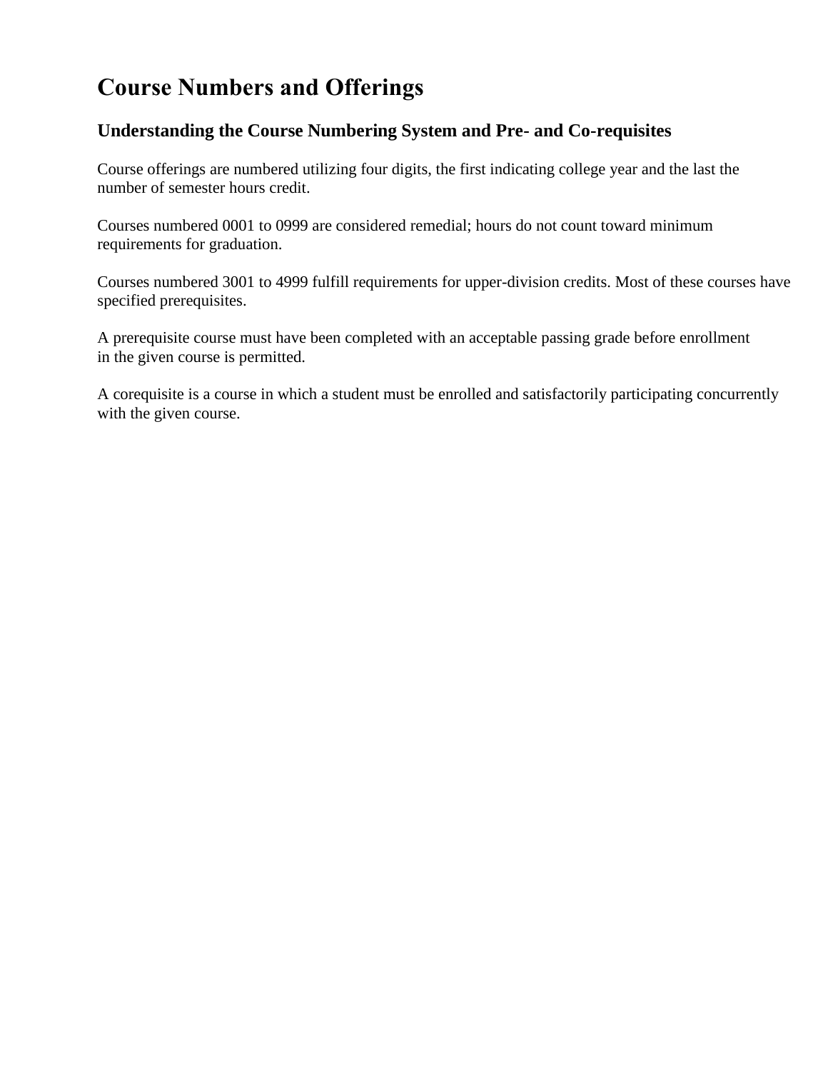# Course Numbers and Offerings

## Understanding the Course Numbering System and Pre- and Co-requisites

Course offerings are numbered utilizing four digits, the first indicating college year and the last the number of semester hours credit.

Courses numbered 0001 to 0999 are considered remedial; hours do not count toward minimum requirements for graduation.

Courses numbered 3001 to 4999 fulfill requirements for upper-division credits. Most of these courses have specified prerequisites.

A prerequisite course must have been completed with an acceptable passing grade before enrollment in the given course is permitted.

A corequisite is a course in which a student must be enrolled and satisfactorily participating concurrently with the given course.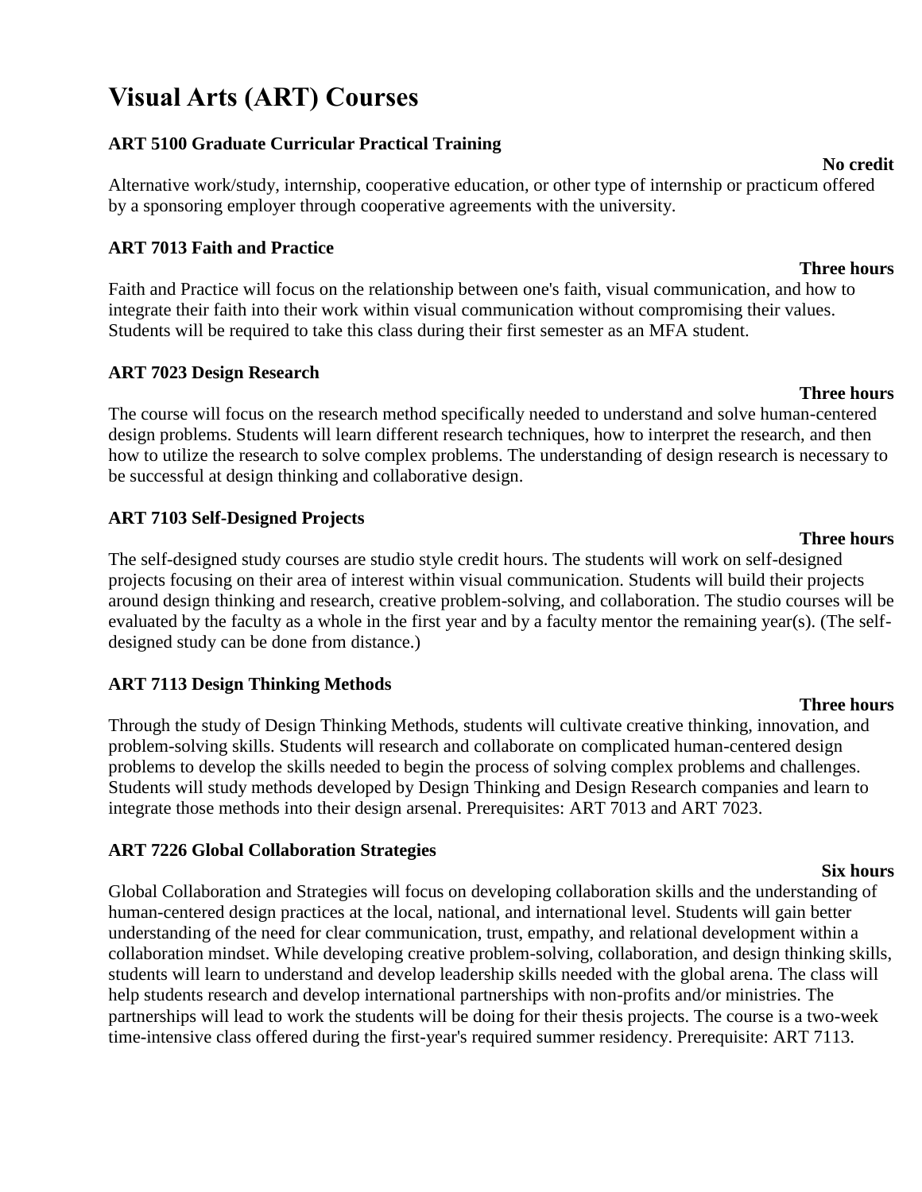# Visual Arts (ART) Courses

### ART 5100 Graduate Curricular Practical Training

**No credit**

Alternative work/study, internship, cooperative education, or other type of internship or practicum offered by a sponsoring employer through cooperative agreements with the university.

### ART 7013 Faith and Practice

**Three hours**

Faith and Practice will focus on the relationship between one's faith, visual communication, and how to integrate their faith into their work within visual communication without compromising their values. Students will be required to take this class during their first semester as an MFA student.

### ART 7023 Design Research

**Three hours**

The course will focus on the research method specifically needed to understand and solve human-centered design problems. Students will learn different research techniques, how to interpret the research, and then how to utilize the research to solve complex problems. The understanding of design research is necessary to be successful at design thinking and collaborative design.

### ART 7103 Self-Designed Projects

**Three hours**

The self-designed study courses are studio style credit hours. The students will work on self-designed projects focusing on their area of interest within visual communication. Students will build their projects around design thinking and research, creative problem-solving, and collaboration. The studio courses will be evaluated by the faculty as a whole in the first year and by a faculty mentor the remaining year(s). (The self-designed study can be done from distance.)

### ART 7113 Design Thinking Methods

**Three hours**

Through the study of Design Thinking Methods, students will cultivate creative thinking, innovation, and problem-solving skills. Students will research and collaborate on complicated human-centered design problems to develop the skills needed to begin the process of solving complex problems and challenges. Students will study methods developed by Design Thinking and Design Research companies and learn to integrate those methods into their design arsenal. Prerequisites: ART 7013 and ART 7023.

### ART 7226 Global Collaboration Strategies

**Six hours**

Global Collaboration and Strategies will focus on developing collaboration skills and the understanding of human-centered design practices at the local, national, and international level. Students will gain better understanding of the need for clear communication, trust, empathy, and relational development within a collaboration mindset. While developing creative problem-solving, collaboration, and design thinking skills, students will learn to understand and develop leadership skills needed with the global arena. The class will help students research and develop international partnerships with non-profits and/or ministries. The partnerships will lead to work the students will be doing for their thesis projects. The course is a two-week time-intensive class offered during the first-year's required summer residency. Prerequisite: ART 7113.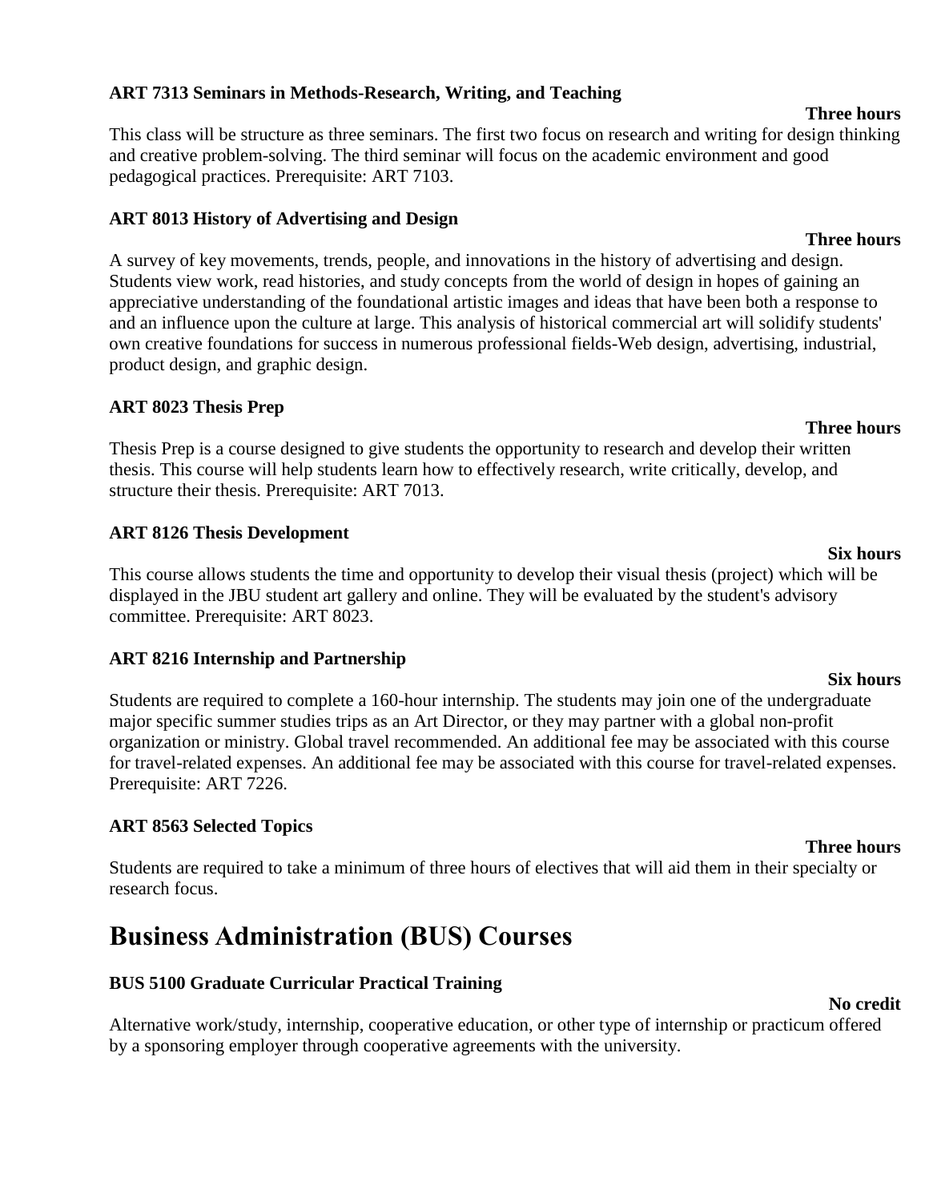**ART 7313 Seminars in Methods-Research, Writing, and Teaching**

**Three hours**

This class will be structure as three seminars. The first two focus on research and writing for design thinking and creative problem-solving. The third seminar will focus on the academic environment and good pedagogical practices. Prerequisite: ART 7103.

**ART 8013 History of Advertising and Design**

**Three hours**

A survey of key movements, trends, people, and innovations in the history of advertising and design. Students view work, read histories, and study concepts from the world of design in hopes of gaining an appreciative understanding of the foundational artistic images and ideas that have been both a response to and an influence upon the culture at large. This analysis of historical commercial art will solidify students' own creative foundations for success in numerous professional fields-Web design, advertising, industrial, product design, and graphic design.

**ART 8023 Thesis Prep**

**Three hours**

Thesis Prep is a course designed to give students the opportunity to research and develop their written thesis. This course will help students learn how to effectively research, write critically, develop, and structure their thesis. Prerequisite: ART 7013.

**ART 8126 Thesis Development**

**Six hours**

This course allows students the time and opportunity to develop their visual thesis (project) which will be displayed in the JBU student art gallery and online. They will be evaluated by the student's advisory committee. Prerequisite: ART 8023.

**ART 8216 Internship and Partnership**

**Six hours**

Students are required to complete a 160-hour internship. The students may join one of the undergraduate major specific summer studies trips as an Art Director, or they may partner with a global non-profit organization or ministry. Global travel recommended. An additional fee may be associated with this course for travel-related expenses. An additional fee may be associated with this course for travel-related expenses. Prerequisite: ART 7226.

**ART 8563 Selected Topics**

**Three hours**

Students are required to take a minimum of three hours of electives that will aid them in their specialty or research focus.

# Business Administration (BUS) Courses

**BUS 5100 Graduate Curricular Practical Training**

**No credit**

Alternative work/study, internship, cooperative education, or other type of internship or practicum offered by a sponsoring employer through cooperative agreements with the university.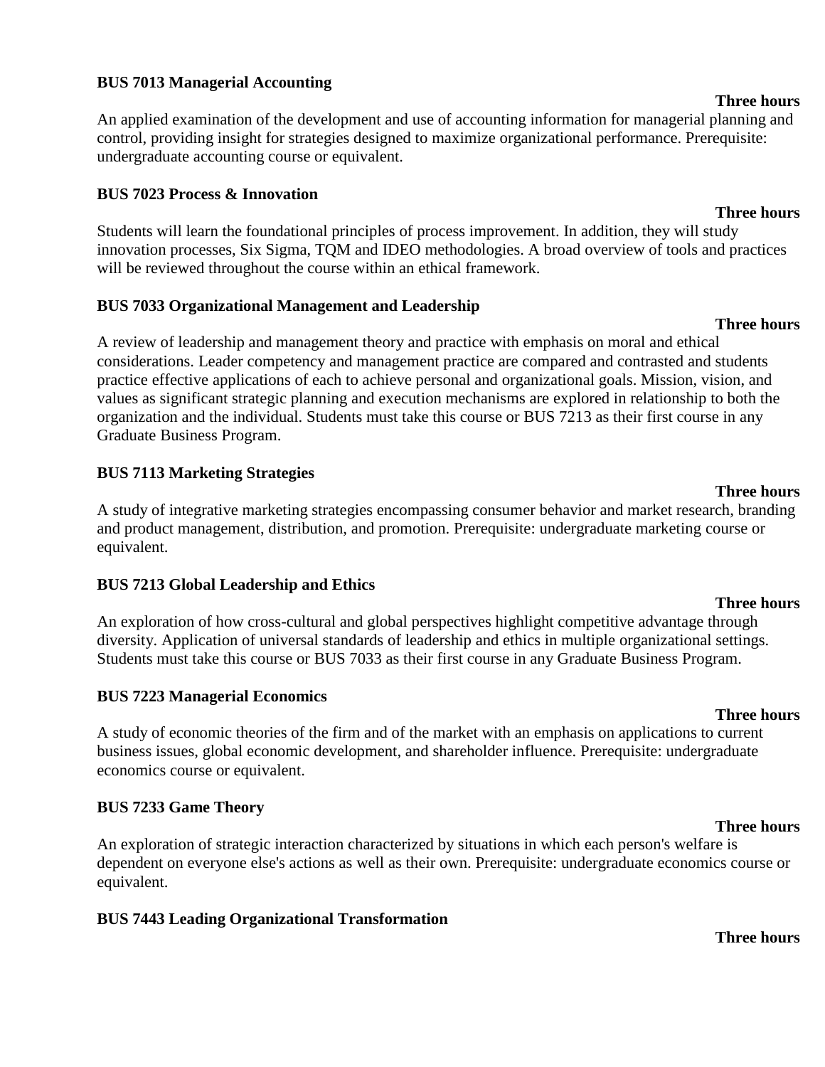**BUS 7013 Managerial Accounting**

**Three hours**

An applied examination of the development and use of accounting information for managerial planning and control, providing insight for strategies designed to maximize organizational performance. Prerequisite: undergraduate accounting course or equivalent.

**BUS 7023 Process & Innovation**

**Three hours**

Students will learn the foundational principles of process improvement. In addition, they will study innovation processes, Six Sigma, TQM and IDEO methodologies. A broad overview of tools and practices will be reviewed throughout the course within an ethical framework.

**BUS 7033 Organizational Management and Leadership**

**Three hours**

A review of leadership and management theory and practice with emphasis on moral and ethical considerations. Leader competency and management practice are compared and contrasted and students practice effective applications of each to achieve personal and organizational goals. Mission, vision, and values as significant strategic planning and execution mechanisms are explored in relationship to both the organization and the individual. Students must take this course or BUS 7213 as their first course in any Graduate Business Program.

**BUS 7113 Marketing Strategies**

**Three hours**

A study of integrative marketing strategies encompassing consumer behavior and market research, branding and product management, distribution, and promotion. Prerequisite: undergraduate marketing course or equivalent.

**BUS 7213 Global Leadership and Ethics**

**Three hours**

An exploration of how cross-cultural and global perspectives highlight competitive advantage through diversity. Application of universal standards of leadership and ethics in multiple organizational settings. Students must take this course or BUS 7033 as their first course in any Graduate Business Program.

**BUS 7223 Managerial Economics**

**Three hours**

A study of economic theories of the firm and of the market with an emphasis on applications to current business issues, global economic development, and shareholder influence. Prerequisite: undergraduate economics course or equivalent.

**BUS 7233 Game Theory**

**Three hours**

An exploration of strategic interaction characterized by situations in which each person's welfare is dependent on everyone else's actions as well as their own. Prerequisite: undergraduate economics course or equivalent.

**BUS 7443 Leading Organizational Transformation**

**Three hours**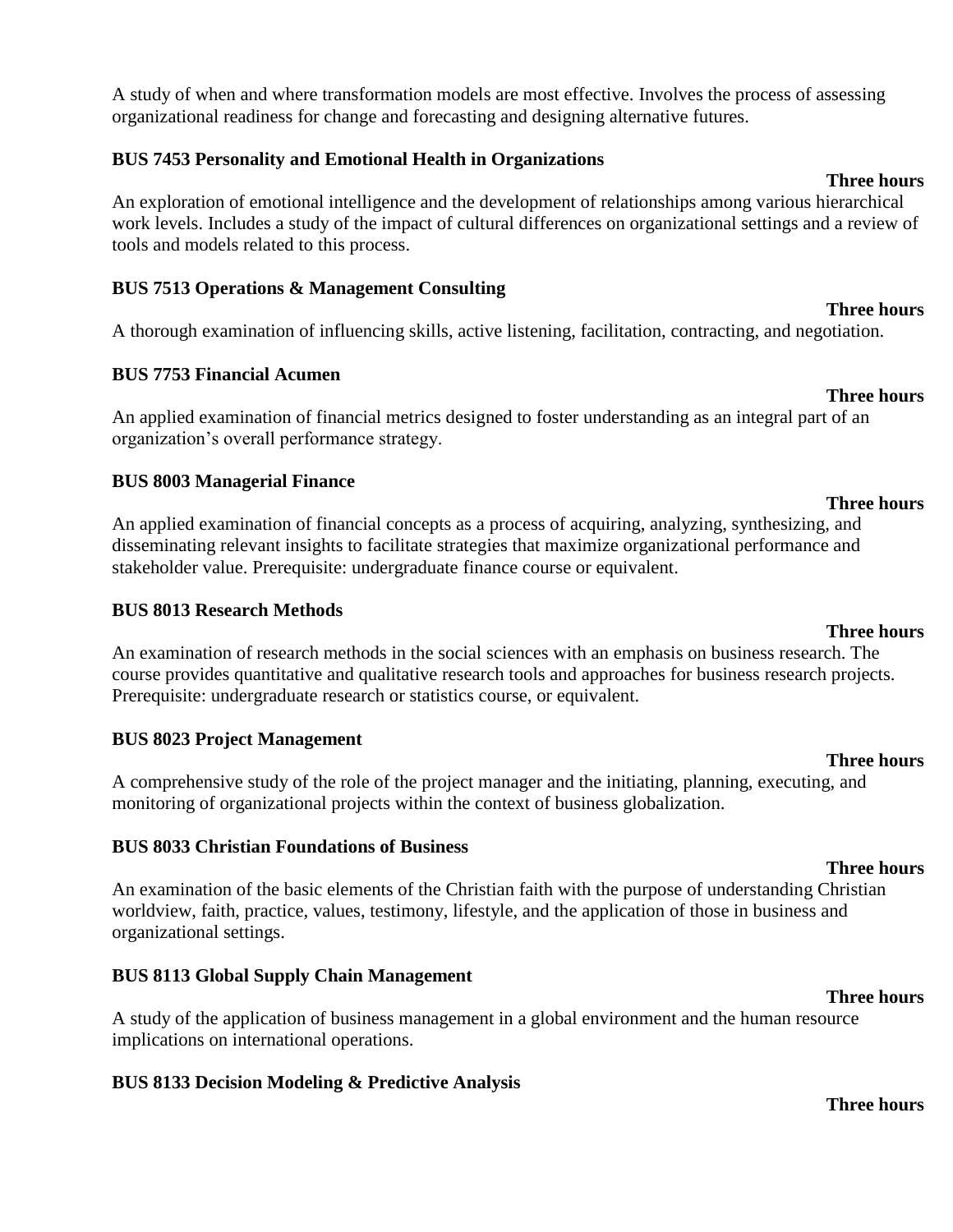A study of when and where transformation models are most effective. Involves the process of assessing organizational readiness for change and forecasting and designing alternative futures.

**BUS 7453 Personality and Emotional Health in Organizations**

**Three hours**

An exploration of emotional intelligence and the development of relationships among various hierarchical work levels. Includes a study of the impact of cultural differences on organizational settings and a review of tools and models related to this process.

**BUS 7513 Operations & Management Consulting**

**Three hours**

A thorough examination of influencing skills, active listening, facilitation, contracting, and negotiation.

**BUS 7753 Financial Acumen**

**Three hours**

An applied examination of financial metrics designed to foster understanding as an integral part of an organization's overall performance strategy.

**BUS 8003 Managerial Finance**

**Three hours**

An applied examination of financial concepts as a process of acquiring, analyzing, synthesizing, and disseminating relevant insights to facilitate strategies that maximize organizational performance and stakeholder value. Prerequisite: undergraduate finance course or equivalent.

**BUS 8013 Research Methods**

**Three hours**

An examination of research methods in the social sciences with an emphasis on business research. The course provides quantitative and qualitative research tools and approaches for business research projects. Prerequisite: undergraduate research or statistics course, or equivalent.

**BUS 8023 Project Management**

**Three hours**

A comprehensive study of the role of the project manager and the initiating, planning, executing, and monitoring of organizational projects within the context of business globalization.

**BUS 8033 Christian Foundations of Business**

**Three hours**

An examination of the basic elements of the Christian faith with the purpose of understanding Christian worldview, faith, practice, values, testimony, lifestyle, and the application of those in business and organizational settings.

**BUS 8113 Global Supply Chain Management**

**Three hours**

A study of the application of business management in a global environment and the human resource implications on international operations.

**BUS 8133 Decision Modeling & Predictive Analysis**

**Three hours**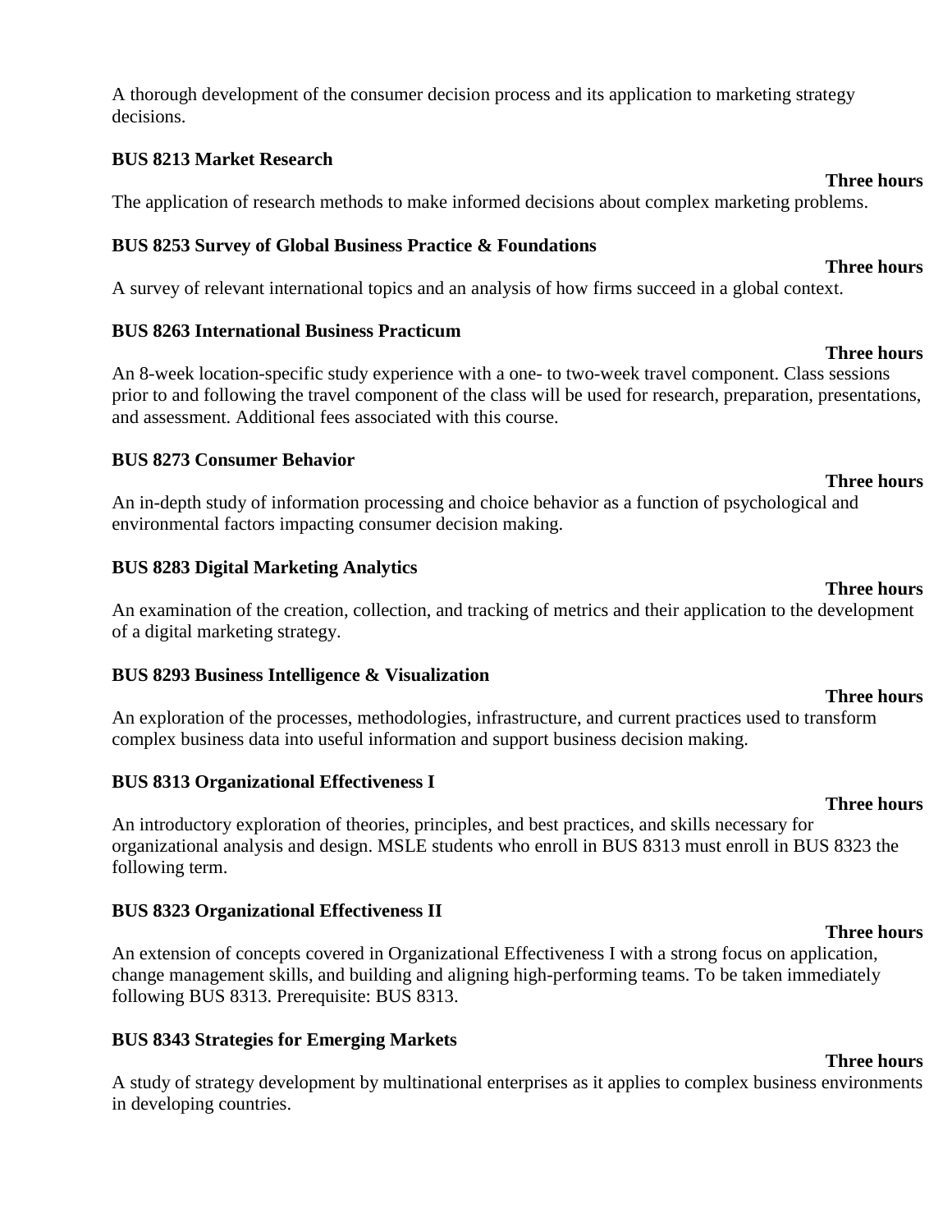A thorough development of the consumer decision process and its application to marketing strategy decisions.

**BUS 8213 Market Research**

**Three hours**

The application of research methods to make informed decisions about complex marketing problems.

**BUS 8253 Survey of Global Business Practice & Foundations**

**Three hours**

A survey of relevant international topics and an analysis of how firms succeed in a global context.

**BUS 8263 International Business Practicum**

**Three hours**

An 8-week location-specific study experience with a one- to two-week travel component. Class sessions prior to and following the travel component of the class will be used for research, preparation, presentations, and assessment. Additional fees associated with this course.

**BUS 8273 Consumer Behavior**

**Three hours**

An in-depth study of information processing and choice behavior as a function of psychological and environmental factors impacting consumer decision making.

**BUS 8283 Digital Marketing Analytics**

**Three hours**

An examination of the creation, collection, and tracking of metrics and their application to the development of a digital marketing strategy.

**BUS 8293 Business Intelligence & Visualization**

**Three hours**

An exploration of the processes, methodologies, infrastructure, and current practices used to transform complex business data into useful information and support business decision making.

**BUS 8313 Organizational Effectiveness I**

**Three hours**

An introductory exploration of theories, principles, and best practices, and skills necessary for organizational analysis and design. MSLE students who enroll in BUS 8313 must enroll in BUS 8323 the following term.

**BUS 8323 Organizational Effectiveness II**

**Three hours**

An extension of concepts covered in Organizational Effectiveness I with a strong focus on application, change management skills, and building and aligning high-performing teams. To be taken immediately following BUS 8313. Prerequisite: BUS 8313.

**BUS 8343 Strategies for Emerging Markets**

**Three hours**

A study of strategy development by multinational enterprises as it applies to complex business environments in developing countries.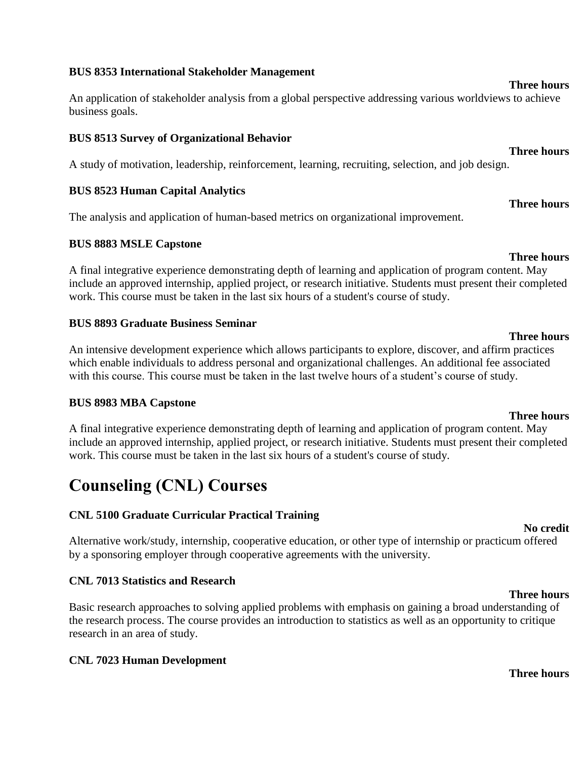**BUS 8353 International Stakeholder Management**

**Three hours**

An application of stakeholder analysis from a global perspective addressing various worldviews to achieve business goals.

**BUS 8513 Survey of Organizational Behavior**

**Three hours**

A study of motivation, leadership, reinforcement, learning, recruiting, selection, and job design.

**BUS 8523 Human Capital Analytics**

**Three hours**

The analysis and application of human-based metrics on organizational improvement.

**BUS 8883 MSLE Capstone**

**Three hours**

A final integrative experience demonstrating depth of learning and application of program content. May include an approved internship, applied project, or research initiative. Students must present their completed work. This course must be taken in the last six hours of a student's course of study.

**BUS 8893 Graduate Business Seminar**

**Three hours**

An intensive development experience which allows participants to explore, discover, and affirm practices which enable individuals to address personal and organizational challenges. An additional fee associated with this course. This course must be taken in the last twelve hours of a student's course of study.

**BUS 8983 MBA Capstone**

**Three hours**

A final integrative experience demonstrating depth of learning and application of program content. May include an approved internship, applied project, or research initiative. Students must present their completed work. This course must be taken in the last six hours of a student's course of study.

# Counseling (CNL) Courses

**CNL 5100 Graduate Curricular Practical Training**

**No credit**

Alternative work/study, internship, cooperative education, or other type of internship or practicum offered by a sponsoring employer through cooperative agreements with the university.

**CNL 7013 Statistics and Research**

**Three hours**

Basic research approaches to solving applied problems with emphasis on gaining a broad understanding of the research process. The course provides an introduction to statistics as well as an opportunity to critique research in an area of study.

**CNL 7023 Human Development**

**Three hours**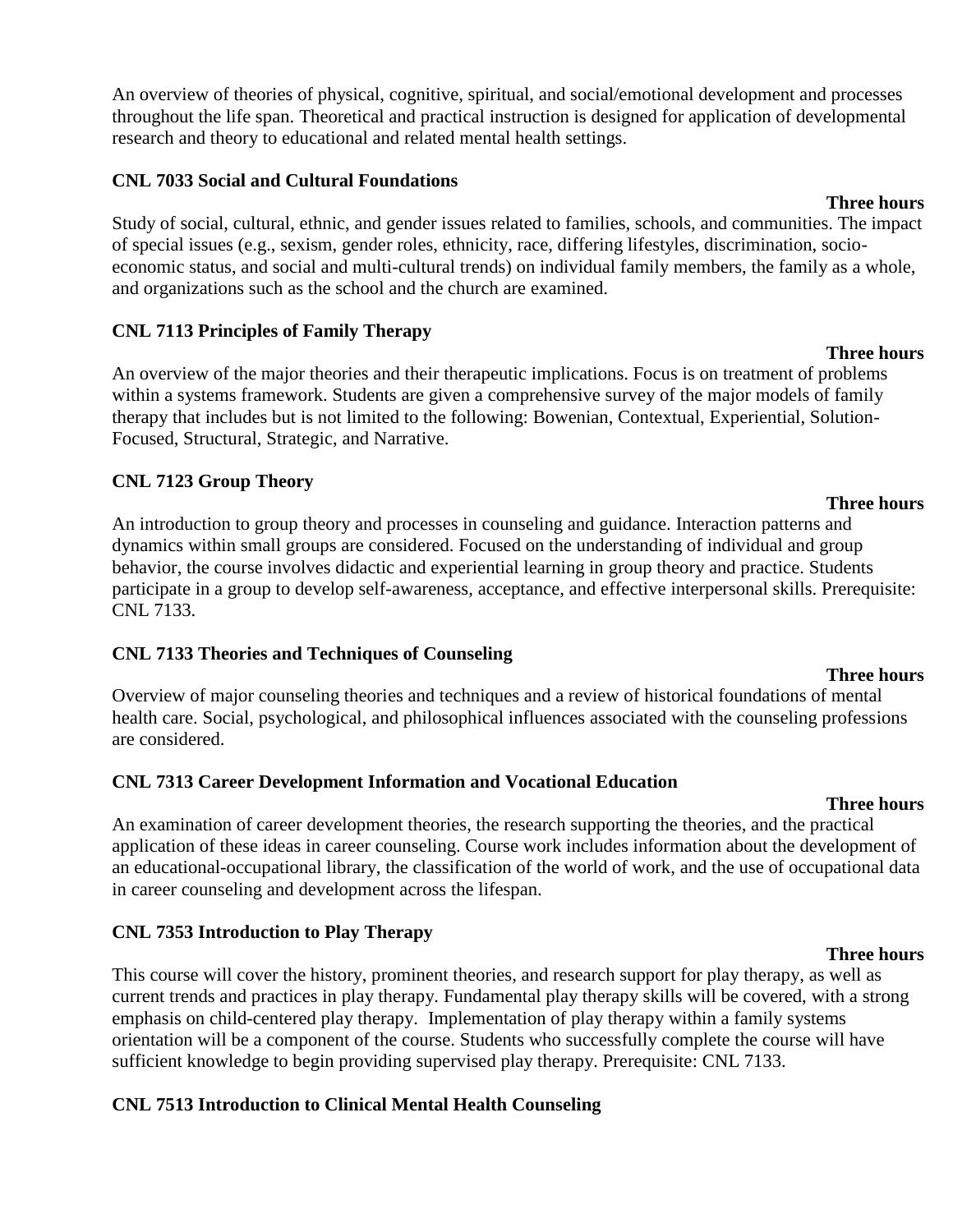An overview of theories of physical, cognitive, spiritual, and social/emotional development and processes throughout the life span. Theoretical and practical instruction is designed for application of developmental research and theory to educational and related mental health settings.

**CNL 7033 Social and Cultural Foundations**

**Three hours**

Study of social, cultural, ethnic, and gender issues related to families, schools, and communities. The impact of special issues (e.g., sexism, gender roles, ethnicity, race, differing lifestyles, discrimination, socio-economic status, and social and multi-cultural trends) on individual family members, the family as a whole, and organizations such as the school and the church are examined.

**CNL 7113 Principles of Family Therapy**

**Three hours**

An overview of the major theories and their therapeutic implications. Focus is on treatment of problems within a systems framework. Students are given a comprehensive survey of the major models of family therapy that includes but is not limited to the following: Bowenian, Contextual, Experiential, Solution-Focused, Structural, Strategic, and Narrative.

**CNL 7123 Group Theory**

**Three hours**

An introduction to group theory and processes in counseling and guidance. Interaction patterns and dynamics within small groups are considered. Focused on the understanding of individual and group behavior, the course involves didactic and experiential learning in group theory and practice. Students participate in a group to develop self-awareness, acceptance, and effective interpersonal skills. Prerequisite: CNL 7133.

**CNL 7133 Theories and Techniques of Counseling**

**Three hours**

Overview of major counseling theories and techniques and a review of historical foundations of mental health care. Social, psychological, and philosophical influences associated with the counseling professions are considered.

**CNL 7313 Career Development Information and Vocational Education**

**Three hours**

An examination of career development theories, the research supporting the theories, and the practical application of these ideas in career counseling. Course work includes information about the development of an educational-occupational library, the classification of the world of work, and the use of occupational data in career counseling and development across the lifespan.

**CNL 7353 Introduction to Play Therapy**

**Three hours**

This course will cover the history, prominent theories, and research support for play therapy, as well as current trends and practices in play therapy. Fundamental play therapy skills will be covered, with a strong emphasis on child-centered play therapy. Implementation of play therapy within a family systems orientation will be a component of the course. Students who successfully complete the course will have sufficient knowledge to begin providing supervised play therapy. Prerequisite: CNL 7133.

**CNL 7513 Introduction to Clinical Mental Health Counseling**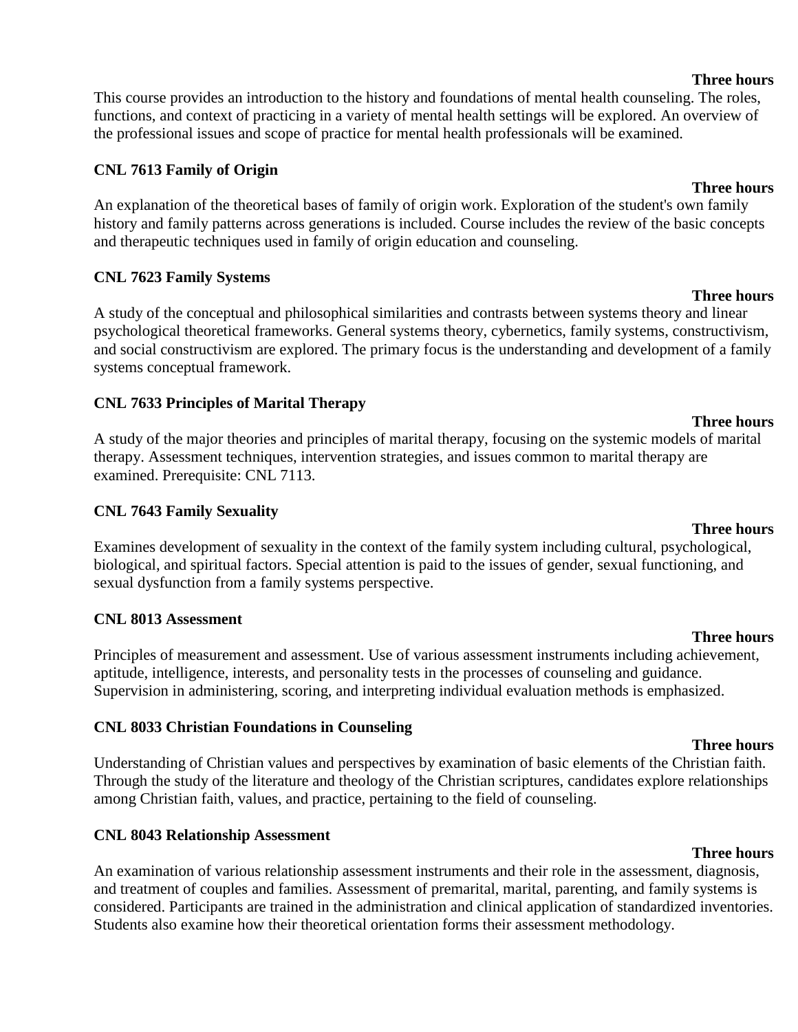**Three hours**

This course provides an introduction to the history and foundations of mental health counseling. The roles, functions, and context of practicing in a variety of mental health settings will be explored. An overview of the professional issues and scope of practice for mental health professionals will be examined.

**CNL 7613 Family of Origin**

**Three hours**

An explanation of the theoretical bases of family of origin work. Exploration of the student's own family history and family patterns across generations is included. Course includes the review of the basic concepts and therapeutic techniques used in family of origin education and counseling.

**CNL 7623 Family Systems**

**Three hours**

A study of the conceptual and philosophical similarities and contrasts between systems theory and linear psychological theoretical frameworks. General systems theory, cybernetics, family systems, constructivism, and social constructivism are explored. The primary focus is the understanding and development of a family systems conceptual framework.

**CNL 7633 Principles of Marital Therapy**

**Three hours**

A study of the major theories and principles of marital therapy, focusing on the systemic models of marital therapy. Assessment techniques, intervention strategies, and issues common to marital therapy are examined. Prerequisite: CNL 7113.

**CNL 7643 Family Sexuality**

**Three hours**

Examines development of sexuality in the context of the family system including cultural, psychological, biological, and spiritual factors. Special attention is paid to the issues of gender, sexual functioning, and sexual dysfunction from a family systems perspective.

**CNL 8013 Assessment**

**Three hours**

Principles of measurement and assessment. Use of various assessment instruments including achievement, aptitude, intelligence, interests, and personality tests in the processes of counseling and guidance. Supervision in administering, scoring, and interpreting individual evaluation methods is emphasized.

**CNL 8033 Christian Foundations in Counseling**

**Three hours**

Understanding of Christian values and perspectives by examination of basic elements of the Christian faith. Through the study of the literature and theology of the Christian scriptures, candidates explore relationships among Christian faith, values, and practice, pertaining to the field of counseling.

**CNL 8043 Relationship Assessment**

**Three hours**

An examination of various relationship assessment instruments and their role in the assessment, diagnosis, and treatment of couples and families. Assessment of premarital, marital, parenting, and family systems is considered. Participants are trained in the administration and clinical application of standardized inventories. Students also examine how their theoretical orientation forms their assessment methodology.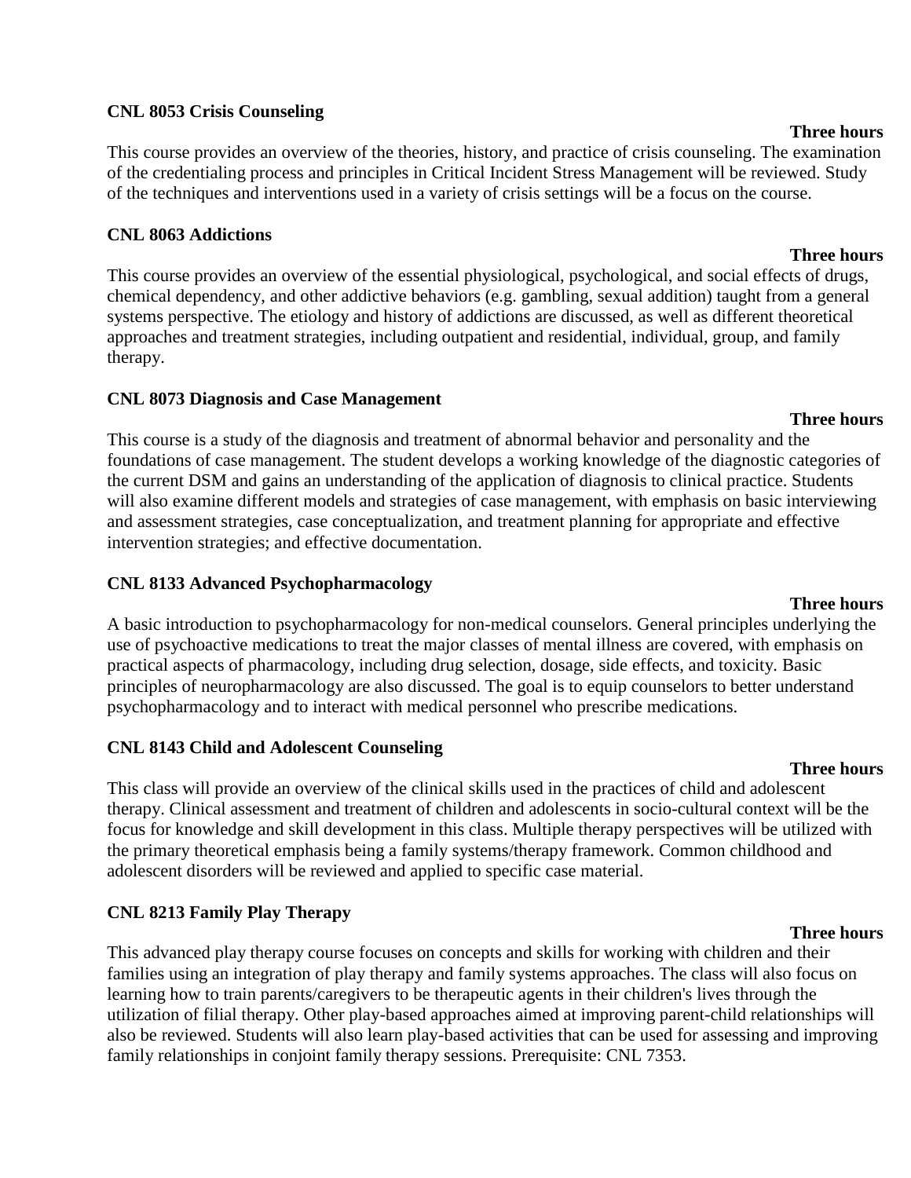**CNL 8053 Crisis Counseling**

**Three hours**

This course provides an overview of the theories, history, and practice of crisis counseling. The examination of the credentialing process and principles in Critical Incident Stress Management will be reviewed. Study of the techniques and interventions used in a variety of crisis settings will be a focus on the course.

**CNL 8063 Addictions**

**Three hours**

This course provides an overview of the essential physiological, psychological, and social effects of drugs, chemical dependency, and other addictive behaviors (e.g. gambling, sexual addition) taught from a general systems perspective. The etiology and history of addictions are discussed, as well as different theoretical approaches and treatment strategies, including outpatient and residential, individual, group, and family therapy.

**CNL 8073 Diagnosis and Case Management**

**Three hours**

This course is a study of the diagnosis and treatment of abnormal behavior and personality and the foundations of case management. The student develops a working knowledge of the diagnostic categories of the current DSM and gains an understanding of the application of diagnosis to clinical practice. Students will also examine different models and strategies of case management, with emphasis on basic interviewing and assessment strategies, case conceptualization, and treatment planning for appropriate and effective intervention strategies; and effective documentation.

**CNL 8133 Advanced Psychopharmacology**

**Three hours**

A basic introduction to psychopharmacology for non-medical counselors. General principles underlying the use of psychoactive medications to treat the major classes of mental illness are covered, with emphasis on practical aspects of pharmacology, including drug selection, dosage, side effects, and toxicity. Basic principles of neuropharmacology are also discussed. The goal is to equip counselors to better understand psychopharmacology and to interact with medical personnel who prescribe medications.

**CNL 8143 Child and Adolescent Counseling**

**Three hours**

This class will provide an overview of the clinical skills used in the practices of child and adolescent therapy. Clinical assessment and treatment of children and adolescents in socio-cultural context will be the focus for knowledge and skill development in this class. Multiple therapy perspectives will be utilized with the primary theoretical emphasis being a family systems/therapy framework. Common childhood and adolescent disorders will be reviewed and applied to specific case material.

**CNL 8213 Family Play Therapy**

**Three hours**

This advanced play therapy course focuses on concepts and skills for working with children and their families using an integration of play therapy and family systems approaches. The class will also focus on learning how to train parents/caregivers to be therapeutic agents in their children's lives through the utilization of filial therapy. Other play-based approaches aimed at improving parent-child relationships will also be reviewed. Students will also learn play-based activities that can be used for assessing and improving family relationships in conjoint family therapy sessions. Prerequisite: CNL 7353.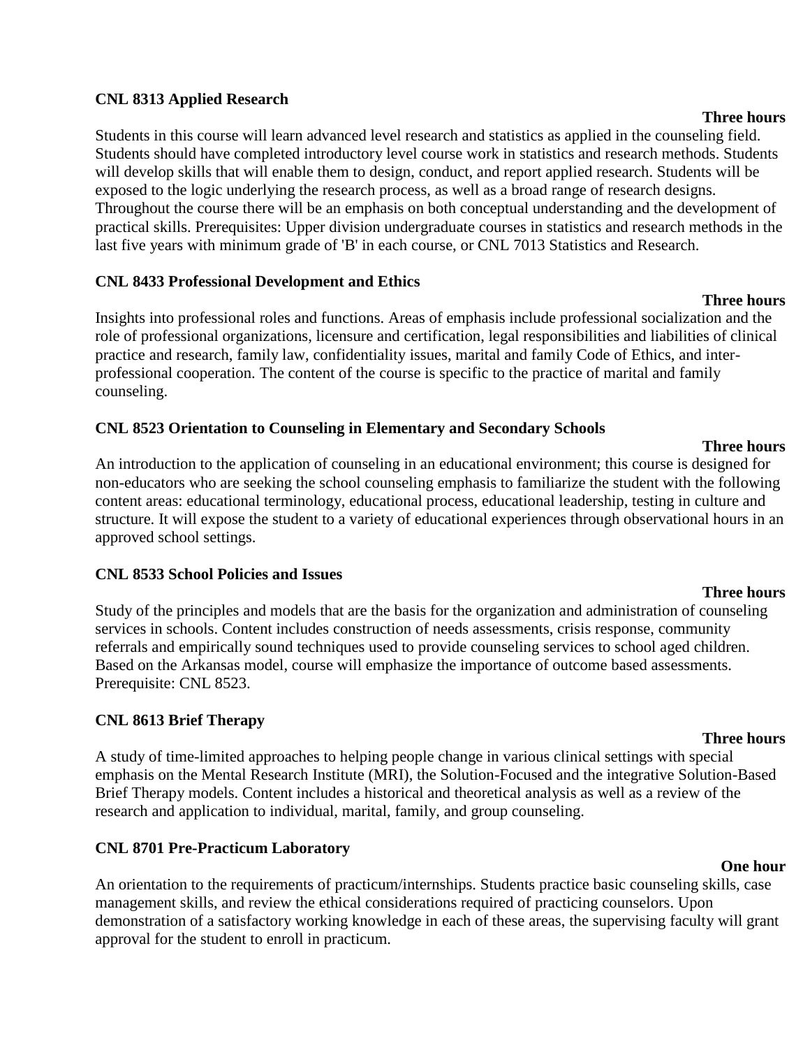**CNL 8313 Applied Research**

**Three hours**

Students in this course will learn advanced level research and statistics as applied in the counseling field. Students should have completed introductory level course work in statistics and research methods. Students will develop skills that will enable them to design, conduct, and report applied research. Students will be exposed to the logic underlying the research process, as well as a broad range of research designs. Throughout the course there will be an emphasis on both conceptual understanding and the development of practical skills. Prerequisites: Upper division undergraduate courses in statistics and research methods in the last five years with minimum grade of 'B' in each course, or CNL 7013 Statistics and Research.

**CNL 8433 Professional Development and Ethics**

**Three hours**

Insights into professional roles and functions. Areas of emphasis include professional socialization and the role of professional organizations, licensure and certification, legal responsibilities and liabilities of clinical practice and research, family law, confidentiality issues, marital and family Code of Ethics, and inter-professional cooperation. The content of the course is specific to the practice of marital and family counseling.

**CNL 8523 Orientation to Counseling in Elementary and Secondary Schools**

**Three hours**

An introduction to the application of counseling in an educational environment; this course is designed for non-educators who are seeking the school counseling emphasis to familiarize the student with the following content areas: educational terminology, educational process, educational leadership, testing in culture and structure. It will expose the student to a variety of educational experiences through observational hours in an approved school settings.

**CNL 8533 School Policies and Issues**

**Three hours**

Study of the principles and models that are the basis for the organization and administration of counseling services in schools. Content includes construction of needs assessments, crisis response, community referrals and empirically sound techniques used to provide counseling services to school aged children. Based on the Arkansas model, course will emphasize the importance of outcome based assessments. Prerequisite: CNL 8523.

**CNL 8613 Brief Therapy**

**Three hours**

A study of time-limited approaches to helping people change in various clinical settings with special emphasis on the Mental Research Institute (MRI), the Solution-Focused and the integrative Solution-Based Brief Therapy models. Content includes a historical and theoretical analysis as well as a review of the research and application to individual, marital, family, and group counseling.

**CNL 8701 Pre-Practicum Laboratory**

**One hour**

An orientation to the requirements of practicum/internships. Students practice basic counseling skills, case management skills, and review the ethical considerations required of practicing counselors. Upon demonstration of a satisfactory working knowledge in each of these areas, the supervising faculty will grant approval for the student to enroll in practicum.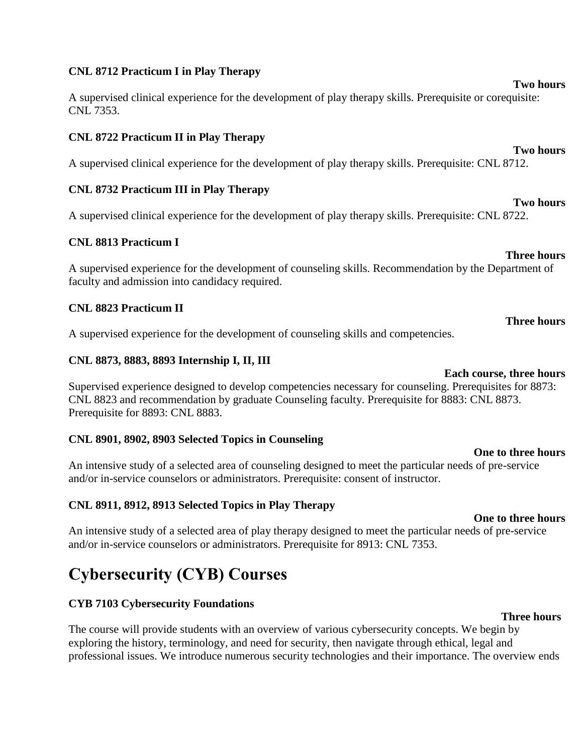**CNL 8712 Practicum I in Play Therapy**

**Two hours**

A supervised clinical experience for the development of play therapy skills. Prerequisite or corequisite: CNL 7353.

**CNL 8722 Practicum II in Play Therapy**

**Two hours**

A supervised clinical experience for the development of play therapy skills. Prerequisite: CNL 8712.

**CNL 8732 Practicum III in Play Therapy**

**Two hours**

A supervised clinical experience for the development of play therapy skills. Prerequisite: CNL 8722.

**CNL 8813 Practicum I**

**Three hours**

A supervised experience for the development of counseling skills. Recommendation by the Department of faculty and admission into candidacy required.

**CNL 8823 Practicum II**

**Three hours**

A supervised experience for the development of counseling skills and competencies.

**CNL 8873, 8883, 8893 Internship I, II, III**

**Each course, three hours**

Supervised experience designed to develop competencies necessary for counseling. Prerequisites for 8873: CNL 8823 and recommendation by graduate Counseling faculty. Prerequisite for 8883: CNL 8873. Prerequisite for 8893: CNL 8883.

**CNL 8901, 8902, 8903 Selected Topics in Counseling**

**One to three hours**

An intensive study of a selected area of counseling designed to meet the particular needs of pre-service and/or in-service counselors or administrators. Prerequisite: consent of instructor.

**CNL 8911, 8912, 8913 Selected Topics in Play Therapy**

**One to three hours**

An intensive study of a selected area of play therapy designed to meet the particular needs of pre-service and/or in-service counselors or administrators. Prerequisite for 8913: CNL 7353.

# Cybersecurity (CYB) Courses

**CYB 7103 Cybersecurity Foundations**

**Three hours**

The course will provide students with an overview of various cybersecurity concepts. We begin by exploring the history, terminology, and need for security, then navigate through ethical, legal and professional issues. We introduce numerous security technologies and their importance. The overview ends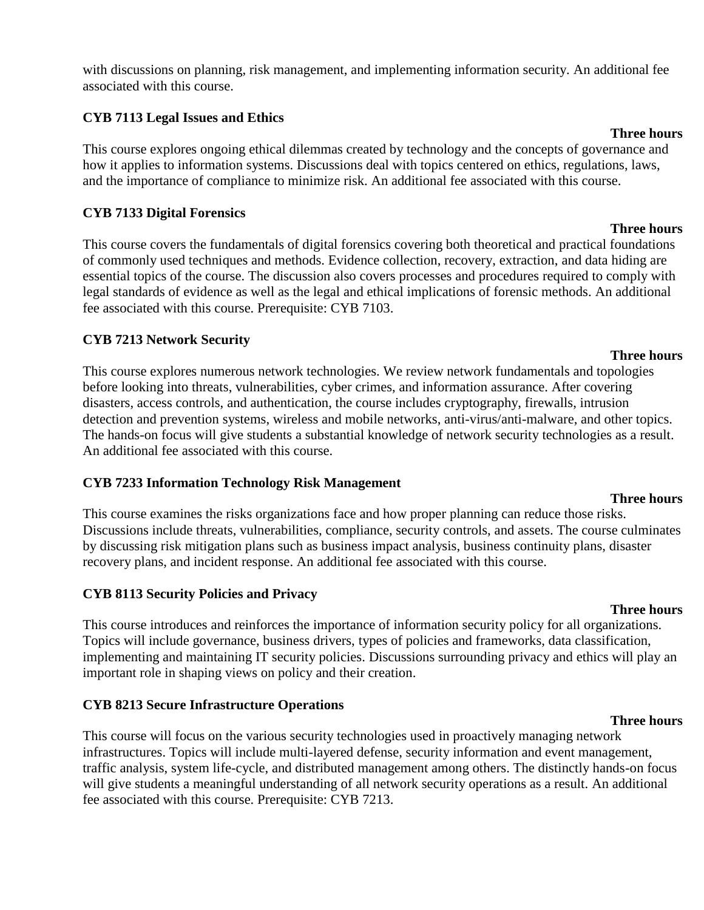with discussions on planning, risk management, and implementing information security. An additional fee associated with this course.

**CYB 7113 Legal Issues and Ethics**

**Three hours**

This course explores ongoing ethical dilemmas created by technology and the concepts of governance and how it applies to information systems. Discussions deal with topics centered on ethics, regulations, laws, and the importance of compliance to minimize risk. An additional fee associated with this course.

**CYB 7133 Digital Forensics**

**Three hours**

This course covers the fundamentals of digital forensics covering both theoretical and practical foundations of commonly used techniques and methods. Evidence collection, recovery, extraction, and data hiding are essential topics of the course. The discussion also covers processes and procedures required to comply with legal standards of evidence as well as the legal and ethical implications of forensic methods. An additional fee associated with this course. Prerequisite: CYB 7103.

**CYB 7213 Network Security**

**Three hours**

This course explores numerous network technologies. We review network fundamentals and topologies before looking into threats, vulnerabilities, cyber crimes, and information assurance. After covering disasters, access controls, and authentication, the course includes cryptography, firewalls, intrusion detection and prevention systems, wireless and mobile networks, anti-virus/anti-malware, and other topics. The hands-on focus will give students a substantial knowledge of network security technologies as a result. An additional fee associated with this course.

**CYB 7233 Information Technology Risk Management**

**Three hours**

This course examines the risks organizations face and how proper planning can reduce those risks. Discussions include threats, vulnerabilities, compliance, security controls, and assets. The course culminates by discussing risk mitigation plans such as business impact analysis, business continuity plans, disaster recovery plans, and incident response. An additional fee associated with this course.

**CYB 8113 Security Policies and Privacy**

**Three hours**

This course introduces and reinforces the importance of information security policy for all organizations. Topics will include governance, business drivers, types of policies and frameworks, data classification, implementing and maintaining IT security policies. Discussions surrounding privacy and ethics will play an important role in shaping views on policy and their creation.

**CYB 8213 Secure Infrastructure Operations**

**Three hours**

This course will focus on the various security technologies used in proactively managing network infrastructures. Topics will include multi-layered defense, security information and event management, traffic analysis, system life-cycle, and distributed management among others. The distinctly hands-on focus will give students a meaningful understanding of all network security operations as a result. An additional fee associated with this course. Prerequisite: CYB 7213.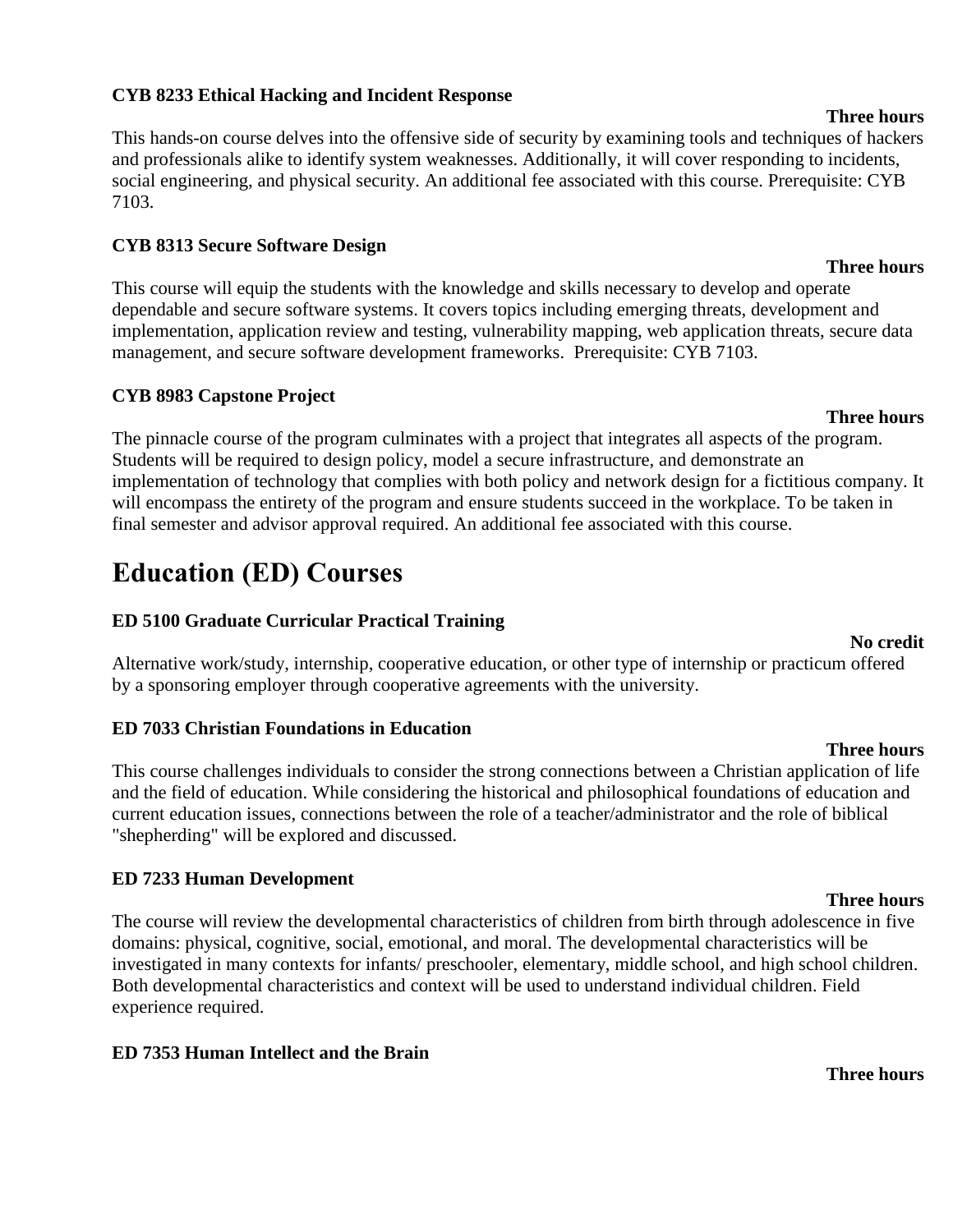**CYB 8233 Ethical Hacking and Incident Response**

**Three hours**

This hands-on course delves into the offensive side of security by examining tools and techniques of hackers and professionals alike to identify system weaknesses. Additionally, it will cover responding to incidents, social engineering, and physical security. An additional fee associated with this course. Prerequisite: CYB 7103.

**CYB 8313 Secure Software Design**

**Three hours**

This course will equip the students with the knowledge and skills necessary to develop and operate dependable and secure software systems. It covers topics including emerging threats, development and implementation, application review and testing, vulnerability mapping, web application threats, secure data management, and secure software development frameworks. Prerequisite: CYB 7103.

**CYB 8983 Capstone Project**

**Three hours**

The pinnacle course of the program culminates with a project that integrates all aspects of the program. Students will be required to design policy, model a secure infrastructure, and demonstrate an implementation of technology that complies with both policy and network design for a fictitious company. It will encompass the entirety of the program and ensure students succeed in the workplace. To be taken in final semester and advisor approval required. An additional fee associated with this course.

# Education (ED) Courses

**ED 5100 Graduate Curricular Practical Training**

**No credit**

Alternative work/study, internship, cooperative education, or other type of internship or practicum offered by a sponsoring employer through cooperative agreements with the university.

**ED 7033 Christian Foundations in Education**

**Three hours**

This course challenges individuals to consider the strong connections between a Christian application of life and the field of education. While considering the historical and philosophical foundations of education and current education issues, connections between the role of a teacher/administrator and the role of biblical "shepherding" will be explored and discussed.

**ED 7233 Human Development**

**Three hours**

The course will review the developmental characteristics of children from birth through adolescence in five domains: physical, cognitive, social, emotional, and moral. The developmental characteristics will be investigated in many contexts for infants/ preschooler, elementary, middle school, and high school children. Both developmental characteristics and context will be used to understand individual children. Field experience required.

**ED 7353 Human Intellect and the Brain**

**Three hours**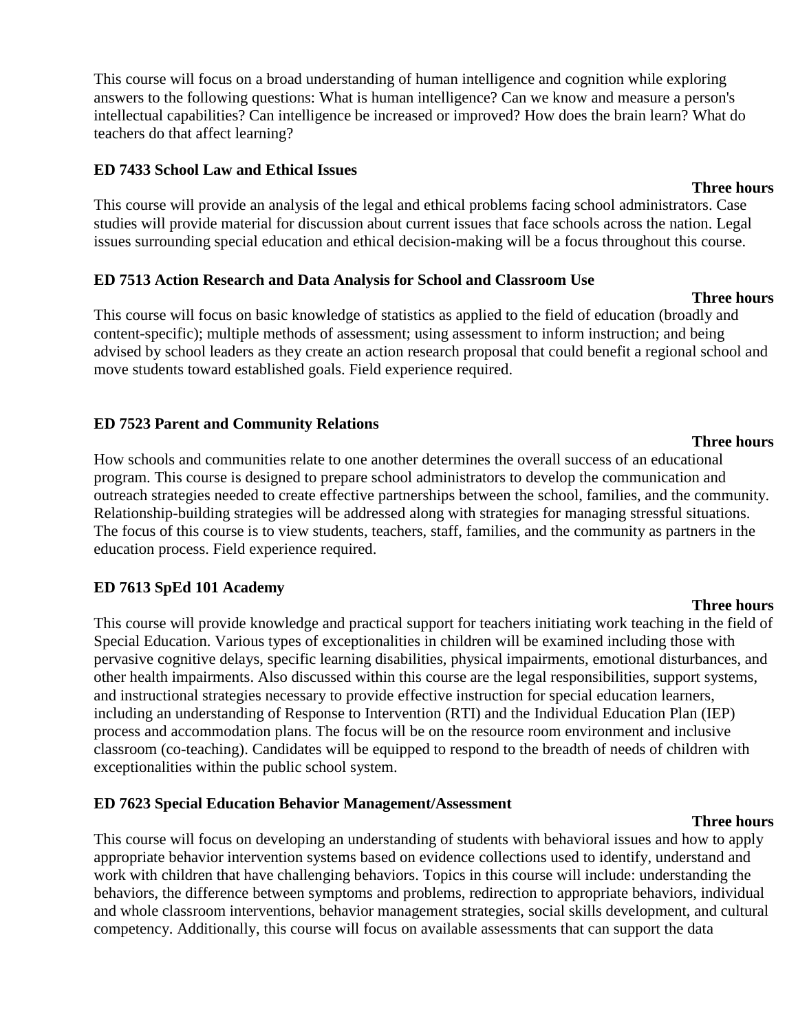This course will focus on a broad understanding of human intelligence and cognition while exploring answers to the following questions: What is human intelligence? Can we know and measure a person's intellectual capabilities? Can intelligence be increased or improved? How does the brain learn? What do teachers do that affect learning?

**ED 7433 School Law and Ethical Issues**

**Three hours**

This course will provide an analysis of the legal and ethical problems facing school administrators. Case studies will provide material for discussion about current issues that face schools across the nation. Legal issues surrounding special education and ethical decision-making will be a focus throughout this course.

**ED 7513 Action Research and Data Analysis for School and Classroom Use**

**Three hours**

This course will focus on basic knowledge of statistics as applied to the field of education (broadly and content-specific); multiple methods of assessment; using assessment to inform instruction; and being advised by school leaders as they create an action research proposal that could benefit a regional school and move students toward established goals. Field experience required.

**ED 7523 Parent and Community Relations**

**Three hours**

How schools and communities relate to one another determines the overall success of an educational program. This course is designed to prepare school administrators to develop the communication and outreach strategies needed to create effective partnerships between the school, families, and the community. Relationship-building strategies will be addressed along with strategies for managing stressful situations. The focus of this course is to view students, teachers, staff, families, and the community as partners in the education process. Field experience required.

**ED 7613 SpEd 101 Academy**

**Three hours**

This course will provide knowledge and practical support for teachers initiating work teaching in the field of Special Education. Various types of exceptionalities in children will be examined including those with pervasive cognitive delays, specific learning disabilities, physical impairments, emotional disturbances, and other health impairments. Also discussed within this course are the legal responsibilities, support systems, and instructional strategies necessary to provide effective instruction for special education learners, including an understanding of Response to Intervention (RTI) and the Individual Education Plan (IEP) process and accommodation plans. The focus will be on the resource room environment and inclusive classroom (co-teaching). Candidates will be equipped to respond to the breadth of needs of children with exceptionalities within the public school system.

**ED 7623 Special Education Behavior Management/Assessment**

**Three hours**

This course will focus on developing an understanding of students with behavioral issues and how to apply appropriate behavior intervention systems based on evidence collections used to identify, understand and work with children that have challenging behaviors. Topics in this course will include: understanding the behaviors, the difference between symptoms and problems, redirection to appropriate behaviors, individual and whole classroom interventions, behavior management strategies, social skills development, and cultural competency. Additionally, this course will focus on available assessments that can support the data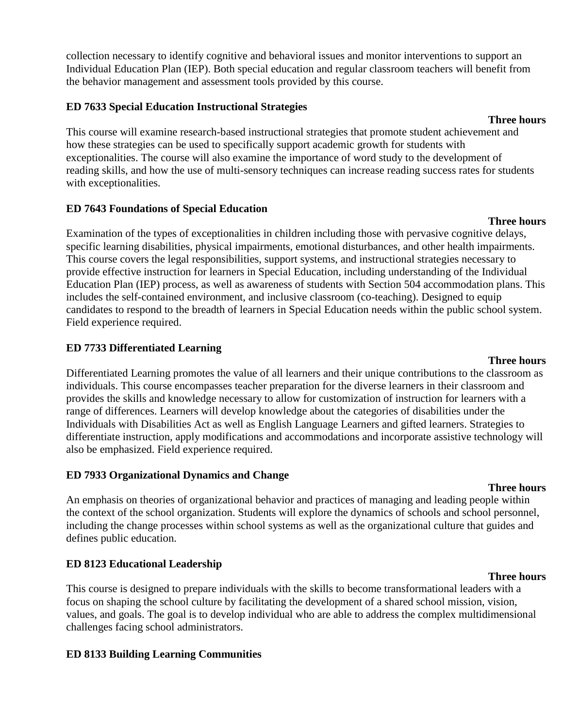collection necessary to identify cognitive and behavioral issues and monitor interventions to support an Individual Education Plan (IEP). Both special education and regular classroom teachers will benefit from the behavior management and assessment tools provided by this course.

**ED 7633 Special Education Instructional Strategies**

**Three hours**

This course will examine research-based instructional strategies that promote student achievement and how these strategies can be used to specifically support academic growth for students with exceptionalities. The course will also examine the importance of word study to the development of reading skills, and how the use of multi-sensory techniques can increase reading success rates for students with exceptionalities.

**ED 7643 Foundations of Special Education**

**Three hours**

Examination of the types of exceptionalities in children including those with pervasive cognitive delays, specific learning disabilities, physical impairments, emotional disturbances, and other health impairments. This course covers the legal responsibilities, support systems, and instructional strategies necessary to provide effective instruction for learners in Special Education, including understanding of the Individual Education Plan (IEP) process, as well as awareness of students with Section 504 accommodation plans. This includes the self-contained environment, and inclusive classroom (co-teaching). Designed to equip candidates to respond to the breadth of learners in Special Education needs within the public school system. Field experience required.

**ED 7733 Differentiated Learning**

**Three hours**

Differentiated Learning promotes the value of all learners and their unique contributions to the classroom as individuals. This course encompasses teacher preparation for the diverse learners in their classroom and provides the skills and knowledge necessary to allow for customization of instruction for learners with a range of differences. Learners will develop knowledge about the categories of disabilities under the Individuals with Disabilities Act as well as English Language Learners and gifted learners. Strategies to differentiate instruction, apply modifications and accommodations and incorporate assistive technology will also be emphasized. Field experience required.

**ED 7933 Organizational Dynamics and Change**

**Three hours**

An emphasis on theories of organizational behavior and practices of managing and leading people within the context of the school organization. Students will explore the dynamics of schools and school personnel, including the change processes within school systems as well as the organizational culture that guides and defines public education.

**ED 8123 Educational Leadership**

**Three hours**

This course is designed to prepare individuals with the skills to become transformational leaders with a focus on shaping the school culture by facilitating the development of a shared school mission, vision, values, and goals. The goal is to develop individual who are able to address the complex multidimensional challenges facing school administrators.

**ED 8133 Building Learning Communities**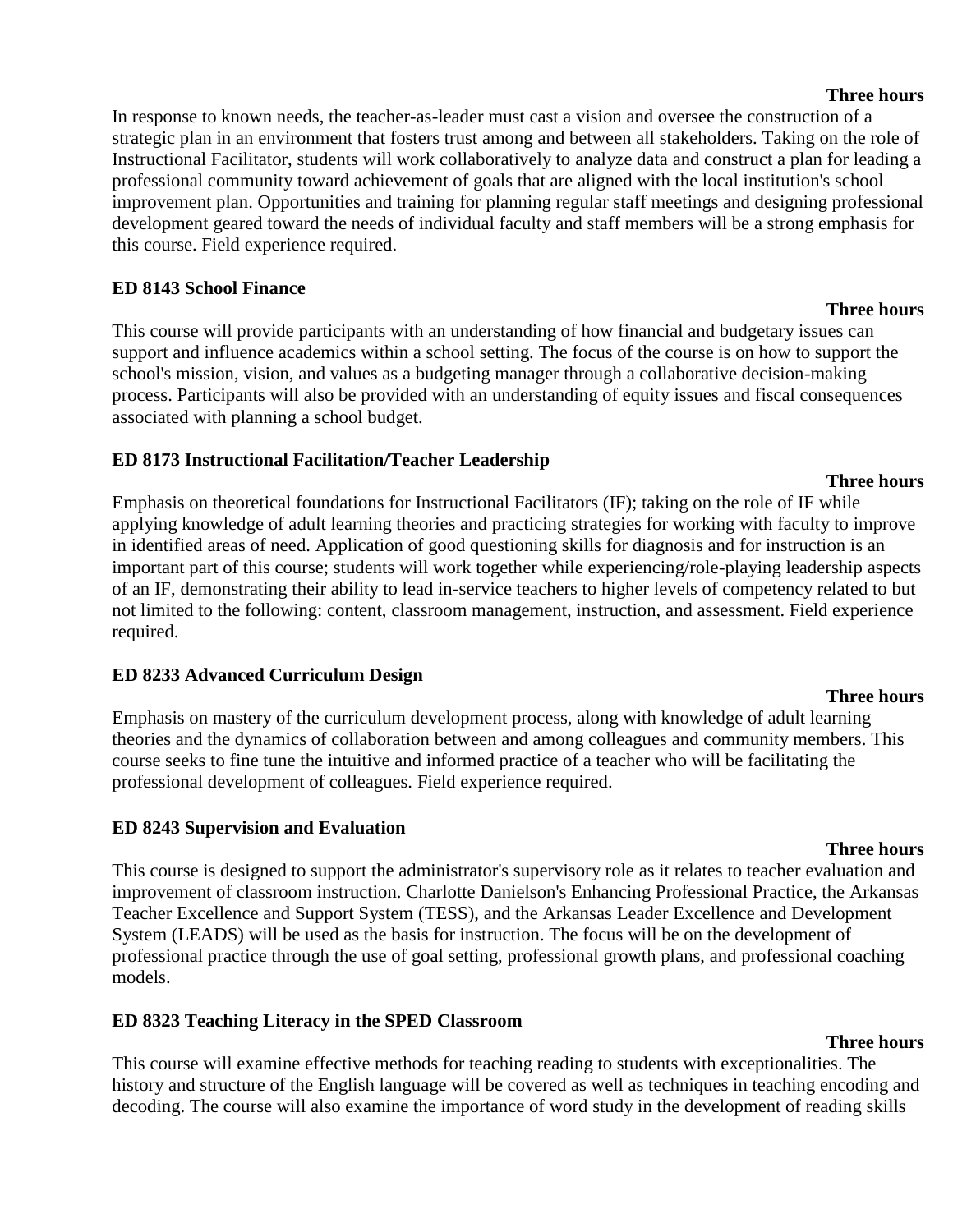**Three hours**

In response to known needs, the teacher-as-leader must cast a vision and oversee the construction of a strategic plan in an environment that fosters trust among and between all stakeholders. Taking on the role of Instructional Facilitator, students will work collaboratively to analyze data and construct a plan for leading a professional community toward achievement of goals that are aligned with the local institution's school improvement plan. Opportunities and training for planning regular staff meetings and designing professional development geared toward the needs of individual faculty and staff members will be a strong emphasis for this course. Field experience required.

**ED 8143 School Finance**

**Three hours**

This course will provide participants with an understanding of how financial and budgetary issues can support and influence academics within a school setting. The focus of the course is on how to support the school's mission, vision, and values as a budgeting manager through a collaborative decision-making process. Participants will also be provided with an understanding of equity issues and fiscal consequences associated with planning a school budget.

**ED 8173 Instructional Facilitation/Teacher Leadership**

**Three hours**

Emphasis on theoretical foundations for Instructional Facilitators (IF); taking on the role of IF while applying knowledge of adult learning theories and practicing strategies for working with faculty to improve in identified areas of need. Application of good questioning skills for diagnosis and for instruction is an important part of this course; students will work together while experiencing/role-playing leadership aspects of an IF, demonstrating their ability to lead in-service teachers to higher levels of competency related to but not limited to the following: content, classroom management, instruction, and assessment. Field experience required.

**ED 8233 Advanced Curriculum Design**

**Three hours**

Emphasis on mastery of the curriculum development process, along with knowledge of adult learning theories and the dynamics of collaboration between and among colleagues and community members. This course seeks to fine tune the intuitive and informed practice of a teacher who will be facilitating the professional development of colleagues. Field experience required.

**ED 8243 Supervision and Evaluation**

**Three hours**

This course is designed to support the administrator's supervisory role as it relates to teacher evaluation and improvement of classroom instruction. Charlotte Danielson's Enhancing Professional Practice, the Arkansas Teacher Excellence and Support System (TESS), and the Arkansas Leader Excellence and Development System (LEADS) will be used as the basis for instruction. The focus will be on the development of professional practice through the use of goal setting, professional growth plans, and professional coaching models.

**ED 8323 Teaching Literacy in the SPED Classroom**

**Three hours**

This course will examine effective methods for teaching reading to students with exceptionalities. The history and structure of the English language will be covered as well as techniques in teaching encoding and decoding. The course will also examine the importance of word study in the development of reading skills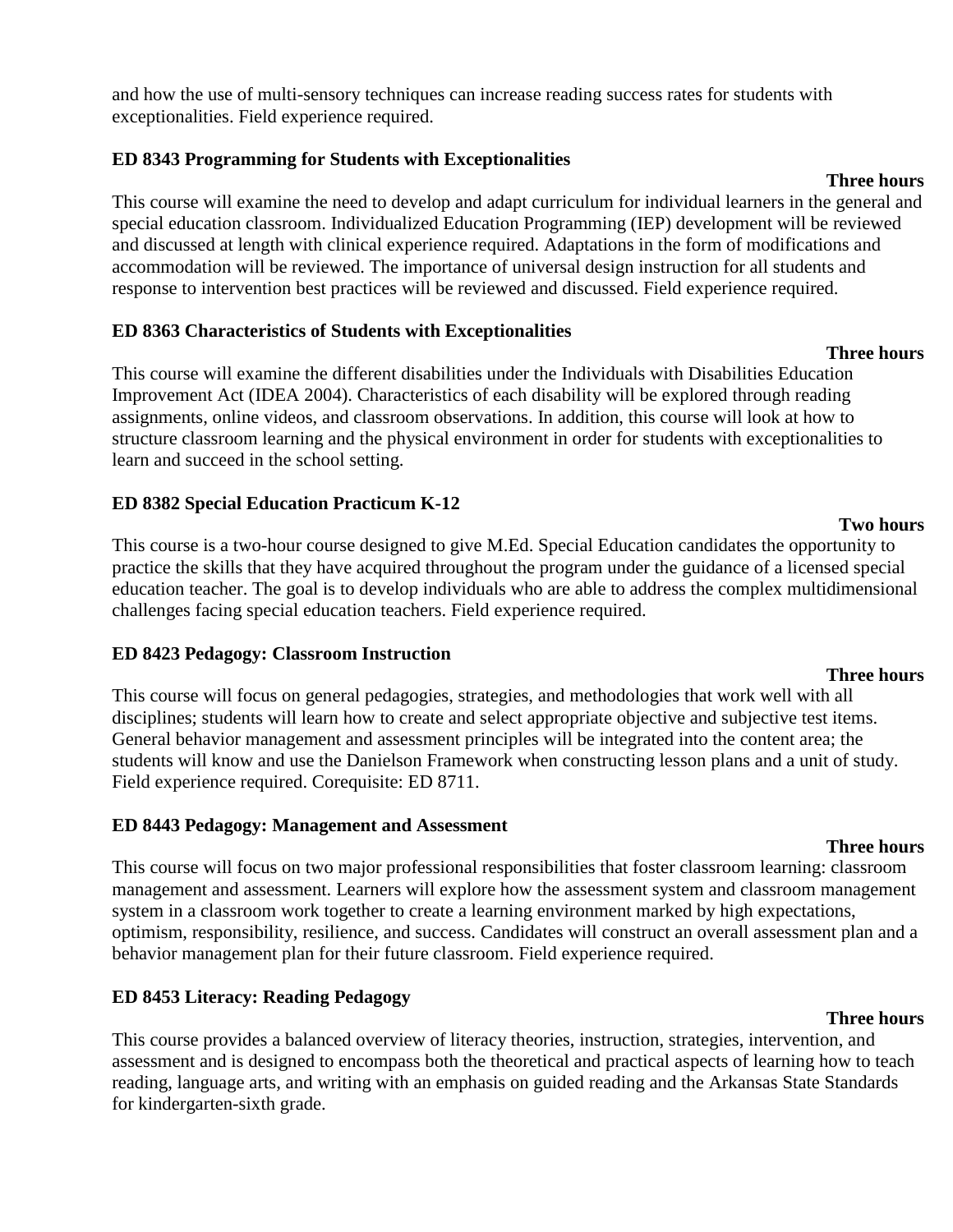and how the use of multi-sensory techniques can increase reading success rates for students with exceptionalities. Field experience required.

**ED 8343 Programming for Students with Exceptionalities**

**Three hours**

This course will examine the need to develop and adapt curriculum for individual learners in the general and special education classroom. Individualized Education Programming (IEP) development will be reviewed and discussed at length with clinical experience required. Adaptations in the form of modifications and accommodation will be reviewed. The importance of universal design instruction for all students and response to intervention best practices will be reviewed and discussed. Field experience required.

**ED 8363 Characteristics of Students with Exceptionalities**

**Three hours**

This course will examine the different disabilities under the Individuals with Disabilities Education Improvement Act (IDEA 2004). Characteristics of each disability will be explored through reading assignments, online videos, and classroom observations. In addition, this course will look at how to structure classroom learning and the physical environment in order for students with exceptionalities to learn and succeed in the school setting.

**ED 8382 Special Education Practicum K-12**

**Two hours**

This course is a two-hour course designed to give M.Ed. Special Education candidates the opportunity to practice the skills that they have acquired throughout the program under the guidance of a licensed special education teacher. The goal is to develop individuals who are able to address the complex multidimensional challenges facing special education teachers. Field experience required.

**ED 8423 Pedagogy: Classroom Instruction**

**Three hours**

This course will focus on general pedagogies, strategies, and methodologies that work well with all disciplines; students will learn how to create and select appropriate objective and subjective test items. General behavior management and assessment principles will be integrated into the content area; the students will know and use the Danielson Framework when constructing lesson plans and a unit of study. Field experience required. Corequisite: ED 8711.

**ED 8443 Pedagogy: Management and Assessment**

**Three hours**

This course will focus on two major professional responsibilities that foster classroom learning: classroom management and assessment. Learners will explore how the assessment system and classroom management system in a classroom work together to create a learning environment marked by high expectations, optimism, responsibility, resilience, and success. Candidates will construct an overall assessment plan and a behavior management plan for their future classroom. Field experience required.

**ED 8453 Literacy: Reading Pedagogy**

**Three hours**

This course provides a balanced overview of literacy theories, instruction, strategies, intervention, and assessment and is designed to encompass both the theoretical and practical aspects of learning how to teach reading, language arts, and writing with an emphasis on guided reading and the Arkansas State Standards for kindergarten-sixth grade.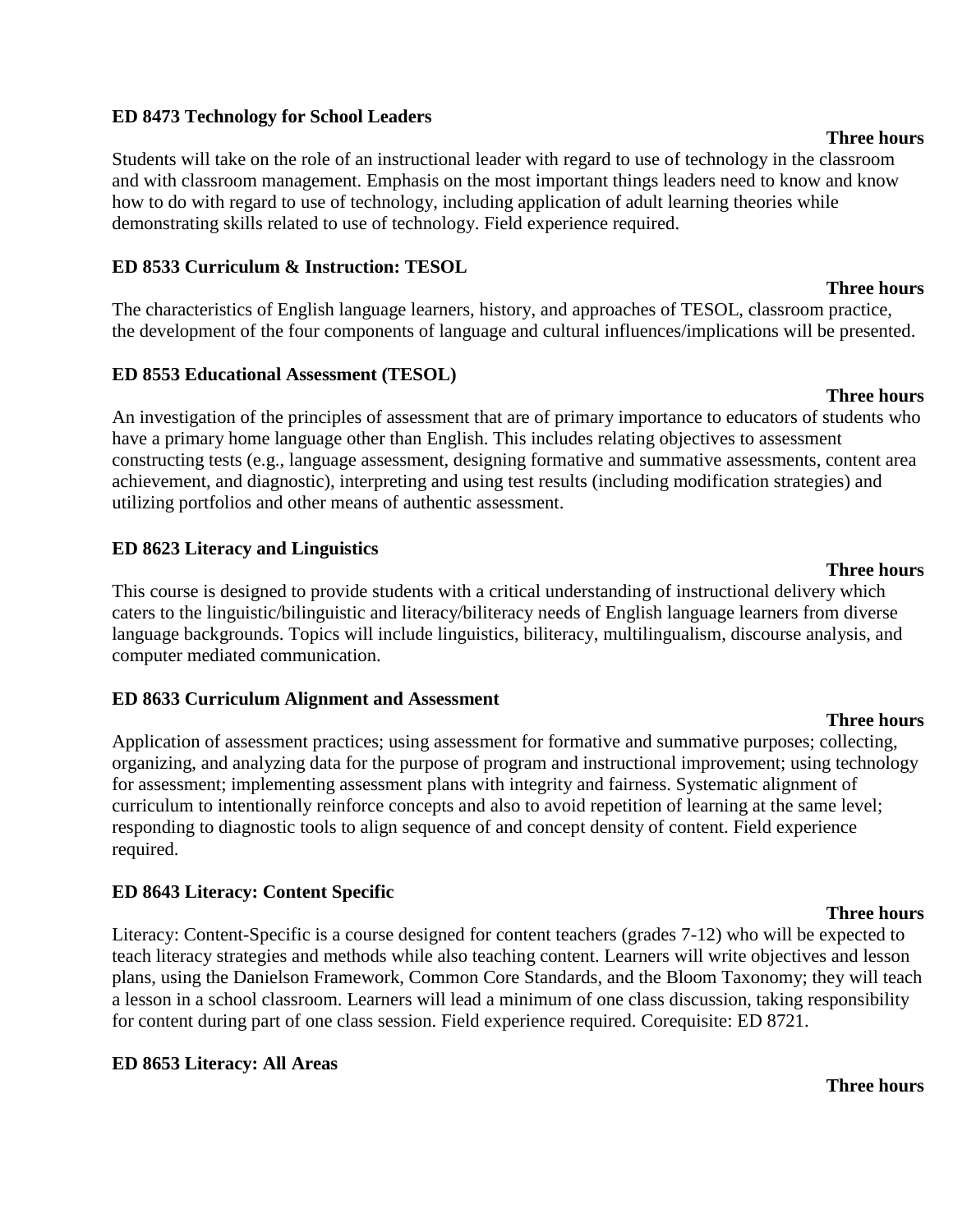**ED 8473 Technology for School Leaders**

**Three hours**

Students will take on the role of an instructional leader with regard to use of technology in the classroom and with classroom management. Emphasis on the most important things leaders need to know and know how to do with regard to use of technology, including application of adult learning theories while demonstrating skills related to use of technology. Field experience required.

**ED 8533 Curriculum & Instruction: TESOL**

**Three hours**

The characteristics of English language learners, history, and approaches of TESOL, classroom practice, the development of the four components of language and cultural influences/implications will be presented.

**ED 8553 Educational Assessment (TESOL)**

**Three hours**

An investigation of the principles of assessment that are of primary importance to educators of students who have a primary home language other than English. This includes relating objectives to assessment constructing tests (e.g., language assessment, designing formative and summative assessments, content area achievement, and diagnostic), interpreting and using test results (including modification strategies) and utilizing portfolios and other means of authentic assessment.

**ED 8623 Literacy and Linguistics**

**Three hours**

This course is designed to provide students with a critical understanding of instructional delivery which caters to the linguistic/bilinguistic and literacy/biliteracy needs of English language learners from diverse language backgrounds. Topics will include linguistics, biliteracy, multilingualism, discourse analysis, and computer mediated communication.

**ED 8633 Curriculum Alignment and Assessment**

**Three hours**

Application of assessment practices; using assessment for formative and summative purposes; collecting, organizing, and analyzing data for the purpose of program and instructional improvement; using technology for assessment; implementing assessment plans with integrity and fairness. Systematic alignment of curriculum to intentionally reinforce concepts and also to avoid repetition of learning at the same level; responding to diagnostic tools to align sequence of and concept density of content. Field experience required.

**ED 8643 Literacy: Content Specific**

**Three hours**

Literacy: Content-Specific is a course designed for content teachers (grades 7-12) who will be expected to teach literacy strategies and methods while also teaching content. Learners will write objectives and lesson plans, using the Danielson Framework, Common Core Standards, and the Bloom Taxonomy; they will teach a lesson in a school classroom. Learners will lead a minimum of one class discussion, taking responsibility for content during part of one class session. Field experience required. Corequisite: ED 8721.

**ED 8653 Literacy: All Areas**

**Three hours**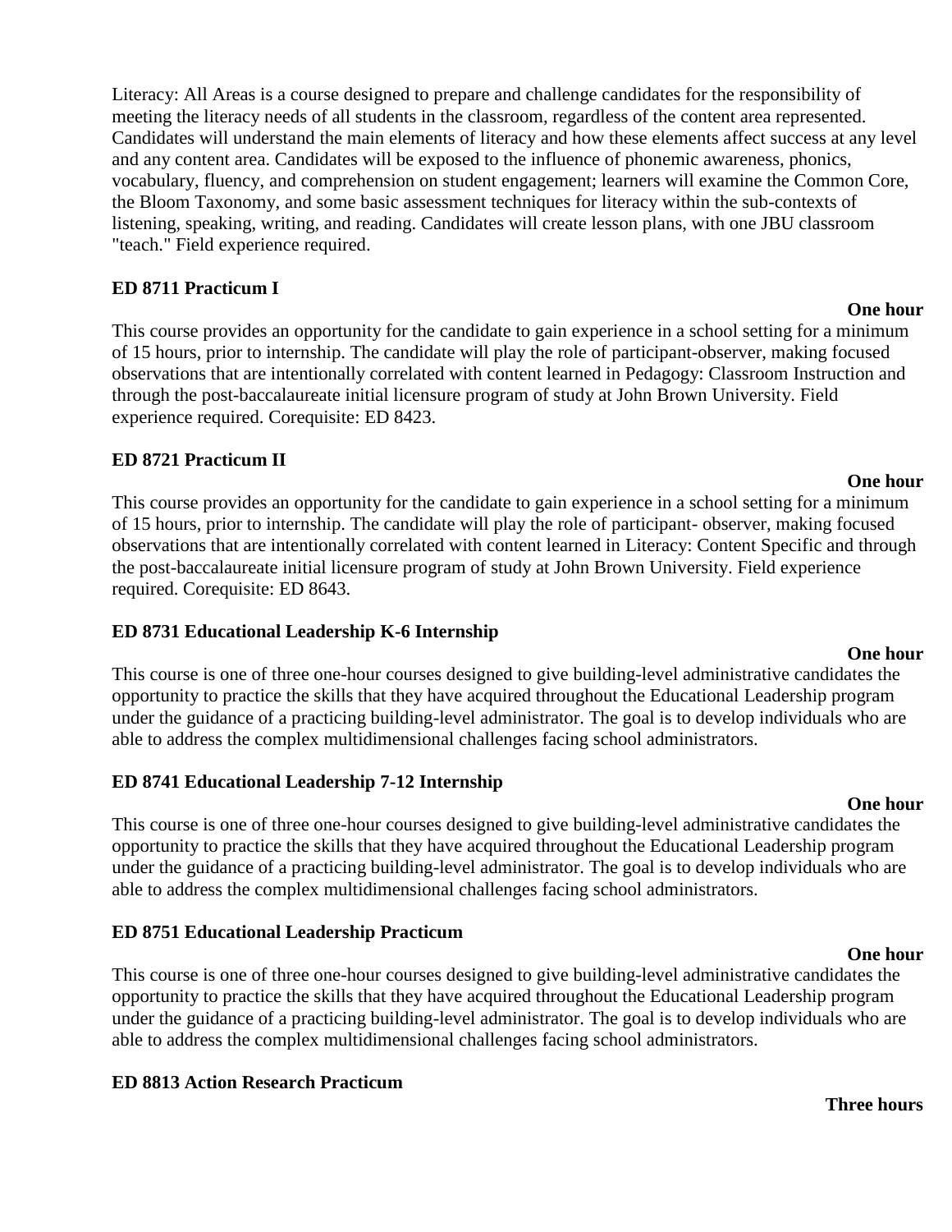Literacy: All Areas is a course designed to prepare and challenge candidates for the responsibility of meeting the literacy needs of all students in the classroom, regardless of the content area represented. Candidates will understand the main elements of literacy and how these elements affect success at any level and any content area. Candidates will be exposed to the influence of phonemic awareness, phonics, vocabulary, fluency, and comprehension on student engagement; learners will examine the Common Core, the Bloom Taxonomy, and some basic assessment techniques for literacy within the sub-contexts of listening, speaking, writing, and reading. Candidates will create lesson plans, with one JBU classroom "teach." Field experience required.

**ED 8711 Practicum I**

**One hour**

This course provides an opportunity for the candidate to gain experience in a school setting for a minimum of 15 hours, prior to internship. The candidate will play the role of participant-observer, making focused observations that are intentionally correlated with content learned in Pedagogy: Classroom Instruction and through the post-baccalaureate initial licensure program of study at John Brown University. Field experience required. Corequisite: ED 8423.

**ED 8721 Practicum II**

**One hour**

This course provides an opportunity for the candidate to gain experience in a school setting for a minimum of 15 hours, prior to internship. The candidate will play the role of participant- observer, making focused observations that are intentionally correlated with content learned in Literacy: Content Specific and through the post-baccalaureate initial licensure program of study at John Brown University. Field experience required. Corequisite: ED 8643.

**ED 8731 Educational Leadership K-6 Internship**

**One hour**

This course is one of three one-hour courses designed to give building-level administrative candidates the opportunity to practice the skills that they have acquired throughout the Educational Leadership program under the guidance of a practicing building-level administrator. The goal is to develop individuals who are able to address the complex multidimensional challenges facing school administrators.

**ED 8741 Educational Leadership 7-12 Internship**

**One hour**

This course is one of three one-hour courses designed to give building-level administrative candidates the opportunity to practice the skills that they have acquired throughout the Educational Leadership program under the guidance of a practicing building-level administrator. The goal is to develop individuals who are able to address the complex multidimensional challenges facing school administrators.

**ED 8751 Educational Leadership Practicum**

**One hour**

This course is one of three one-hour courses designed to give building-level administrative candidates the opportunity to practice the skills that they have acquired throughout the Educational Leadership program under the guidance of a practicing building-level administrator. The goal is to develop individuals who are able to address the complex multidimensional challenges facing school administrators.

**ED 8813 Action Research Practicum**

**Three hours**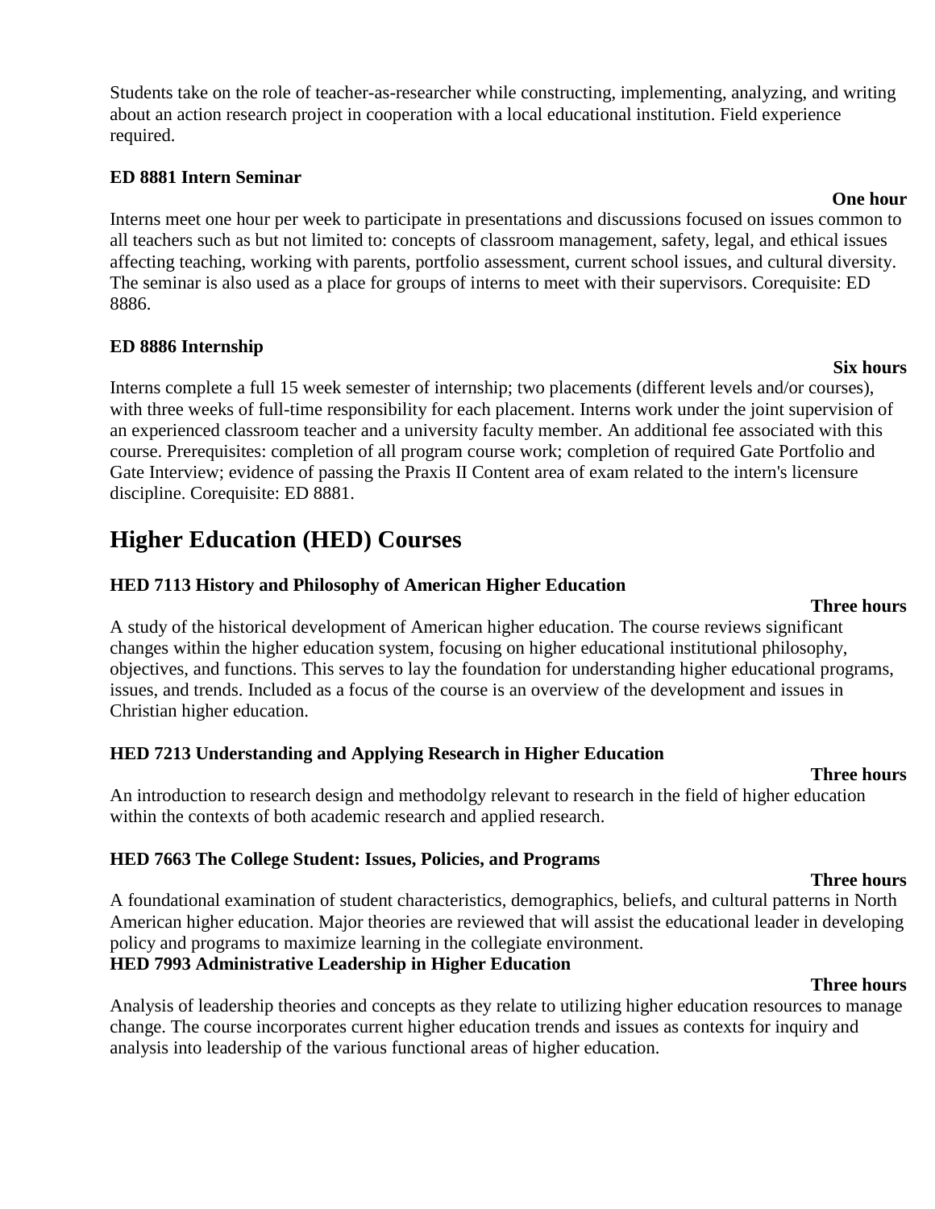Students take on the role of teacher-as-researcher while constructing, implementing, analyzing, and writing about an action research project in cooperation with a local educational institution. Field experience required.

**ED 8881 Intern Seminar**

**One hour**

Interns meet one hour per week to participate in presentations and discussions focused on issues common to all teachers such as but not limited to: concepts of classroom management, safety, legal, and ethical issues affecting teaching, working with parents, portfolio assessment, current school issues, and cultural diversity. The seminar is also used as a place for groups of interns to meet with their supervisors. Corequisite: ED 8886.

**ED 8886 Internship**

**Six hours**

Interns complete a full 15 week semester of internship; two placements (different levels and/or courses), with three weeks of full-time responsibility for each placement. Interns work under the joint supervision of an experienced classroom teacher and a university faculty member. An additional fee associated with this course. Prerequisites: completion of all program course work; completion of required Gate Portfolio and Gate Interview; evidence of passing the Praxis II Content area of exam related to the intern's licensure discipline. Corequisite: ED 8881.

## Higher Education (HED) Courses

**HED 7113 History and Philosophy of American Higher Education**

**Three hours**

A study of the historical development of American higher education. The course reviews significant changes within the higher education system, focusing on higher educational institutional philosophy, objectives, and functions. This serves to lay the foundation for understanding higher educational programs, issues, and trends. Included as a focus of the course is an overview of the development and issues in Christian higher education.

**HED 7213 Understanding and Applying Research in Higher Education**

**Three hours**

An introduction to research design and methodolgy relevant to research in the field of higher education within the contexts of both academic research and applied research.

**HED 7663 The College Student: Issues, Policies, and Programs**

**Three hours**

A foundational examination of student characteristics, demographics, beliefs, and cultural patterns in North American higher education. Major theories are reviewed that will assist the educational leader in developing policy and programs to maximize learning in the collegiate environment.

**HED 7993 Administrative Leadership in Higher Education**

**Three hours**

Analysis of leadership theories and concepts as they relate to utilizing higher education resources to manage change. The course incorporates current higher education trends and issues as contexts for inquiry and analysis into leadership of the various functional areas of higher education.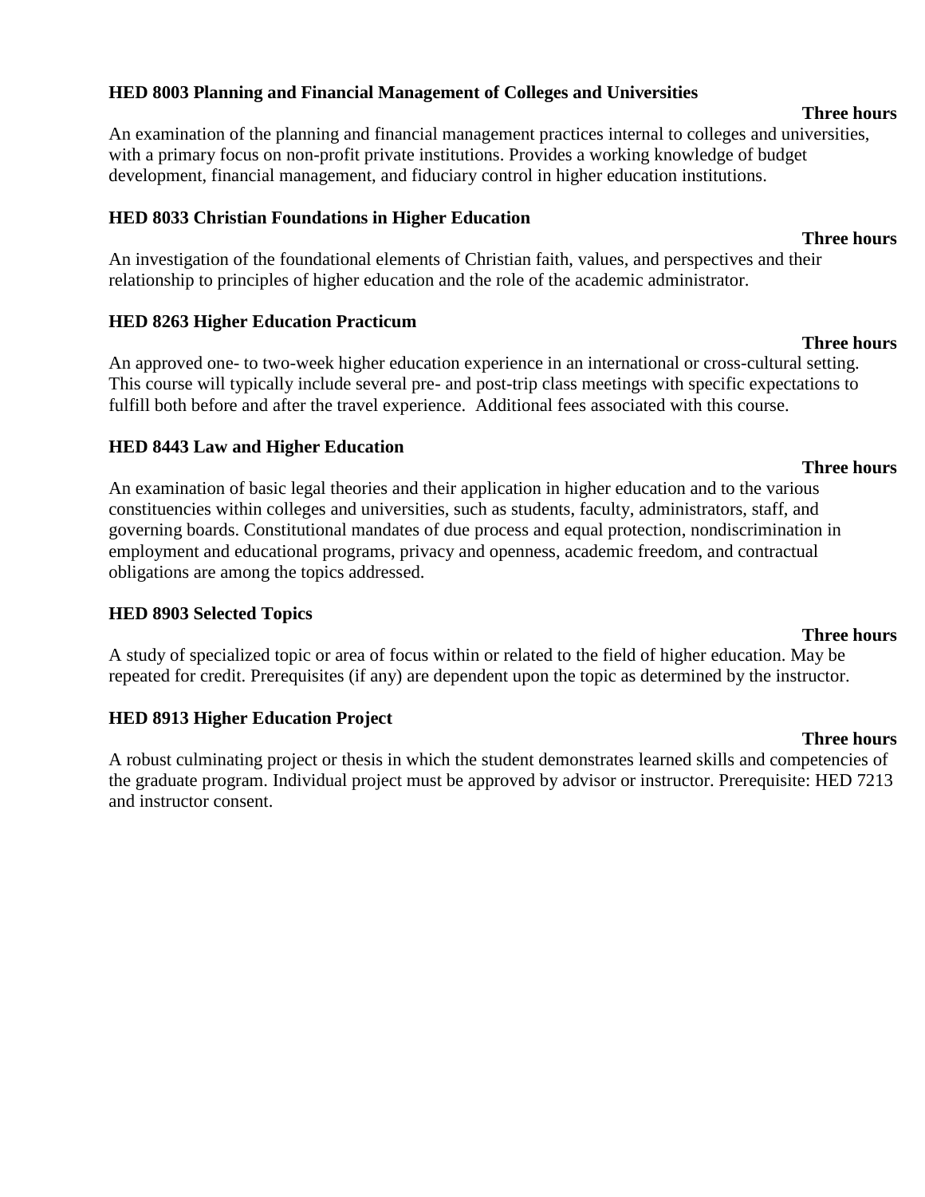**HED 8003 Planning and Financial Management of Colleges and Universities**

**Three hours**

An examination of the planning and financial management practices internal to colleges and universities, with a primary focus on non-profit private institutions. Provides a working knowledge of budget development, financial management, and fiduciary control in higher education institutions.

**HED 8033 Christian Foundations in Higher Education**

**Three hours**

An investigation of the foundational elements of Christian faith, values, and perspectives and their relationship to principles of higher education and the role of the academic administrator.

**HED 8263 Higher Education Practicum**

**Three hours**

An approved one- to two-week higher education experience in an international or cross-cultural setting. This course will typically include several pre- and post-trip class meetings with specific expectations to fulfill both before and after the travel experience. Additional fees associated with this course.

**HED 8443 Law and Higher Education**

**Three hours**

An examination of basic legal theories and their application in higher education and to the various constituencies within colleges and universities, such as students, faculty, administrators, staff, and governing boards. Constitutional mandates of due process and equal protection, nondiscrimination in employment and educational programs, privacy and openness, academic freedom, and contractual obligations are among the topics addressed.

**HED 8903 Selected Topics**

**Three hours**

A study of specialized topic or area of focus within or related to the field of higher education. May be repeated for credit. Prerequisites (if any) are dependent upon the topic as determined by the instructor.

**HED 8913 Higher Education Project**

**Three hours**

A robust culminating project or thesis in which the student demonstrates learned skills and competencies of the graduate program. Individual project must be approved by advisor or instructor. Prerequisite: HED 7213 and instructor consent.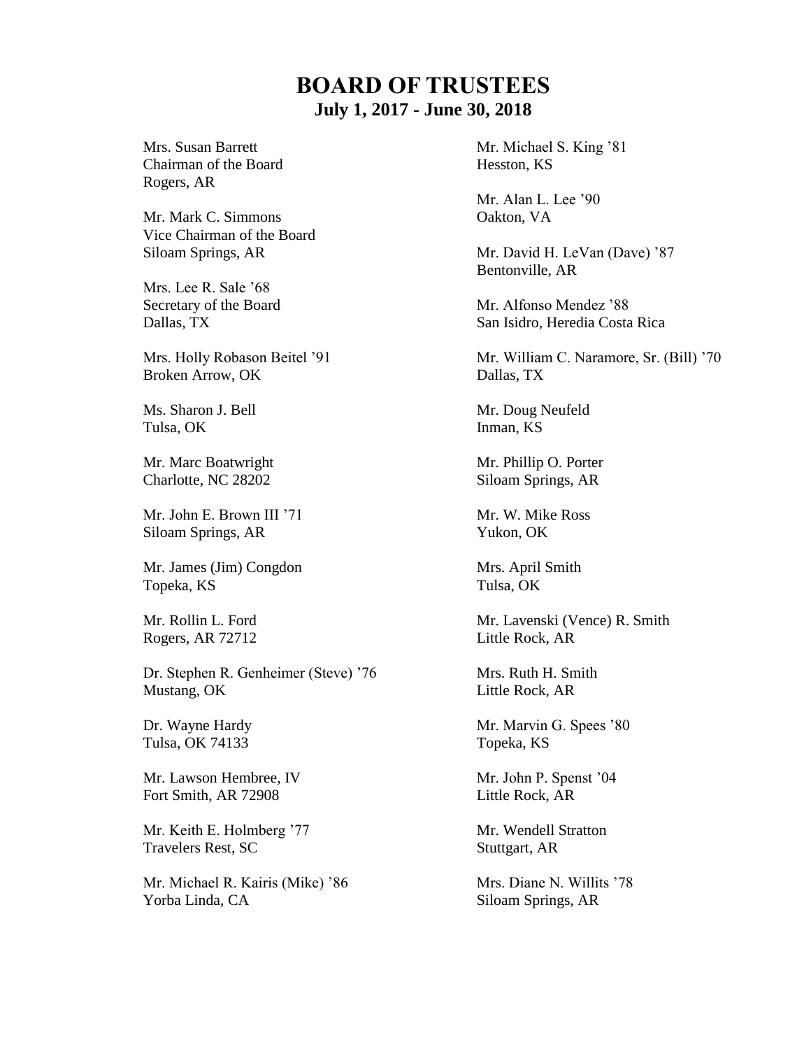# BOARD OF TRUSTEES

## July 1, 2017 - June 30, 2018

Mrs. Susan Barrett
Chairman of the Board
Rogers, AR

Mr. Mark C. Simmons
Vice Chairman of the Board
Siloam Springs, AR

Mrs. Lee R. Sale ’68
Secretary of the Board
Dallas, TX

Mrs. Holly Robason Beitel ’91
Broken Arrow, OK

Ms. Sharon J. Bell
Tulsa, OK

Mr. Marc Boatwright
Charlotte, NC 28202

Mr. John E. Brown III ’71
Siloam Springs, AR

Mr. James (Jim) Congdon
Topeka, KS

Mr. Rollin L. Ford
Rogers, AR 72712

Dr. Stephen R. Genheimer (Steve) ’76
Mustang, OK

Dr. Wayne Hardy
Tulsa, OK 74133

Mr. Lawson Hembree, IV
Fort Smith, AR 72908

Mr. Keith E. Holmberg ’77
Travelers Rest, SC

Mr. Michael R. Kairis (Mike) ’86
Yorba Linda, CA

Mr. Michael S. King ’81
Hesston, KS

Mr. Alan L. Lee ’90
Oakton, VA

Mr. David H. LeVan (Dave) ’87
Bentonville, AR

Mr. Alfonso Mendez ’88
San Isidro, Heredia Costa Rica

Mr. William C. Naramore, Sr. (Bill) ’70
Dallas, TX

Mr. Doug Neufeld
Inman, KS

Mr. Phillip O. Porter
Siloam Springs, AR

Mr. W. Mike Ross
Yukon, OK

Mrs. April Smith
Tulsa, OK

Mr. Lavenski (Vence) R. Smith
Little Rock, AR

Mrs. Ruth H. Smith
Little Rock, AR

Mr. Marvin G. Spees ’80
Topeka, KS

Mr. John P. Spenst ’04
Little Rock, AR

Mr. Wendell Stratton
Stuttgart, AR

Mrs. Diane N. Willits ’78
Siloam Springs, AR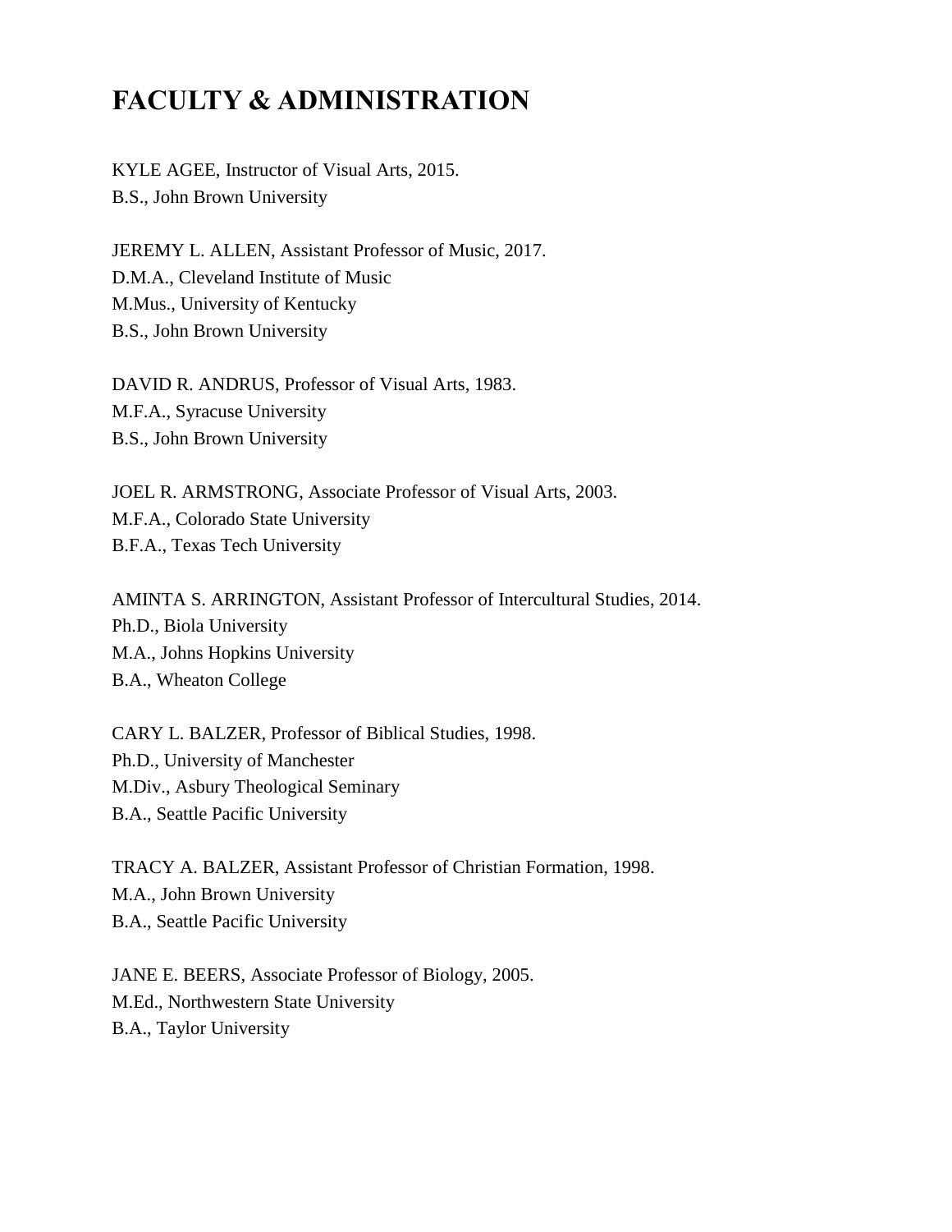# FACULTY & ADMINISTRATION

KYLE AGEE, Instructor of Visual Arts, 2015.
B.S., John Brown University

JEREMY L. ALLEN, Assistant Professor of Music, 2017.
D.M.A., Cleveland Institute of Music
M.Mus., University of Kentucky
B.S., John Brown University

DAVID R. ANDRUS, Professor of Visual Arts, 1983.
M.F.A., Syracuse University
B.S., John Brown University

JOEL R. ARMSTRONG, Associate Professor of Visual Arts, 2003.
M.F.A., Colorado State University
B.F.A., Texas Tech University

AMINTA S. ARRINGTON, Assistant Professor of Intercultural Studies, 2014.
Ph.D., Biola University
M.A., Johns Hopkins University
B.A., Wheaton College

CARY L. BALZER, Professor of Biblical Studies, 1998.
Ph.D., University of Manchester
M.Div., Asbury Theological Seminary
B.A., Seattle Pacific University

TRACY A. BALZER, Assistant Professor of Christian Formation, 1998.
M.A., John Brown University
B.A., Seattle Pacific University

JANE E. BEERS, Associate Professor of Biology, 2005.
M.Ed., Northwestern State University
B.A., Taylor University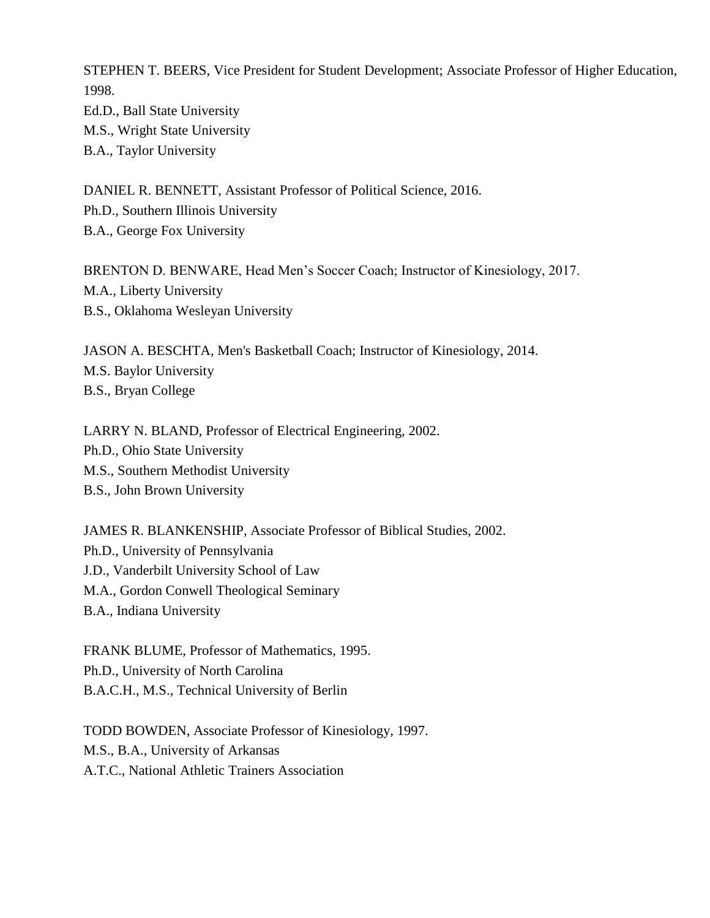STEPHEN T. BEERS, Vice President for Student Development; Associate Professor of Higher Education, 1998.
Ed.D., Ball State University
M.S., Wright State University
B.A., Taylor University

DANIEL R. BENNETT, Assistant Professor of Political Science, 2016.
Ph.D., Southern Illinois University
B.A., George Fox University

BRENTON D. BENWARE, Head Men's Soccer Coach; Instructor of Kinesiology, 2017.
M.A., Liberty University
B.S., Oklahoma Wesleyan University

JASON A. BESCHTA, Men's Basketball Coach; Instructor of Kinesiology, 2014.
M.S. Baylor University
B.S., Bryan College

LARRY N. BLAND, Professor of Electrical Engineering, 2002.
Ph.D., Ohio State University
M.S., Southern Methodist University
B.S., John Brown University

JAMES R. BLANKENSHIP, Associate Professor of Biblical Studies, 2002.
Ph.D., University of Pennsylvania
J.D., Vanderbilt University School of Law
M.A., Gordon Conwell Theological Seminary
B.A., Indiana University

FRANK BLUME, Professor of Mathematics, 1995.
Ph.D., University of North Carolina
B.A.C.H., M.S., Technical University of Berlin

TODD BOWDEN, Associate Professor of Kinesiology, 1997.
M.S., B.A., University of Arkansas
A.T.C., National Athletic Trainers Association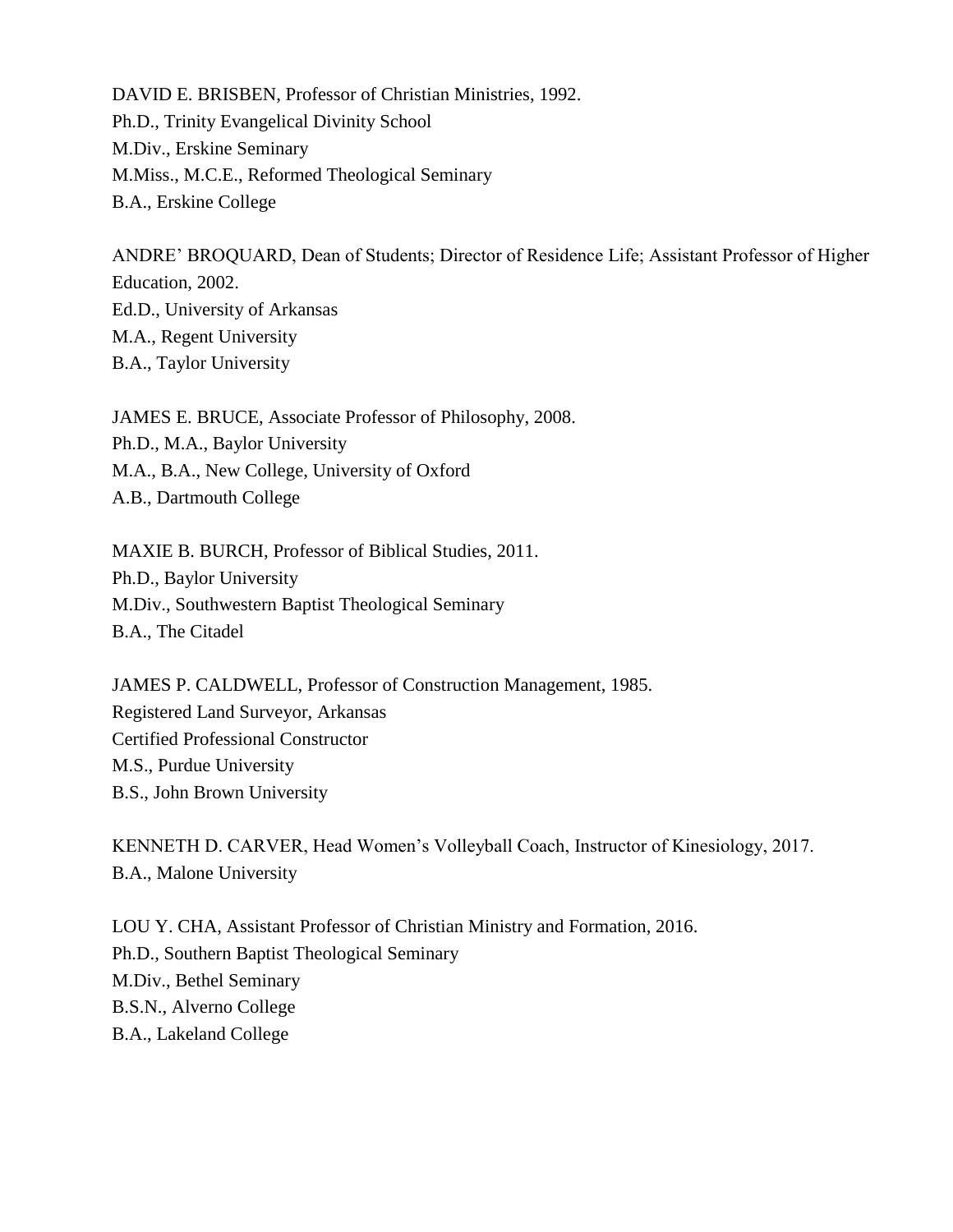DAVID E. BRISBEN, Professor of Christian Ministries, 1992.
Ph.D., Trinity Evangelical Divinity School
M.Div., Erskine Seminary
M.Miss., M.C.E., Reformed Theological Seminary
B.A., Erskine College

ANDRE' BROQUARD, Dean of Students; Director of Residence Life; Assistant Professor of Higher Education, 2002.
Ed.D., University of Arkansas
M.A., Regent University
B.A., Taylor University

JAMES E. BRUCE, Associate Professor of Philosophy, 2008.
Ph.D., M.A., Baylor University
M.A., B.A., New College, University of Oxford
A.B., Dartmouth College

MAXIE B. BURCH, Professor of Biblical Studies, 2011.
Ph.D., Baylor University
M.Div., Southwestern Baptist Theological Seminary
B.A., The Citadel

JAMES P. CALDWELL, Professor of Construction Management, 1985.
Registered Land Surveyor, Arkansas
Certified Professional Constructor
M.S., Purdue University
B.S., John Brown University

KENNETH D. CARVER, Head Women's Volleyball Coach, Instructor of Kinesiology, 2017.
B.A., Malone University

LOU Y. CHA, Assistant Professor of Christian Ministry and Formation, 2016.
Ph.D., Southern Baptist Theological Seminary
M.Div., Bethel Seminary
B.S.N., Alverno College
B.A., Lakeland College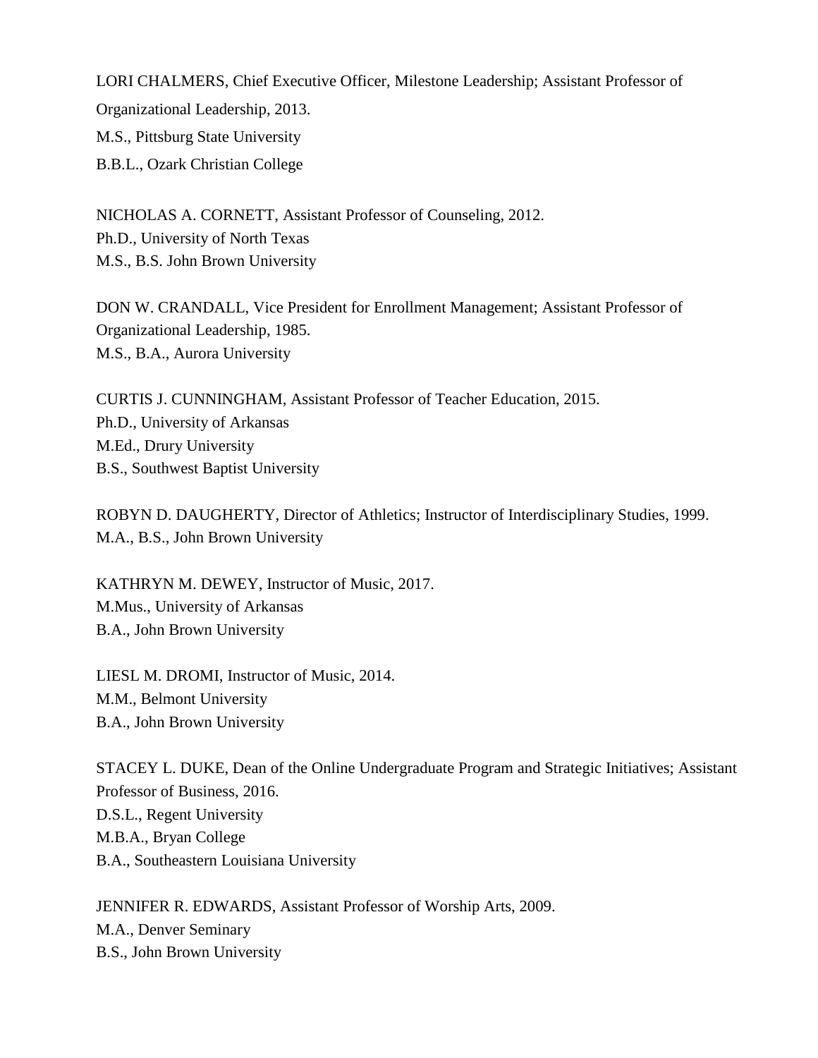LORI CHALMERS, Chief Executive Officer, Milestone Leadership; Assistant Professor of Organizational Leadership, 2013.
M.S., Pittsburg State University
B.B.L., Ozark Christian College

NICHOLAS A. CORNETT, Assistant Professor of Counseling, 2012.
Ph.D., University of North Texas
M.S., B.S. John Brown University

DON W. CRANDALL, Vice President for Enrollment Management; Assistant Professor of Organizational Leadership, 1985.
M.S., B.A., Aurora University

CURTIS J. CUNNINGHAM, Assistant Professor of Teacher Education, 2015.
Ph.D., University of Arkansas
M.Ed., Drury University
B.S., Southwest Baptist University

ROBYN D. DAUGHERTY, Director of Athletics; Instructor of Interdisciplinary Studies, 1999.
M.A., B.S., John Brown University

KATHRYN M. DEWEY, Instructor of Music, 2017.
M.Mus., University of Arkansas
B.A., John Brown University

LIESL M. DROMI, Instructor of Music, 2014.
M.M., Belmont University
B.A., John Brown University

STACEY L. DUKE, Dean of the Online Undergraduate Program and Strategic Initiatives; Assistant Professor of Business, 2016.
D.S.L., Regent University
M.B.A., Bryan College
B.A., Southeastern Louisiana University

JENNIFER R. EDWARDS, Assistant Professor of Worship Arts, 2009.
M.A., Denver Seminary
B.S., John Brown University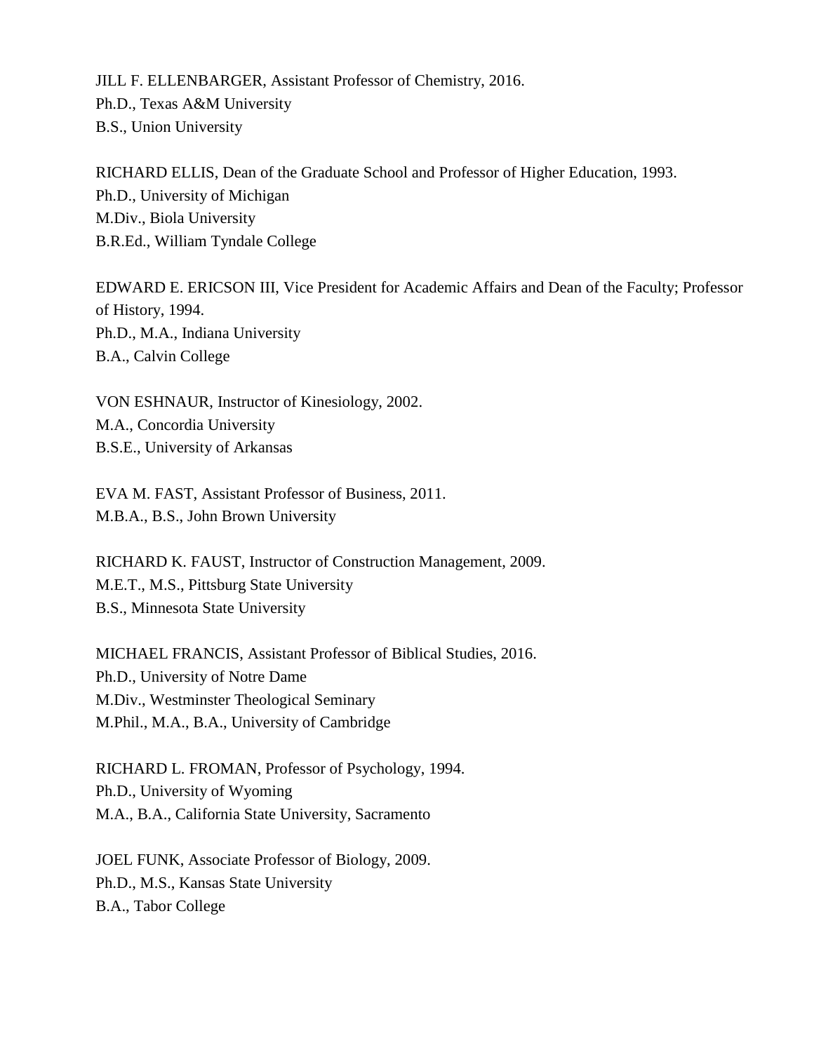JILL F. ELLENBARGER, Assistant Professor of Chemistry, 2016.
Ph.D., Texas A&M University
B.S., Union University

RICHARD ELLIS, Dean of the Graduate School and Professor of Higher Education, 1993.
Ph.D., University of Michigan
M.Div., Biola University
B.R.Ed., William Tyndale College

EDWARD E. ERICSON III, Vice President for Academic Affairs and Dean of the Faculty; Professor of History, 1994.
Ph.D., M.A., Indiana University
B.A., Calvin College

VON ESHNAUR, Instructor of Kinesiology, 2002.
M.A., Concordia University
B.S.E., University of Arkansas

EVA M. FAST, Assistant Professor of Business, 2011.
M.B.A., B.S., John Brown University

RICHARD K. FAUST, Instructor of Construction Management, 2009.
M.E.T., M.S., Pittsburg State University
B.S., Minnesota State University

MICHAEL FRANCIS, Assistant Professor of Biblical Studies, 2016.
Ph.D., University of Notre Dame
M.Div., Westminster Theological Seminary
M.Phil., M.A., B.A., University of Cambridge

RICHARD L. FROMAN, Professor of Psychology, 1994.
Ph.D., University of Wyoming
M.A., B.A., California State University, Sacramento

JOEL FUNK, Associate Professor of Biology, 2009.
Ph.D., M.S., Kansas State University
B.A., Tabor College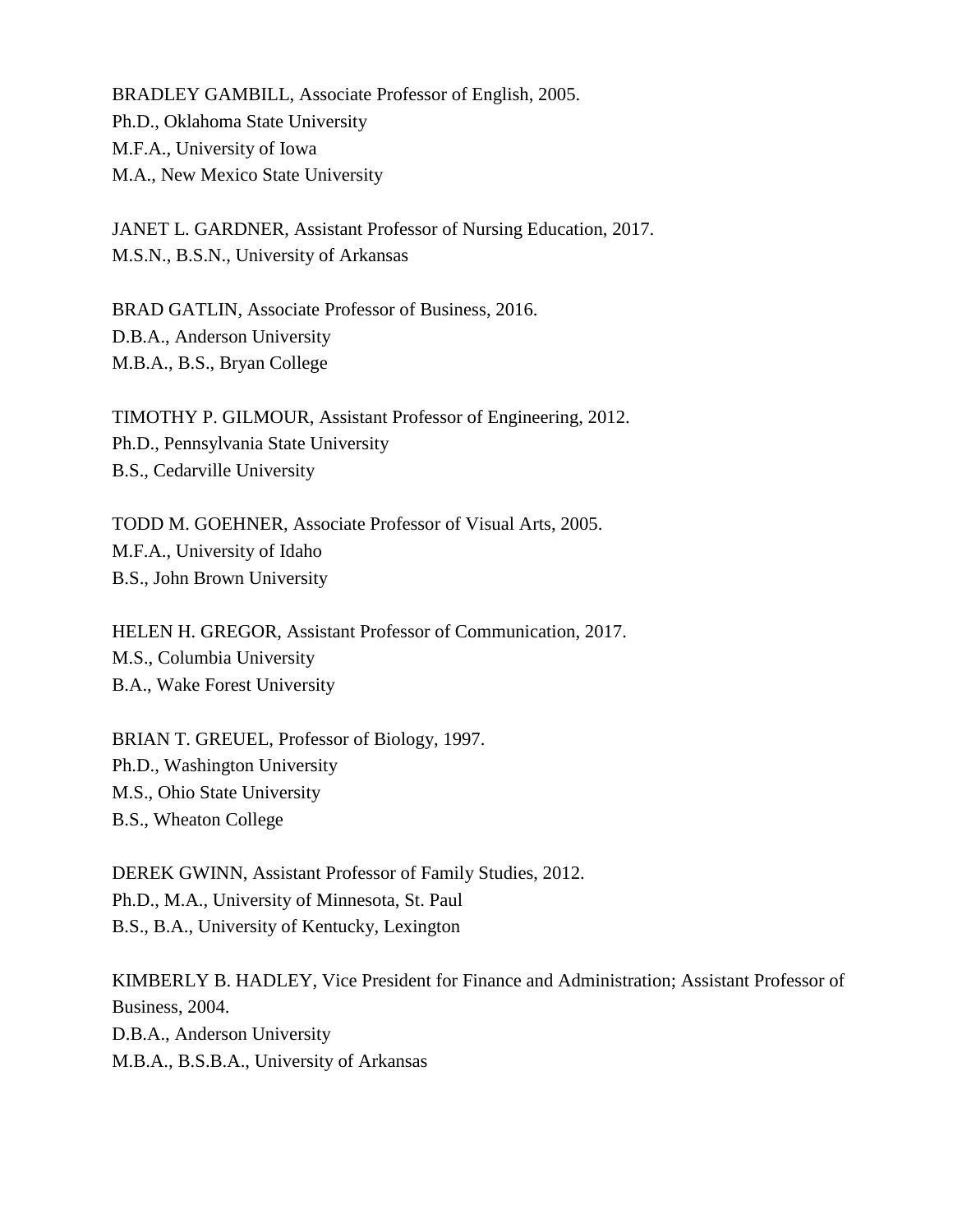BRADLEY GAMBILL, Associate Professor of English, 2005.
Ph.D., Oklahoma State University
M.F.A., University of Iowa
M.A., New Mexico State University

JANET L. GARDNER, Assistant Professor of Nursing Education, 2017.
M.S.N., B.S.N., University of Arkansas

BRAD GATLIN, Associate Professor of Business, 2016.
D.B.A., Anderson University
M.B.A., B.S., Bryan College

TIMOTHY P. GILMOUR, Assistant Professor of Engineering, 2012.
Ph.D., Pennsylvania State University
B.S., Cedarville University

TODD M. GOEHNER, Associate Professor of Visual Arts, 2005.
M.F.A., University of Idaho
B.S., John Brown University

HELEN H. GREGOR, Assistant Professor of Communication, 2017.
M.S., Columbia University
B.A., Wake Forest University

BRIAN T. GREUEL, Professor of Biology, 1997.
Ph.D., Washington University
M.S., Ohio State University
B.S., Wheaton College

DEREK GWINN, Assistant Professor of Family Studies, 2012.
Ph.D., M.A., University of Minnesota, St. Paul
B.S., B.A., University of Kentucky, Lexington

KIMBERLY B. HADLEY, Vice President for Finance and Administration; Assistant Professor of Business, 2004.
D.B.A., Anderson University
M.B.A., B.S.B.A., University of Arkansas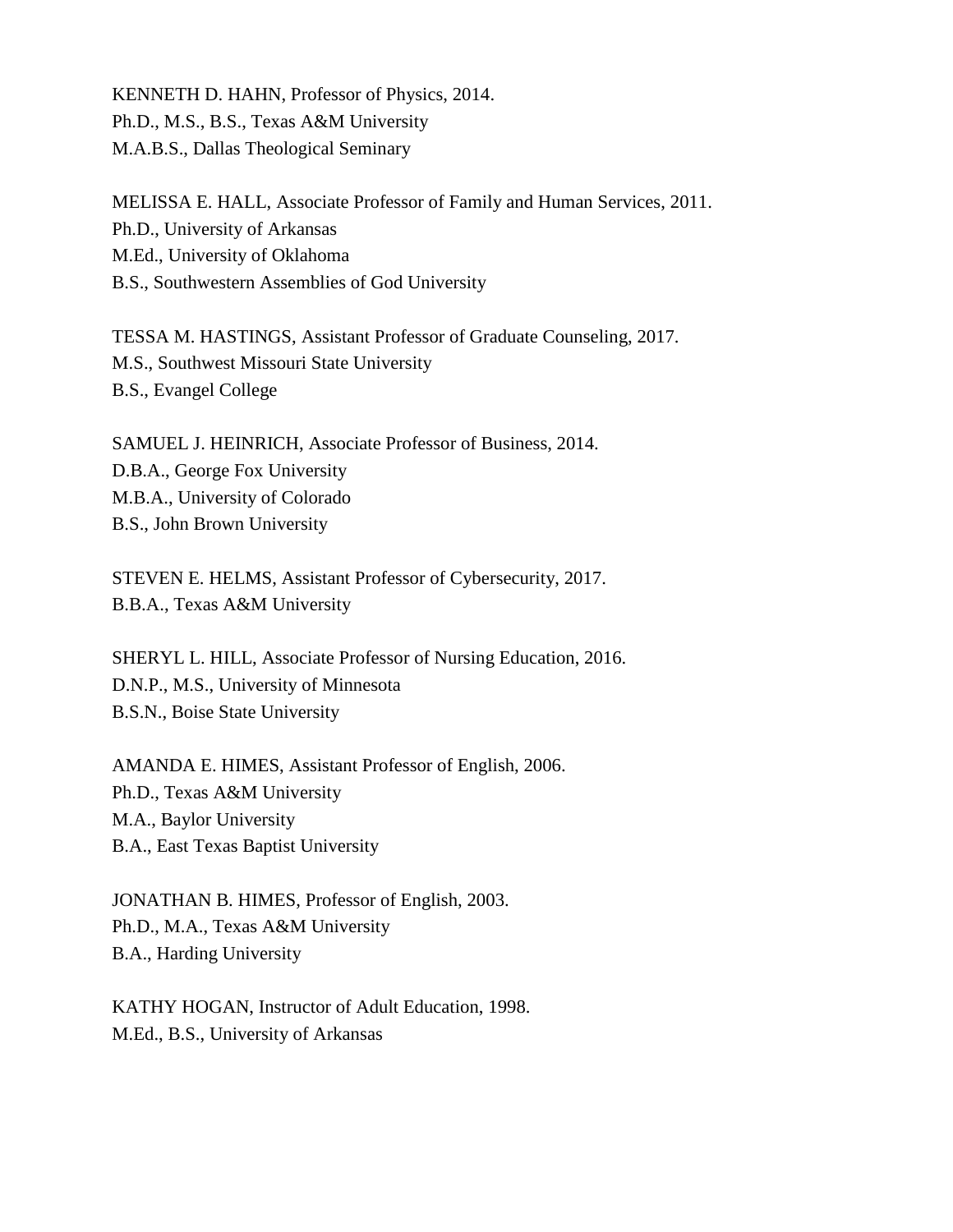KENNETH D. HAHN, Professor of Physics, 2014.
Ph.D., M.S., B.S., Texas A&M University
M.A.B.S., Dallas Theological Seminary

MELISSA E. HALL, Associate Professor of Family and Human Services, 2011.
Ph.D., University of Arkansas
M.Ed., University of Oklahoma
B.S., Southwestern Assemblies of God University

TESSA M. HASTINGS, Assistant Professor of Graduate Counseling, 2017.
M.S., Southwest Missouri State University
B.S., Evangel College

SAMUEL J. HEINRICH, Associate Professor of Business, 2014.
D.B.A., George Fox University
M.B.A., University of Colorado
B.S., John Brown University

STEVEN E. HELMS, Assistant Professor of Cybersecurity, 2017.
B.B.A., Texas A&M University

SHERYL L. HILL, Associate Professor of Nursing Education, 2016.
D.N.P., M.S., University of Minnesota
B.S.N., Boise State University

AMANDA E. HIMES, Assistant Professor of English, 2006.
Ph.D., Texas A&M University
M.A., Baylor University
B.A., East Texas Baptist University

JONATHAN B. HIMES, Professor of English, 2003.
Ph.D., M.A., Texas A&M University
B.A., Harding University

KATHY HOGAN, Instructor of Adult Education, 1998.
M.Ed., B.S., University of Arkansas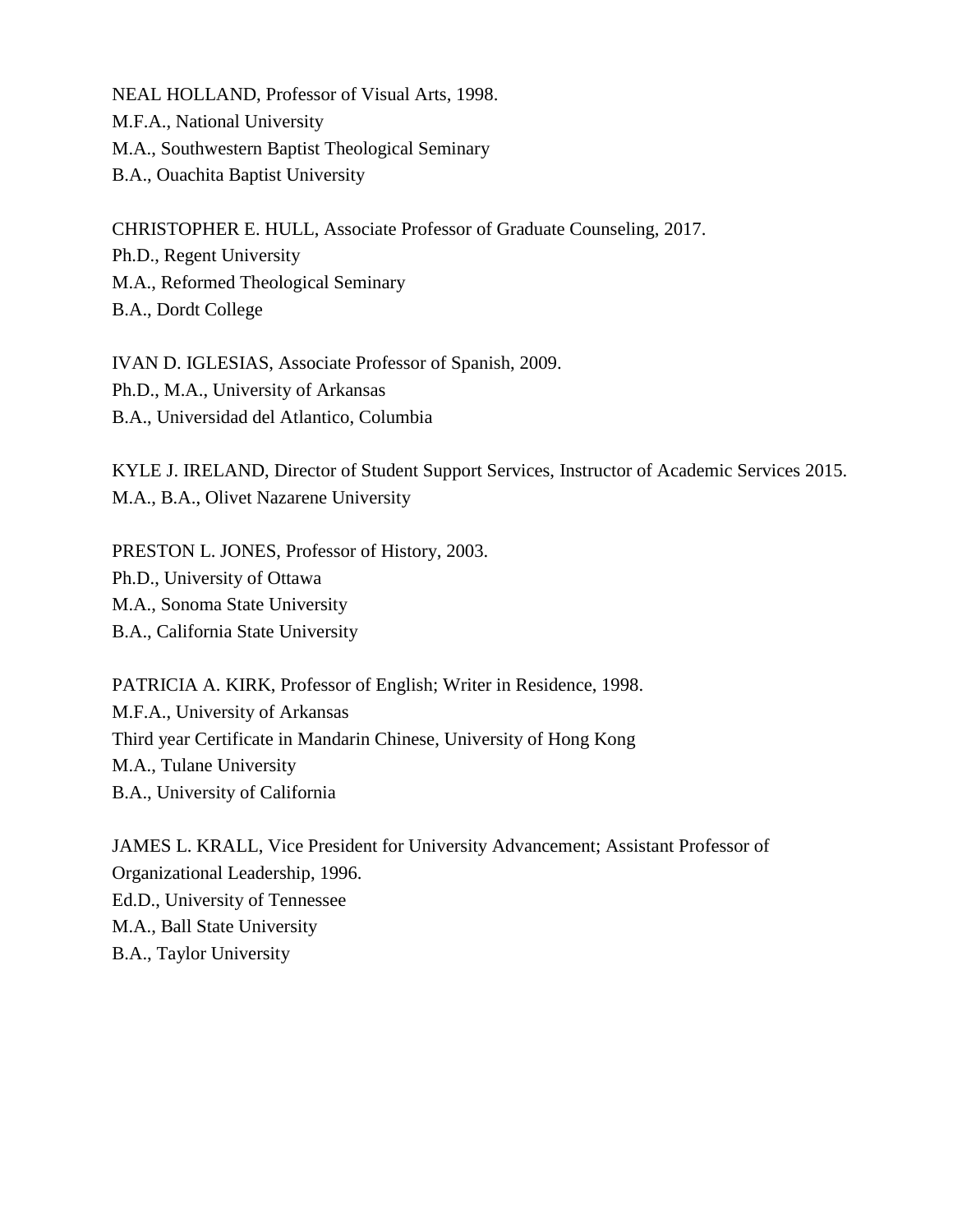NEAL HOLLAND, Professor of Visual Arts, 1998.
M.F.A., National University
M.A., Southwestern Baptist Theological Seminary
B.A., Ouachita Baptist University

CHRISTOPHER E. HULL, Associate Professor of Graduate Counseling, 2017.
Ph.D., Regent University
M.A., Reformed Theological Seminary
B.A., Dordt College

IVAN D. IGLESIAS, Associate Professor of Spanish, 2009.
Ph.D., M.A., University of Arkansas
B.A., Universidad del Atlantico, Columbia

KYLE J. IRELAND, Director of Student Support Services, Instructor of Academic Services 2015.
M.A., B.A., Olivet Nazarene University

PRESTON L. JONES, Professor of History, 2003.
Ph.D., University of Ottawa
M.A., Sonoma State University
B.A., California State University

PATRICIA A. KIRK, Professor of English; Writer in Residence, 1998.
M.F.A., University of Arkansas
Third year Certificate in Mandarin Chinese, University of Hong Kong
M.A., Tulane University
B.A., University of California

JAMES L. KRALL, Vice President for University Advancement; Assistant Professor of Organizational Leadership, 1996.
Ed.D., University of Tennessee
M.A., Ball State University
B.A., Taylor University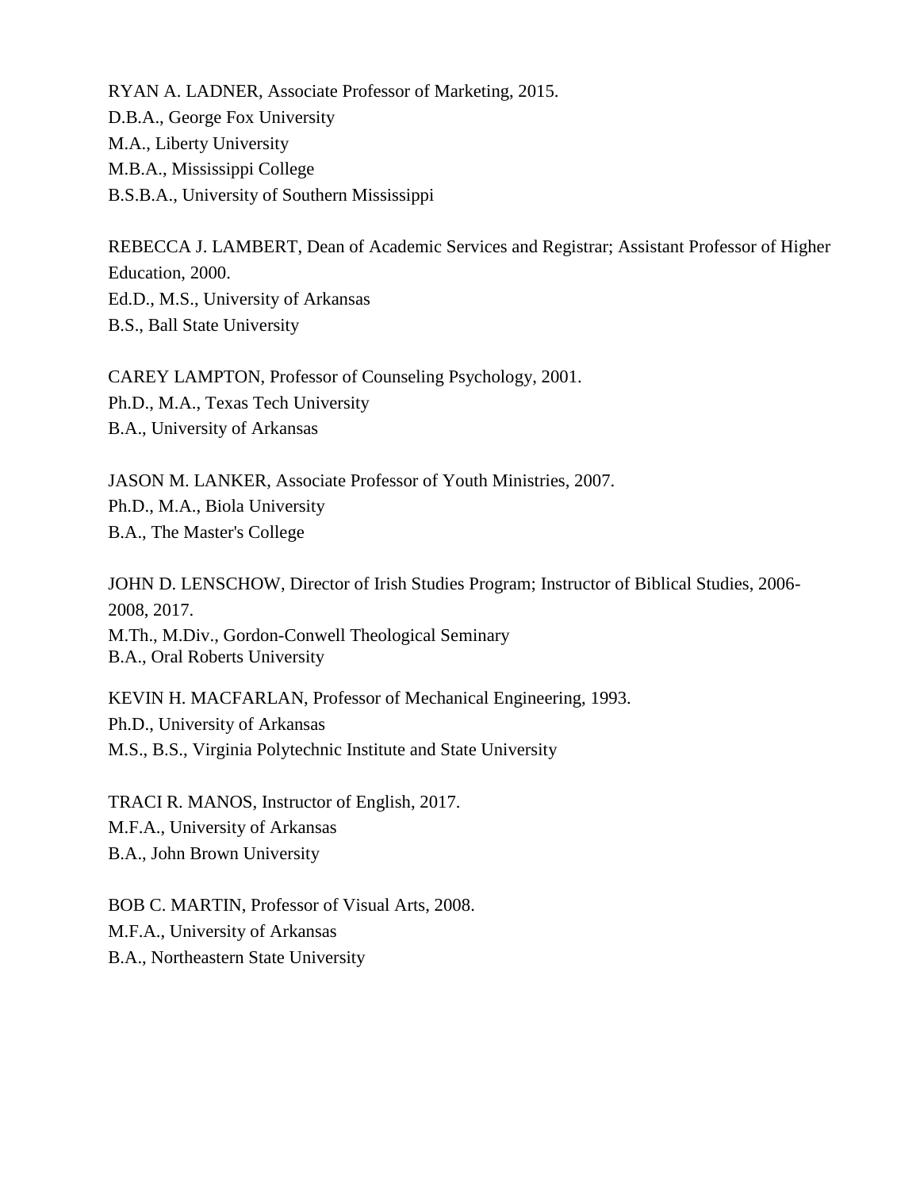RYAN A. LADNER, Associate Professor of Marketing, 2015.
D.B.A., George Fox University
M.A., Liberty University
M.B.A., Mississippi College
B.S.B.A., University of Southern Mississippi

REBECCA J. LAMBERT, Dean of Academic Services and Registrar; Assistant Professor of Higher Education, 2000.
Ed.D., M.S., University of Arkansas
B.S., Ball State University

CAREY LAMPTON, Professor of Counseling Psychology, 2001.
Ph.D., M.A., Texas Tech University
B.A., University of Arkansas

JASON M. LANKER, Associate Professor of Youth Ministries, 2007.
Ph.D., M.A., Biola University
B.A., The Master's College

JOHN D. LENSCHOW, Director of Irish Studies Program; Instructor of Biblical Studies, 2006-2008, 2017.
M.Th., M.Div., Gordon-Conwell Theological Seminary
B.A., Oral Roberts University

KEVIN H. MACFARLAN, Professor of Mechanical Engineering, 1993.
Ph.D., University of Arkansas
M.S., B.S., Virginia Polytechnic Institute and State University

TRACI R. MANOS, Instructor of English, 2017.
M.F.A., University of Arkansas
B.A., John Brown University

BOB C. MARTIN, Professor of Visual Arts, 2008.
M.F.A., University of Arkansas
B.A., Northeastern State University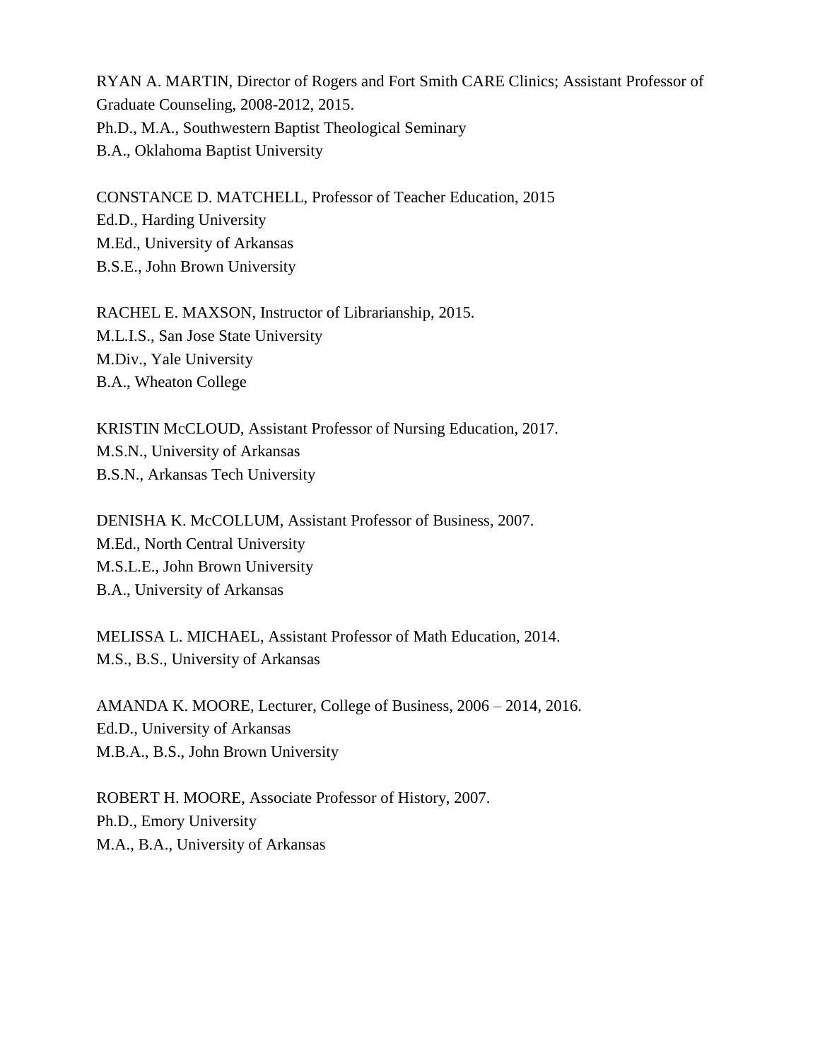RYAN A. MARTIN, Director of Rogers and Fort Smith CARE Clinics; Assistant Professor of Graduate Counseling, 2008-2012, 2015.
Ph.D., M.A., Southwestern Baptist Theological Seminary
B.A., Oklahoma Baptist University

CONSTANCE D. MATCHELL, Professor of Teacher Education, 2015
Ed.D., Harding University
M.Ed., University of Arkansas
B.S.E., John Brown University

RACHEL E. MAXSON, Instructor of Librarianship, 2015.
M.L.I.S., San Jose State University
M.Div., Yale University
B.A., Wheaton College

KRISTIN McCLOUD, Assistant Professor of Nursing Education, 2017.
M.S.N., University of Arkansas
B.S.N., Arkansas Tech University

DENISHA K. McCOLLUM, Assistant Professor of Business, 2007.
M.Ed., North Central University
M.S.L.E., John Brown University
B.A., University of Arkansas

MELISSA L. MICHAEL, Assistant Professor of Math Education, 2014.
M.S., B.S., University of Arkansas

AMANDA K. MOORE, Lecturer, College of Business, 2006 – 2014, 2016.
Ed.D., University of Arkansas
M.B.A., B.S., John Brown University

ROBERT H. MOORE, Associate Professor of History, 2007.
Ph.D., Emory University
M.A., B.A., University of Arkansas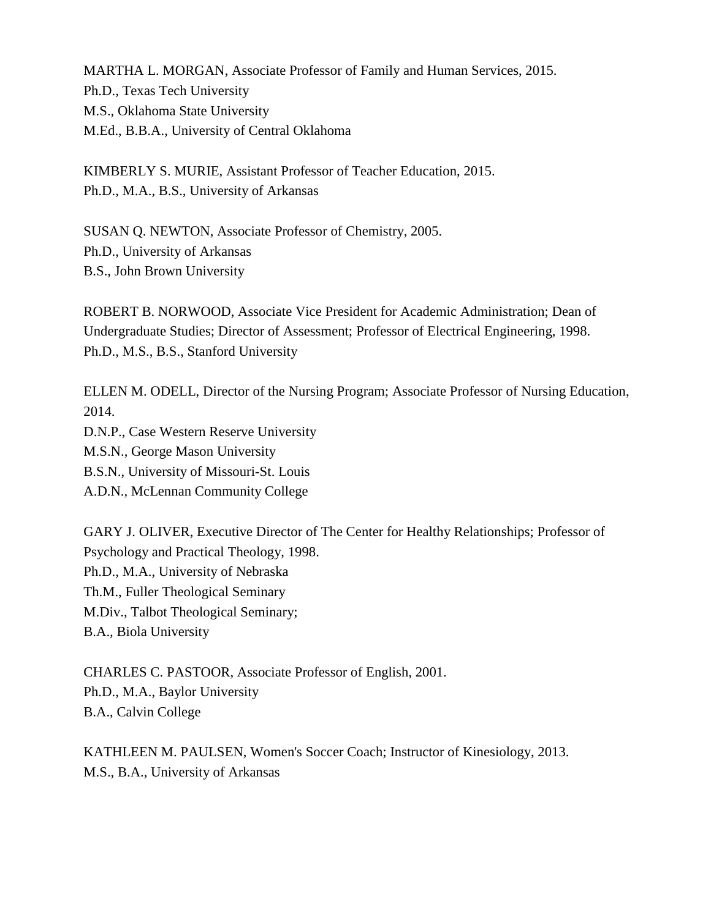MARTHA L. MORGAN, Associate Professor of Family and Human Services, 2015.
Ph.D., Texas Tech University
M.S., Oklahoma State University
M.Ed., B.B.A., University of Central Oklahoma

KIMBERLY S. MURIE, Assistant Professor of Teacher Education, 2015.
Ph.D., M.A., B.S., University of Arkansas

SUSAN Q. NEWTON, Associate Professor of Chemistry, 2005.
Ph.D., University of Arkansas
B.S., John Brown University

ROBERT B. NORWOOD, Associate Vice President for Academic Administration; Dean of Undergraduate Studies; Director of Assessment; Professor of Electrical Engineering, 1998.
Ph.D., M.S., B.S., Stanford University

ELLEN M. ODELL, Director of the Nursing Program; Associate Professor of Nursing Education, 2014.
D.N.P., Case Western Reserve University
M.S.N., George Mason University
B.S.N., University of Missouri-St. Louis
A.D.N., McLennan Community College

GARY J. OLIVER, Executive Director of The Center for Healthy Relationships; Professor of Psychology and Practical Theology, 1998.
Ph.D., M.A., University of Nebraska
Th.M., Fuller Theological Seminary
M.Div., Talbot Theological Seminary;
B.A., Biola University

CHARLES C. PASTOOR, Associate Professor of English, 2001.
Ph.D., M.A., Baylor University
B.A., Calvin College

KATHLEEN M. PAULSEN, Women's Soccer Coach; Instructor of Kinesiology, 2013.
M.S., B.A., University of Arkansas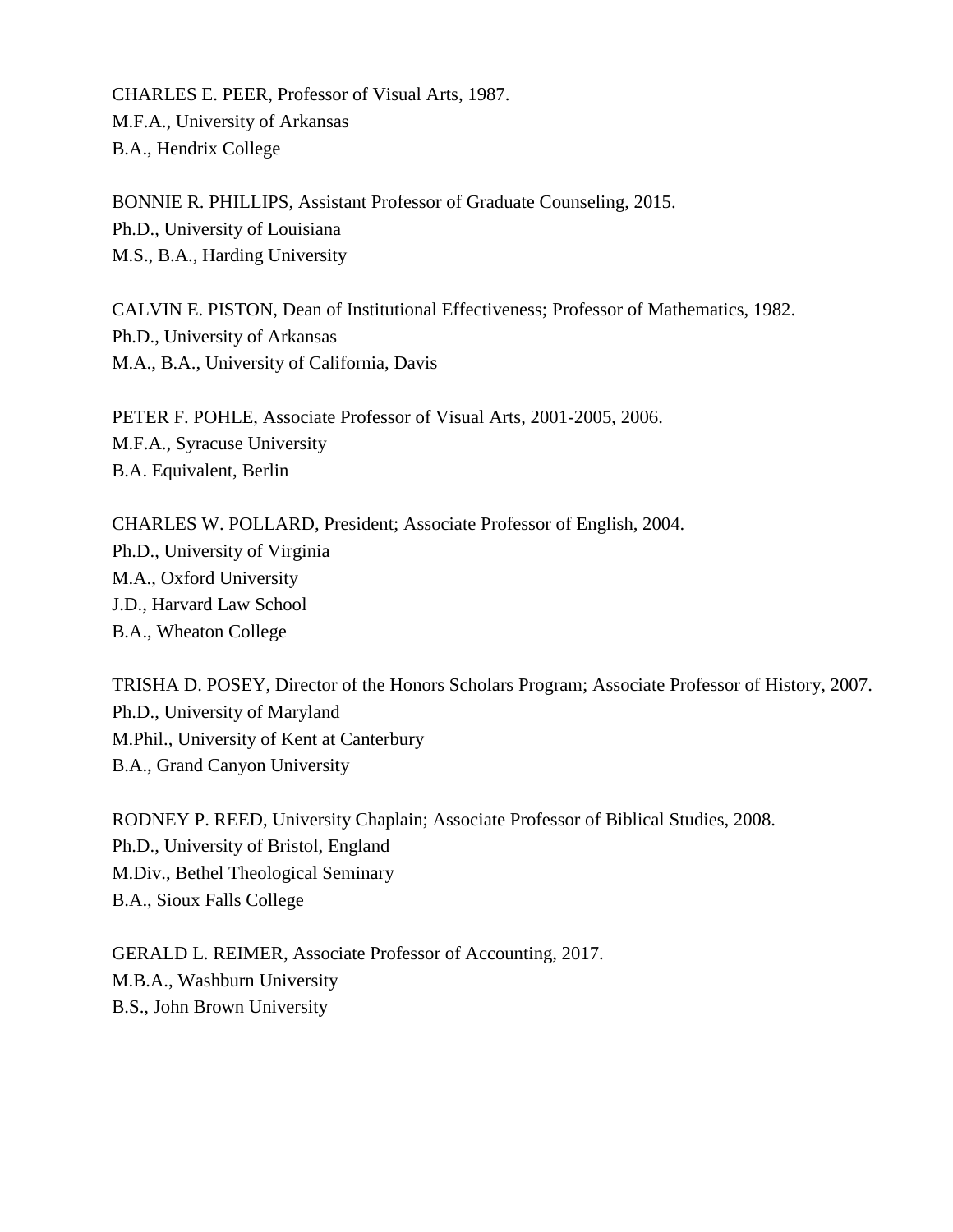CHARLES E. PEER, Professor of Visual Arts, 1987.
M.F.A., University of Arkansas
B.A., Hendrix College

BONNIE R. PHILLIPS, Assistant Professor of Graduate Counseling, 2015.
Ph.D., University of Louisiana
M.S., B.A., Harding University

CALVIN E. PISTON, Dean of Institutional Effectiveness; Professor of Mathematics, 1982.
Ph.D., University of Arkansas
M.A., B.A., University of California, Davis

PETER F. POHLE, Associate Professor of Visual Arts, 2001-2005, 2006.
M.F.A., Syracuse University
B.A. Equivalent, Berlin

CHARLES W. POLLARD, President; Associate Professor of English, 2004.
Ph.D., University of Virginia
M.A., Oxford University
J.D., Harvard Law School
B.A., Wheaton College

TRISHA D. POSEY, Director of the Honors Scholars Program; Associate Professor of History, 2007.
Ph.D., University of Maryland
M.Phil., University of Kent at Canterbury
B.A., Grand Canyon University

RODNEY P. REED, University Chaplain; Associate Professor of Biblical Studies, 2008.
Ph.D., University of Bristol, England
M.Div., Bethel Theological Seminary
B.A., Sioux Falls College

GERALD L. REIMER, Associate Professor of Accounting, 2017.
M.B.A., Washburn University
B.S., John Brown University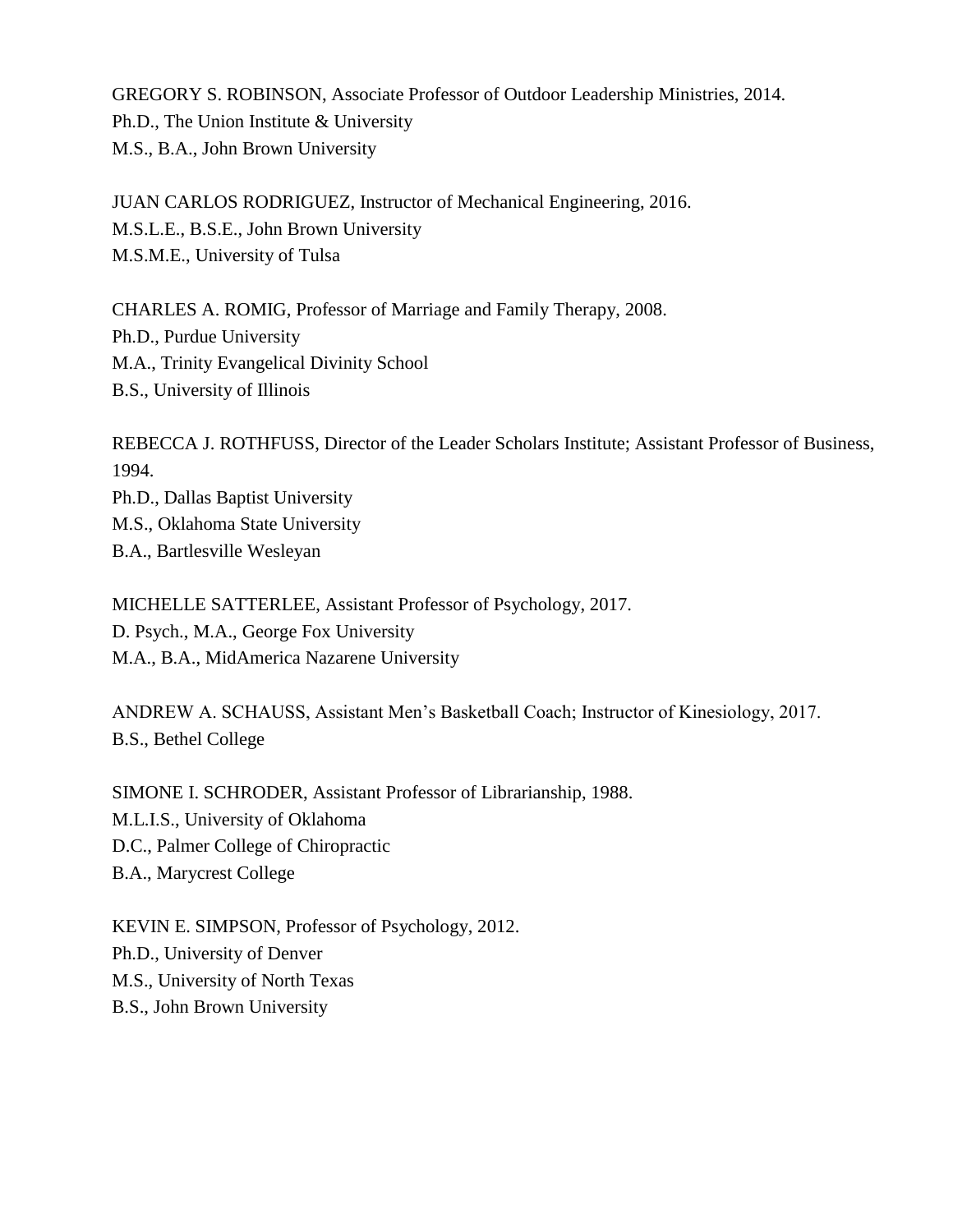GREGORY S. ROBINSON, Associate Professor of Outdoor Leadership Ministries, 2014.
Ph.D., The Union Institute & University
M.S., B.A., John Brown University

JUAN CARLOS RODRIGUEZ, Instructor of Mechanical Engineering, 2016.
M.S.L.E., B.S.E., John Brown University
M.S.M.E., University of Tulsa

CHARLES A. ROMIG, Professor of Marriage and Family Therapy, 2008.
Ph.D., Purdue University
M.A., Trinity Evangelical Divinity School
B.S., University of Illinois

REBECCA J. ROTHFUSS, Director of the Leader Scholars Institute; Assistant Professor of Business, 1994.
Ph.D., Dallas Baptist University
M.S., Oklahoma State University
B.A., Bartlesville Wesleyan

MICHELLE SATTERLEE, Assistant Professor of Psychology, 2017.
D. Psych., M.A., George Fox University
M.A., B.A., MidAmerica Nazarene University

ANDREW A. SCHAUSS, Assistant Men's Basketball Coach; Instructor of Kinesiology, 2017.
B.S., Bethel College

SIMONE I. SCHRODER, Assistant Professor of Librarianship, 1988.
M.L.I.S., University of Oklahoma
D.C., Palmer College of Chiropractic
B.A., Marycrest College

KEVIN E. SIMPSON, Professor of Psychology, 2012.
Ph.D., University of Denver
M.S., University of North Texas
B.S., John Brown University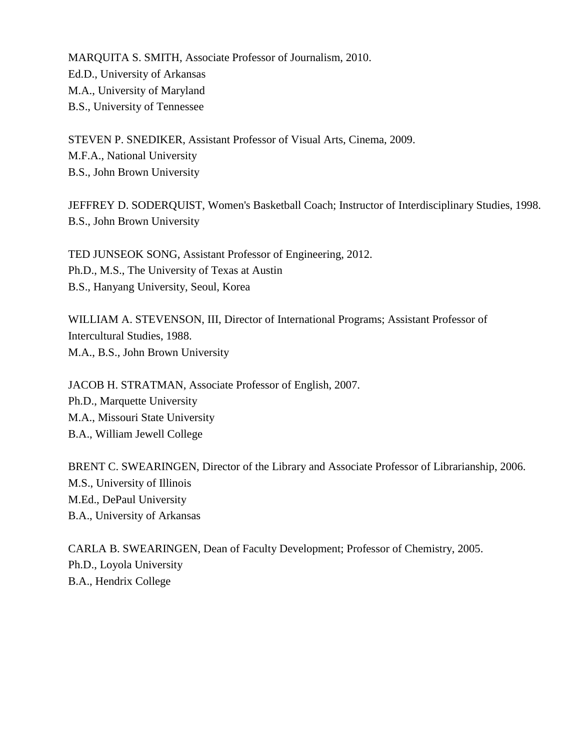MARQUITA S. SMITH, Associate Professor of Journalism, 2010.
Ed.D., University of Arkansas
M.A., University of Maryland
B.S., University of Tennessee

STEVEN P. SNEDIKER, Assistant Professor of Visual Arts, Cinema, 2009.
M.F.A., National University
B.S., John Brown University

JEFFREY D. SODERQUIST, Women's Basketball Coach; Instructor of Interdisciplinary Studies, 1998.
B.S., John Brown University

TED JUNSEOK SONG, Assistant Professor of Engineering, 2012.
Ph.D., M.S., The University of Texas at Austin
B.S., Hanyang University, Seoul, Korea

WILLIAM A. STEVENSON, III, Director of International Programs; Assistant Professor of Intercultural Studies, 1988.
M.A., B.S., John Brown University

JACOB H. STRATMAN, Associate Professor of English, 2007.
Ph.D., Marquette University
M.A., Missouri State University
B.A., William Jewell College

BRENT C. SWEARINGEN, Director of the Library and Associate Professor of Librarianship, 2006.
M.S., University of Illinois
M.Ed., DePaul University
B.A., University of Arkansas

CARLA B. SWEARINGEN, Dean of Faculty Development; Professor of Chemistry, 2005.
Ph.D., Loyola University
B.A., Hendrix College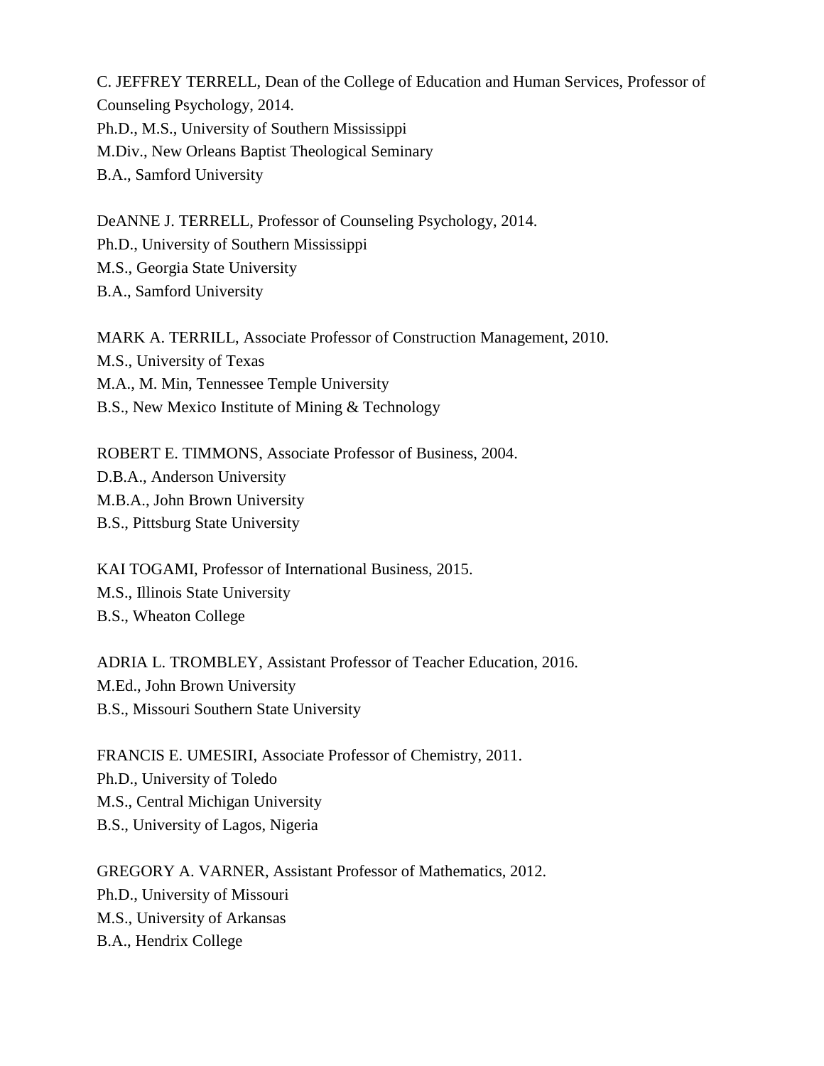C. JEFFREY TERRELL, Dean of the College of Education and Human Services, Professor of Counseling Psychology, 2014.
Ph.D., M.S., University of Southern Mississippi
M.Div., New Orleans Baptist Theological Seminary
B.A., Samford University

DeANNE J. TERRELL, Professor of Counseling Psychology, 2014.
Ph.D., University of Southern Mississippi
M.S., Georgia State University
B.A., Samford University

MARK A. TERRILL, Associate Professor of Construction Management, 2010.
M.S., University of Texas
M.A., M. Min, Tennessee Temple University
B.S., New Mexico Institute of Mining & Technology

ROBERT E. TIMMONS, Associate Professor of Business, 2004.
D.B.A., Anderson University
M.B.A., John Brown University
B.S., Pittsburg State University

KAI TOGAMI, Professor of International Business, 2015.
M.S., Illinois State University
B.S., Wheaton College

ADRIA L. TROMBLEY, Assistant Professor of Teacher Education, 2016.
M.Ed., John Brown University
B.S., Missouri Southern State University

FRANCIS E. UMESIRI, Associate Professor of Chemistry, 2011.
Ph.D., University of Toledo
M.S., Central Michigan University
B.S., University of Lagos, Nigeria

GREGORY A. VARNER, Assistant Professor of Mathematics, 2012.
Ph.D., University of Missouri
M.S., University of Arkansas
B.A., Hendrix College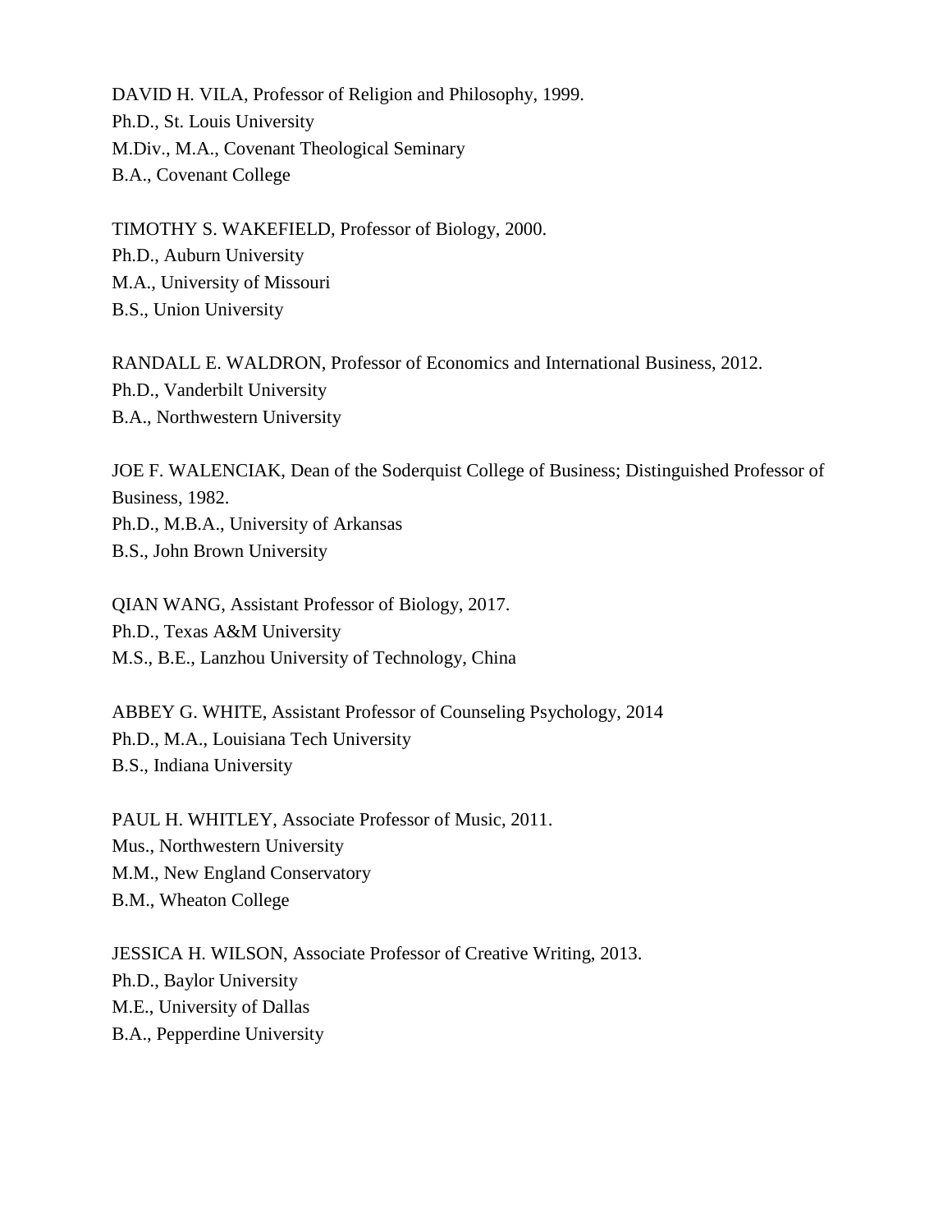DAVID H. VILA, Professor of Religion and Philosophy, 1999.
Ph.D., St. Louis University
M.Div., M.A., Covenant Theological Seminary
B.A., Covenant College

TIMOTHY S. WAKEFIELD, Professor of Biology, 2000.
Ph.D., Auburn University
M.A., University of Missouri
B.S., Union University

RANDALL E. WALDRON, Professor of Economics and International Business, 2012.
Ph.D., Vanderbilt University
B.A., Northwestern University

JOE F. WALENCIAK, Dean of the Soderquist College of Business; Distinguished Professor of Business, 1982.
Ph.D., M.B.A., University of Arkansas
B.S., John Brown University

QIAN WANG, Assistant Professor of Biology, 2017.
Ph.D., Texas A&M University
M.S., B.E., Lanzhou University of Technology, China

ABBEY G. WHITE, Assistant Professor of Counseling Psychology, 2014
Ph.D., M.A., Louisiana Tech University
B.S., Indiana University

PAUL H. WHITLEY, Associate Professor of Music, 2011.
Mus., Northwestern University
M.M., New England Conservatory
B.M., Wheaton College

JESSICA H. WILSON, Associate Professor of Creative Writing, 2013.
Ph.D., Baylor University
M.E., University of Dallas
B.A., Pepperdine University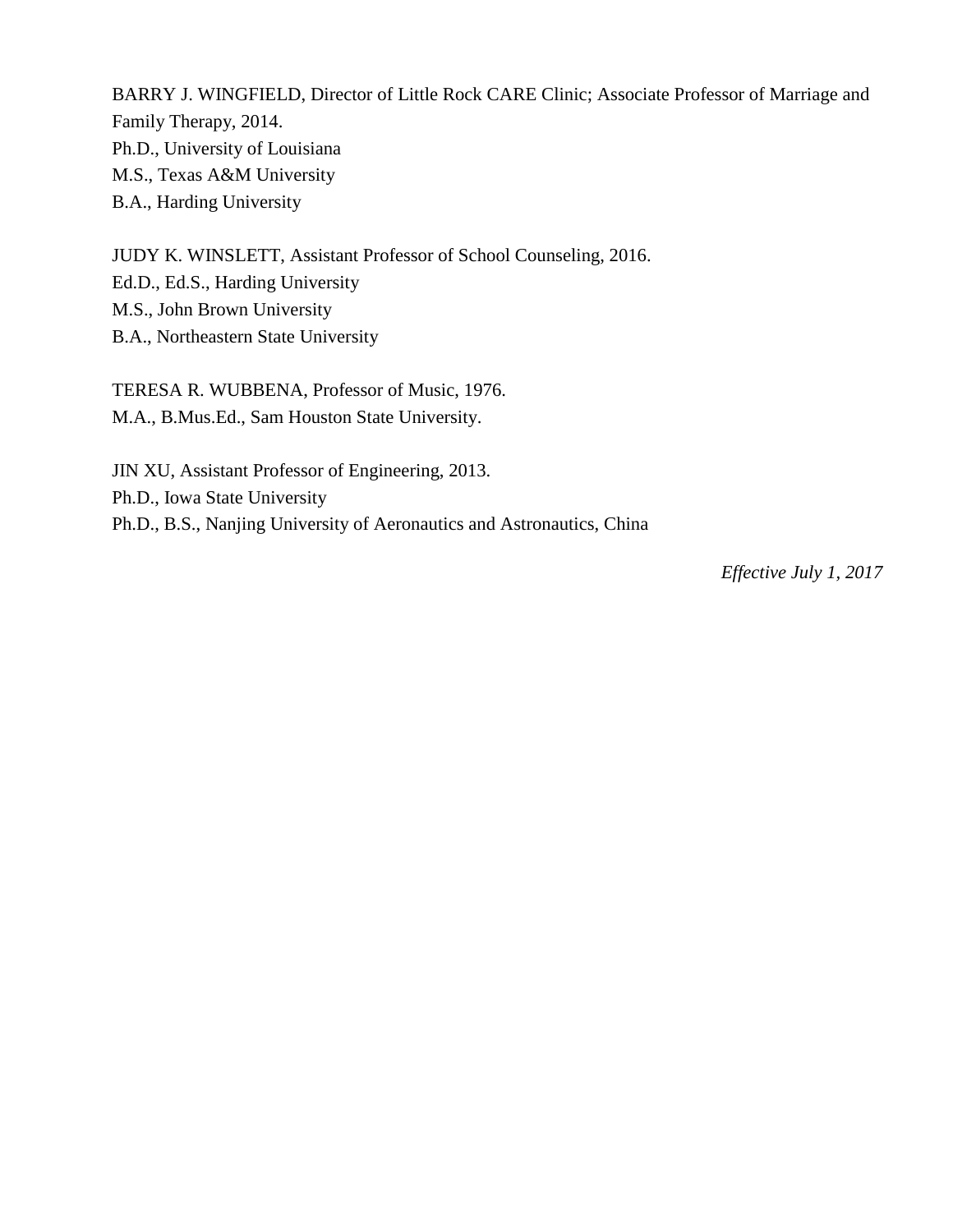BARRY J. WINGFIELD, Director of Little Rock CARE Clinic; Associate Professor of Marriage and Family Therapy, 2014.
Ph.D., University of Louisiana
M.S., Texas A&M University
B.A., Harding University

JUDY K. WINSLETT, Assistant Professor of School Counseling, 2016.
Ed.D., Ed.S., Harding University
M.S., John Brown University
B.A., Northeastern State University

TERESA R. WUBBENA, Professor of Music, 1976.
M.A., B.Mus.Ed., Sam Houston State University.

JIN XU, Assistant Professor of Engineering, 2013.
Ph.D., Iowa State University
Ph.D., B.S., Nanjing University of Aeronautics and Astronautics, China

*Effective July 1, 2017*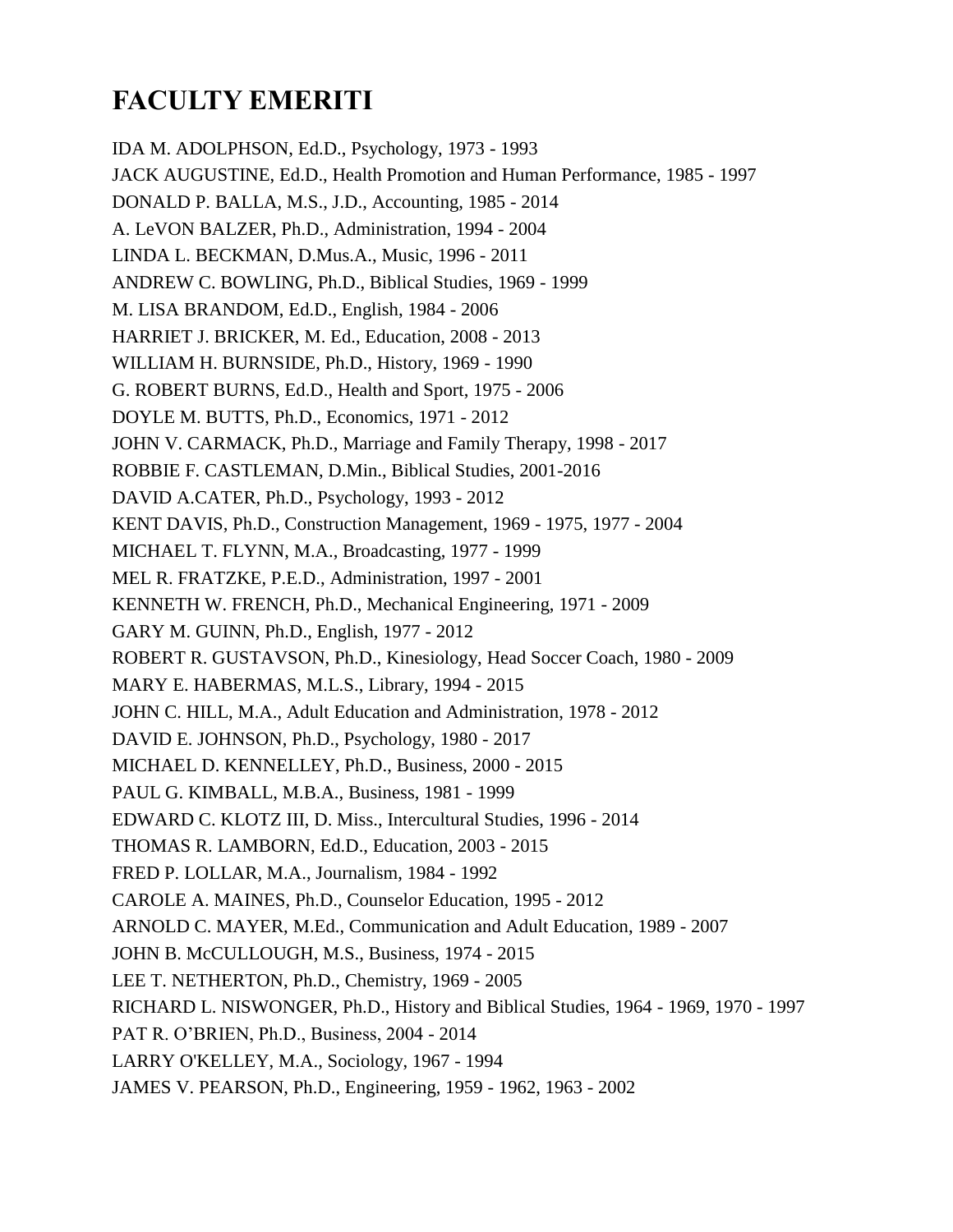# FACULTY EMERITI

IDA M. ADOLPHSON, Ed.D., Psychology, 1973 - 1993
JACK AUGUSTINE, Ed.D., Health Promotion and Human Performance, 1985 - 1997
DONALD P. BALLA, M.S., J.D., Accounting, 1985 - 2014
A. LeVON BALZER, Ph.D., Administration, 1994 - 2004
LINDA L. BECKMAN, D.Mus.A., Music, 1996 - 2011
ANDREW C. BOWLING, Ph.D., Biblical Studies, 1969 - 1999
M. LISA BRANDOM, Ed.D., English, 1984 - 2006
HARRIET J. BRICKER, M. Ed., Education, 2008 - 2013
WILLIAM H. BURNSIDE, Ph.D., History, 1969 - 1990
G. ROBERT BURNS, Ed.D., Health and Sport, 1975 - 2006
DOYLE M. BUTTS, Ph.D., Economics, 1971 - 2012
JOHN V. CARMACK, Ph.D., Marriage and Family Therapy, 1998 - 2017
ROBBIE F. CASTLEMAN, D.Min., Biblical Studies, 2001-2016
DAVID A.CATER, Ph.D., Psychology, 1993 - 2012
KENT DAVIS, Ph.D., Construction Management, 1969 - 1975, 1977 - 2004
MICHAEL T. FLYNN, M.A., Broadcasting, 1977 - 1999
MEL R. FRATZKE, P.E.D., Administration, 1997 - 2001
KENNETH W. FRENCH, Ph.D., Mechanical Engineering, 1971 - 2009
GARY M. GUINN, Ph.D., English, 1977 - 2012
ROBERT R. GUSTAVSON, Ph.D., Kinesiology, Head Soccer Coach, 1980 - 2009
MARY E. HABERMAS, M.L.S., Library, 1994 - 2015
JOHN C. HILL, M.A., Adult Education and Administration, 1978 - 2012
DAVID E. JOHNSON, Ph.D., Psychology, 1980 - 2017
MICHAEL D. KENNELLEY, Ph.D., Business, 2000 - 2015
PAUL G. KIMBALL, M.B.A., Business, 1981 - 1999
EDWARD C. KLOTZ III, D. Miss., Intercultural Studies, 1996 - 2014
THOMAS R. LAMBORN, Ed.D., Education, 2003 - 2015
FRED P. LOLLAR, M.A., Journalism, 1984 - 1992
CAROLE A. MAINES, Ph.D., Counselor Education, 1995 - 2012
ARNOLD C. MAYER, M.Ed., Communication and Adult Education, 1989 - 2007
JOHN B. McCULLOUGH, M.S., Business, 1974 - 2015
LEE T. NETHERTON, Ph.D., Chemistry, 1969 - 2005
RICHARD L. NISWONGER, Ph.D., History and Biblical Studies, 1964 - 1969, 1970 - 1997
PAT R. O'BRIEN, Ph.D., Business, 2004 - 2014
LARRY O'KELLEY, M.A., Sociology, 1967 - 1994
JAMES V. PEARSON, Ph.D., Engineering, 1959 - 1962, 1963 - 2002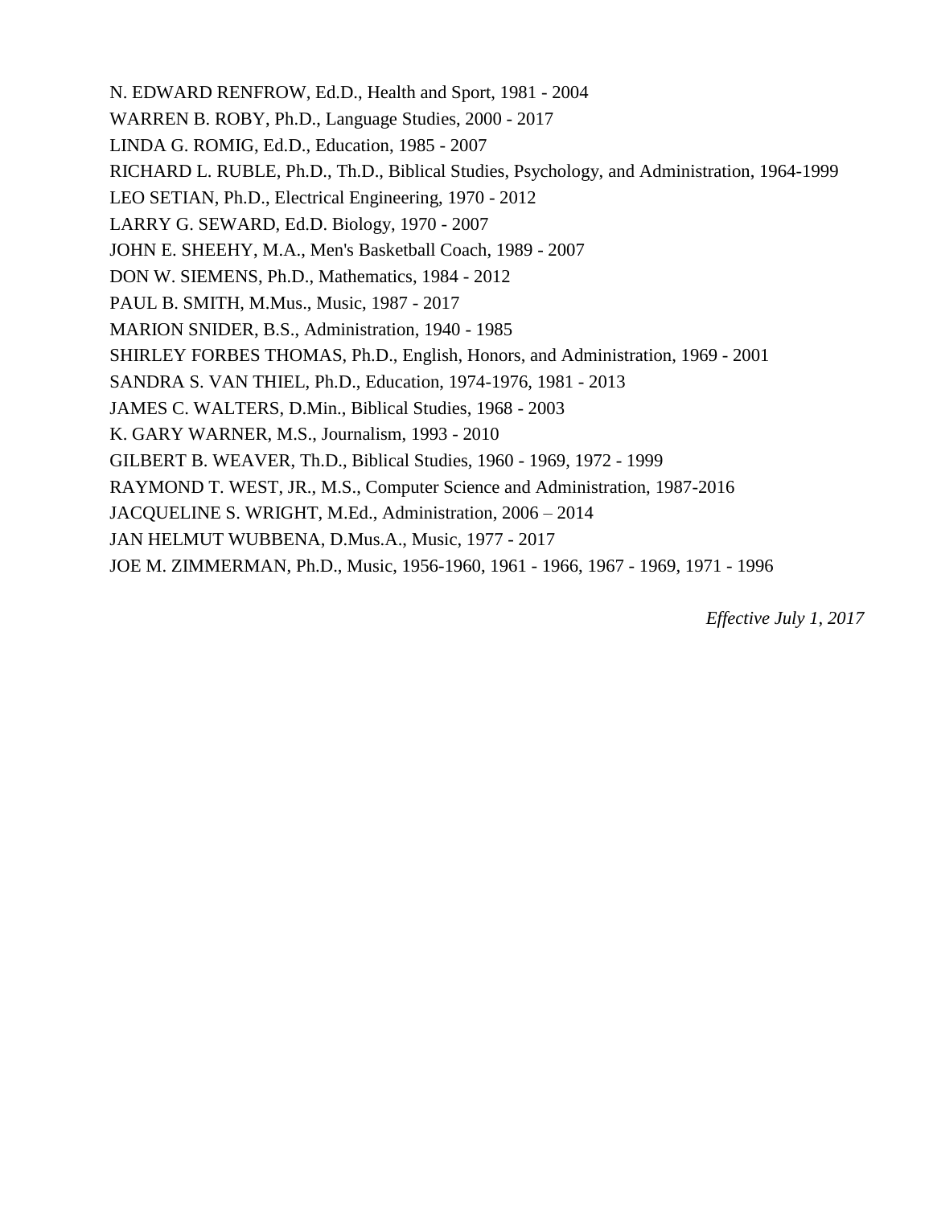N. EDWARD RENFROW, Ed.D., Health and Sport, 1981 - 2004

WARREN B. ROBY, Ph.D., Language Studies, 2000 - 2017

LINDA G. ROMIG, Ed.D., Education, 1985 - 2007

RICHARD L. RUBLE, Ph.D., Th.D., Biblical Studies, Psychology, and Administration, 1964-1999

LEO SETIAN, Ph.D., Electrical Engineering, 1970 - 2012

LARRY G. SEWARD, Ed.D. Biology, 1970 - 2007

JOHN E. SHEEHY, M.A., Men's Basketball Coach, 1989 - 2007

DON W. SIEMENS, Ph.D., Mathematics, 1984 - 2012

PAUL B. SMITH, M.Mus., Music, 1987 - 2017

MARION SNIDER, B.S., Administration, 1940 - 1985

SHIRLEY FORBES THOMAS, Ph.D., English, Honors, and Administration, 1969 - 2001

SANDRA S. VAN THIEL, Ph.D., Education, 1974-1976, 1981 - 2013

JAMES C. WALTERS, D.Min., Biblical Studies, 1968 - 2003

K. GARY WARNER, M.S., Journalism, 1993 - 2010

GILBERT B. WEAVER, Th.D., Biblical Studies, 1960 - 1969, 1972 - 1999

RAYMOND T. WEST, JR., M.S., Computer Science and Administration, 1987-2016

JACQUELINE S. WRIGHT, M.Ed., Administration, 2006 – 2014

JAN HELMUT WUBBENA, D.Mus.A., Music, 1977 - 2017

JOE M. ZIMMERMAN, Ph.D., Music, 1956-1960, 1961 - 1966, 1967 - 1969, 1971 - 1996

*Effective July 1, 2017*